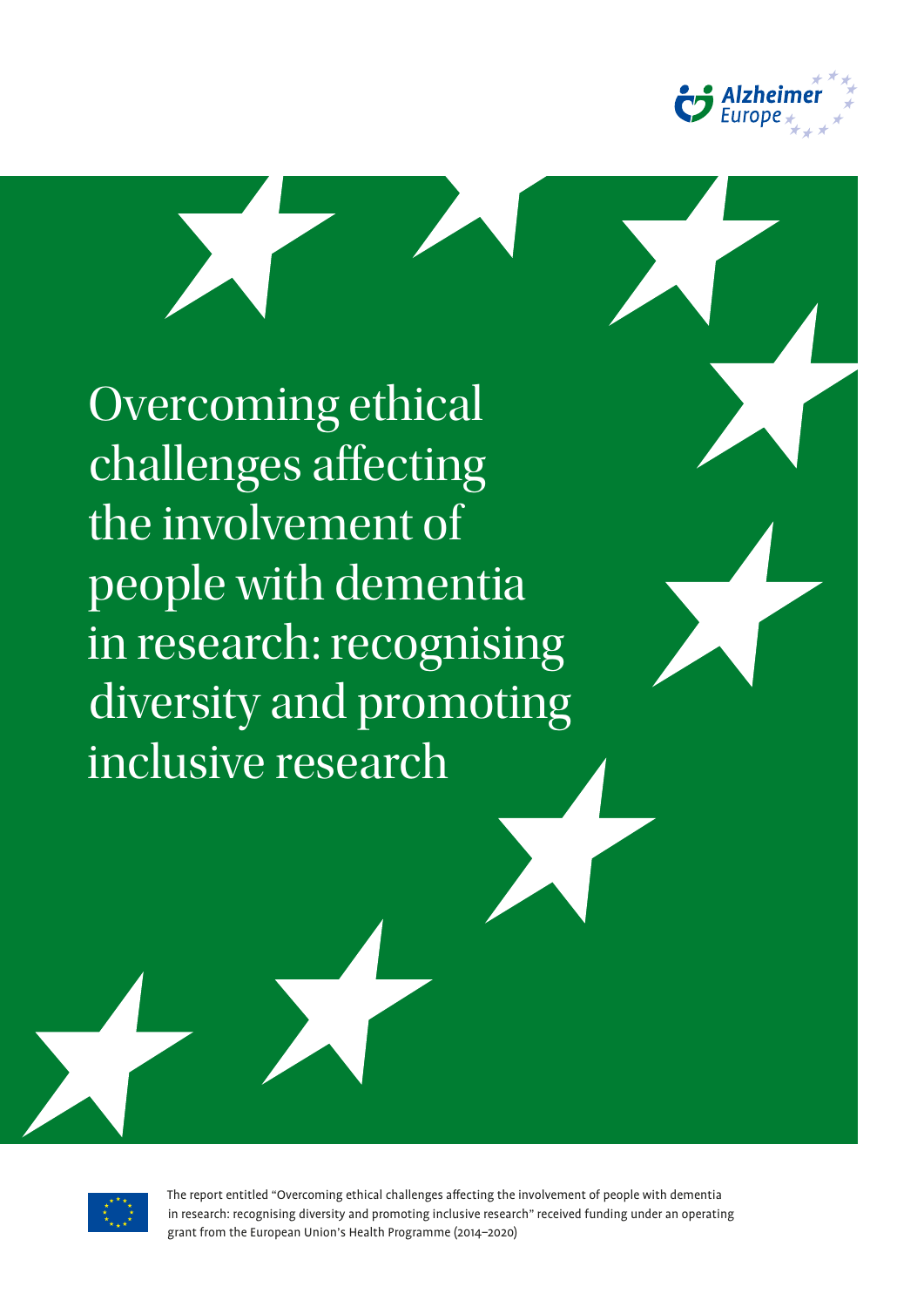Alzheimer Europe

# Overcoming ethical challenges affecting the involvement of people with dementia in research: recognising diversity and promoting inclusive research

The report entitled "Overcoming ethical challenges affecting the involvement of people with dementia in research: recognising diversity and promoting inclusive research" received funding under an operating grant from the European Union's Health Programme (2014–2020)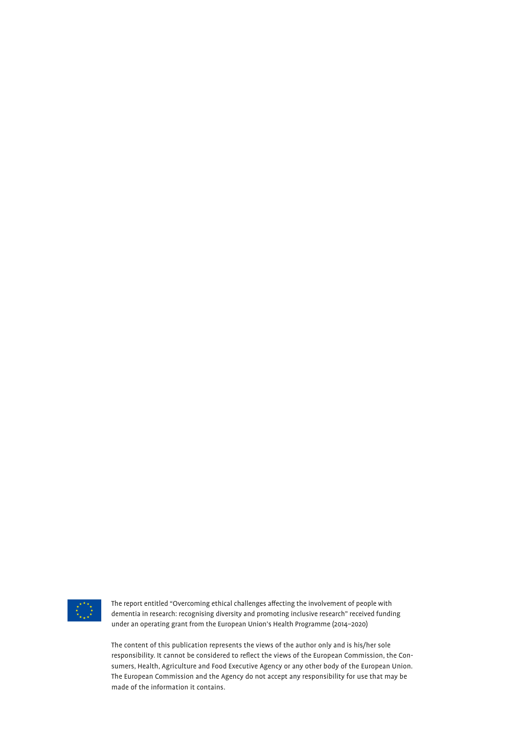The report entitled "Overcoming ethical challenges affecting the involvement of people with dementia in research: recognising diversity and promoting inclusive research" received funding under an operating grant from the European Union's Health Programme (2014–2020)

The content of this publication represents the views of the author only and is his/her sole responsibility. It cannot be considered to reflect the views of the European Commission, the Consumers, Health, Agriculture and Food Executive Agency or any other body of the European Union. The European Commission and the Agency do not accept any responsibility for use that may be made of the information it contains.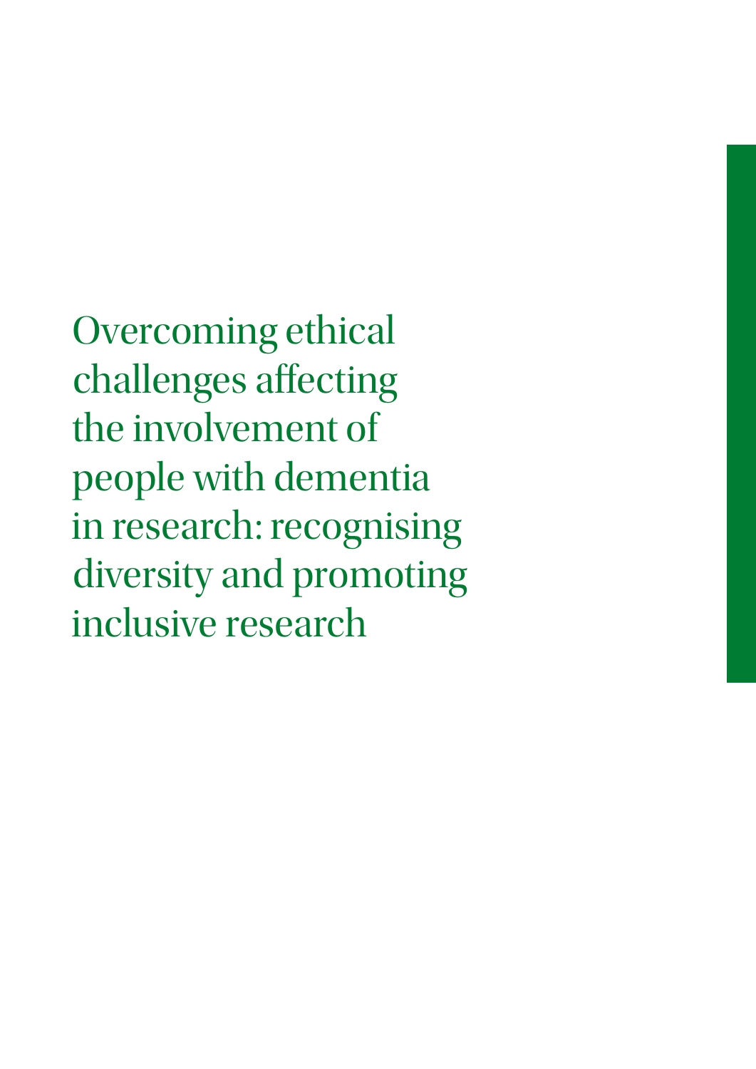# Overcoming ethical challenges affecting the involvement of people with dementia in research: recognising diversity and promoting inclusive research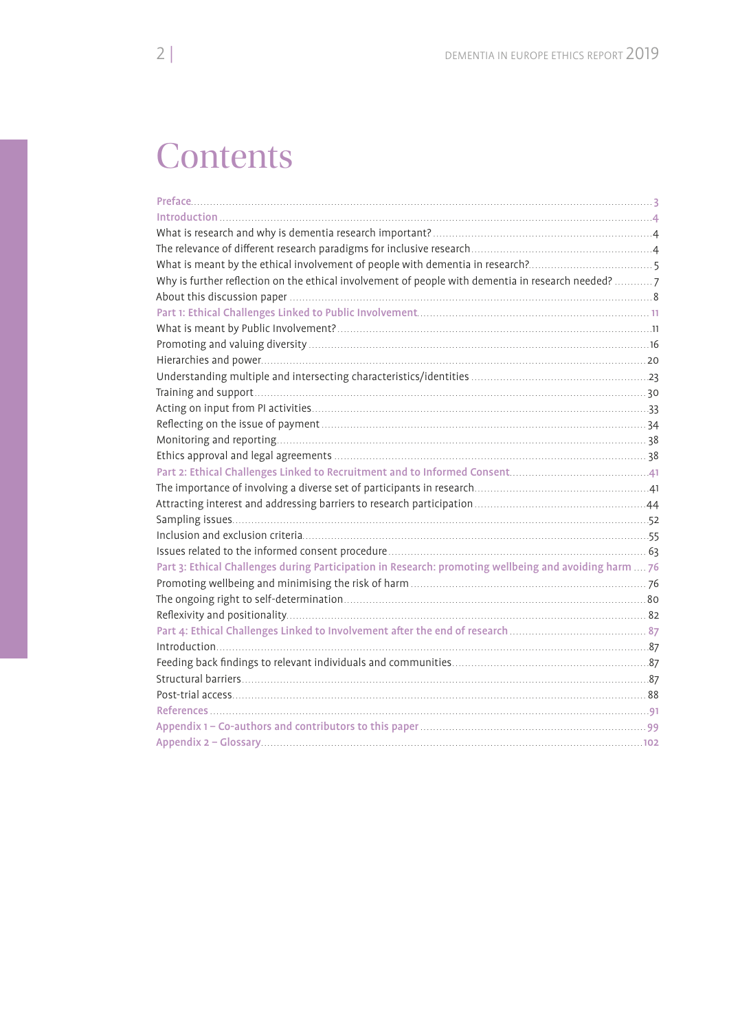# Contents

| | |
|---|---|
| **Preface** | 3 |
| **Introduction** | 4 |
| What is research and why is dementia research important? | 4 |
| The relevance of different research paradigms for inclusive research | 4 |
| What is meant by the ethical involvement of people with dementia in research? | 5 |
| Why is further reflection on the ethical involvement of people with dementia in research needed? | 7 |
| About this discussion paper | 8 |
| **Part 1: Ethical Challenges Linked to Public Involvement** | 11 |
| What is meant by Public Involvement? | 11 |
| Promoting and valuing diversity | 16 |
| Hierarchies and power | 20 |
| Understanding multiple and intersecting characteristics/identities | 23 |
| Training and support | 30 |
| Acting on input from PI activities | 33 |
| Reflecting on the issue of payment | 34 |
| Monitoring and reporting | 38 |
| Ethics approval and legal agreements | 38 |
| **Part 2: Ethical Challenges Linked to Recruitment and to Informed Consent** | 41 |
| The importance of involving a diverse set of participants in research | 41 |
| Attracting interest and addressing barriers to research participation | 44 |
| Sampling issues | 52 |
| Inclusion and exclusion criteria | 55 |
| Issues related to the informed consent procedure | 63 |
| **Part 3: Ethical Challenges during Participation in Research: promoting wellbeing and avoiding harm** | 76 |
| Promoting wellbeing and minimising the risk of harm | 76 |
| The ongoing right to self-determination | 80 |
| Reflexivity and positionality | 82 |
| **Part 4: Ethical Challenges Linked to Involvement after the end of research** | 87 |
| Introduction | 87 |
| Feeding back findings to relevant individuals and communities | 87 |
| Structural barriers | 87 |
| Post-trial access | 88 |
| **References** | 91 |
| **Appendix 1 – Co-authors and contributors to this paper** | 99 |
| **Appendix 2 – Glossary** | 102 |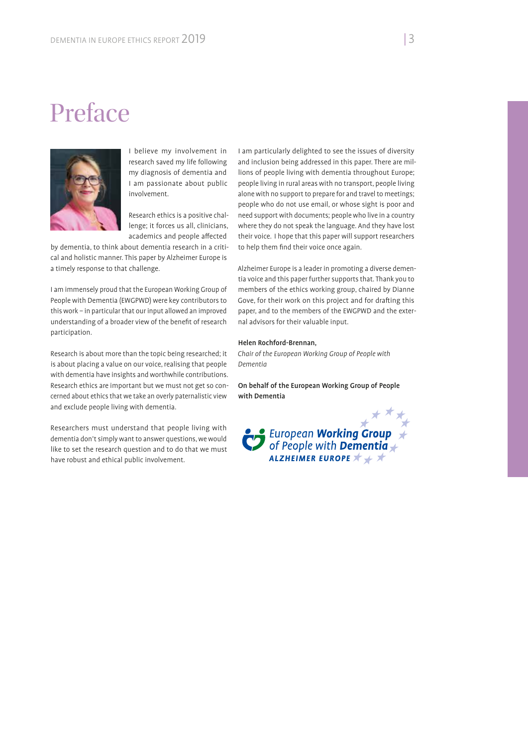# Preface

I believe my involvement in research saved my life following my diagnosis of dementia and I am passionate about public involvement.

Research ethics is a positive challenge; it forces us all, clinicians, academics and people affected by dementia, to think about dementia research in a critical and holistic manner. This paper by Alzheimer Europe is a timely response to that challenge.

I am immensely proud that the European Working Group of People with Dementia (EWGPWD) were key contributors to this work – in particular that our input allowed an improved understanding of a broader view of the benefit of research participation.

Research is about more than the topic being researched; it is about placing a value on our voice, realising that people with dementia have insights and worthwhile contributions. Research ethics are important but we must not get so concerned about ethics that we take an overly paternalistic view and exclude people living with dementia.

Researchers must understand that people living with dementia don't simply want to answer questions, we would like to set the research question and to do that we must have robust and ethical public involvement.

I am particularly delighted to see the issues of diversity and inclusion being addressed in this paper. There are millions of people living with dementia throughout Europe; people living in rural areas with no transport, people living alone with no support to prepare for and travel to meetings; people who do not use email, or whose sight is poor and need support with documents; people who live in a country where they do not speak the language. And they have lost their voice. I hope that this paper will support researchers to help them find their voice once again.

Alzheimer Europe is a leader in promoting a diverse dementia voice and this paper further supports that. Thank you to members of the ethics working group, chaired by Dianne Gove, for their work on this project and for drafting this paper, and to the members of the EWGPWD and the external advisors for their valuable input.

**Helen Rochford-Brennan,**
*Chair of the European Working Group of People with Dementia*

**On behalf of the European Working Group of People with Dementia**

European **Working Group** of People with **Dementia**
ALZHEIMER EUROPE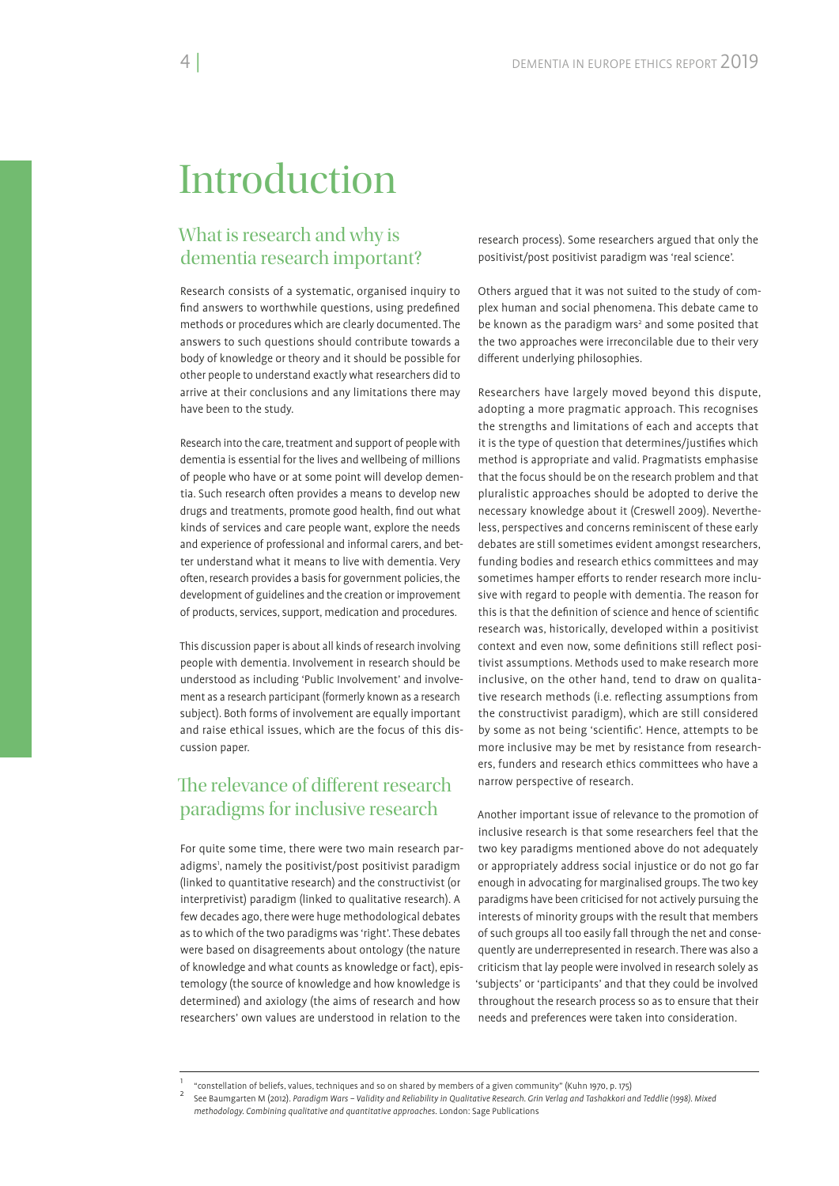# Introduction

## What is research and why is dementia research important?

Research consists of a systematic, organised inquiry to find answers to worthwhile questions, using predefined methods or procedures which are clearly documented. The answers to such questions should contribute towards a body of knowledge or theory and it should be possible for other people to understand exactly what researchers did to arrive at their conclusions and any limitations there may have been to the study.

Research into the care, treatment and support of people with dementia is essential for the lives and wellbeing of millions of people who have or at some point will develop dementia. Such research often provides a means to develop new drugs and treatments, promote good health, find out what kinds of services and care people want, explore the needs and experience of professional and informal carers, and better understand what it means to live with dementia. Very often, research provides a basis for government policies, the development of guidelines and the creation or improvement of products, services, support, medication and procedures.

This discussion paper is about all kinds of research involving people with dementia. Involvement in research should be understood as including 'Public Involvement' and involvement as a research participant (formerly known as a research subject). Both forms of involvement are equally important and raise ethical issues, which are the focus of this discussion paper.

## The relevance of different research paradigms for inclusive research

For quite some time, there were two main research paradigms[1], namely the positivist/post positivist paradigm (linked to quantitative research) and the constructivist (or interpretivist) paradigm (linked to qualitative research). A few decades ago, there were huge methodological debates as to which of the two paradigms was 'right'. These debates were based on disagreements about ontology (the nature of knowledge and what counts as knowledge or fact), epistemology (the source of knowledge and how knowledge is determined) and axiology (the aims of research and how researchers' own values are understood in relation to the research process). Some researchers argued that only the positivist/post positivist paradigm was 'real science'.

Others argued that it was not suited to the study of complex human and social phenomena. This debate came to be known as the paradigm wars[2] and some posited that the two approaches were irreconcilable due to their very different underlying philosophies.

Researchers have largely moved beyond this dispute, adopting a more pragmatic approach. This recognises the strengths and limitations of each and accepts that it is the type of question that determines/justifies which method is appropriate and valid. Pragmatists emphasise that the focus should be on the research problem and that pluralistic approaches should be adopted to derive the necessary knowledge about it (Creswell 2009). Nevertheless, perspectives and concerns reminiscent of these early debates are still sometimes evident amongst researchers, funding bodies and research ethics committees and may sometimes hamper efforts to render research more inclusive with regard to people with dementia. The reason for this is that the definition of science and hence of scientific research was, historically, developed within a positivist context and even now, some definitions still reflect positivist assumptions. Methods used to make research more inclusive, on the other hand, tend to draw on qualitative research methods (i.e. reflecting assumptions from the constructivist paradigm), which are still considered by some as not being 'scientific'. Hence, attempts to be more inclusive may be met by resistance from researchers, funders and research ethics committees who have a narrow perspective of research.

Another important issue of relevance to the promotion of inclusive research is that some researchers feel that the two key paradigms mentioned above do not adequately or appropriately address social injustice or do not go far enough in advocating for marginalised groups. The two key paradigms have been criticised for not actively pursuing the interests of minority groups with the result that members of such groups all too easily fall through the net and consequently are underrepresented in research. There was also a criticism that lay people were involved in research solely as 'subjects' or 'participants' and that they could be involved throughout the research process so as to ensure that their needs and preferences were taken into consideration.

---

[1] "constellation of beliefs, values, techniques and so on shared by members of a given community" (Kuhn 1970, p. 175)

[2] See Baumgarten M (2012). *Paradigm Wars – Validity and Reliability in Qualitative Research. Grin Verlag and Tashakkori and Teddlie (1998). Mixed methodology. Combining qualitative and quantitative approaches.* London: Sage Publications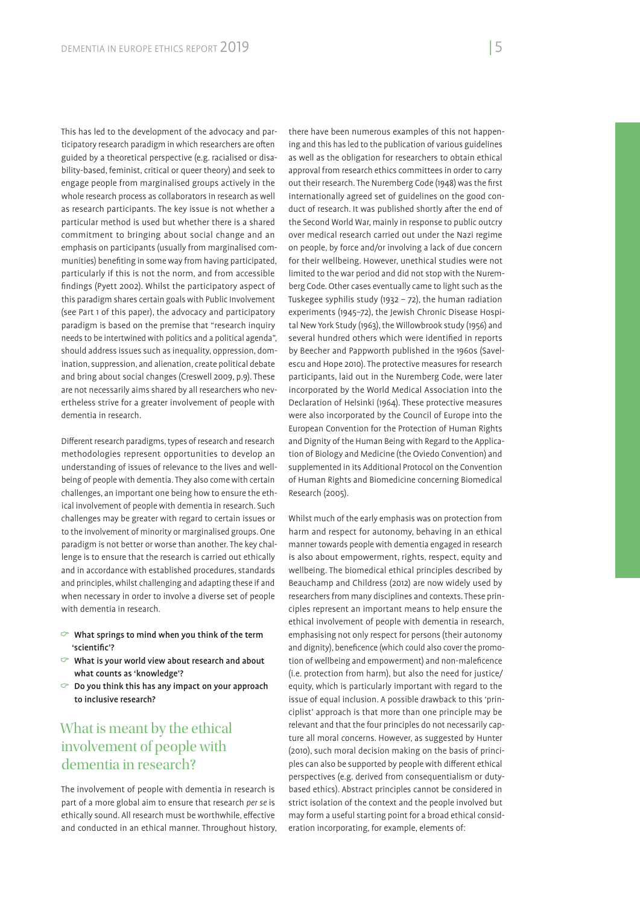This has led to the development of the advocacy and participatory research paradigm in which researchers are often guided by a theoretical perspective (e.g. racialised or disability-based, feminist, critical or queer theory) and seek to engage people from marginalised groups actively in the whole research process as collaborators in research as well as research participants. The key issue is not whether a particular method is used but whether there is a shared commitment to bringing about social change and an emphasis on participants (usually from marginalised communities) benefiting in some way from having participated, particularly if this is not the norm, and from accessible findings (Pyett 2002). Whilst the participatory aspect of this paradigm shares certain goals with Public Involvement (see Part 1 of this paper), the advocacy and participatory paradigm is based on the premise that "research inquiry needs to be intertwined with politics and a political agenda", should address issues such as inequality, oppression, domination, suppression, and alienation, create political debate and bring about social changes (Creswell 2009, p.9). These are not necessarily aims shared by all researchers who nevertheless strive for a greater involvement of people with dementia in research.

Different research paradigms, types of research and research methodologies represent opportunities to develop an understanding of issues of relevance to the lives and wellbeing of people with dementia. They also come with certain challenges, an important one being how to ensure the ethical involvement of people with dementia in research. Such challenges may be greater with regard to certain issues or to the involvement of minority or marginalised groups. One paradigm is not better or worse than another. The key challenge is to ensure that the research is carried out ethically and in accordance with established procedures, standards and principles, whilst challenging and adapting these if and when necessary in order to involve a diverse set of people with dementia in research.

- **What springs to mind when you think of the term 'scientific'?**
- **What is your world view about research and about what counts as 'knowledge'?**
- **Do you think this has any impact on your approach to inclusive research?**

## What is meant by the ethical involvement of people with dementia in research?

The involvement of people with dementia in research is part of a more global aim to ensure that research *per se* is ethically sound. All research must be worthwhile, effective and conducted in an ethical manner. Throughout history, there have been numerous examples of this not happening and this has led to the publication of various guidelines as well as the obligation for researchers to obtain ethical approval from research ethics committees in order to carry out their research. The Nuremberg Code (1948) was the first internationally agreed set of guidelines on the good conduct of research. It was published shortly after the end of the Second World War, mainly in response to public outcry over medical research carried out under the Nazi regime on people, by force and/or involving a lack of due concern for their wellbeing. However, unethical studies were not limited to the war period and did not stop with the Nuremberg Code. Other cases eventually came to light such as the Tuskegee syphilis study (1932 – 72), the human radiation experiments (1945–72), the Jewish Chronic Disease Hospital New York Study (1963), the Willowbrook study (1956) and several hundred others which were identified in reports by Beecher and Pappworth published in the 1960s (Savelescu and Hope 2010). The protective measures for research participants, laid out in the Nuremberg Code, were later incorporated by the World Medical Association into the Declaration of Helsinki (1964). These protective measures were also incorporated by the Council of Europe into the European Convention for the Protection of Human Rights and Dignity of the Human Being with Regard to the Application of Biology and Medicine (the Oviedo Convention) and supplemented in its Additional Protocol on the Convention of Human Rights and Biomedicine concerning Biomedical Research (2005).

Whilst much of the early emphasis was on protection from harm and respect for autonomy, behaving in an ethical manner towards people with dementia engaged in research is also about empowerment, rights, respect, equity and wellbeing. The biomedical ethical principles described by Beauchamp and Childress (2012) are now widely used by researchers from many disciplines and contexts. These principles represent an important means to help ensure the ethical involvement of people with dementia in research, emphasising not only respect for persons (their autonomy and dignity), beneficence (which could also cover the promotion of wellbeing and empowerment) and non-maleficence (i.e. protection from harm), but also the need for justice/equity, which is particularly important with regard to the issue of equal inclusion. A possible drawback to this 'principlist' approach is that more than one principle may be relevant and that the four principles do not necessarily capture all moral concerns. However, as suggested by Hunter (2010), such moral decision making on the basis of principles can also be supported by people with different ethical perspectives (e.g. derived from consequentialism or duty-based ethics). Abstract principles cannot be considered in strict isolation of the context and the people involved but may form a useful starting point for a broad ethical consideration incorporating, for example, elements of: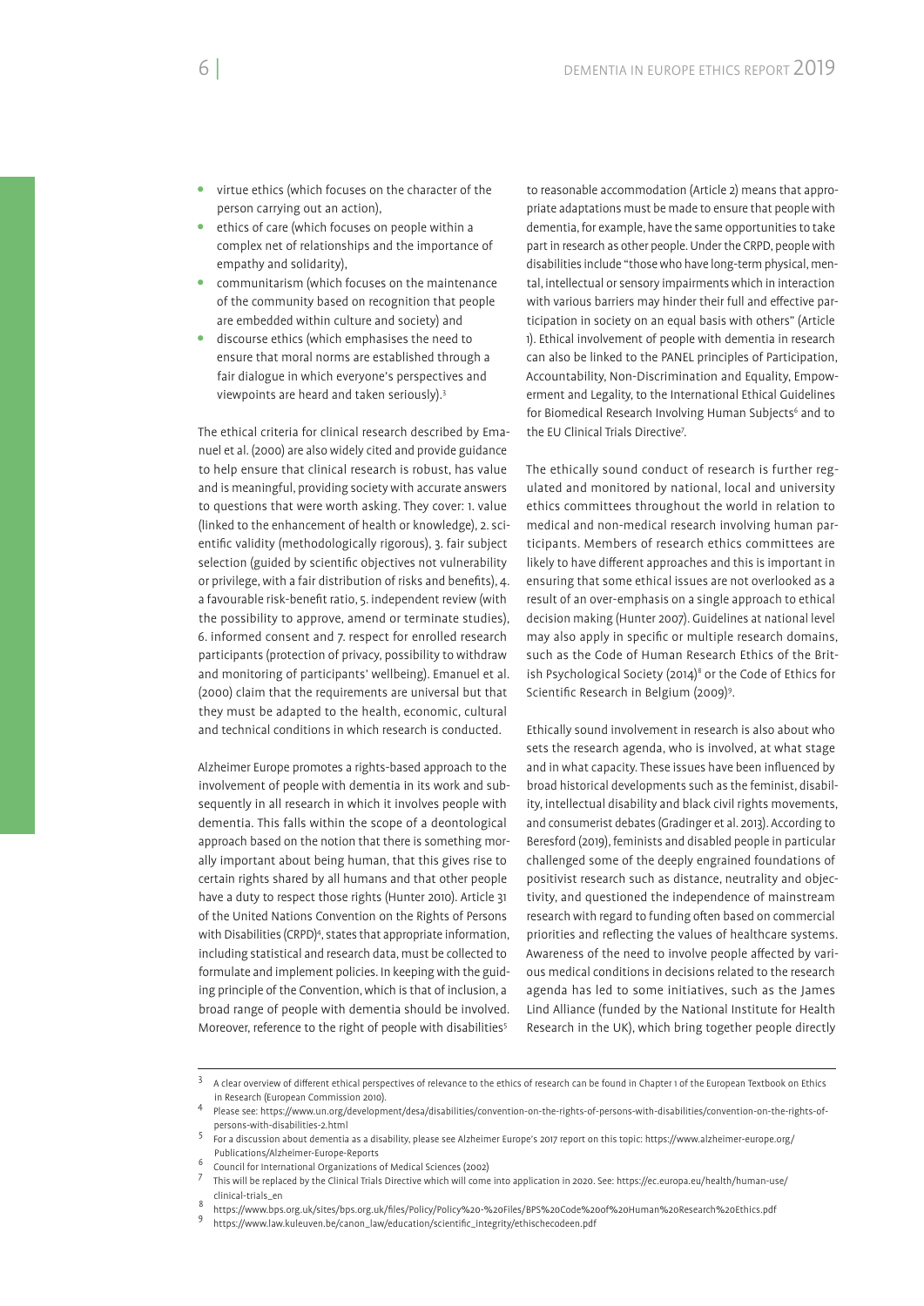- virtue ethics (which focuses on the character of the person carrying out an action),
- ethics of care (which focuses on people within a complex net of relationships and the importance of empathy and solidarity),
- communitarism (which focuses on the maintenance of the community based on recognition that people are embedded within culture and society) and
- discourse ethics (which emphasises the need to ensure that moral norms are established through a fair dialogue in which everyone's perspectives and viewpoints are heard and taken seriously).[3]

The ethical criteria for clinical research described by Emanuel et al. (2000) are also widely cited and provide guidance to help ensure that clinical research is robust, has value and is meaningful, providing society with accurate answers to questions that were worth asking. They cover: 1. value (linked to the enhancement of health or knowledge), 2. scientific validity (methodologically rigorous), 3. fair subject selection (guided by scientific objectives not vulnerability or privilege, with a fair distribution of risks and benefits), 4. a favourable risk-benefit ratio, 5. independent review (with the possibility to approve, amend or terminate studies), 6. informed consent and 7. respect for enrolled research participants (protection of privacy, possibility to withdraw and monitoring of participants' wellbeing). Emanuel et al. (2000) claim that the requirements are universal but that they must be adapted to the health, economic, cultural and technical conditions in which research is conducted.

Alzheimer Europe promotes a rights-based approach to the involvement of people with dementia in its work and subsequently in all research in which it involves people with dementia. This falls within the scope of a deontological approach based on the notion that there is something morally important about being human, that this gives rise to certain rights shared by all humans and that other people have a duty to respect those rights (Hunter 2010). Article 31 of the United Nations Convention on the Rights of Persons with Disabilities (CRPD)[4], states that appropriate information, including statistical and research data, must be collected to formulate and implement policies. In keeping with the guiding principle of the Convention, which is that of inclusion, a broad range of people with dementia should be involved. Moreover, reference to the right of people with disabilities[5] to reasonable accommodation (Article 2) means that appropriate adaptations must be made to ensure that people with dementia, for example, have the same opportunities to take part in research as other people. Under the CRPD, people with disabilities include "those who have long-term physical, mental, intellectual or sensory impairments which in interaction with various barriers may hinder their full and effective participation in society on an equal basis with others" (Article 1). Ethical involvement of people with dementia in research can also be linked to the PANEL principles of Participation, Accountability, Non-Discrimination and Equality, Empowerment and Legality, to the International Ethical Guidelines for Biomedical Research Involving Human Subjects[6] and to the EU Clinical Trials Directive[7].

The ethically sound conduct of research is further regulated and monitored by national, local and university ethics committees throughout the world in relation to medical and non-medical research involving human participants. Members of research ethics committees are likely to have different approaches and this is important in ensuring that some ethical issues are not overlooked as a result of an over-emphasis on a single approach to ethical decision making (Hunter 2007). Guidelines at national level may also apply in specific or multiple research domains, such as the Code of Human Research Ethics of the British Psychological Society (2014)[8] or the Code of Ethics for Scientific Research in Belgium (2009)[9].

Ethically sound involvement in research is also about who sets the research agenda, who is involved, at what stage and in what capacity. These issues have been influenced by broad historical developments such as the feminist, disability, intellectual disability and black civil rights movements, and consumerist debates (Gradinger et al. 2013). According to Beresford (2019), feminists and disabled people in particular challenged some of the deeply engrained foundations of positivist research such as distance, neutrality and objectivity, and questioned the independence of mainstream research with regard to funding often based on commercial priorities and reflecting the values of healthcare systems. Awareness of the need to involve people affected by various medical conditions in decisions related to the research agenda has led to some initiatives, such as the James Lind Alliance (funded by the National Institute for Health Research in the UK), which bring together people directly

---

[3] A clear overview of different ethical perspectives of relevance to the ethics of research can be found in Chapter 1 of the European Textbook on Ethics in Research (European Commission 2010).

[4] Please see: https://www.un.org/development/desa/disabilities/convention-on-the-rights-of-persons-with-disabilities/convention-on-the-rights-of-persons-with-disabilities-2.html

[5] For a discussion about dementia as a disability, please see Alzheimer Europe's 2017 report on this topic: https://www.alzheimer-europe.org/Publications/Alzheimer-Europe-Reports

[6] Council for International Organizations of Medical Sciences (2002)

[7] This will be replaced by the Clinical Trials Directive which will come into application in 2020. See: https://ec.europa.eu/health/human-use/clinical-trials_en

[8] https://www.bps.org.uk/sites/bps.org.uk/files/Policy/Policy%20-%20Files/BPS%20Code%20of%20Human%20Research%20Ethics.pdf

[9] https://www.law.kuleuven.be/canon_law/education/scientific_integrity/ethischecodeen.pdf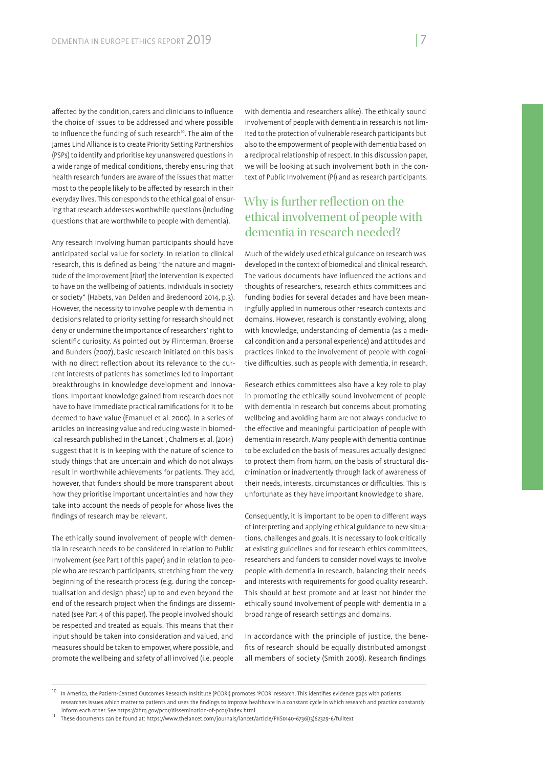affected by the condition, carers and clinicians to influence the choice of issues to be addressed and where possible to influence the funding of such research[10]. The aim of the James Lind Alliance is to create Priority Setting Partnerships (PSPs) to identify and prioritise key unanswered questions in a wide range of medical conditions, thereby ensuring that health research funders are aware of the issues that matter most to the people likely to be affected by research in their everyday lives. This corresponds to the ethical goal of ensuring that research addresses worthwhile questions (including questions that are worthwhile to people with dementia).

Any research involving human participants should have anticipated social value for society. In relation to clinical research, this is defined as being "the nature and magnitude of the improvement [*that*] the intervention is expected to have on the wellbeing of patients, individuals in society or society" (Habets, van Delden and Bredenoord 2014, p.3). However, the necessity to involve people with dementia in decisions related to priority setting for research should not deny or undermine the importance of researchers' right to scientific curiosity. As pointed out by Flinterman, Broerse and Bunders (2007), basic research initiated on this basis with no direct reflection about its relevance to the current interests of patients has sometimes led to important breakthroughs in knowledge development and innovations. Important knowledge gained from research does not have to have immediate practical ramifications for it to be deemed to have value (Emanuel et al. 2000). In a series of articles on increasing value and reducing waste in biomedical research published in the Lancet[11], Chalmers et al. (2014) suggest that it is in keeping with the nature of science to study things that are uncertain and which do not always result in worthwhile achievements for patients. They add, however, that funders should be more transparent about how they prioritise important uncertainties and how they take into account the needs of people for whose lives the findings of research may be relevant.

The ethically sound involvement of people with dementia in research needs to be considered in relation to Public Involvement (see Part 1 of this paper) and in relation to people who are research participants, stretching from the very beginning of the research process (e.g. during the conceptualisation and design phase) up to and even beyond the end of the research project when the findings are disseminated (see Part 4 of this paper). The people involved should be respected and treated as equals. This means that their input should be taken into consideration and valued, and measures should be taken to empower, where possible, and promote the wellbeing and safety of all involved (i.e. people with dementia and researchers alike). The ethically sound involvement of people with dementia in research is not limited to the protection of vulnerable research participants but also to the empowerment of people with dementia based on a reciprocal relationship of respect. In this discussion paper, we will be looking at such involvement both in the context of Public Involvement (PI) and as research participants.

## Why is further reflection on the ethical involvement of people with dementia in research needed?

Much of the widely used ethical guidance on research was developed in the context of biomedical and clinical research. The various documents have influenced the actions and thoughts of researchers, research ethics committees and funding bodies for several decades and have been meaningfully applied in numerous other research contexts and domains. However, research is constantly evolving, along with knowledge, understanding of dementia (as a medical condition and a personal experience) and attitudes and practices linked to the involvement of people with cognitive difficulties, such as people with dementia, in research.

Research ethics committees also have a key role to play in promoting the ethically sound involvement of people with dementia in research but concerns about promoting wellbeing and avoiding harm are not always conducive to the effective and meaningful participation of people with dementia in research. Many people with dementia continue to be excluded on the basis of measures actually designed to protect them from harm, on the basis of structural discrimination or inadvertently through lack of awareness of their needs, interests, circumstances or difficulties. This is unfortunate as they have important knowledge to share.

Consequently, it is important to be open to different ways of interpreting and applying ethical guidance to new situations, challenges and goals. It is necessary to look critically at existing guidelines and for research ethics committees, researchers and funders to consider novel ways to involve people with dementia in research, balancing their needs and interests with requirements for good quality research. This should at best promote and at least not hinder the ethically sound involvement of people with dementia in a broad range of research settings and domains.

In accordance with the principle of justice, the benefits of research should be equally distributed amongst all members of society (Smith 2008). Research findings

---

[10] In America, the Patient-Centred Outcomes Research Insititute (PCORI) promotes 'PCOR' research. This identifies evidence gaps with patients, researches issues which matter to patients and uses the findings to improve healthcare in a constant cycle in which research and practice constantly inform each other. See https://ahrq.gov/pcor/dissemination-of-pcor/index.html

[11] These documents can be found at: https://www.thelancet.com/journals/lancet/article/PIIS0140-6736(13)62329-6/fulltext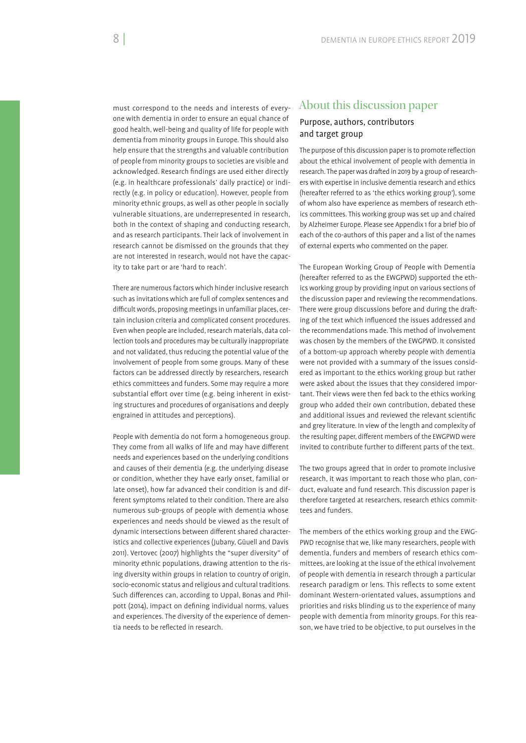must correspond to the needs and interests of everyone with dementia in order to ensure an equal chance of good health, well-being and quality of life for people with dementia from minority groups in Europe. This should also help ensure that the strengths and valuable contribution of people from minority groups to societies are visible and acknowledged. Research findings are used either directly (e.g. in healthcare professionals' daily practice) or indirectly (e.g. in policy or education). However, people from minority ethnic groups, as well as other people in socially vulnerable situations, are underrepresented in research, both in the context of shaping and conducting research, and as research participants. Their lack of involvement in research cannot be dismissed on the grounds that they are not interested in research, would not have the capacity to take part or are 'hard to reach'.

There are numerous factors which hinder inclusive research such as invitations which are full of complex sentences and difficult words, proposing meetings in unfamiliar places, certain inclusion criteria and complicated consent procedures. Even when people are included, research materials, data collection tools and procedures may be culturally inappropriate and not validated, thus reducing the potential value of the involvement of people from some groups. Many of these factors can be addressed directly by researchers, research ethics committees and funders. Some may require a more substantial effort over time (e.g. being inherent in existing structures and procedures of organisations and deeply engrained in attitudes and perceptions).

People with dementia do not form a homogeneous group. They come from all walks of life and may have different needs and experiences based on the underlying conditions and causes of their dementia (e.g. the underlying disease or condition, whether they have early onset, familial or late onset), how far advanced their condition is and different symptoms related to their condition. There are also numerous sub-groups of people with dementia whose experiences and needs should be viewed as the result of dynamic intersections between different shared characteristics and collective experiences (Jubany, Güuell and Davis 2011). Vertovec (2007) highlights the "super diversity" of minority ethnic populations, drawing attention to the rising diversity within groups in relation to country of origin, socio-economic status and religious and cultural traditions. Such differences can, according to Uppal, Bonas and Philpott (2014), impact on defining individual norms, values and experiences. The diversity of the experience of dementia needs to be reflected in research.

## About this discussion paper

### Purpose, authors, contributors and target group

The purpose of this discussion paper is to promote reflection about the ethical involvement of people with dementia in research. The paper was drafted in 2019 by a group of researchers with expertise in inclusive dementia research and ethics (hereafter referred to as 'the ethics working group'), some of whom also have experience as members of research ethics committees. This working group was set up and chaired by Alzheimer Europe. Please see Appendix 1 for a brief bio of each of the co-authors of this paper and a list of the names of external experts who commented on the paper.

The European Working Group of People with Dementia (hereafter referred to as the EWGPWD) supported the ethics working group by providing input on various sections of the discussion paper and reviewing the recommendations. There were group discussions before and during the drafting of the text which influenced the issues addressed and the recommendations made. This method of involvement was chosen by the members of the EWGPWD. It consisted of a bottom-up approach whereby people with dementia were not provided with a summary of the issues considered as important to the ethics working group but rather were asked about the issues that they considered important. Their views were then fed back to the ethics working group who added their own contribution, debated these and additional issues and reviewed the relevant scientific and grey literature. In view of the length and complexity of the resulting paper, different members of the EWGPWD were invited to contribute further to different parts of the text.

The two groups agreed that in order to promote inclusive research, it was important to reach those who plan, conduct, evaluate and fund research. This discussion paper is therefore targeted at researchers, research ethics committees and funders.

The members of the ethics working group and the EWGPWD recognise that we, like many researchers, people with dementia, funders and members of research ethics committees, are looking at the issue of the ethical involvement of people with dementia in research through a particular research paradigm or lens. This reflects to some extent dominant Western-orientated values, assumptions and priorities and risks blinding us to the experience of many people with dementia from minority groups. For this reason, we have tried to be objective, to put ourselves in the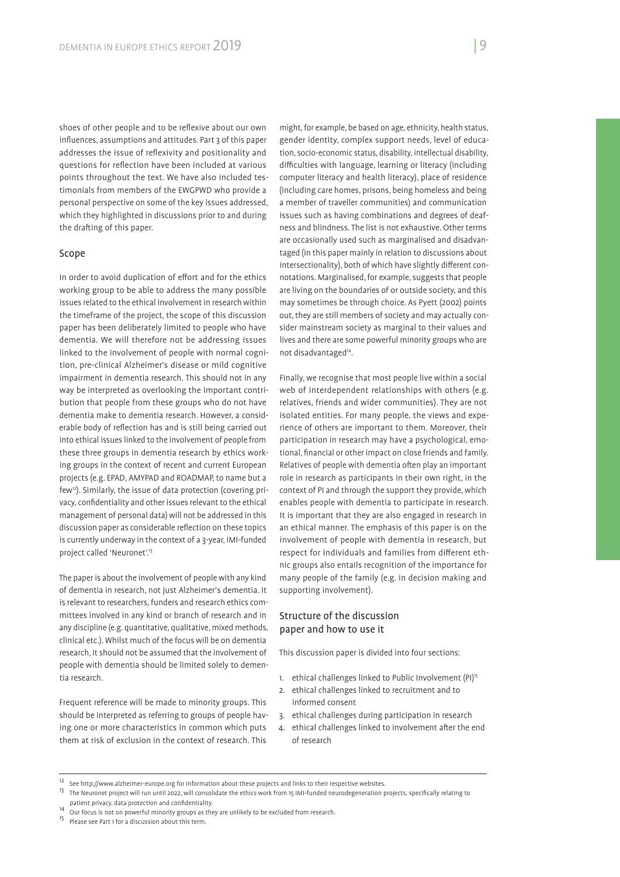shoes of other people and to be reflexive about our own influences, assumptions and attitudes. Part 3 of this paper addresses the issue of reflexivity and positionality and questions for reflection have been included at various points throughout the text. We have also included testimonials from members of the EWGPWD who provide a personal perspective on some of the key issues addressed, which they highlighted in discussions prior to and during the drafting of this paper.

## Scope

In order to avoid duplication of effort and for the ethics working group to be able to address the many possible issues related to the ethical involvement in research within the timeframe of the project, the scope of this discussion paper has been deliberately limited to people who have dementia. We will therefore not be addressing issues linked to the involvement of people with normal cognition, pre-clinical Alzheimer's disease or mild cognitive impairment in dementia research. This should not in any way be interpreted as overlooking the important contribution that people from these groups who do not have dementia make to dementia research. However, a considerable body of reflection has and is still being carried out into ethical issues linked to the involvement of people from these three groups in dementia research by ethics working groups in the context of recent and current European projects (e.g. EPAD, AMYPAD and ROADMAP, to name but a few[12]). Similarly, the issue of data protection (covering privacy, confidentiality and other issues relevant to the ethical management of personal data) will not be addressed in this discussion paper as considerable reflection on these topics is currently underway in the context of a 3-year, IMI-funded project called 'Neuronet'.[13]

The paper is about the involvement of people with any kind of dementia in research, not just Alzheimer's dementia. It is relevant to researchers, funders and research ethics committees involved in any kind or branch of research and in any discipline (e.g. quantitative, qualitative, mixed methods, clinical etc.). Whilst much of the focus will be on dementia research, it should not be assumed that the involvement of people with dementia should be limited solely to dementia research.

Frequent reference will be made to minority groups. This should be interpreted as referring to groups of people having one or more characteristics in common which puts them at risk of exclusion in the context of research. This might, for example, be based on age, ethnicity, health status, gender identity, complex support needs, level of education, socio-economic status, disability, intellectual disability, difficulties with language, learning or literacy (including computer literacy and health literacy), place of residence (including care homes, prisons, being homeless and being a member of traveller communities) and communication issues such as having combinations and degrees of deafness and blindness. The list is not exhaustive. Other terms are occasionally used such as marginalised and disadvantaged (in this paper mainly in relation to discussions about intersectionality), both of which have slightly different connotations. Marginalised, for example, suggests that people are living on the boundaries of or outside society, and this may sometimes be through choice. As Pyett (2002) points out, they are still members of society and may actually consider mainstream society as marginal to their values and lives and there are some powerful minority groups who are not disadvantaged[14].

Finally, we recognise that most people live within a social web of interdependent relationships with others (e.g. relatives, friends and wider communities). They are not isolated entities. For many people, the views and experience of others are important to them. Moreover, their participation in research may have a psychological, emotional, financial or other impact on close friends and family. Relatives of people with dementia often play an important role in research as participants in their own right, in the context of PI and through the support they provide, which enables people with dementia to participate in research. It is important that they are also engaged in research in an ethical manner. The emphasis of this paper is on the involvement of people with dementia in research, but respect for individuals and families from different ethnic groups also entails recognition of the importance for many people of the family (e.g. in decision making and supporting involvement).

## Structure of the discussion paper and how to use it

This discussion paper is divided into four sections:

1. ethical challenges linked to Public Involvement (PI)[15]
2. ethical challenges linked to recruitment and to informed consent
3. ethical challenges during participation in research
4. ethical challenges linked to involvement after the end of research

---

[12] See http://www.alzheimer-europe.org for information about these projects and links to their respective websites.

[13] The Neuronet project will run until 2022, will consolidate the ethics work from 15 IMI-funded neurodegeneration projects, specifically relating to patient privacy, data protection and confidentiality.

[14] Our focus is not on powerful minority groups as they are unlikely to be excluded from research.

[15] Please see Part 1 for a discussion about this term.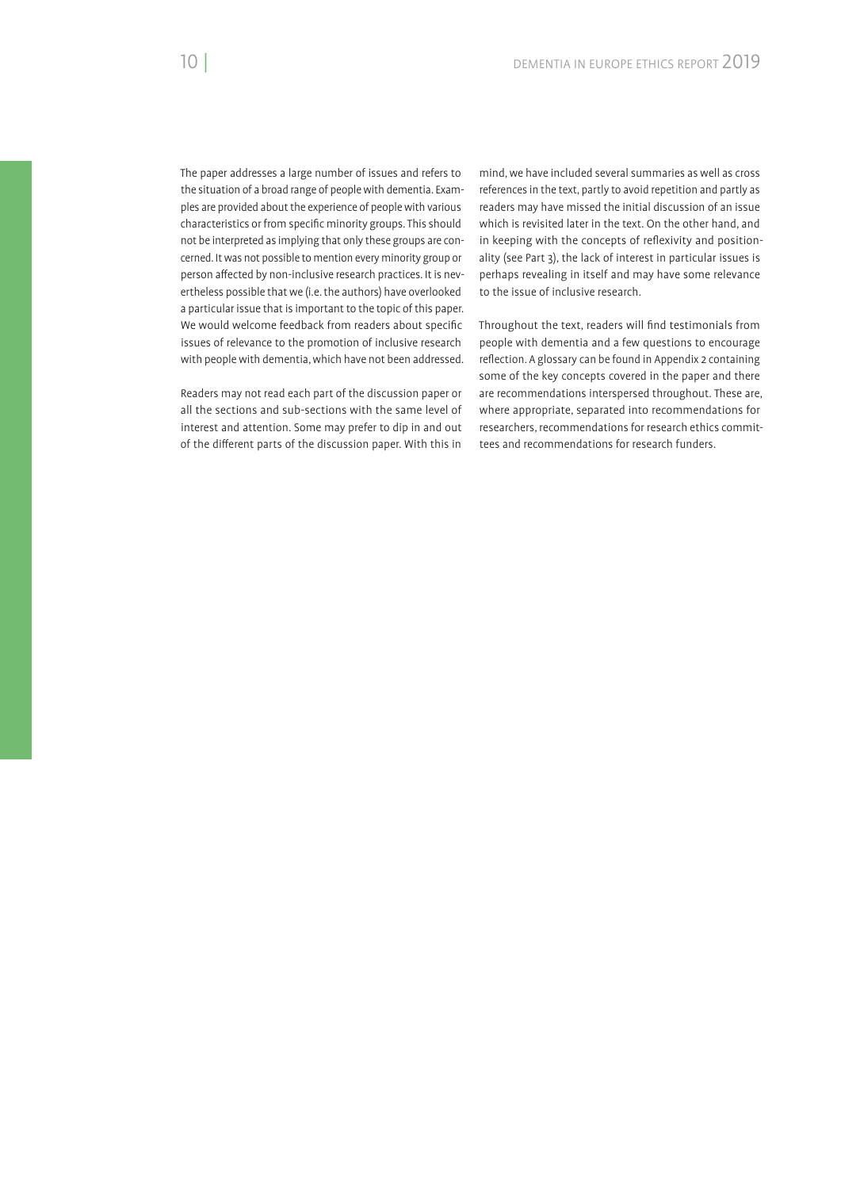The paper addresses a large number of issues and refers to the situation of a broad range of people with dementia. Examples are provided about the experience of people with various characteristics or from specific minority groups. This should not be interpreted as implying that only these groups are concerned. It was not possible to mention every minority group or person affected by non-inclusive research practices. It is nevertheless possible that we (i.e. the authors) have overlooked a particular issue that is important to the topic of this paper. We would welcome feedback from readers about specific issues of relevance to the promotion of inclusive research with people with dementia, which have not been addressed.

Readers may not read each part of the discussion paper or all the sections and sub-sections with the same level of interest and attention. Some may prefer to dip in and out of the different parts of the discussion paper. With this in mind, we have included several summaries as well as cross references in the text, partly to avoid repetition and partly as readers may have missed the initial discussion of an issue which is revisited later in the text. On the other hand, and in keeping with the concepts of reflexivity and positionality (see Part 3), the lack of interest in particular issues is perhaps revealing in itself and may have some relevance to the issue of inclusive research.

Throughout the text, readers will find testimonials from people with dementia and a few questions to encourage reflection. A glossary can be found in Appendix 2 containing some of the key concepts covered in the paper and there are recommendations interspersed throughout. These are, where appropriate, separated into recommendations for researchers, recommendations for research ethics committees and recommendations for research funders.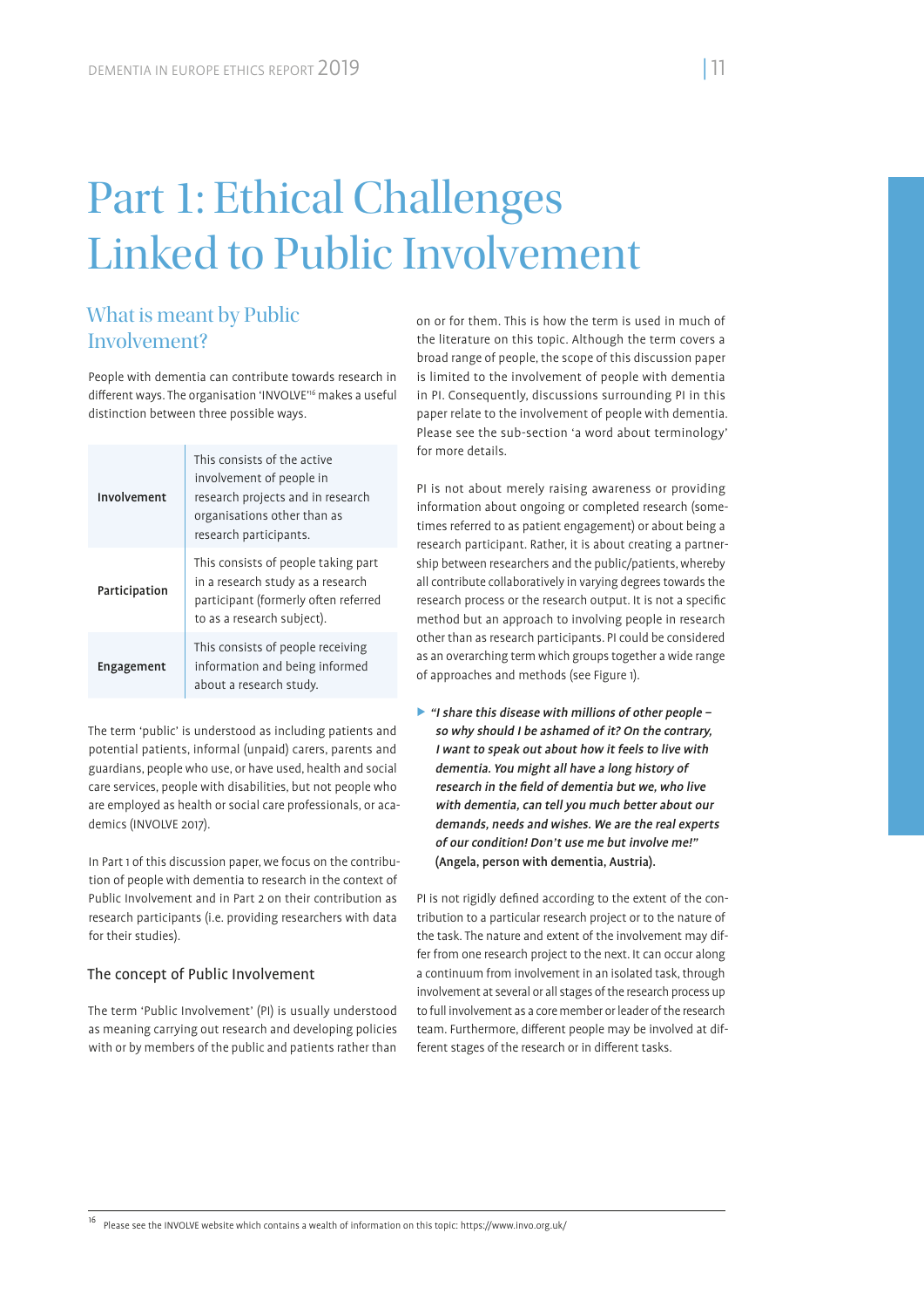# Part 1: Ethical Challenges Linked to Public Involvement

## What is meant by Public Involvement?

People with dementia can contribute towards research in different ways. The organisation 'INVOLVE'[16] makes a useful distinction between three possible ways.

| | |
|---|---|
| **Involvement** | This consists of the active involvement of people in research projects and in research organisations other than as research participants. |
| **Participation** | This consists of people taking part in a research study as a research participant (formerly often referred to as a research subject). |
| **Engagement** | This consists of people receiving information and being informed about a research study. |

The term 'public' is understood as including patients and potential patients, informal (unpaid) carers, parents and guardians, people who use, or have used, health and social care services, people with disabilities, but not people who are employed as health or social care professionals, or academics (INVOLVE 2017).

In Part 1 of this discussion paper, we focus on the contribution of people with dementia to research in the context of Public Involvement and in Part 2 on their contribution as research participants (i.e. providing researchers with data for their studies).

### The concept of Public Involvement

The term 'Public Involvement' (PI) is usually understood as meaning carrying out research and developing policies with or by members of the public and patients rather than on or for them. This is how the term is used in much of the literature on this topic. Although the term covers a broad range of people, the scope of this discussion paper is limited to the involvement of people with dementia in PI. Consequently, discussions surrounding PI in this paper relate to the involvement of people with dementia. Please see the sub-section 'a word about terminology' for more details.

PI is not about merely raising awareness or providing information about ongoing or completed research (sometimes referred to as patient engagement) or about being a research participant. Rather, it is about creating a partnership between researchers and the public/patients, whereby all contribute collaboratively in varying degrees towards the research process or the research output. It is not a specific method but an approach to involving people in research other than as research participants. PI could be considered as an overarching term which groups together a wide range of approaches and methods (see Figure 1).

> ***"I share this disease with millions of other people – so why should I be ashamed of it? On the contrary, I want to speak out about how it feels to live with dementia. You might all have a long history of research in the field of dementia but we, who live with dementia, can tell you much better about our demands, needs and wishes. We are the real experts of our condition! Don't use me but involve me!"*** **(Angela, person with dementia, Austria).**

PI is not rigidly defined according to the extent of the contribution to a particular research project or to the nature of the task. The nature and extent of the involvement may differ from one research project to the next. It can occur along a continuum from involvement in an isolated task, through involvement at several or all stages of the research process up to full involvement as a core member or leader of the research team. Furthermore, different people may be involved at different stages of the research or in different tasks.

[16] Please see the INVOLVE website which contains a wealth of information on this topic: https://www.invo.org.uk/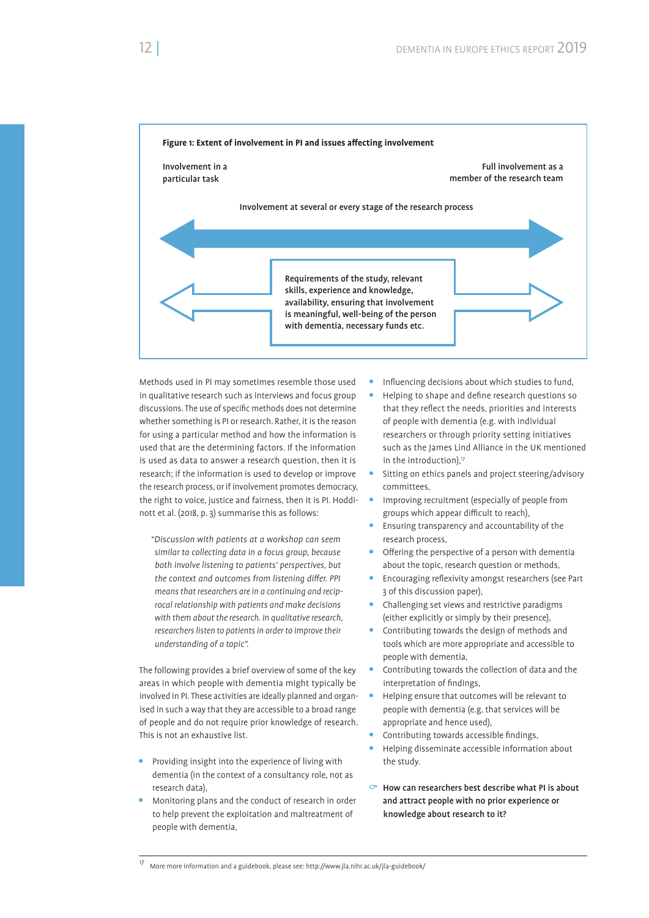**Figure 1: Extent of involvement in PI and issues affecting involvement**

Involvement in a particular task — Full involvement as a member of the research team

Involvement at several or every stage of the research process

Requirements of the study, relevant skills, experience and knowledge, availability, ensuring that involvement is meaningful, well-being of the person with dementia, necessary funds etc.

Methods used in PI may sometimes resemble those used in qualitative research such as interviews and focus group discussions. The use of specific methods does not determine whether something is PI or research. Rather, it is the reason for using a particular method and how the information is used that are the determining factors. If the information is used as data to answer a research question, then it is research; if the information is used to develop or improve the research process, or if involvement promotes democracy, the right to voice, justice and fairness, then it is PI. Hoddinott et al. (2018, p. 3) summarise this as follows:

> *"Discussion with patients at a workshop can seem similar to collecting data in a focus group, because both involve listening to patients' perspectives, but the context and outcomes from listening differ. PPI means that researchers are in a continuing and reciprocal relationship with patients and make decisions with them about the research. In qualitative research, researchers listen to patients in order to improve their understanding of a topic".*

The following provides a brief overview of some of the key areas in which people with dementia might typically be involved in PI. These activities are ideally planned and organised in such a way that they are accessible to a broad range of people and do not require prior knowledge of research. This is not an exhaustive list.

- Providing insight into the experience of living with dementia (in the context of a consultancy role, not as research data),
- Monitoring plans and the conduct of research in order to help prevent the exploitation and maltreatment of people with dementia,
- Influencing decisions about which studies to fund,
- Helping to shape and define research questions so that they reflect the needs, priorities and interests of people with dementia (e.g. with individual researchers or through priority setting initiatives such as the James Lind Alliance in the UK mentioned in the introduction),[17]
- Sitting on ethics panels and project steering/advisory committees,
- Improving recruitment (especially of people from groups which appear difficult to reach),
- Ensuring transparency and accountability of the research process,
- Offering the perspective of a person with dementia about the topic, research question or methods,
- Encouraging reflexivity amongst researchers (see Part 3 of this discussion paper),
- Challenging set views and restrictive paradigms (either explicitly or simply by their presence),
- Contributing towards the design of methods and tools which are more appropriate and accessible to people with dementia,
- Contributing towards the collection of data and the interpretation of findings,
- Helping ensure that outcomes will be relevant to people with dementia (e.g. that services will be appropriate and hence used),
- Contributing towards accessible findings,
- Helping disseminate accessible information about the study.

**How can researchers best describe what PI is about and attract people with no prior experience or knowledge about research to it?**

[17] More more information and a guidebook, please see: http://www.jla.nihr.ac.uk/jla-guidebook/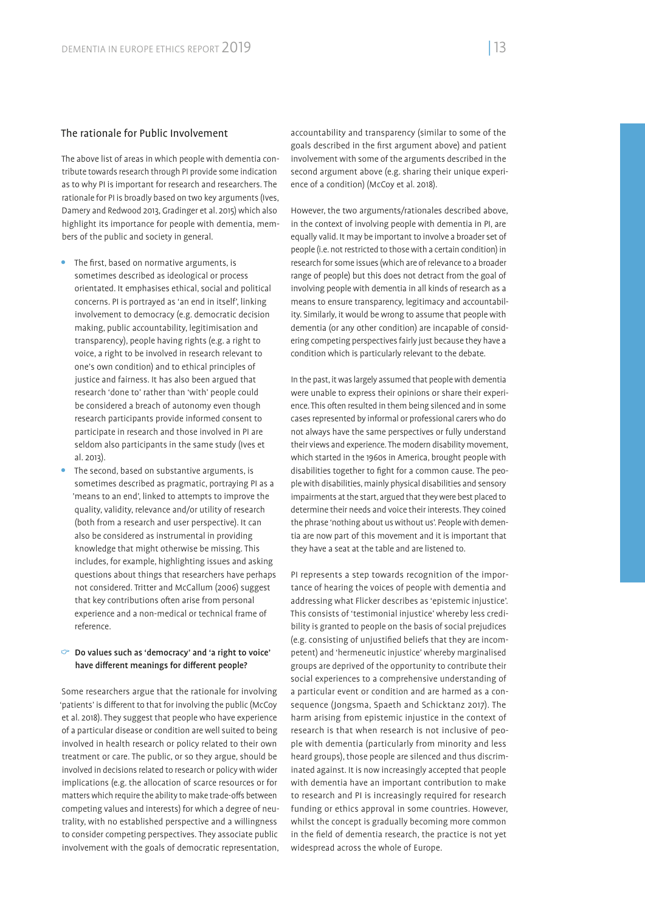## The rationale for Public Involvement

The above list of areas in which people with dementia contribute towards research through PI provide some indication as to why PI is important for research and researchers. The rationale for PI is broadly based on two key arguments (Ives, Damery and Redwood 2013, Gradinger et al. 2015) which also highlight its importance for people with dementia, members of the public and society in general.

- The first, based on normative arguments, is sometimes described as ideological or process orientated. It emphasises ethical, social and political concerns. PI is portrayed as 'an end in itself', linking involvement to democracy (e.g. democratic decision making, public accountability, legitimisation and transparency), people having rights (e.g. a right to voice, a right to be involved in research relevant to one's own condition) and to ethical principles of justice and fairness. It has also been argued that research 'done to' rather than 'with' people could be considered a breach of autonomy even though research participants provide informed consent to participate in research and those involved in PI are seldom also participants in the same study (Ives et al. 2013).
- The second, based on substantive arguments, is sometimes described as pragmatic, portraying PI as a 'means to an end', linked to attempts to improve the quality, validity, relevance and/or utility of research (both from a research and user perspective). It can also be considered as instrumental in providing knowledge that might otherwise be missing. This includes, for example, highlighting issues and asking questions about things that researchers have perhaps not considered. Tritter and McCallum (2006) suggest that key contributions often arise from personal experience and a non-medical or technical frame of reference.

☞ **Do values such as 'democracy' and 'a right to voice' have different meanings for different people?**

Some researchers argue that the rationale for involving 'patients' is different to that for involving the public (McCoy et al. 2018). They suggest that people who have experience of a particular disease or condition are well suited to being involved in health research or policy related to their own treatment or care. The public, or so they argue, should be involved in decisions related to research or policy with wider implications (e.g. the allocation of scarce resources or for matters which require the ability to make trade-offs between competing values and interests) for which a degree of neutrality, with no established perspective and a willingness to consider competing perspectives. They associate public involvement with the goals of democratic representation, accountability and transparency (similar to some of the goals described in the first argument above) and patient involvement with some of the arguments described in the second argument above (e.g. sharing their unique experience of a condition) (McCoy et al. 2018).

However, the two arguments/rationales described above, in the context of involving people with dementia in PI, are equally valid. It may be important to involve a broader set of people (i.e. not restricted to those with a certain condition) in research for some issues (which are of relevance to a broader range of people) but this does not detract from the goal of involving people with dementia in all kinds of research as a means to ensure transparency, legitimacy and accountability. Similarly, it would be wrong to assume that people with dementia (or any other condition) are incapable of considering competing perspectives fairly just because they have a condition which is particularly relevant to the debate.

In the past, it was largely assumed that people with dementia were unable to express their opinions or share their experience. This often resulted in them being silenced and in some cases represented by informal or professional carers who do not always have the same perspectives or fully understand their views and experience. The modern disability movement, which started in the 1960s in America, brought people with disabilities together to fight for a common cause. The people with disabilities, mainly physical disabilities and sensory impairments at the start, argued that they were best placed to determine their needs and voice their interests. They coined the phrase 'nothing about us without us'. People with dementia are now part of this movement and it is important that they have a seat at the table and are listened to.

PI represents a step towards recognition of the importance of hearing the voices of people with dementia and addressing what Flicker describes as 'epistemic injustice'. This consists of 'testimonial injustice' whereby less credibility is granted to people on the basis of social prejudices (e.g. consisting of unjustified beliefs that they are incompetent) and 'hermeneutic injustice' whereby marginalised groups are deprived of the opportunity to contribute their social experiences to a comprehensive understanding of a particular event or condition and are harmed as a consequence (Jongsma, Spaeth and Schicktanz 2017). The harm arising from epistemic injustice in the context of research is that when research is not inclusive of people with dementia (particularly from minority and less heard groups), those people are silenced and thus discriminated against. It is now increasingly accepted that people with dementia have an important contribution to make to research and PI is increasingly required for research funding or ethics approval in some countries. However, whilst the concept is gradually becoming more common in the field of dementia research, the practice is not yet widespread across the whole of Europe.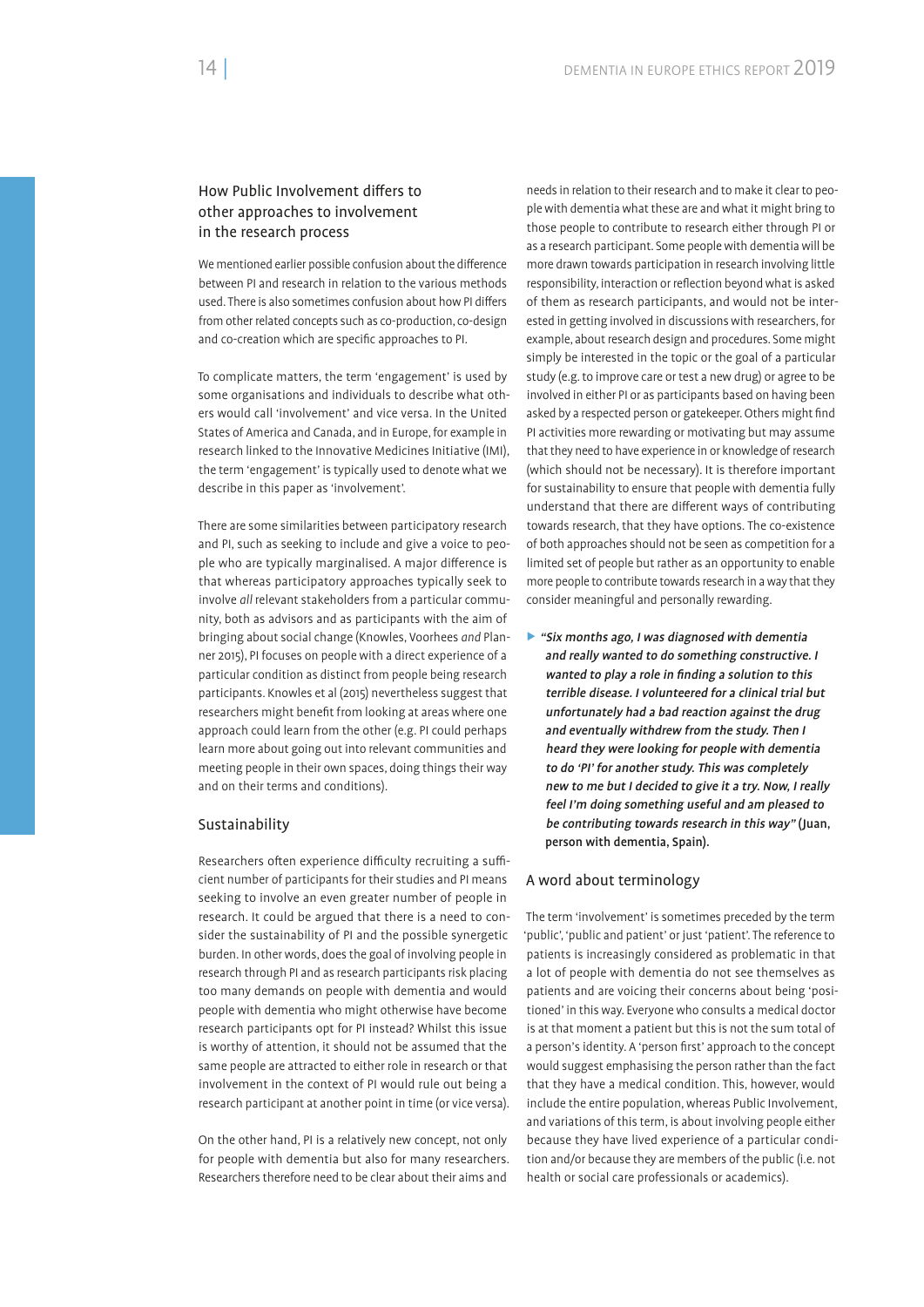## How Public Involvement differs to other approaches to involvement in the research process

We mentioned earlier possible confusion about the difference between PI and research in relation to the various methods used. There is also sometimes confusion about how PI differs from other related concepts such as co-production, co-design and co-creation which are specific approaches to PI.

To complicate matters, the term 'engagement' is used by some organisations and individuals to describe what others would call 'involvement' and vice versa. In the United States of America and Canada, and in Europe, for example in research linked to the Innovative Medicines Initiative (IMI), the term 'engagement' is typically used to denote what we describe in this paper as 'involvement'.

There are some similarities between participatory research and PI, such as seeking to include and give a voice to people who are typically marginalised. A major difference is that whereas participatory approaches typically seek to involve *all* relevant stakeholders from a particular community, both as advisors and as participants with the aim of bringing about social change (Knowles, Voorhees *and* Planner 2015), PI focuses on people with a direct experience of a particular condition as distinct from people being research participants. Knowles et al (2015) nevertheless suggest that researchers might benefit from looking at areas where one approach could learn from the other (e.g. PI could perhaps learn more about going out into relevant communities and meeting people in their own spaces, doing things their way and on their terms and conditions).

### Sustainability

Researchers often experience difficulty recruiting a sufficient number of participants for their studies and PI means seeking to involve an even greater number of people in research. It could be argued that there is a need to consider the sustainability of PI and the possible synergetic burden. In other words, does the goal of involving people in research through PI and as research participants risk placing too many demands on people with dementia and would people with dementia who might otherwise have become research participants opt for PI instead? Whilst this issue is worthy of attention, it should not be assumed that the same people are attracted to either role in research or that involvement in the context of PI would rule out being a research participant at another point in time (or vice versa).

On the other hand, PI is a relatively new concept, not only for people with dementia but also for many researchers. Researchers therefore need to be clear about their aims and needs in relation to their research and to make it clear to people with dementia what these are and what it might bring to those people to contribute to research either through PI or as a research participant. Some people with dementia will be more drawn towards participation in research involving little responsibility, interaction or reflection beyond what is asked of them as research participants, and would not be interested in getting involved in discussions with researchers, for example, about research design and procedures. Some might simply be interested in the topic or the goal of a particular study (e.g. to improve care or test a new drug) or agree to be involved in either PI or as participants based on having been asked by a respected person or gatekeeper. Others might find PI activities more rewarding or motivating but may assume that they need to have experience in or knowledge of research (which should not be necessary). It is therefore important for sustainability to ensure that people with dementia fully understand that there are different ways of contributing towards research, that they have options. The co-existence of both approaches should not be seen as competition for a limited set of people but rather as an opportunity to enable more people to contribute towards research in a way that they consider meaningful and personally rewarding.

> ***"Six months ago, I was diagnosed with dementia and really wanted to do something constructive. I wanted to play a role in finding a solution to this terrible disease. I volunteered for a clinical trial but unfortunately had a bad reaction against the drug and eventually withdrew from the study. Then I heard they were looking for people with dementia to do 'PI' for another study. This was completely new to me but I decided to give it a try. Now, I really feel I'm doing something useful and am pleased to be contributing towards research in this way"*** **(Juan, person with dementia, Spain).**

### A word about terminology

The term 'involvement' is sometimes preceded by the term 'public', 'public and patient' or just 'patient'. The reference to patients is increasingly considered as problematic in that a lot of people with dementia do not see themselves as patients and are voicing their concerns about being 'positioned' in this way. Everyone who consults a medical doctor is at that moment a patient but this is not the sum total of a person's identity. A 'person first' approach to the concept would suggest emphasising the person rather than the fact that they have a medical condition. This, however, would include the entire population, whereas Public Involvement, and variations of this term, is about involving people either because they have lived experience of a particular condition and/or because they are members of the public (i.e. not health or social care professionals or academics).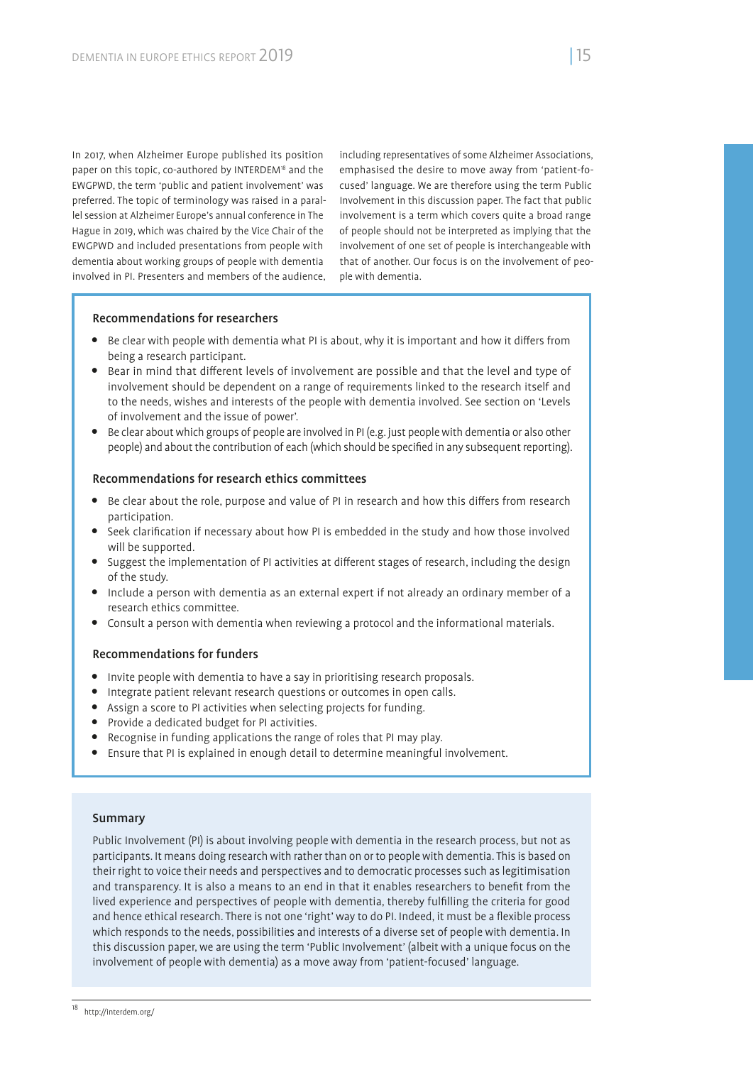In 2017, when Alzheimer Europe published its position paper on this topic, co-authored by INTERDEM[18] and the EWGPWD, the term 'public and patient involvement' was preferred. The topic of terminology was raised in a parallel session at Alzheimer Europe's annual conference in The Hague in 2019, which was chaired by the Vice Chair of the EWGPWD and included presentations from people with dementia about working groups of people with dementia involved in PI. Presenters and members of the audience, including representatives of some Alzheimer Associations, emphasised the desire to move away from 'patient-focused' language. We are therefore using the term Public Involvement in this discussion paper. The fact that public involvement is a term which covers quite a broad range of people should not be interpreted as implying that the involvement of one set of people is interchangeable with that of another. Our focus is on the involvement of people with dementia.

### Recommendations for researchers

- Be clear with people with dementia what PI is about, why it is important and how it differs from being a research participant.
- Bear in mind that different levels of involvement are possible and that the level and type of involvement should be dependent on a range of requirements linked to the research itself and to the needs, wishes and interests of the people with dementia involved. See section on 'Levels of involvement and the issue of power'.
- Be clear about which groups of people are involved in PI (e.g. just people with dementia or also other people) and about the contribution of each (which should be specified in any subsequent reporting).

### Recommendations for research ethics committees

- Be clear about the role, purpose and value of PI in research and how this differs from research participation.
- Seek clarification if necessary about how PI is embedded in the study and how those involved will be supported.
- Suggest the implementation of PI activities at different stages of research, including the design of the study.
- Include a person with dementia as an external expert if not already an ordinary member of a research ethics committee.
- Consult a person with dementia when reviewing a protocol and the informational materials.

### Recommendations for funders

- Invite people with dementia to have a say in prioritising research proposals.
- Integrate patient relevant research questions or outcomes in open calls.
- Assign a score to PI activities when selecting projects for funding.
- Provide a dedicated budget for PI activities.
- Recognise in funding applications the range of roles that PI may play.
- Ensure that PI is explained in enough detail to determine meaningful involvement.

### Summary

Public Involvement (PI) is about involving people with dementia in the research process, but not as participants. It means doing research with rather than on or to people with dementia. This is based on their right to voice their needs and perspectives and to democratic processes such as legitimisation and transparency. It is also a means to an end in that it enables researchers to benefit from the lived experience and perspectives of people with dementia, thereby fulfilling the criteria for good and hence ethical research. There is not one 'right' way to do PI. Indeed, it must be a flexible process which responds to the needs, possibilities and interests of a diverse set of people with dementia. In this discussion paper, we are using the term 'Public Involvement' (albeit with a unique focus on the involvement of people with dementia) as a move away from 'patient-focused' language.

[18] http://interdem.org/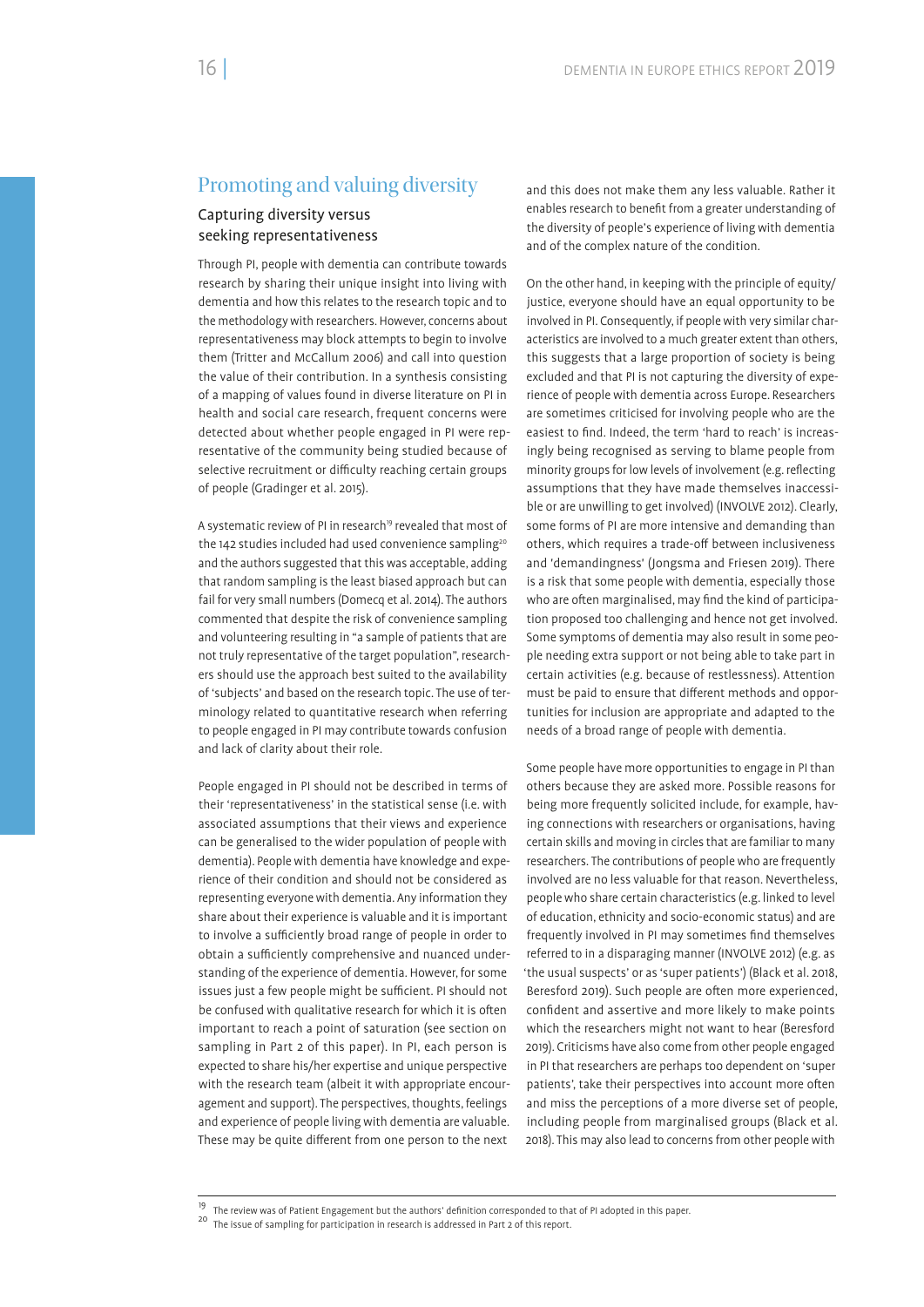## Promoting and valuing diversity

### Capturing diversity versus seeking representativeness

Through PI, people with dementia can contribute towards research by sharing their unique insight into living with dementia and how this relates to the research topic and to the methodology with researchers. However, concerns about representativeness may block attempts to begin to involve them (Tritter and McCallum 2006) and call into question the value of their contribution. In a synthesis consisting of a mapping of values found in diverse literature on PI in health and social care research, frequent concerns were detected about whether people engaged in PI were representative of the community being studied because of selective recruitment or difficulty reaching certain groups of people (Gradinger et al. 2015).

A systematic review of PI in research[19] revealed that most of the 142 studies included had used convenience sampling[20] and the authors suggested that this was acceptable, adding that random sampling is the least biased approach but can fail for very small numbers (Domecq et al. 2014). The authors commented that despite the risk of convenience sampling and volunteering resulting in "a sample of patients that are not truly representative of the target population", researchers should use the approach best suited to the availability of 'subjects' and based on the research topic. The use of terminology related to quantitative research when referring to people engaged in PI may contribute towards confusion and lack of clarity about their role.

People engaged in PI should not be described in terms of their 'representativeness' in the statistical sense (i.e. with associated assumptions that their views and experience can be generalised to the wider population of people with dementia). People with dementia have knowledge and experience of their condition and should not be considered as representing everyone with dementia. Any information they share about their experience is valuable and it is important to involve a sufficiently broad range of people in order to obtain a sufficiently comprehensive and nuanced understanding of the experience of dementia. However, for some issues just a few people might be sufficient. PI should not be confused with qualitative research for which it is often important to reach a point of saturation (see section on sampling in Part 2 of this paper). In PI, each person is expected to share his/her expertise and unique perspective with the research team (albeit it with appropriate encouragement and support). The perspectives, thoughts, feelings and experience of people living with dementia are valuable. These may be quite different from one person to the next and this does not make them any less valuable. Rather it enables research to benefit from a greater understanding of the diversity of people's experience of living with dementia and of the complex nature of the condition.

On the other hand, in keeping with the principle of equity/justice, everyone should have an equal opportunity to be involved in PI. Consequently, if people with very similar characteristics are involved to a much greater extent than others, this suggests that a large proportion of society is being excluded and that PI is not capturing the diversity of experience of people with dementia across Europe. Researchers are sometimes criticised for involving people who are the easiest to find. Indeed, the term 'hard to reach' is increasingly being recognised as serving to blame people from minority groups for low levels of involvement (e.g. reflecting assumptions that they have made themselves inaccessible or are unwilling to get involved) (INVOLVE 2012). Clearly, some forms of PI are more intensive and demanding than others, which requires a trade-off between inclusiveness and 'demandingness' (Jongsma and Friesen 2019). There is a risk that some people with dementia, especially those who are often marginalised, may find the kind of participation proposed too challenging and hence not get involved. Some symptoms of dementia may also result in some people needing extra support or not being able to take part in certain activities (e.g. because of restlessness). Attention must be paid to ensure that different methods and opportunities for inclusion are appropriate and adapted to the needs of a broad range of people with dementia.

Some people have more opportunities to engage in PI than others because they are asked more. Possible reasons for being more frequently solicited include, for example, having connections with researchers or organisations, having certain skills and moving in circles that are familiar to many researchers. The contributions of people who are frequently involved are no less valuable for that reason. Nevertheless, people who share certain characteristics (e.g. linked to level of education, ethnicity and socio-economic status) and are frequently involved in PI may sometimes find themselves referred to in a disparaging manner (INVOLVE 2012) (e.g. as 'the usual suspects' or as 'super patients') (Black et al. 2018, Beresford 2019). Such people are often more experienced, confident and assertive and more likely to make points which the researchers might not want to hear (Beresford 2019). Criticisms have also come from other people engaged in PI that researchers are perhaps too dependent on 'super patients', take their perspectives into account more often and miss the perceptions of a more diverse set of people, including people from marginalised groups (Black et al. 2018). This may also lead to concerns from other people with

[19] The review was of Patient Engagement but the authors' definition corresponded to that of PI adopted in this paper.

[20] The issue of sampling for participation in research is addressed in Part 2 of this report.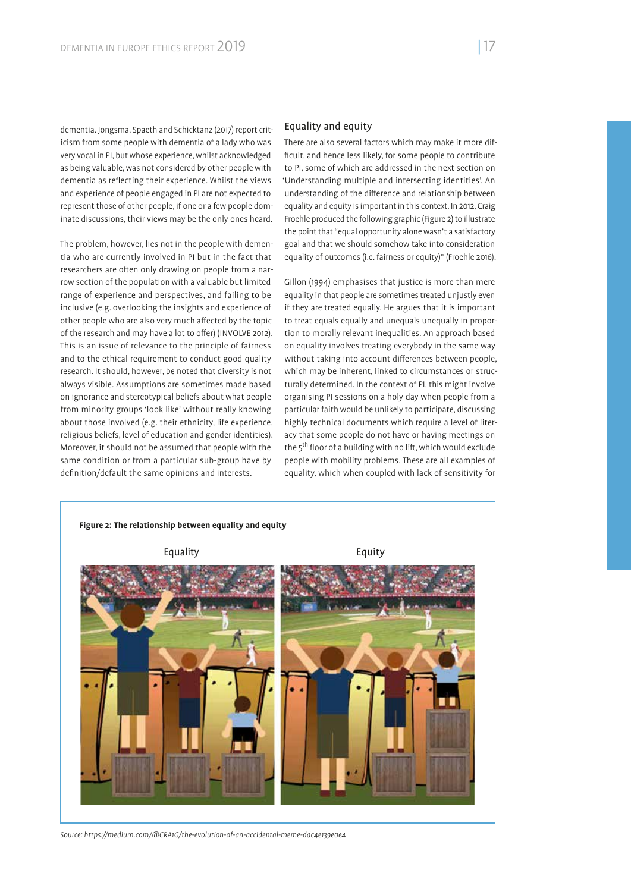dementia. Jongsma, Spaeth and Schicktanz (2017) report criticism from some people with dementia of a lady who was very vocal in PI, but whose experience, whilst acknowledged as being valuable, was not considered by other people with dementia as reflecting their experience. Whilst the views and experience of people engaged in PI are not expected to represent those of other people, if one or a few people dominate discussions, their views may be the only ones heard.

The problem, however, lies not in the people with dementia who are currently involved in PI but in the fact that researchers are often only drawing on people from a narrow section of the population with a valuable but limited range of experience and perspectives, and failing to be inclusive (e.g. overlooking the insights and experience of other people who are also very much affected by the topic of the research and may have a lot to offer) (INVOLVE 2012). This is an issue of relevance to the principle of fairness and to the ethical requirement to conduct good quality research. It should, however, be noted that diversity is not always visible. Assumptions are sometimes made based on ignorance and stereotypical beliefs about what people from minority groups 'look like' without really knowing about those involved (e.g. their ethnicity, life experience, religious beliefs, level of education and gender identities). Moreover, it should not be assumed that people with the same condition or from a particular sub-group have by definition/default the same opinions and interests.

## Equality and equity

There are also several factors which may make it more difficult, and hence less likely, for some people to contribute to PI, some of which are addressed in the next section on 'Understanding multiple and intersecting identities'. An understanding of the difference and relationship between equality and equity is important in this context. In 2012, Craig Froehle produced the following graphic (Figure 2) to illustrate the point that "equal opportunity alone wasn't a satisfactory goal and that we should somehow take into consideration equality of outcomes (i.e. fairness or equity)" (Froehle 2016).

Gillon (1994) emphasises that justice is more than mere equality in that people are sometimes treated unjustly even if they are treated equally. He argues that it is important to treat equals equally and unequals unequally in proportion to morally relevant inequalities. An approach based on equality involves treating everybody in the same way without taking into account differences between people, which may be inherent, linked to circumstances or structurally determined. In the context of PI, this might involve organising PI sessions on a holy day when people from a particular faith would be unlikely to participate, discussing highly technical documents which require a level of literacy that some people do not have or having meetings on the 5th floor of a building with no lift, which would exclude people with mobility problems. These are all examples of equality, which when coupled with lack of sensitivity for

**Figure 2: The relationship between equality and equity**

Equality | Equity

*Source: https://medium.com/@CRA1G/the-evolution-of-an-accidental-meme-ddc4e139e0e4*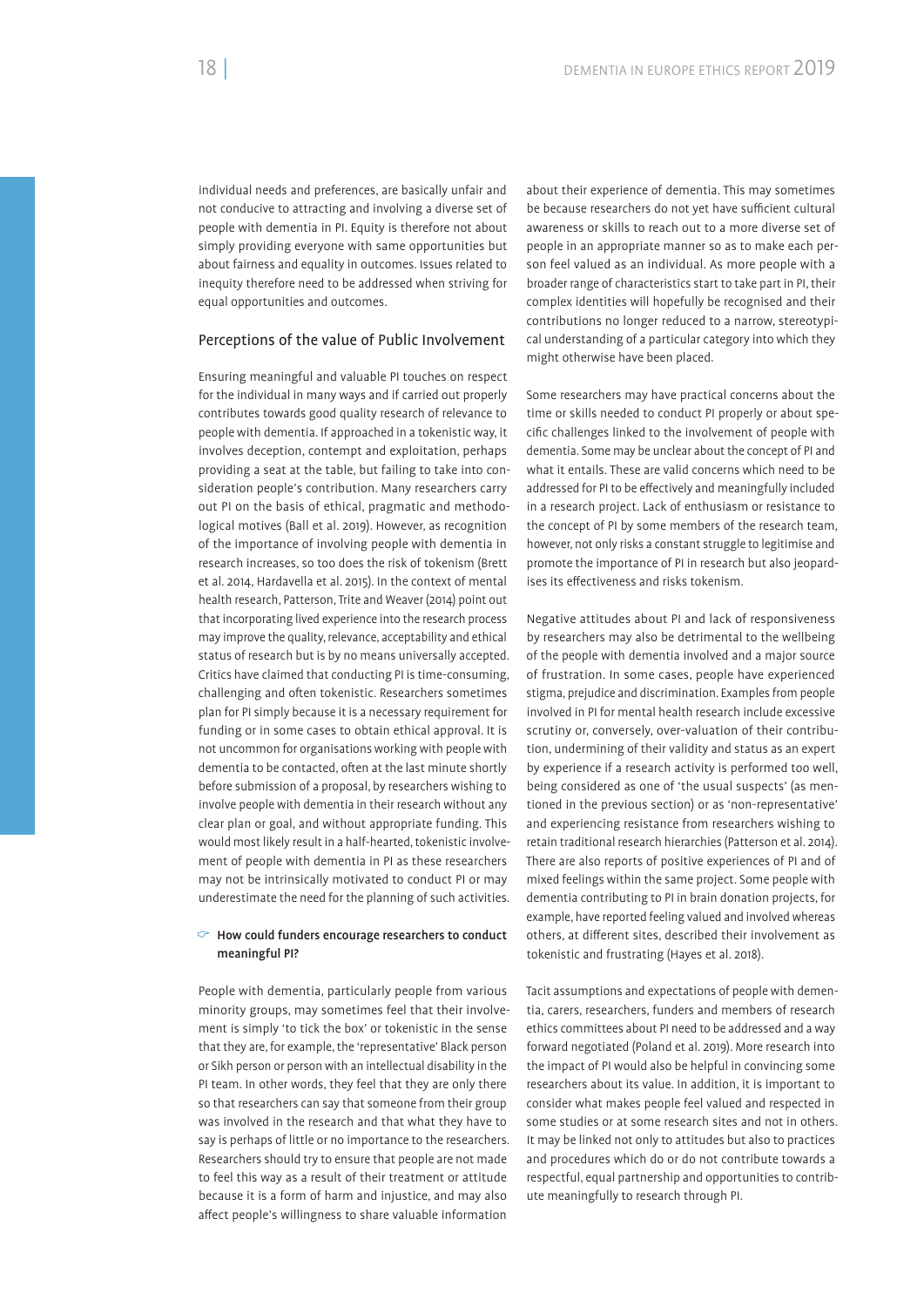individual needs and preferences, are basically unfair and not conducive to attracting and involving a diverse set of people with dementia in PI. Equity is therefore not about simply providing everyone with same opportunities but about fairness and equality in outcomes. Issues related to inequity therefore need to be addressed when striving for equal opportunities and outcomes.

## Perceptions of the value of Public Involvement

Ensuring meaningful and valuable PI touches on respect for the individual in many ways and if carried out properly contributes towards good quality research of relevance to people with dementia. If approached in a tokenistic way, it involves deception, contempt and exploitation, perhaps providing a seat at the table, but failing to take into consideration people's contribution. Many researchers carry out PI on the basis of ethical, pragmatic and methodological motives (Ball et al. 2019). However, as recognition of the importance of involving people with dementia in research increases, so too does the risk of tokenism (Brett et al. 2014, Hardavella et al. 2015). In the context of mental health research, Patterson, Trite and Weaver (2014) point out that incorporating lived experience into the research process may improve the quality, relevance, acceptability and ethical status of research but is by no means universally accepted. Critics have claimed that conducting PI is time-consuming, challenging and often tokenistic. Researchers sometimes plan for PI simply because it is a necessary requirement for funding or in some cases to obtain ethical approval. It is not uncommon for organisations working with people with dementia to be contacted, often at the last minute shortly before submission of a proposal, by researchers wishing to involve people with dementia in their research without any clear plan or goal, and without appropriate funding. This would most likely result in a half-hearted, tokenistic involvement of people with dementia in PI as these researchers may not be intrinsically motivated to conduct PI or may underestimate the need for the planning of such activities.

**How could funders encourage researchers to conduct meaningful PI?**

People with dementia, particularly people from various minority groups, may sometimes feel that their involvement is simply 'to tick the box' or tokenistic in the sense that they are, for example, the 'representative' Black person or Sikh person or person with an intellectual disability in the PI team. In other words, they feel that they are only there so that researchers can say that someone from their group was involved in the research and that what they have to say is perhaps of little or no importance to the researchers. Researchers should try to ensure that people are not made to feel this way as a result of their treatment or attitude because it is a form of harm and injustice, and may also affect people's willingness to share valuable information about their experience of dementia. This may sometimes be because researchers do not yet have sufficient cultural awareness or skills to reach out to a more diverse set of people in an appropriate manner so as to make each person feel valued as an individual. As more people with a broader range of characteristics start to take part in PI, their complex identities will hopefully be recognised and their contributions no longer reduced to a narrow, stereotypical understanding of a particular category into which they might otherwise have been placed.

Some researchers may have practical concerns about the time or skills needed to conduct PI properly or about specific challenges linked to the involvement of people with dementia. Some may be unclear about the concept of PI and what it entails. These are valid concerns which need to be addressed for PI to be effectively and meaningfully included in a research project. Lack of enthusiasm or resistance to the concept of PI by some members of the research team, however, not only risks a constant struggle to legitimise and promote the importance of PI in research but also jeopardises its effectiveness and risks tokenism.

Negative attitudes about PI and lack of responsiveness by researchers may also be detrimental to the wellbeing of the people with dementia involved and a major source of frustration. In some cases, people have experienced stigma, prejudice and discrimination. Examples from people involved in PI for mental health research include excessive scrutiny or, conversely, over-valuation of their contribution, undermining of their validity and status as an expert by experience if a research activity is performed too well, being considered as one of 'the usual suspects' (as mentioned in the previous section) or as 'non-representative' and experiencing resistance from researchers wishing to retain traditional research hierarchies (Patterson et al. 2014). There are also reports of positive experiences of PI and of mixed feelings within the same project. Some people with dementia contributing to PI in brain donation projects, for example, have reported feeling valued and involved whereas others, at different sites, described their involvement as tokenistic and frustrating (Hayes et al. 2018).

Tacit assumptions and expectations of people with dementia, carers, researchers, funders and members of research ethics committees about PI need to be addressed and a way forward negotiated (Poland et al. 2019). More research into the impact of PI would also be helpful in convincing some researchers about its value. In addition, it is important to consider what makes people feel valued and respected in some studies or at some research sites and not in others. It may be linked not only to attitudes but also to practices and procedures which do or do not contribute towards a respectful, equal partnership and opportunities to contribute meaningfully to research through PI.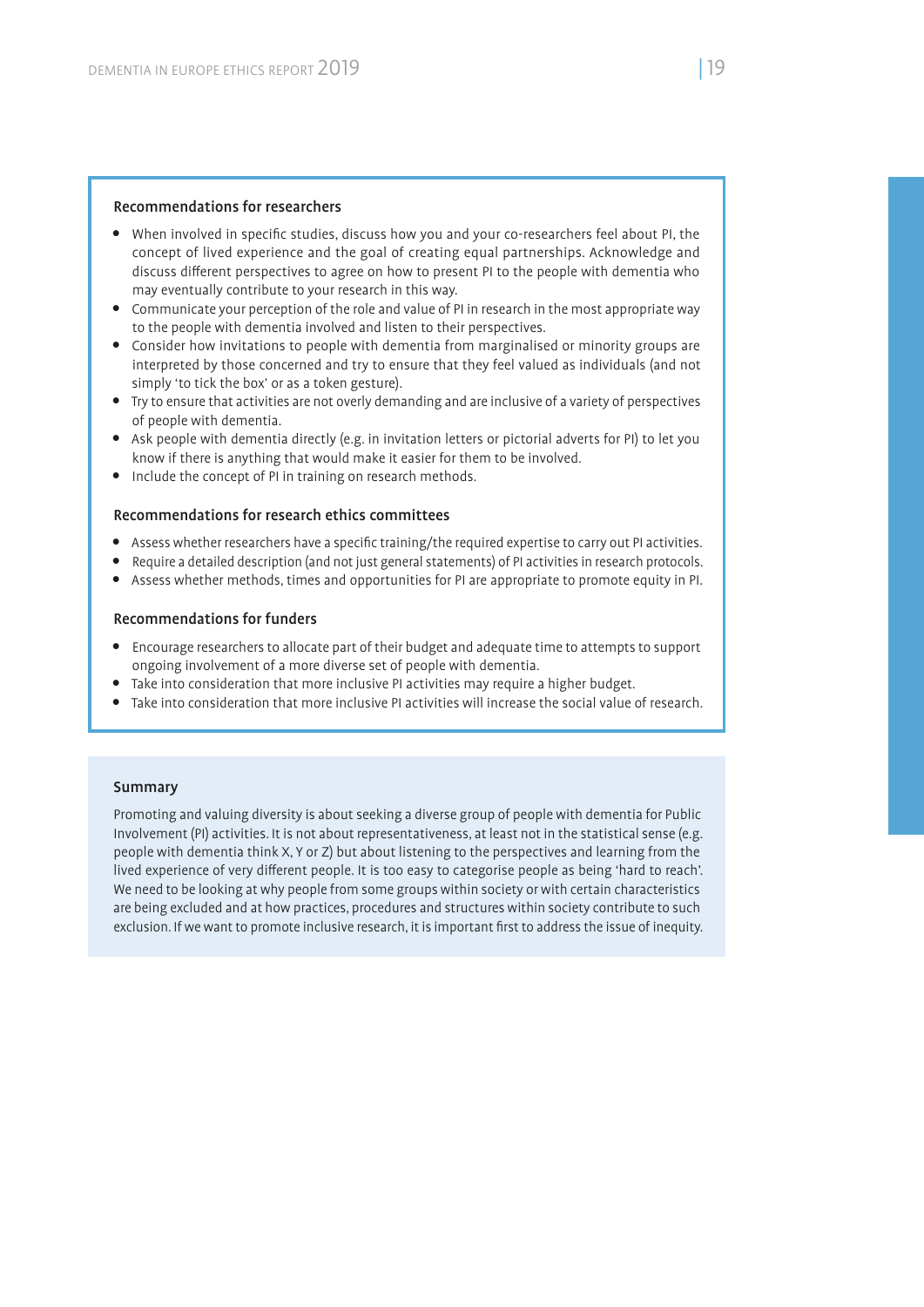### Recommendations for researchers

- When involved in specific studies, discuss how you and your co-researchers feel about PI, the concept of lived experience and the goal of creating equal partnerships. Acknowledge and discuss different perspectives to agree on how to present PI to the people with dementia who may eventually contribute to your research in this way.
- Communicate your perception of the role and value of PI in research in the most appropriate way to the people with dementia involved and listen to their perspectives.
- Consider how invitations to people with dementia from marginalised or minority groups are interpreted by those concerned and try to ensure that they feel valued as individuals (and not simply 'to tick the box' or as a token gesture).
- Try to ensure that activities are not overly demanding and are inclusive of a variety of perspectives of people with dementia.
- Ask people with dementia directly (e.g. in invitation letters or pictorial adverts for PI) to let you know if there is anything that would make it easier for them to be involved.
- Include the concept of PI in training on research methods.

### Recommendations for research ethics committees

- Assess whether researchers have a specific training/the required expertise to carry out PI activities.
- Require a detailed description (and not just general statements) of PI activities in research protocols.
- Assess whether methods, times and opportunities for PI are appropriate to promote equity in PI.

### Recommendations for funders

- Encourage researchers to allocate part of their budget and adequate time to attempts to support ongoing involvement of a more diverse set of people with dementia.
- Take into consideration that more inclusive PI activities may require a higher budget.
- Take into consideration that more inclusive PI activities will increase the social value of research.

### Summary

Promoting and valuing diversity is about seeking a diverse group of people with dementia for Public Involvement (PI) activities. It is not about representativeness, at least not in the statistical sense (e.g. people with dementia think X, Y or Z) but about listening to the perspectives and learning from the lived experience of very different people. It is too easy to categorise people as being 'hard to reach'. We need to be looking at why people from some groups within society or with certain characteristics are being excluded and at how practices, procedures and structures within society contribute to such exclusion. If we want to promote inclusive research, it is important first to address the issue of inequity.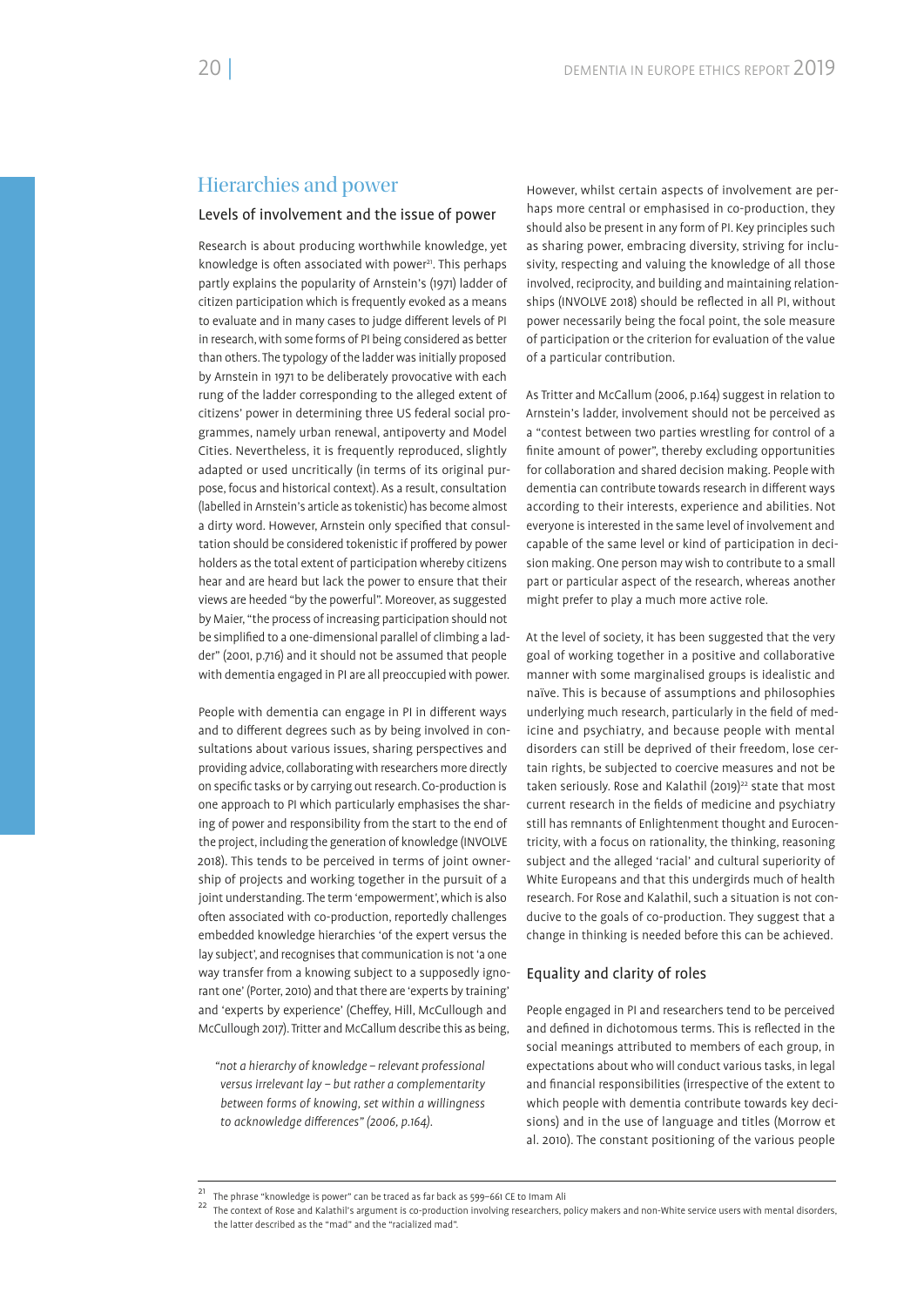## Hierarchies and power

### Levels of involvement and the issue of power

Research is about producing worthwhile knowledge, yet knowledge is often associated with power[21]. This perhaps partly explains the popularity of Arnstein's (1971) ladder of citizen participation which is frequently evoked as a means to evaluate and in many cases to judge different levels of PI in research, with some forms of PI being considered as better than others. The typology of the ladder was initially proposed by Arnstein in 1971 to be deliberately provocative with each rung of the ladder corresponding to the alleged extent of citizens' power in determining three US federal social programmes, namely urban renewal, antipoverty and Model Cities. Nevertheless, it is frequently reproduced, slightly adapted or used uncritically (in terms of its original purpose, focus and historical context). As a result, consultation (labelled in Arnstein's article as tokenistic) has become almost a dirty word. However, Arnstein only specified that consultation should be considered tokenistic if proffered by power holders as the total extent of participation whereby citizens hear and are heard but lack the power to ensure that their views are heeded "by the powerful". Moreover, as suggested by Maier, "the process of increasing participation should not be simplified to a one-dimensional parallel of climbing a ladder" (2001, p.716) and it should not be assumed that people with dementia engaged in PI are all preoccupied with power.

People with dementia can engage in PI in different ways and to different degrees such as by being involved in consultations about various issues, sharing perspectives and providing advice, collaborating with researchers more directly on specific tasks or by carrying out research. Co-production is one approach to PI which particularly emphasises the sharing of power and responsibility from the start to the end of the project, including the generation of knowledge (INVOLVE 2018). This tends to be perceived in terms of joint ownership of projects and working together in the pursuit of a joint understanding. The term 'empowerment', which is also often associated with co-production, reportedly challenges embedded knowledge hierarchies 'of the expert versus the lay subject', and recognises that communication is not 'a one way transfer from a knowing subject to a supposedly ignorant one' (Porter, 2010) and that there are 'experts by training' and 'experts by experience' (Cheffey, Hill, McCullough and McCullough 2017). Tritter and McCallum describe this as being,

> *"not a hierarchy of knowledge – relevant professional versus irrelevant lay – but rather a complementarity between forms of knowing, set within a willingness to acknowledge differences" (2006, p.164).*

However, whilst certain aspects of involvement are perhaps more central or emphasised in co-production, they should also be present in any form of PI. Key principles such as sharing power, embracing diversity, striving for inclusivity, respecting and valuing the knowledge of all those involved, reciprocity, and building and maintaining relationships (INVOLVE 2018) should be reflected in all PI, without power necessarily being the focal point, the sole measure of participation or the criterion for evaluation of the value of a particular contribution.

As Tritter and McCallum (2006, p.164) suggest in relation to Arnstein's ladder, involvement should not be perceived as a "contest between two parties wrestling for control of a finite amount of power", thereby excluding opportunities for collaboration and shared decision making. People with dementia can contribute towards research in different ways according to their interests, experience and abilities. Not everyone is interested in the same level of involvement and capable of the same level or kind of participation in decision making. One person may wish to contribute to a small part or particular aspect of the research, whereas another might prefer to play a much more active role.

At the level of society, it has been suggested that the very goal of working together in a positive and collaborative manner with some marginalised groups is idealistic and naïve. This is because of assumptions and philosophies underlying much research, particularly in the field of medicine and psychiatry, and because people with mental disorders can still be deprived of their freedom, lose certain rights, be subjected to coercive measures and not be taken seriously. Rose and Kalathil (2019)[22] state that most current research in the fields of medicine and psychiatry still has remnants of Enlightenment thought and Eurocentricity, with a focus on rationality, the thinking, reasoning subject and the alleged 'racial' and cultural superiority of White Europeans and that this undergirds much of health research. For Rose and Kalathil, such a situation is not conducive to the goals of co-production. They suggest that a change in thinking is needed before this can be achieved.

### Equality and clarity of roles

People engaged in PI and researchers tend to be perceived and defined in dichotomous terms. This is reflected in the social meanings attributed to members of each group, in expectations about who will conduct various tasks, in legal and financial responsibilities (irrespective of the extent to which people with dementia contribute towards key decisions) and in the use of language and titles (Morrow et al. 2010). The constant positioning of the various people

---

[21] The phrase "knowledge is power" can be traced as far back as 599–661 CE to Imam Ali

[22] The context of Rose and Kalathil's argument is co-production involving researchers, policy makers and non-White service users with mental disorders, the latter described as the "mad" and the "racialized mad".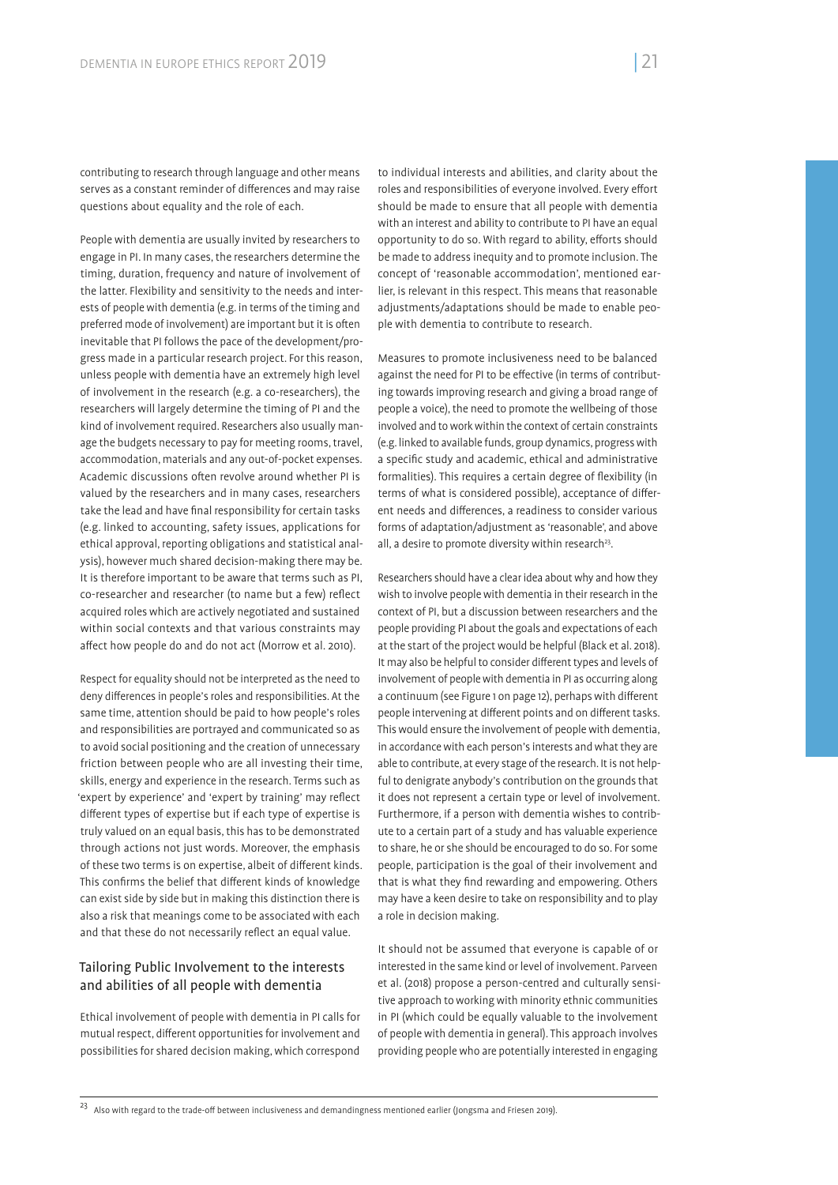contributing to research through language and other means serves as a constant reminder of differences and may raise questions about equality and the role of each.

People with dementia are usually invited by researchers to engage in PI. In many cases, the researchers determine the timing, duration, frequency and nature of involvement of the latter. Flexibility and sensitivity to the needs and interests of people with dementia (e.g. in terms of the timing and preferred mode of involvement) are important but it is often inevitable that PI follows the pace of the development/progress made in a particular research project. For this reason, unless people with dementia have an extremely high level of involvement in the research (e.g. a co-researchers), the researchers will largely determine the timing of PI and the kind of involvement required. Researchers also usually manage the budgets necessary to pay for meeting rooms, travel, accommodation, materials and any out-of-pocket expenses. Academic discussions often revolve around whether PI is valued by the researchers and in many cases, researchers take the lead and have final responsibility for certain tasks (e.g. linked to accounting, safety issues, applications for ethical approval, reporting obligations and statistical analysis), however much shared decision-making there may be. It is therefore important to be aware that terms such as PI, co-researcher and researcher (to name but a few) reflect acquired roles which are actively negotiated and sustained within social contexts and that various constraints may affect how people do and do not act (Morrow et al. 2010).

Respect for equality should not be interpreted as the need to deny differences in people's roles and responsibilities. At the same time, attention should be paid to how people's roles and responsibilities are portrayed and communicated so as to avoid social positioning and the creation of unnecessary friction between people who are all investing their time, skills, energy and experience in the research. Terms such as 'expert by experience' and 'expert by training' may reflect different types of expertise but if each type of expertise is truly valued on an equal basis, this has to be demonstrated through actions not just words. Moreover, the emphasis of these two terms is on expertise, albeit of different kinds. This confirms the belief that different kinds of knowledge can exist side by side but in making this distinction there is also a risk that meanings come to be associated with each and that these do not necessarily reflect an equal value.

## Tailoring Public Involvement to the interests and abilities of all people with dementia

Ethical involvement of people with dementia in PI calls for mutual respect, different opportunities for involvement and possibilities for shared decision making, which correspond to individual interests and abilities, and clarity about the roles and responsibilities of everyone involved. Every effort should be made to ensure that all people with dementia with an interest and ability to contribute to PI have an equal opportunity to do so. With regard to ability, efforts should be made to address inequity and to promote inclusion. The concept of 'reasonable accommodation', mentioned earlier, is relevant in this respect. This means that reasonable adjustments/adaptations should be made to enable people with dementia to contribute to research.

Measures to promote inclusiveness need to be balanced against the need for PI to be effective (in terms of contributing towards improving research and giving a broad range of people a voice), the need to promote the wellbeing of those involved and to work within the context of certain constraints (e.g. linked to available funds, group dynamics, progress with a specific study and academic, ethical and administrative formalities). This requires a certain degree of flexibility (in terms of what is considered possible), acceptance of different needs and differences, a readiness to consider various forms of adaptation/adjustment as 'reasonable', and above all, a desire to promote diversity within research[23].

Researchers should have a clear idea about why and how they wish to involve people with dementia in their research in the context of PI, but a discussion between researchers and the people providing PI about the goals and expectations of each at the start of the project would be helpful (Black et al. 2018). It may also be helpful to consider different types and levels of involvement of people with dementia in PI as occurring along a continuum (see Figure 1 on page 12), perhaps with different people intervening at different points and on different tasks. This would ensure the involvement of people with dementia, in accordance with each person's interests and what they are able to contribute, at every stage of the research. It is not helpful to denigrate anybody's contribution on the grounds that it does not represent a certain type or level of involvement. Furthermore, if a person with dementia wishes to contribute to a certain part of a study and has valuable experience to share, he or she should be encouraged to do so. For some people, participation is the goal of their involvement and that is what they find rewarding and empowering. Others may have a keen desire to take on responsibility and to play a role in decision making.

It should not be assumed that everyone is capable of or interested in the same kind or level of involvement. Parveen et al. (2018) propose a person-centred and culturally sensitive approach to working with minority ethnic communities in PI (which could be equally valuable to the involvement of people with dementia in general). This approach involves providing people who are potentially interested in engaging

[23] Also with regard to the trade-off between inclusiveness and demandingness mentioned earlier (Jongsma and Friesen 2019).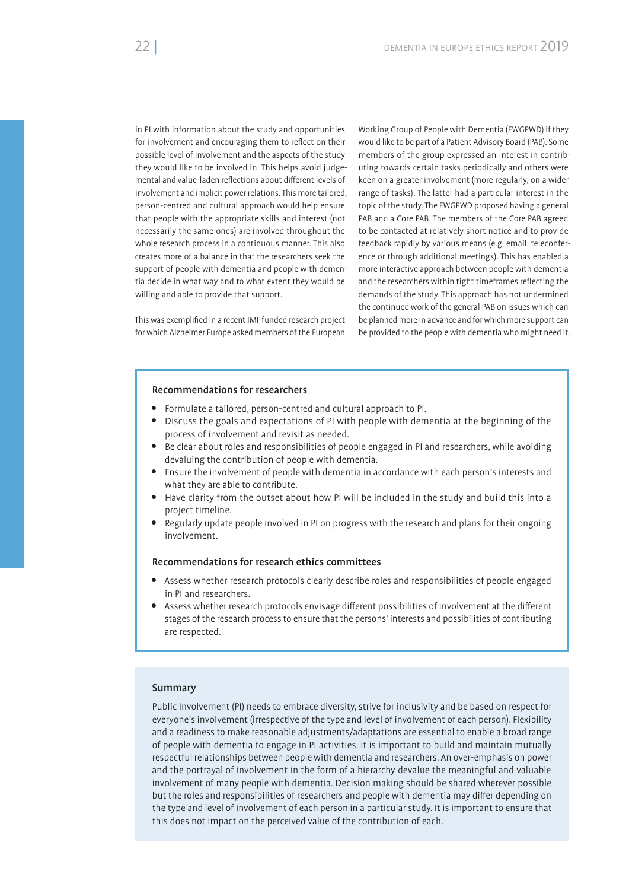in PI with information about the study and opportunities for involvement and encouraging them to reflect on their possible level of involvement and the aspects of the study they would like to be involved in. This helps avoid judgemental and value-laden reflections about different levels of involvement and implicit power relations. This more tailored, person-centred and cultural approach would help ensure that people with the appropriate skills and interest (not necessarily the same ones) are involved throughout the whole research process in a continuous manner. This also creates more of a balance in that the researchers seek the support of people with dementia and people with dementia decide in what way and to what extent they would be willing and able to provide that support.

This was exemplified in a recent IMI-funded research project for which Alzheimer Europe asked members of the European Working Group of People with Dementia (EWGPWD) if they would like to be part of a Patient Advisory Board (PAB). Some members of the group expressed an interest in contributing towards certain tasks periodically and others were keen on a greater involvement (more regularly, on a wider range of tasks). The latter had a particular interest in the topic of the study. The EWGPWD proposed having a general PAB and a Core PAB. The members of the Core PAB agreed to be contacted at relatively short notice and to provide feedback rapidly by various means (e.g. email, teleconference or through additional meetings). This has enabled a more interactive approach between people with dementia and the researchers within tight timeframes reflecting the demands of the study. This approach has not undermined the continued work of the general PAB on issues which can be planned more in advance and for which more support can be provided to the people with dementia who might need it.

#### Recommendations for researchers

- Formulate a tailored, person-centred and cultural approach to PI.
- Discuss the goals and expectations of PI with people with dementia at the beginning of the process of involvement and revisit as needed.
- Be clear about roles and responsibilities of people engaged in PI and researchers, while avoiding devaluing the contribution of people with dementia.
- Ensure the involvement of people with dementia in accordance with each person's interests and what they are able to contribute.
- Have clarity from the outset about how PI will be included in the study and build this into a project timeline.
- Regularly update people involved in PI on progress with the research and plans for their ongoing involvement.

#### Recommendations for research ethics committees

- Assess whether research protocols clearly describe roles and responsibilities of people engaged in PI and researchers.
- Assess whether research protocols envisage different possibilities of involvement at the different stages of the research process to ensure that the persons' interests and possibilities of contributing are respected.

#### Summary

Public Involvement (PI) needs to embrace diversity, strive for inclusivity and be based on respect for everyone's involvement (irrespective of the type and level of involvement of each person). Flexibility and a readiness to make reasonable adjustments/adaptations are essential to enable a broad range of people with dementia to engage in PI activities. It is important to build and maintain mutually respectful relationships between people with dementia and researchers. An over-emphasis on power and the portrayal of involvement in the form of a hierarchy devalue the meaningful and valuable involvement of many people with dementia. Decision making should be shared wherever possible but the roles and responsibilities of researchers and people with dementia may differ depending on the type and level of involvement of each person in a particular study. It is important to ensure that this does not impact on the perceived value of the contribution of each.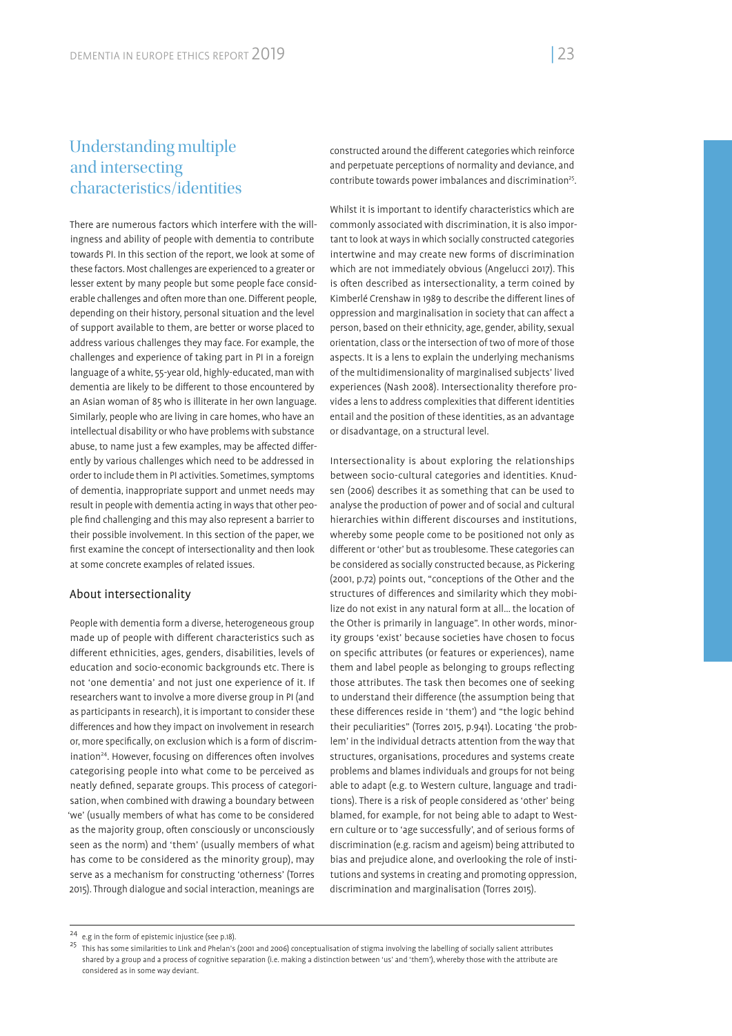## Understanding multiple and intersecting characteristics/identities

There are numerous factors which interfere with the willingness and ability of people with dementia to contribute towards PI. In this section of the report, we look at some of these factors. Most challenges are experienced to a greater or lesser extent by many people but some people face considerable challenges and often more than one. Different people, depending on their history, personal situation and the level of support available to them, are better or worse placed to address various challenges they may face. For example, the challenges and experience of taking part in PI in a foreign language of a white, 55-year old, highly-educated, man with dementia are likely to be different to those encountered by an Asian woman of 85 who is illiterate in her own language. Similarly, people who are living in care homes, who have an intellectual disability or who have problems with substance abuse, to name just a few examples, may be affected differently by various challenges which need to be addressed in order to include them in PI activities. Sometimes, symptoms of dementia, inappropriate support and unmet needs may result in people with dementia acting in ways that other people find challenging and this may also represent a barrier to their possible involvement. In this section of the paper, we first examine the concept of intersectionality and then look at some concrete examples of related issues.

### About intersectionality

People with dementia form a diverse, heterogeneous group made up of people with different characteristics such as different ethnicities, ages, genders, disabilities, levels of education and socio-economic backgrounds etc. There is not 'one dementia' and not just one experience of it. If researchers want to involve a more diverse group in PI (and as participants in research), it is important to consider these differences and how they impact on involvement in research or, more specifically, on exclusion which is a form of discrimination[24]. However, focusing on differences often involves categorising people into what come to be perceived as neatly defined, separate groups. This process of categorisation, when combined with drawing a boundary between 'we' (usually members of what has come to be considered as the majority group, often consciously or unconsciously seen as the norm) and 'them' (usually members of what has come to be considered as the minority group), may serve as a mechanism for constructing 'otherness' (Torres 2015). Through dialogue and social interaction, meanings are constructed around the different categories which reinforce and perpetuate perceptions of normality and deviance, and contribute towards power imbalances and discrimination[25].

Whilst it is important to identify characteristics which are commonly associated with discrimination, it is also important to look at ways in which socially constructed categories intertwine and may create new forms of discrimination which are not immediately obvious (Angelucci 2017). This is often described as intersectionality, a term coined by Kimberlé Crenshaw in 1989 to describe the different lines of oppression and marginalisation in society that can affect a person, based on their ethnicity, age, gender, ability, sexual orientation, class or the intersection of two of more of those aspects. It is a lens to explain the underlying mechanisms of the multidimensionality of marginalised subjects' lived experiences (Nash 2008). Intersectionality therefore provides a lens to address complexities that different identities entail and the position of these identities, as an advantage or disadvantage, on a structural level.

Intersectionality is about exploring the relationships between socio-cultural categories and identities. Knudsen (2006) describes it as something that can be used to analyse the production of power and of social and cultural hierarchies within different discourses and institutions, whereby some people come to be positioned not only as different or 'other' but as troublesome. These categories can be considered as socially constructed because, as Pickering (2001, p.72) points out, "conceptions of the Other and the structures of differences and similarity which they mobilize do not exist in any natural form at all… the location of the Other is primarily in language". In other words, minority groups 'exist' because societies have chosen to focus on specific attributes (or features or experiences), name them and label people as belonging to groups reflecting those attributes. The task then becomes one of seeking to understand their difference (the assumption being that these differences reside in 'them') and "the logic behind their peculiarities" (Torres 2015, p.941). Locating 'the problem' in the individual detracts attention from the way that structures, organisations, procedures and systems create problems and blames individuals and groups for not being able to adapt (e.g. to Western culture, language and traditions). There is a risk of people considered as 'other' being blamed, for example, for not being able to adapt to Western culture or to 'age successfully', and of serious forms of discrimination (e.g. racism and ageism) being attributed to bias and prejudice alone, and overlooking the role of institutions and systems in creating and promoting oppression, discrimination and marginalisation (Torres 2015).

---

[24] e.g in the form of epistemic injustice (see p.18).

[25] This has some similarities to Link and Phelan's (2001 and 2006) conceptualisation of stigma involving the labelling of socially salient attributes shared by a group and a process of cognitive separation (i.e. making a distinction between 'us' and 'them'), whereby those with the attribute are considered as in some way deviant.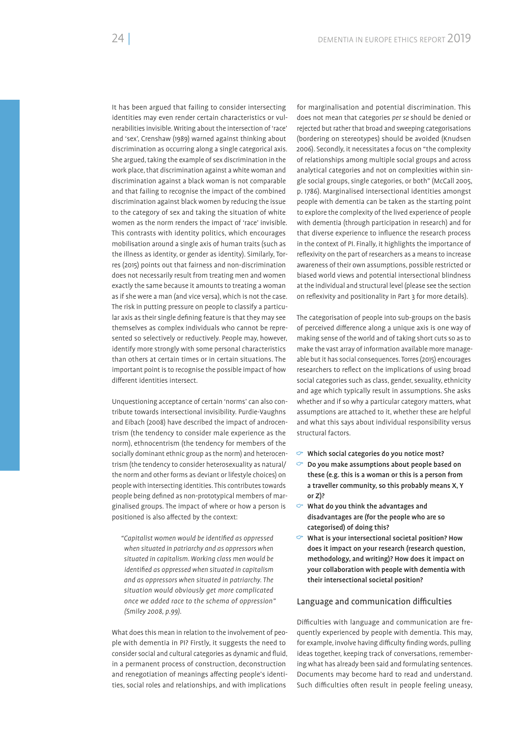It has been argued that failing to consider intersecting identities may even render certain characteristics or vulnerabilities invisible. Writing about the intersection of 'race' and 'sex', Crenshaw (1989) warned against thinking about discrimination as occurring along a single categorical axis. She argued, taking the example of sex discrimination in the work place, that discrimination against a white woman and discrimination against a black woman is not comparable and that failing to recognise the impact of the combined discrimination against black women by reducing the issue to the category of sex and taking the situation of white women as the norm renders the impact of 'race' invisible. This contrasts with identity politics, which encourages mobilisation around a single axis of human traits (such as the illness as identity, or gender as identity). Similarly, Torres (2015) points out that fairness and non-discrimination does not necessarily result from treating men and women exactly the same because it amounts to treating a woman as if she were a man (and vice versa), which is not the case. The risk in putting pressure on people to classify a particular axis as their single defining feature is that they may see themselves as complex individuals who cannot be represented so selectively or reductively. People may, however, identify more strongly with some personal characteristics than others at certain times or in certain situations. The important point is to recognise the possible impact of how different identities intersect.

Unquestioning acceptance of certain 'norms' can also contribute towards intersectional invisibility. Purdie-Vaughns and Eibach (2008) have described the impact of androcentrism (the tendency to consider male experience as the norm), ethnocentrism (the tendency for members of the socially dominant ethnic group as the norm) and heterocentrism (the tendency to consider heterosexuality as natural/the norm and other forms as deviant or lifestyle choices) on people with intersecting identities. This contributes towards people being defined as non-prototypical members of marginalised groups. The impact of where or how a person is positioned is also affected by the context:

> *"Capitalist women would be identified as oppressed when situated in patriarchy and as oppressors when situated in capitalism. Working class men would be identified as oppressed when situated in capitalism and as oppressors when situated in patriarchy. The situation would obviously get more complicated once we added race to the schema of oppression" (Smiley 2008, p.99).*

What does this mean in relation to the involvement of people with dementia in PI? Firstly, it suggests the need to consider social and cultural categories as dynamic and fluid, in a permanent process of construction, deconstruction and renegotiation of meanings affecting people's identities, social roles and relationships, and with implications for marginalisation and potential discrimination. This does not mean that categories *per se* should be denied or rejected but rather that broad and sweeping categorisations (bordering on stereotypes) should be avoided (Knudsen 2006). Secondly, it necessitates a focus on "the complexity of relationships among multiple social groups and across analytical categories and not on complexities within single social groups, single categories, or both" (McCall 2005, p. 1786). Marginalised intersectional identities amongst people with dementia can be taken as the starting point to explore the complexity of the lived experience of people with dementia (through participation in research) and for that diverse experience to influence the research process in the context of PI. Finally, it highlights the importance of reflexivity on the part of researchers as a means to increase awareness of their own assumptions, possible restricted or biased world views and potential intersectional blindness at the individual and structural level (please see the section on reflexivity and positionality in Part 3 for more details).

The categorisation of people into sub-groups on the basis of perceived difference along a unique axis is one way of making sense of the world and of taking short cuts so as to make the vast array of information available more manageable but it has social consequences. Torres (2015) encourages researchers to reflect on the implications of using broad social categories such as class, gender, sexuality, ethnicity and age which typically result in assumptions. She asks whether and if so why a particular category matters, what assumptions are attached to it, whether these are helpful and what this says about individual responsibility versus structural factors.

- **Which social categories do you notice most?**
- **Do you make assumptions about people based on these (e.g. this is a woman or this is a person from a traveller community, so this probably means X, Y or Z)?**
- **What do you think the advantages and disadvantages are (for the people who are so categorised) of doing this?**
- **What is your intersectional societal position? How does it impact on your research (research question, methodology, and writing)? How does it impact on your collaboration with people with dementia with their intersectional societal position?**

## Language and communication difficulties

Difficulties with language and communication are frequently experienced by people with dementia. This may, for example, involve having difficulty finding words, pulling ideas together, keeping track of conversations, remembering what has already been said and formulating sentences. Documents may become hard to read and understand. Such difficulties often result in people feeling uneasy,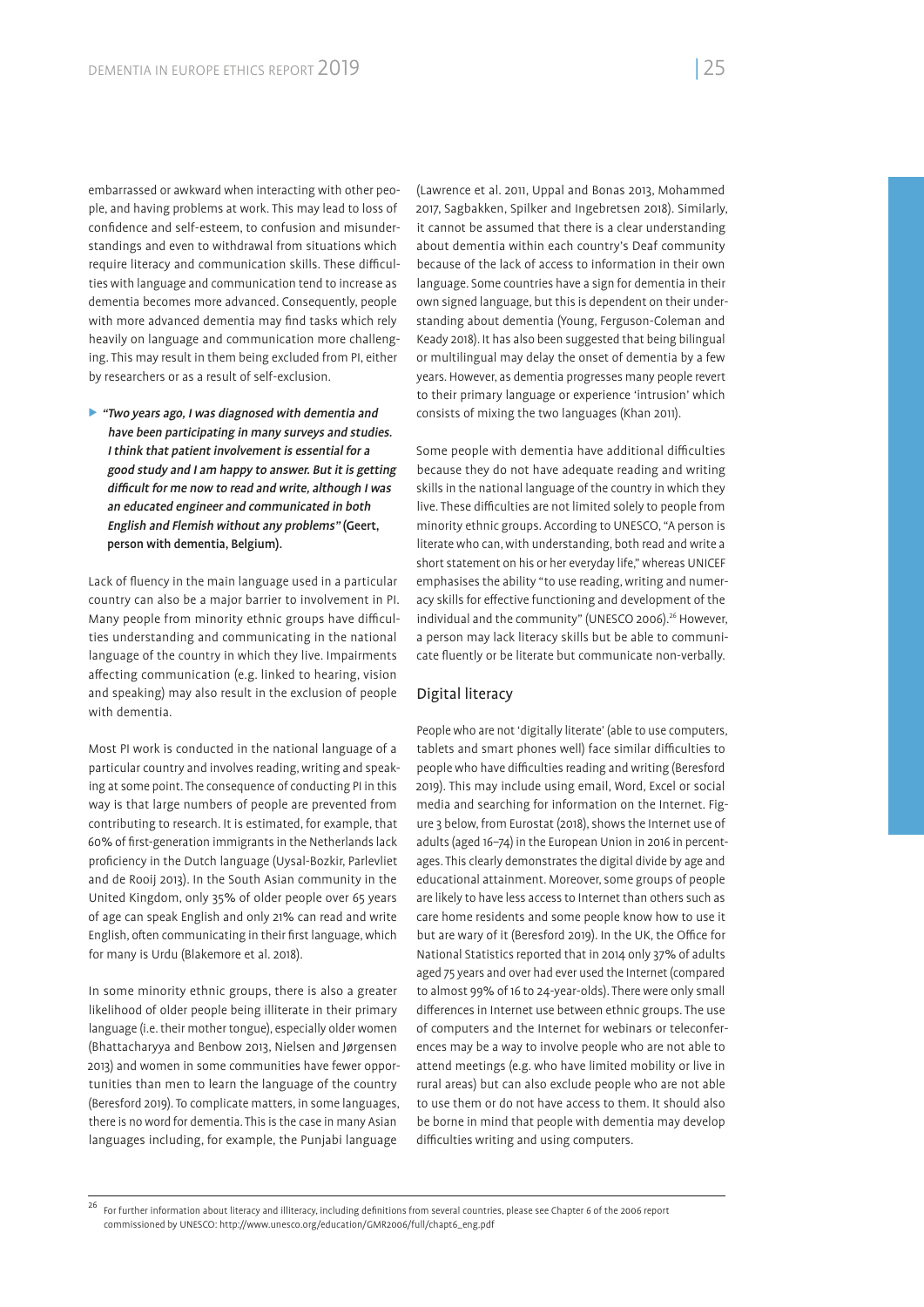embarrassed or awkward when interacting with other people, and having problems at work. This may lead to loss of confidence and self-esteem, to confusion and misunderstandings and even to withdrawal from situations which require literacy and communication skills. These difficulties with language and communication tend to increase as dementia becomes more advanced. Consequently, people with more advanced dementia may find tasks which rely heavily on language and communication more challenging. This may result in them being excluded from PI, either by researchers or as a result of self-exclusion.

- *"Two years ago, I was diagnosed with dementia and have been participating in many surveys and studies. I think that patient involvement is essential for a good study and I am happy to answer. But it is getting difficult for me now to read and write, although I was an educated engineer and communicated in both English and Flemish without any problems"* **(Geert, person with dementia, Belgium).**

Lack of fluency in the main language used in a particular country can also be a major barrier to involvement in PI. Many people from minority ethnic groups have difficulties understanding and communicating in the national language of the country in which they live. Impairments affecting communication (e.g. linked to hearing, vision and speaking) may also result in the exclusion of people with dementia.

Most PI work is conducted in the national language of a particular country and involves reading, writing and speaking at some point. The consequence of conducting PI in this way is that large numbers of people are prevented from contributing to research. It is estimated, for example, that 60% of first-generation immigrants in the Netherlands lack proficiency in the Dutch language (Uysal-Bozkir, Parlevliet and de Rooij 2013). In the South Asian community in the United Kingdom, only 35% of older people over 65 years of age can speak English and only 21% can read and write English, often communicating in their first language, which for many is Urdu (Blakemore et al. 2018).

In some minority ethnic groups, there is also a greater likelihood of older people being illiterate in their primary language (i.e. their mother tongue), especially older women (Bhattacharyya and Benbow 2013, Nielsen and Jørgensen 2013) and women in some communities have fewer opportunities than men to learn the language of the country (Beresford 2019). To complicate matters, in some languages, there is no word for dementia. This is the case in many Asian languages including, for example, the Punjabi language (Lawrence et al. 2011, Uppal and Bonas 2013, Mohammed 2017, Sagbakken, Spilker and Ingebretsen 2018). Similarly, it cannot be assumed that there is a clear understanding about dementia within each country's Deaf community because of the lack of access to information in their own language. Some countries have a sign for dementia in their own signed language, but this is dependent on their understanding about dementia (Young, Ferguson-Coleman and Keady 2018). It has also been suggested that being bilingual or multilingual may delay the onset of dementia by a few years. However, as dementia progresses many people revert to their primary language or experience 'intrusion' which consists of mixing the two languages (Khan 2011).

Some people with dementia have additional difficulties because they do not have adequate reading and writing skills in the national language of the country in which they live. These difficulties are not limited solely to people from minority ethnic groups. According to UNESCO, "A person is literate who can, with understanding, both read and write a short statement on his or her everyday life," whereas UNICEF emphasises the ability "to use reading, writing and numeracy skills for effective functioning and development of the individual and the community" (UNESCO 2006).[26] However, a person may lack literacy skills but be able to communicate fluently or be literate but communicate non-verbally.

## Digital literacy

People who are not 'digitally literate' (able to use computers, tablets and smart phones well) face similar difficulties to people who have difficulties reading and writing (Beresford 2019). This may include using email, Word, Excel or social media and searching for information on the Internet. Figure 3 below, from Eurostat (2018), shows the Internet use of adults (aged 16–74) in the European Union in 2016 in percentages. This clearly demonstrates the digital divide by age and educational attainment. Moreover, some groups of people are likely to have less access to Internet than others such as care home residents and some people know how to use it but are wary of it (Beresford 2019). In the UK, the Office for National Statistics reported that in 2014 only 37% of adults aged 75 years and over had ever used the Internet (compared to almost 99% of 16 to 24-year-olds). There were only small differences in Internet use between ethnic groups. The use of computers and the Internet for webinars or teleconferences may be a way to involve people who are not able to attend meetings (e.g. who have limited mobility or live in rural areas) but can also exclude people who are not able to use them or do not have access to them. It should also be borne in mind that people with dementia may develop difficulties writing and using computers.

---

[26] For further information about literacy and illiteracy, including definitions from several countries, please see Chapter 6 of the 2006 report commissioned by UNESCO: http://www.unesco.org/education/GMR2006/full/chapt6_eng.pdf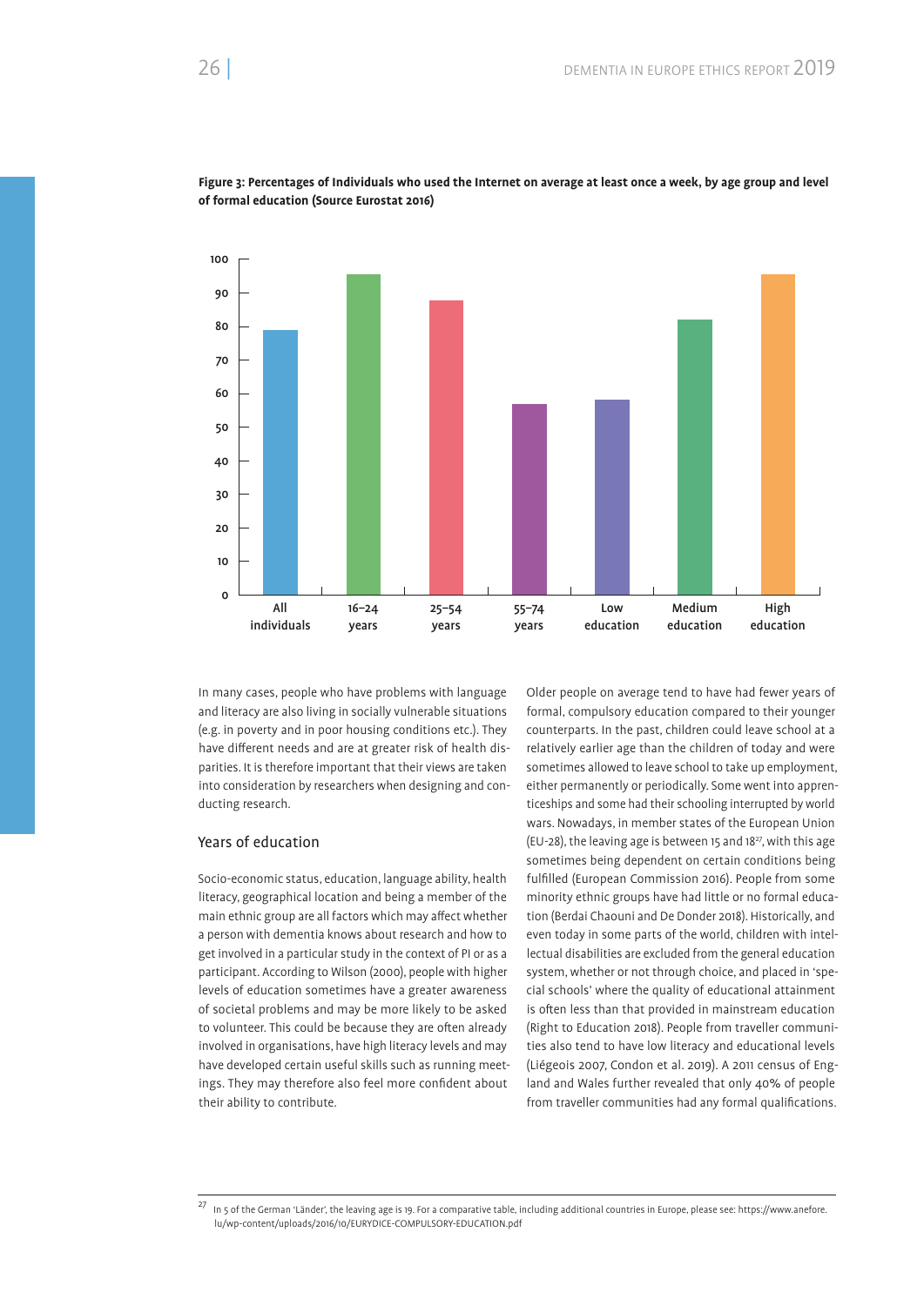**Figure 3: Percentages of Individuals who used the Internet on average at least once a week, by age group and level of formal education (Source Eurostat 2016)**

In many cases, people who have problems with language and literacy are also living in socially vulnerable situations (e.g. in poverty and in poor housing conditions etc.). They have different needs and are at greater risk of health disparities. It is therefore important that their views are taken into consideration by researchers when designing and conducting research.

## Years of education

Socio-economic status, education, language ability, health literacy, geographical location and being a member of the main ethnic group are all factors which may affect whether a person with dementia knows about research and how to get involved in a particular study in the context of PI or as a participant. According to Wilson (2000), people with higher levels of education sometimes have a greater awareness of societal problems and may be more likely to be asked to volunteer. This could be because they are often already involved in organisations, have high literacy levels and may have developed certain useful skills such as running meetings. They may therefore also feel more confident about their ability to contribute.

Older people on average tend to have had fewer years of formal, compulsory education compared to their younger counterparts. In the past, children could leave school at a relatively earlier age than the children of today and were sometimes allowed to leave school to take up employment, either permanently or periodically. Some went into apprenticeships and some had their schooling interrupted by world wars. Nowadays, in member states of the European Union (EU-28), the leaving age is between 15 and 18[27], with this age sometimes being dependent on certain conditions being fulfilled (European Commission 2016). People from some minority ethnic groups have had little or no formal education (Berdai Chaouni and De Donder 2018). Historically, and even today in some parts of the world, children with intellectual disabilities are excluded from the general education system, whether or not through choice, and placed in 'special schools' where the quality of educational attainment is often less than that provided in mainstream education (Right to Education 2018). People from traveller communities also tend to have low literacy and educational levels (Liégeois 2007, Condon et al. 2019). A 2011 census of England and Wales further revealed that only 40% of people from traveller communities had any formal qualifications.

---

[27] In 5 of the German 'Länder', the leaving age is 19. For a comparative table, including additional countries in Europe, please see: https://www.anefore.lu/wp-content/uploads/2016/10/EURYDICE-COMPULSORY-EDUCATION.pdf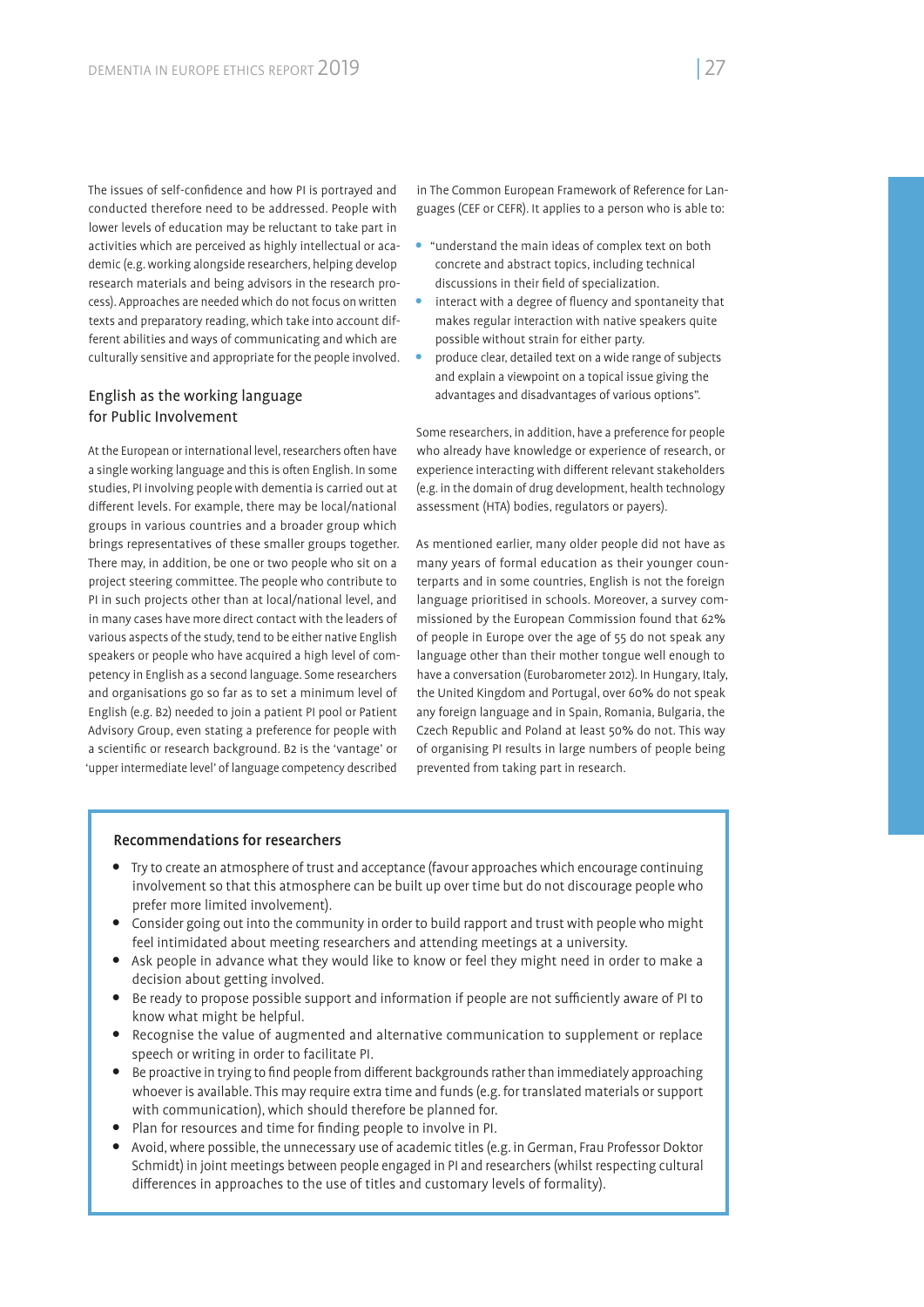The issues of self-confidence and how PI is portrayed and conducted therefore need to be addressed. People with lower levels of education may be reluctant to take part in activities which are perceived as highly intellectual or academic (e.g. working alongside researchers, helping develop research materials and being advisors in the research process). Approaches are needed which do not focus on written texts and preparatory reading, which take into account different abilities and ways of communicating and which are culturally sensitive and appropriate for the people involved.

## English as the working language for Public Involvement

At the European or international level, researchers often have a single working language and this is often English. In some studies, PI involving people with dementia is carried out at different levels. For example, there may be local/national groups in various countries and a broader group which brings representatives of these smaller groups together. There may, in addition, be one or two people who sit on a project steering committee. The people who contribute to PI in such projects other than at local/national level, and in many cases have more direct contact with the leaders of various aspects of the study, tend to be either native English speakers or people who have acquired a high level of competency in English as a second language. Some researchers and organisations go so far as to set a minimum level of English (e.g. B2) needed to join a patient PI pool or Patient Advisory Group, even stating a preference for people with a scientific or research background. B2 is the 'vantage' or 'upper intermediate level' of language competency described in The Common European Framework of Reference for Languages (CEF or CEFR). It applies to a person who is able to:

- "understand the main ideas of complex text on both concrete and abstract topics, including technical discussions in their field of specialization.
- interact with a degree of fluency and spontaneity that makes regular interaction with native speakers quite possible without strain for either party.
- produce clear, detailed text on a wide range of subjects and explain a viewpoint on a topical issue giving the advantages and disadvantages of various options".

Some researchers, in addition, have a preference for people who already have knowledge or experience of research, or experience interacting with different relevant stakeholders (e.g. in the domain of drug development, health technology assessment (HTA) bodies, regulators or payers).

As mentioned earlier, many older people did not have as many years of formal education as their younger counterparts and in some countries, English is not the foreign language prioritised in schools. Moreover, a survey commissioned by the European Commission found that 62% of people in Europe over the age of 55 do not speak any language other than their mother tongue well enough to have a conversation (Eurobarometer 2012). In Hungary, Italy, the United Kingdom and Portugal, over 60% do not speak any foreign language and in Spain, Romania, Bulgaria, the Czech Republic and Poland at least 50% do not. This way of organising PI results in large numbers of people being prevented from taking part in research.

### Recommendations for researchers

- Try to create an atmosphere of trust and acceptance (favour approaches which encourage continuing involvement so that this atmosphere can be built up over time but do not discourage people who prefer more limited involvement).
- Consider going out into the community in order to build rapport and trust with people who might feel intimidated about meeting researchers and attending meetings at a university.
- Ask people in advance what they would like to know or feel they might need in order to make a decision about getting involved.
- Be ready to propose possible support and information if people are not sufficiently aware of PI to know what might be helpful.
- Recognise the value of augmented and alternative communication to supplement or replace speech or writing in order to facilitate PI.
- Be proactive in trying to find people from different backgrounds rather than immediately approaching whoever is available. This may require extra time and funds (e.g. for translated materials or support with communication), which should therefore be planned for.
- Plan for resources and time for finding people to involve in PI.
- Avoid, where possible, the unnecessary use of academic titles (e.g. in German, Frau Professor Doktor Schmidt) in joint meetings between people engaged in PI and researchers (whilst respecting cultural differences in approaches to the use of titles and customary levels of formality).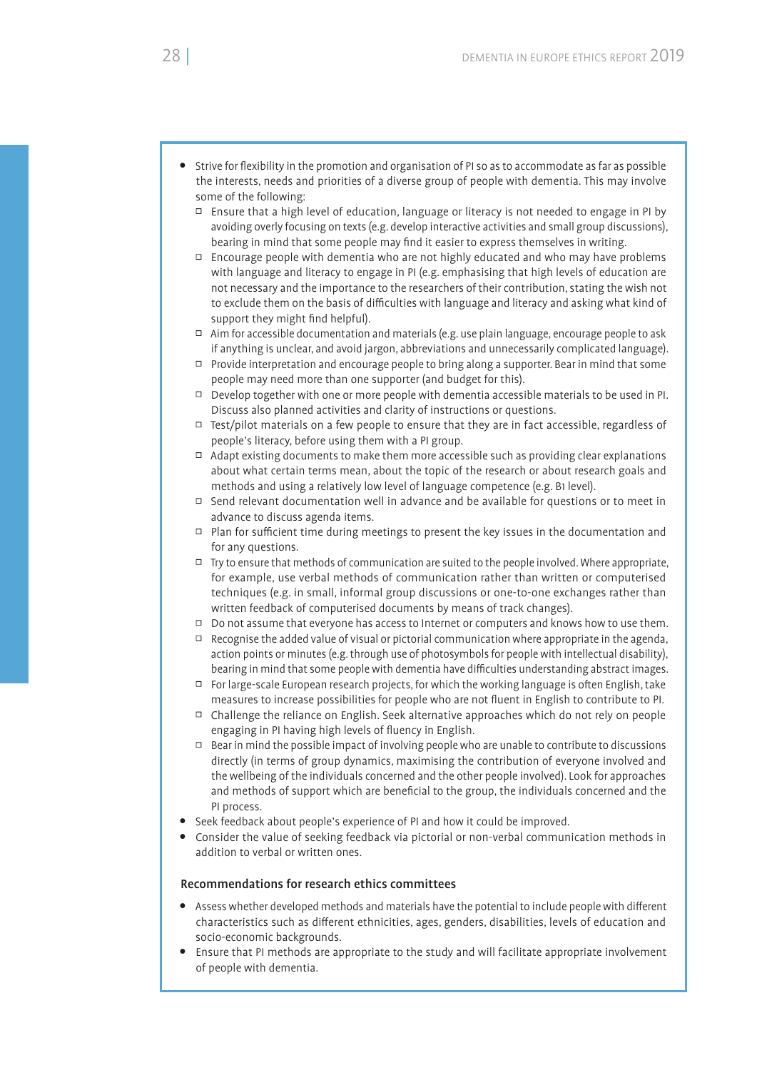- Strive for flexibility in the promotion and organisation of PI so as to accommodate as far as possible the interests, needs and priorities of a diverse group of people with dementia. This may involve some of the following:
  - Ensure that a high level of education, language or literacy is not needed to engage in PI by avoiding overly focusing on texts (e.g. develop interactive activities and small group discussions), bearing in mind that some people may find it easier to express themselves in writing.
  - Encourage people with dementia who are not highly educated and who may have problems with language and literacy to engage in PI (e.g. emphasising that high levels of education are not necessary and the importance to the researchers of their contribution, stating the wish not to exclude them on the basis of difficulties with language and literacy and asking what kind of support they might find helpful).
  - Aim for accessible documentation and materials (e.g. use plain language, encourage people to ask if anything is unclear, and avoid jargon, abbreviations and unnecessarily complicated language).
  - Provide interpretation and encourage people to bring along a supporter. Bear in mind that some people may need more than one supporter (and budget for this).
  - Develop together with one or more people with dementia accessible materials to be used in PI. Discuss also planned activities and clarity of instructions or questions.
  - Test/pilot materials on a few people to ensure that they are in fact accessible, regardless of people's literacy, before using them with a PI group.
  - Adapt existing documents to make them more accessible such as providing clear explanations about what certain terms mean, about the topic of the research or about research goals and methods and using a relatively low level of language competence (e.g. B1 level).
  - Send relevant documentation well in advance and be available for questions or to meet in advance to discuss agenda items.
  - Plan for sufficient time during meetings to present the key issues in the documentation and for any questions.
  - Try to ensure that methods of communication are suited to the people involved. Where appropriate, for example, use verbal methods of communication rather than written or computerised techniques (e.g. in small, informal group discussions or one-to-one exchanges rather than written feedback of computerised documents by means of track changes).
  - Do not assume that everyone has access to Internet or computers and knows how to use them.
  - Recognise the added value of visual or pictorial communication where appropriate in the agenda, action points or minutes (e.g. through use of photosymbols for people with intellectual disability), bearing in mind that some people with dementia have difficulties understanding abstract images.
  - For large-scale European research projects, for which the working language is often English, take measures to increase possibilities for people who are not fluent in English to contribute to PI.
  - Challenge the reliance on English. Seek alternative approaches which do not rely on people engaging in PI having high levels of fluency in English.
  - Bear in mind the possible impact of involving people who are unable to contribute to discussions directly (in terms of group dynamics, maximising the contribution of everyone involved and the wellbeing of the individuals concerned and the other people involved). Look for approaches and methods of support which are beneficial to the group, the individuals concerned and the PI process.
- Seek feedback about people's experience of PI and how it could be improved.
- Consider the value of seeking feedback via pictorial or non-verbal communication methods in addition to verbal or written ones.

#### Recommendations for research ethics committees

- Assess whether developed methods and materials have the potential to include people with different characteristics such as different ethnicities, ages, genders, disabilities, levels of education and socio-economic backgrounds.
- Ensure that PI methods are appropriate to the study and will facilitate appropriate involvement of people with dementia.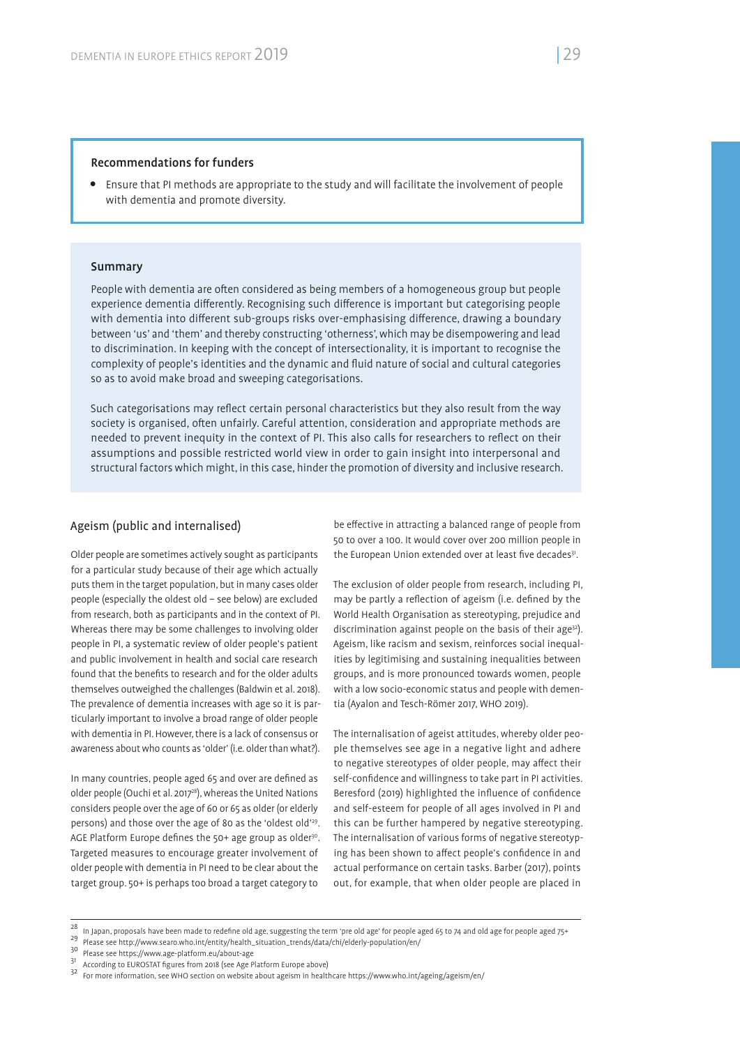### Recommendations for funders

- Ensure that PI methods are appropriate to the study and will facilitate the involvement of people with dementia and promote diversity.

### Summary

People with dementia are often considered as being members of a homogeneous group but people experience dementia differently. Recognising such difference is important but categorising people with dementia into different sub-groups risks over-emphasising difference, drawing a boundary between 'us' and 'them' and thereby constructing 'otherness', which may be disempowering and lead to discrimination. In keeping with the concept of intersectionality, it is important to recognise the complexity of people's identities and the dynamic and fluid nature of social and cultural categories so as to avoid make broad and sweeping categorisations.

Such categorisations may reflect certain personal characteristics but they also result from the way society is organised, often unfairly. Careful attention, consideration and appropriate methods are needed to prevent inequity in the context of PI. This also calls for researchers to reflect on their assumptions and possible restricted world view in order to gain insight into interpersonal and structural factors which might, in this case, hinder the promotion of diversity and inclusive research.

## Ageism (public and internalised)

Older people are sometimes actively sought as participants for a particular study because of their age which actually puts them in the target population, but in many cases older people (especially the oldest old – see below) are excluded from research, both as participants and in the context of PI. Whereas there may be some challenges to involving older people in PI, a systematic review of older people's patient and public involvement in health and social care research found that the benefits to research and for the older adults themselves outweighed the challenges (Baldwin et al. 2018). The prevalence of dementia increases with age so it is particularly important to involve a broad range of older people with dementia in PI. However, there is a lack of consensus or awareness about who counts as 'older' (i.e. older than what?).

In many countries, people aged 65 and over are defined as older people (Ouchi et al. 2017[28]), whereas the United Nations considers people over the age of 60 or 65 as older (or elderly persons) and those over the age of 80 as the 'oldest old'[29]. AGE Platform Europe defines the 50+ age group as older[30]. Targeted measures to encourage greater involvement of older people with dementia in PI need to be clear about the target group. 50+ is perhaps too broad a target category to be effective in attracting a balanced range of people from 50 to over a 100. It would cover over 200 million people in the European Union extended over at least five decades[31].

The exclusion of older people from research, including PI, may be partly a reflection of ageism (i.e. defined by the World Health Organisation as stereotyping, prejudice and discrimination against people on the basis of their age[32]). Ageism, like racism and sexism, reinforces social inequalities by legitimising and sustaining inequalities between groups, and is more pronounced towards women, people with a low socio-economic status and people with dementia (Ayalon and Tesch-Römer 2017, WHO 2019).

The internalisation of ageist attitudes, whereby older people themselves see age in a negative light and adhere to negative stereotypes of older people, may affect their self-confidence and willingness to take part in PI activities. Beresford (2019) highlighted the influence of confidence and self-esteem for people of all ages involved in PI and this can be further hampered by negative stereotyping. The internalisation of various forms of negative stereotyping has been shown to affect people's confidence in and actual performance on certain tasks. Barber (2017), points out, for example, that when older people are placed in

---

[28] In Japan, proposals have been made to redefine old age, suggesting the term 'pre old age' for people aged 65 to 74 and old age for people aged 75+

[29] Please see http://www.searo.who.int/entity/health_situation_trends/data/chi/elderly-population/en/

[30] Please see https://www.age-platform.eu/about-age

[31] According to EUROSTAT figures from 2018 (see Age Platform Europe above)

[32] For more information, see WHO section on website about ageism in healthcare https://www.who.int/ageing/ageism/en/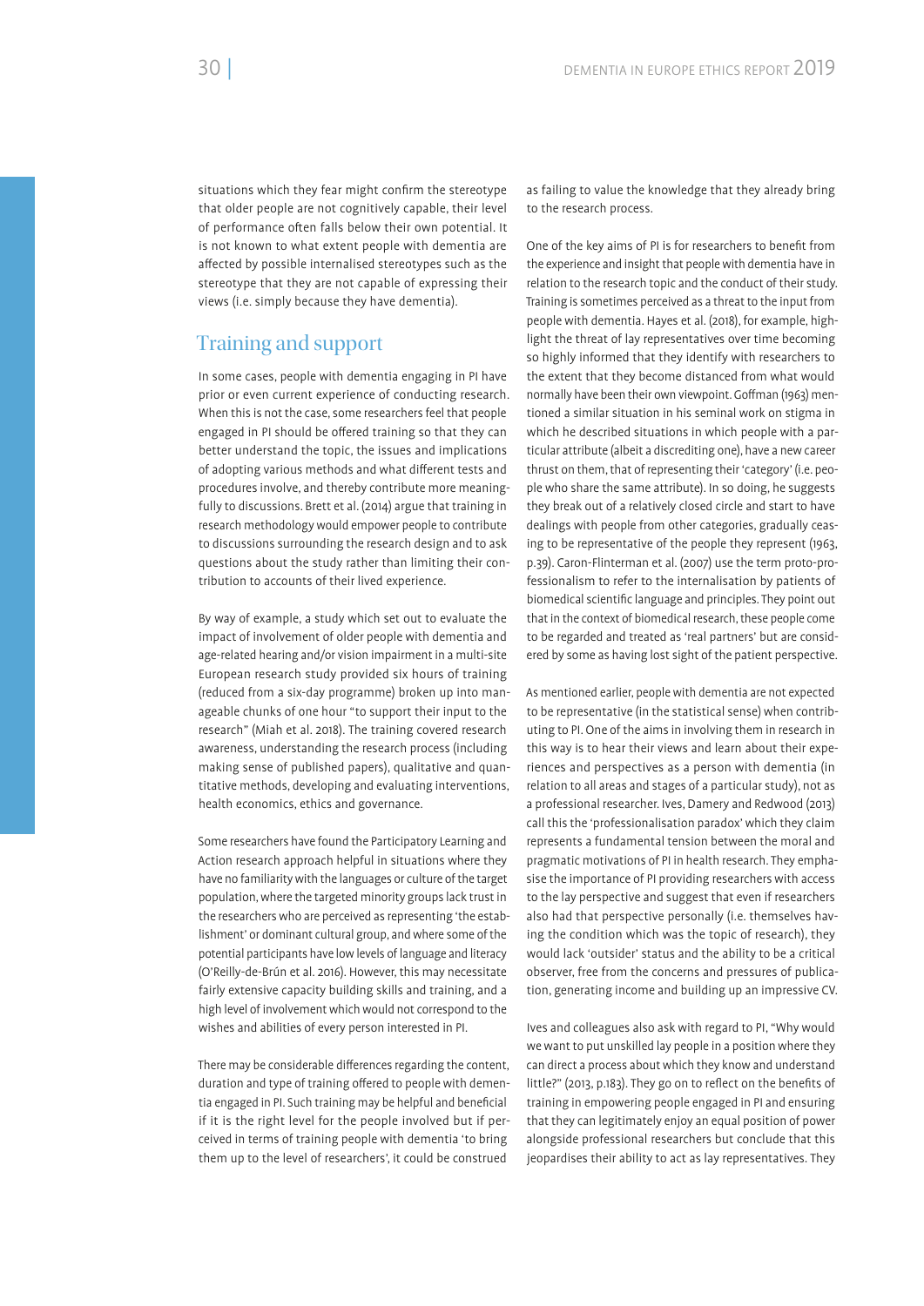situations which they fear might confirm the stereotype that older people are not cognitively capable, their level of performance often falls below their own potential. It is not known to what extent people with dementia are affected by possible internalised stereotypes such as the stereotype that they are not capable of expressing their views (i.e. simply because they have dementia).

## Training and support

In some cases, people with dementia engaging in PI have prior or even current experience of conducting research. When this is not the case, some researchers feel that people engaged in PI should be offered training so that they can better understand the topic, the issues and implications of adopting various methods and what different tests and procedures involve, and thereby contribute more meaningfully to discussions. Brett et al. (2014) argue that training in research methodology would empower people to contribute to discussions surrounding the research design and to ask questions about the study rather than limiting their contribution to accounts of their lived experience.

By way of example, a study which set out to evaluate the impact of involvement of older people with dementia and age-related hearing and/or vision impairment in a multi-site European research study provided six hours of training (reduced from a six-day programme) broken up into manageable chunks of one hour "to support their input to the research" (Miah et al. 2018). The training covered research awareness, understanding the research process (including making sense of published papers), qualitative and quantitative methods, developing and evaluating interventions, health economics, ethics and governance.

Some researchers have found the Participatory Learning and Action research approach helpful in situations where they have no familiarity with the languages or culture of the target population, where the targeted minority groups lack trust in the researchers who are perceived as representing 'the establishment' or dominant cultural group, and where some of the potential participants have low levels of language and literacy (O'Reilly-de-Brún et al. 2016). However, this may necessitate fairly extensive capacity building skills and training, and a high level of involvement which would not correspond to the wishes and abilities of every person interested in PI.

There may be considerable differences regarding the content, duration and type of training offered to people with dementia engaged in PI. Such training may be helpful and beneficial if it is the right level for the people involved but if perceived in terms of training people with dementia 'to bring them up to the level of researchers', it could be construed as failing to value the knowledge that they already bring to the research process.

One of the key aims of PI is for researchers to benefit from the experience and insight that people with dementia have in relation to the research topic and the conduct of their study. Training is sometimes perceived as a threat to the input from people with dementia. Hayes et al. (2018), for example, highlight the threat of lay representatives over time becoming so highly informed that they identify with researchers to the extent that they become distanced from what would normally have been their own viewpoint. Goffman (1963) mentioned a similar situation in his seminal work on stigma in which he described situations in which people with a particular attribute (albeit a discrediting one), have a new career thrust on them, that of representing their 'category' (i.e. people who share the same attribute). In so doing, he suggests they break out of a relatively closed circle and start to have dealings with people from other categories, gradually ceasing to be representative of the people they represent (1963, p.39). Caron-Flinterman et al. (2007) use the term proto-professionalism to refer to the internalisation by patients of biomedical scientific language and principles. They point out that in the context of biomedical research, these people come to be regarded and treated as 'real partners' but are considered by some as having lost sight of the patient perspective.

As mentioned earlier, people with dementia are not expected to be representative (in the statistical sense) when contributing to PI. One of the aims in involving them in research in this way is to hear their views and learn about their experiences and perspectives as a person with dementia (in relation to all areas and stages of a particular study), not as a professional researcher. Ives, Damery and Redwood (2013) call this the 'professionalisation paradox' which they claim represents a fundamental tension between the moral and pragmatic motivations of PI in health research. They emphasise the importance of PI providing researchers with access to the lay perspective and suggest that even if researchers also had that perspective personally (i.e. themselves having the condition which was the topic of research), they would lack 'outsider' status and the ability to be a critical observer, free from the concerns and pressures of publication, generating income and building up an impressive CV.

Ives and colleagues also ask with regard to PI, "Why would we want to put unskilled lay people in a position where they can direct a process about which they know and understand little?" (2013, p.183). They go on to reflect on the benefits of training in empowering people engaged in PI and ensuring that they can legitimately enjoy an equal position of power alongside professional researchers but conclude that this jeopardises their ability to act as lay representatives. They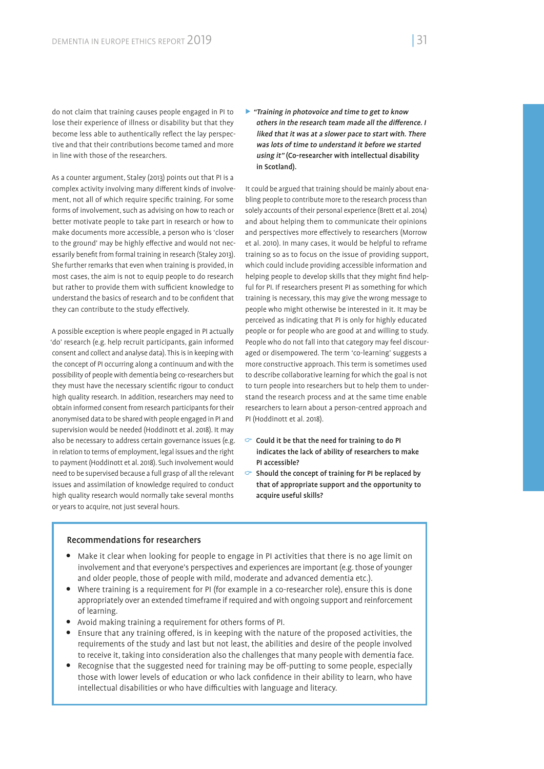do not claim that training causes people engaged in PI to lose their experience of illness or disability but that they become less able to authentically reflect the lay perspective and that their contributions become tamed and more in line with those of the researchers.

As a counter argument, Staley (2013) points out that PI is a complex activity involving many different kinds of involvement, not all of which require specific training. For some forms of involvement, such as advising on how to reach or better motivate people to take part in research or how to make documents more accessible, a person who is 'closer to the ground' may be highly effective and would not necessarily benefit from formal training in research (Staley 2013). She further remarks that even when training is provided, in most cases, the aim is not to equip people to do research but rather to provide them with sufficient knowledge to understand the basics of research and to be confident that they can contribute to the study effectively.

A possible exception is where people engaged in PI actually 'do' research (e.g. help recruit participants, gain informed consent and collect and analyse data). This is in keeping with the concept of PI occurring along a continuum and with the possibility of people with dementia being co-researchers but they must have the necessary scientific rigour to conduct high quality research. In addition, researchers may need to obtain informed consent from research participants for their anonymised data to be shared with people engaged in PI and supervision would be needed (Hoddinott et al. 2018). It may also be necessary to address certain governance issues (e.g. in relation to terms of employment, legal issues and the right to payment (Hoddinott et al. 2018). Such involvement would need to be supervised because a full grasp of all the relevant issues and assimilation of knowledge required to conduct high quality research would normally take several months or years to acquire, not just several hours.

> ***"Training in photovoice and time to get to know others in the research team made all the difference. I liked that it was at a slower pace to start with. There was lots of time to understand it before we started using it"*** **(Co-researcher with intellectual disability in Scotland).**

It could be argued that training should be mainly about enabling people to contribute more to the research process than solely accounts of their personal experience (Brett et al. 2014) and about helping them to communicate their opinions and perspectives more effectively to researchers (Morrow et al. 2010). In many cases, it would be helpful to reframe training so as to focus on the issue of providing support, which could include providing accessible information and helping people to develop skills that they might find helpful for PI. If researchers present PI as something for which training is necessary, this may give the wrong message to people who might otherwise be interested in it. It may be perceived as indicating that PI is only for highly educated people or for people who are good at and willing to study. People who do not fall into that category may feel discouraged or disempowered. The term 'co-learning' suggests a more constructive approach. This term is sometimes used to describe collaborative learning for which the goal is not to turn people into researchers but to help them to understand the research process and at the same time enable researchers to learn about a person-centred approach and PI (Hoddinott et al. 2018).

- **Could it be that the need for training to do PI indicates the lack of ability of researchers to make PI accessible?**
- **Should the concept of training for PI be replaced by that of appropriate support and the opportunity to acquire useful skills?**

### Recommendations for researchers

- Make it clear when looking for people to engage in PI activities that there is no age limit on involvement and that everyone's perspectives and experiences are important (e.g. those of younger and older people, those of people with mild, moderate and advanced dementia etc.).
- Where training is a requirement for PI (for example in a co-researcher role), ensure this is done appropriately over an extended timeframe if required and with ongoing support and reinforcement of learning.
- Avoid making training a requirement for others forms of PI.
- Ensure that any training offered, is in keeping with the nature of the proposed activities, the requirements of the study and last but not least, the abilities and desire of the people involved to receive it, taking into consideration also the challenges that many people with dementia face.
- Recognise that the suggested need for training may be off-putting to some people, especially those with lower levels of education or who lack confidence in their ability to learn, who have intellectual disabilities or who have difficulties with language and literacy.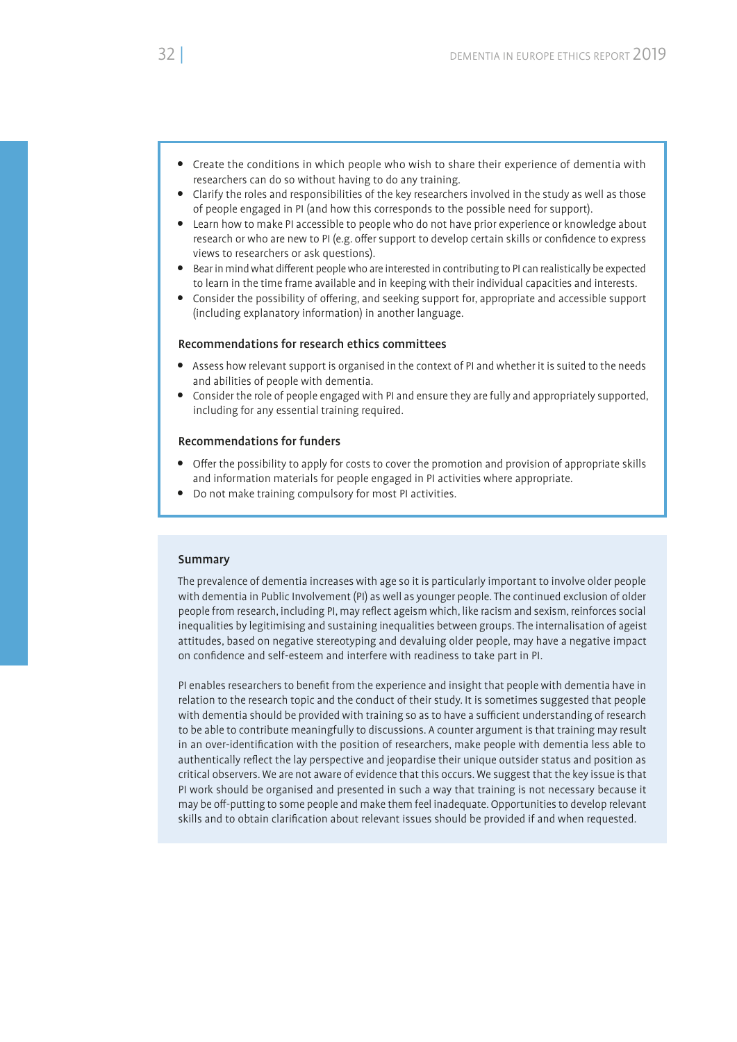- Create the conditions in which people who wish to share their experience of dementia with researchers can do so without having to do any training.
- Clarify the roles and responsibilities of the key researchers involved in the study as well as those of people engaged in PI (and how this corresponds to the possible need for support).
- Learn how to make PI accessible to people who do not have prior experience or knowledge about research or who are new to PI (e.g. offer support to develop certain skills or confidence to express views to researchers or ask questions).
- Bear in mind what different people who are interested in contributing to PI can realistically be expected to learn in the time frame available and in keeping with their individual capacities and interests.
- Consider the possibility of offering, and seeking support for, appropriate and accessible support (including explanatory information) in another language.

#### Recommendations for research ethics committees

- Assess how relevant support is organised in the context of PI and whether it is suited to the needs and abilities of people with dementia.
- Consider the role of people engaged with PI and ensure they are fully and appropriately supported, including for any essential training required.

#### Recommendations for funders

- Offer the possibility to apply for costs to cover the promotion and provision of appropriate skills and information materials for people engaged in PI activities where appropriate.
- Do not make training compulsory for most PI activities.

#### Summary

The prevalence of dementia increases with age so it is particularly important to involve older people with dementia in Public Involvement (PI) as well as younger people. The continued exclusion of older people from research, including PI, may reflect ageism which, like racism and sexism, reinforces social inequalities by legitimising and sustaining inequalities between groups. The internalisation of ageist attitudes, based on negative stereotyping and devaluing older people, may have a negative impact on confidence and self-esteem and interfere with readiness to take part in PI.

PI enables researchers to benefit from the experience and insight that people with dementia have in relation to the research topic and the conduct of their study. It is sometimes suggested that people with dementia should be provided with training so as to have a sufficient understanding of research to be able to contribute meaningfully to discussions. A counter argument is that training may result in an over-identification with the position of researchers, make people with dementia less able to authentically reflect the lay perspective and jeopardise their unique outsider status and position as critical observers. We are not aware of evidence that this occurs. We suggest that the key issue is that PI work should be organised and presented in such a way that training is not necessary because it may be off-putting to some people and make them feel inadequate. Opportunities to develop relevant skills and to obtain clarification about relevant issues should be provided if and when requested.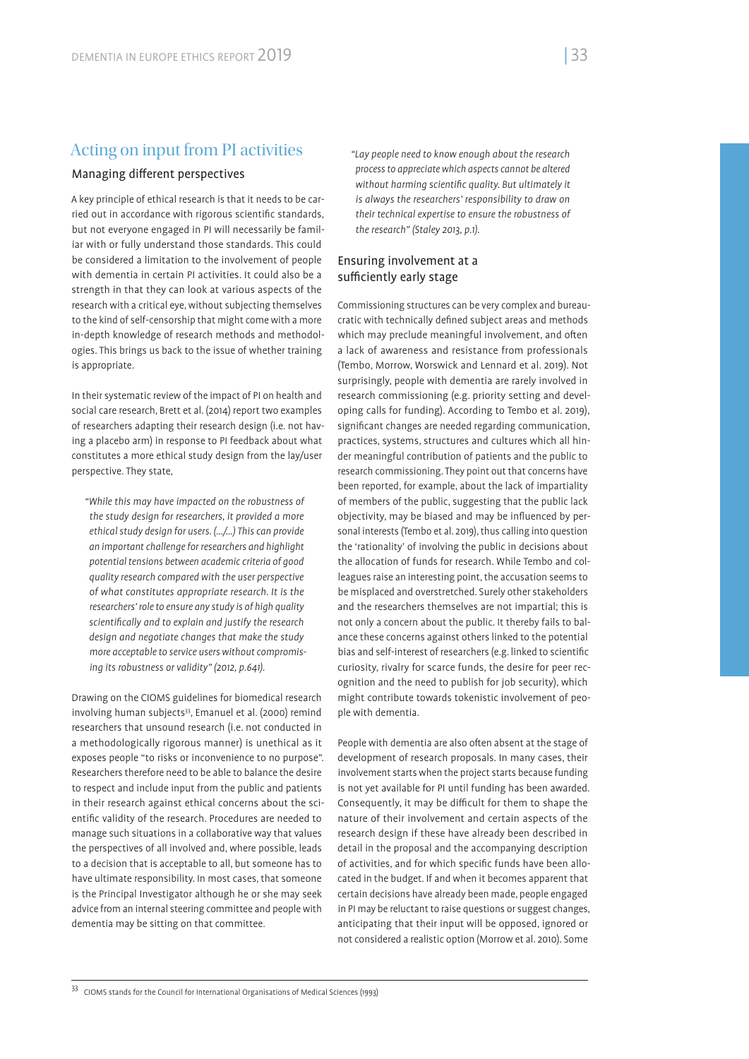## Acting on input from PI activities

### Managing different perspectives

A key principle of ethical research is that it needs to be carried out in accordance with rigorous scientific standards, but not everyone engaged in PI will necessarily be familiar with or fully understand those standards. This could be considered a limitation to the involvement of people with dementia in certain PI activities. It could also be a strength in that they can look at various aspects of the research with a critical eye, without subjecting themselves to the kind of self-censorship that might come with a more in-depth knowledge of research methods and methodologies. This brings us back to the issue of whether training is appropriate.

In their systematic review of the impact of PI on health and social care research, Brett et al. (2014) report two examples of researchers adapting their research design (i.e. not having a placebo arm) in response to PI feedback about what constitutes a more ethical study design from the lay/user perspective. They state,

> *"While this may have impacted on the robustness of the study design for researchers, it provided a more ethical study design for users. (…/…) This can provide an important challenge for researchers and highlight potential tensions between academic criteria of good quality research compared with the user perspective of what constitutes appropriate research. It is the researchers' role to ensure any study is of high quality scientifically and to explain and justify the research design and negotiate changes that make the study more acceptable to service users without compromising its robustness or validity" (2012, p.641).*

Drawing on the CIOMS guidelines for biomedical research involving human subjects[33], Emanuel et al. (2000) remind researchers that unsound research (i.e. not conducted in a methodologically rigorous manner) is unethical as it exposes people "to risks or inconvenience to no purpose". Researchers therefore need to be able to balance the desire to respect and include input from the public and patients in their research against ethical concerns about the scientific validity of the research. Procedures are needed to manage such situations in a collaborative way that values the perspectives of all involved and, where possible, leads to a decision that is acceptable to all, but someone has to have ultimate responsibility. In most cases, that someone is the Principal Investigator although he or she may seek advice from an internal steering committee and people with dementia may be sitting on that committee.

> *"Lay people need to know enough about the research process to appreciate which aspects cannot be altered without harming scientific quality. But ultimately it is always the researchers' responsibility to draw on their technical expertise to ensure the robustness of the research" (Staley 2013, p.1).*

### Ensuring involvement at a sufficiently early stage

Commissioning structures can be very complex and bureaucratic with technically defined subject areas and methods which may preclude meaningful involvement, and often a lack of awareness and resistance from professionals (Tembo, Morrow, Worswick and Lennard et al. 2019). Not surprisingly, people with dementia are rarely involved in research commissioning (e.g. priority setting and developing calls for funding). According to Tembo et al. 2019), significant changes are needed regarding communication, practices, systems, structures and cultures which all hinder meaningful contribution of patients and the public to research commissioning. They point out that concerns have been reported, for example, about the lack of impartiality of members of the public, suggesting that the public lack objectivity, may be biased and may be influenced by personal interests (Tembo et al. 2019), thus calling into question the 'rationality' of involving the public in decisions about the allocation of funds for research. While Tembo and colleagues raise an interesting point, the accusation seems to be misplaced and overstretched. Surely other stakeholders and the researchers themselves are not impartial; this is not only a concern about the public. It thereby fails to balance these concerns against others linked to the potential bias and self-interest of researchers (e.g. linked to scientific curiosity, rivalry for scarce funds, the desire for peer recognition and the need to publish for job security), which might contribute towards tokenistic involvement of people with dementia.

People with dementia are also often absent at the stage of development of research proposals. In many cases, their involvement starts when the project starts because funding is not yet available for PI until funding has been awarded. Consequently, it may be difficult for them to shape the nature of their involvement and certain aspects of the research design if these have already been described in detail in the proposal and the accompanying description of activities, and for which specific funds have been allocated in the budget. If and when it becomes apparent that certain decisions have already been made, people engaged in PI may be reluctant to raise questions or suggest changes, anticipating that their input will be opposed, ignored or not considered a realistic option (Morrow et al. 2010). Some

[33] CIOMS stands for the Council for International Organisations of Medical Sciences (1993)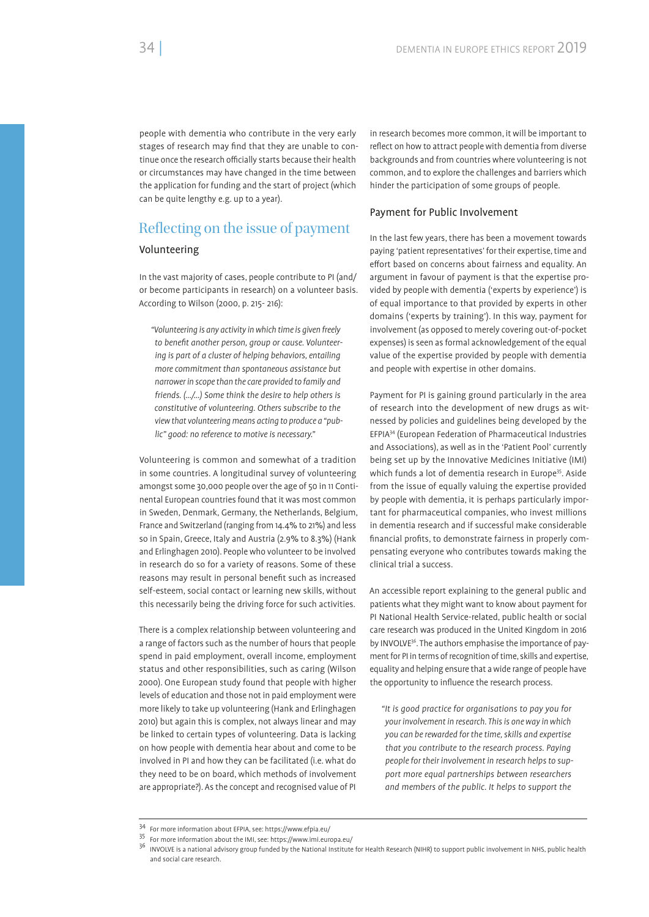people with dementia who contribute in the very early stages of research may find that they are unable to continue once the research officially starts because their health or circumstances may have changed in the time between the application for funding and the start of project (which can be quite lengthy e.g. up to a year).

## Reflecting on the issue of payment

### Volunteering

In the vast majority of cases, people contribute to PI (and/or become participants in research) on a volunteer basis. According to Wilson (2000, p. 215- 216):

> *"Volunteering is any activity in which time is given freely to benefit another person, group or cause. Volunteering is part of a cluster of helping behaviors, entailing more commitment than spontaneous assistance but narrower in scope than the care provided to family and friends. (…/…) Some think the desire to help others is constitutive of volunteering. Others subscribe to the view that volunteering means acting to produce a "public" good: no reference to motive is necessary."*

Volunteering is common and somewhat of a tradition in some countries. A longitudinal survey of volunteering amongst some 30,000 people over the age of 50 in 11 Continental European countries found that it was most common in Sweden, Denmark, Germany, the Netherlands, Belgium, France and Switzerland (ranging from 14.4% to 21%) and less so in Spain, Greece, Italy and Austria (2.9% to 8.3%) (Hank and Erlinghagen 2010). People who volunteer to be involved in research do so for a variety of reasons. Some of these reasons may result in personal benefit such as increased self-esteem, social contact or learning new skills, without this necessarily being the driving force for such activities.

There is a complex relationship between volunteering and a range of factors such as the number of hours that people spend in paid employment, overall income, employment status and other responsibilities, such as caring (Wilson 2000). One European study found that people with higher levels of education and those not in paid employment were more likely to take up volunteering (Hank and Erlinghagen 2010) but again this is complex, not always linear and may be linked to certain types of volunteering. Data is lacking on how people with dementia hear about and come to be involved in PI and how they can be facilitated (i.e. what do they need to be on board, which methods of involvement are appropriate?). As the concept and recognised value of PI in research becomes more common, it will be important to reflect on how to attract people with dementia from diverse backgrounds and from countries where volunteering is not common, and to explore the challenges and barriers which hinder the participation of some groups of people.

### Payment for Public Involvement

In the last few years, there has been a movement towards paying 'patient representatives' for their expertise, time and effort based on concerns about fairness and equality. An argument in favour of payment is that the expertise provided by people with dementia ('experts by experience') is of equal importance to that provided by experts in other domains ('experts by training'). In this way, payment for involvement (as opposed to merely covering out-of-pocket expenses) is seen as formal acknowledgement of the equal value of the expertise provided by people with dementia and people with expertise in other domains.

Payment for PI is gaining ground particularly in the area of research into the development of new drugs as witnessed by policies and guidelines being developed by the EFPIA[34] (European Federation of Pharmaceutical Industries and Associations), as well as in the 'Patient Pool' currently being set up by the Innovative Medicines Initiative (IMI) which funds a lot of dementia research in Europe[35]. Aside from the issue of equally valuing the expertise provided by people with dementia, it is perhaps particularly important for pharmaceutical companies, who invest millions in dementia research and if successful make considerable financial profits, to demonstrate fairness in properly compensating everyone who contributes towards making the clinical trial a success.

An accessible report explaining to the general public and patients what they might want to know about payment for PI National Health Service-related, public health or social care research was produced in the United Kingdom in 2016 by INVOLVE[36]. The authors emphasise the importance of payment for PI in terms of recognition of time, skills and expertise, equality and helping ensure that a wide range of people have the opportunity to influence the research process.

> *"It is good practice for organisations to pay you for your involvement in research. This is one way in which you can be rewarded for the time, skills and expertise that you contribute to the research process. Paying people for their involvement in research helps to support more equal partnerships between researchers and members of the public. It helps to support the*

---

[34] For more information about EFPIA, see: https://www.efpia.eu/

[35] For more information about the IMI, see: https://www.imi.europa.eu/

[36] INVOLVE is a national advisory group funded by the National Institute for Health Research (NIHR) to support public involvement in NHS, public health and social care research.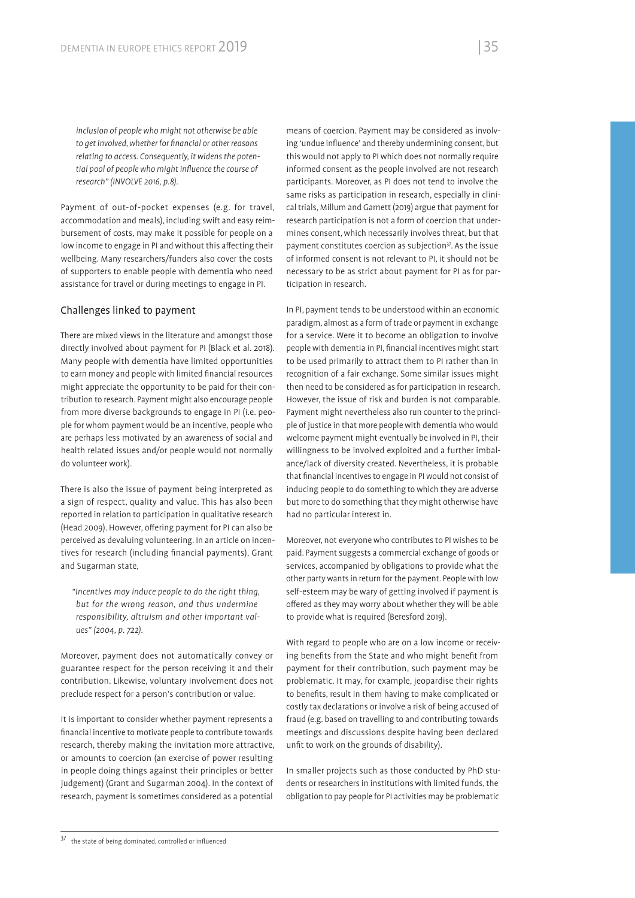*inclusion of people who might not otherwise be able to get involved, whether for financial or other reasons relating to access. Consequently, it widens the potential pool of people who might influence the course of research" (INVOLVE 2016, p.8).*

Payment of out-of-pocket expenses (e.g. for travel, accommodation and meals), including swift and easy reimbursement of costs, may make it possible for people on a low income to engage in PI and without this affecting their wellbeing. Many researchers/funders also cover the costs of supporters to enable people with dementia who need assistance for travel or during meetings to engage in PI.

## Challenges linked to payment

There are mixed views in the literature and amongst those directly involved about payment for PI (Black et al. 2018). Many people with dementia have limited opportunities to earn money and people with limited financial resources might appreciate the opportunity to be paid for their contribution to research. Payment might also encourage people from more diverse backgrounds to engage in PI (i.e. people for whom payment would be an incentive, people who are perhaps less motivated by an awareness of social and health related issues and/or people would not normally do volunteer work).

There is also the issue of payment being interpreted as a sign of respect, quality and value. This has also been reported in relation to participation in qualitative research (Head 2009). However, offering payment for PI can also be perceived as devaluing volunteering. In an article on incentives for research (including financial payments), Grant and Sugarman state,

> *"Incentives may induce people to do the right thing, but for the wrong reason, and thus undermine responsibility, altruism and other important values" (2004, p. 722).*

Moreover, payment does not automatically convey or guarantee respect for the person receiving it and their contribution. Likewise, voluntary involvement does not preclude respect for a person's contribution or value.

It is important to consider whether payment represents a financial incentive to motivate people to contribute towards research, thereby making the invitation more attractive, or amounts to coercion (an exercise of power resulting in people doing things against their principles or better judgement) (Grant and Sugarman 2004). In the context of research, payment is sometimes considered as a potential means of coercion. Payment may be considered as involving 'undue influence' and thereby undermining consent, but this would not apply to PI which does not normally require informed consent as the people involved are not research participants. Moreover, as PI does not tend to involve the same risks as participation in research, especially in clinical trials, Millum and Garnett (2019) argue that payment for research participation is not a form of coercion that undermines consent, which necessarily involves threat, but that payment constitutes coercion as subjection[37]. As the issue of informed consent is not relevant to PI, it should not be necessary to be as strict about payment for PI as for participation in research.

In PI, payment tends to be understood within an economic paradigm, almost as a form of trade or payment in exchange for a service. Were it to become an obligation to involve people with dementia in PI, financial incentives might start to be used primarily to attract them to PI rather than in recognition of a fair exchange. Some similar issues might then need to be considered as for participation in research. However, the issue of risk and burden is not comparable. Payment might nevertheless also run counter to the principle of justice in that more people with dementia who would welcome payment might eventually be involved in PI, their willingness to be involved exploited and a further imbalance/lack of diversity created. Nevertheless, it is probable that financial incentives to engage in PI would not consist of inducing people to do something to which they are adverse but more to do something that they might otherwise have had no particular interest in.

Moreover, not everyone who contributes to PI wishes to be paid. Payment suggests a commercial exchange of goods or services, accompanied by obligations to provide what the other party wants in return for the payment. People with low self-esteem may be wary of getting involved if payment is offered as they may worry about whether they will be able to provide what is required (Beresford 2019).

With regard to people who are on a low income or receiving benefits from the State and who might benefit from payment for their contribution, such payment may be problematic. It may, for example, jeopardise their rights to benefits, result in them having to make complicated or costly tax declarations or involve a risk of being accused of fraud (e.g. based on travelling to and contributing towards meetings and discussions despite having been declared unfit to work on the grounds of disability).

In smaller projects such as those conducted by PhD students or researchers in institutions with limited funds, the obligation to pay people for PI activities may be problematic

---

[37] the state of being dominated, controlled or influenced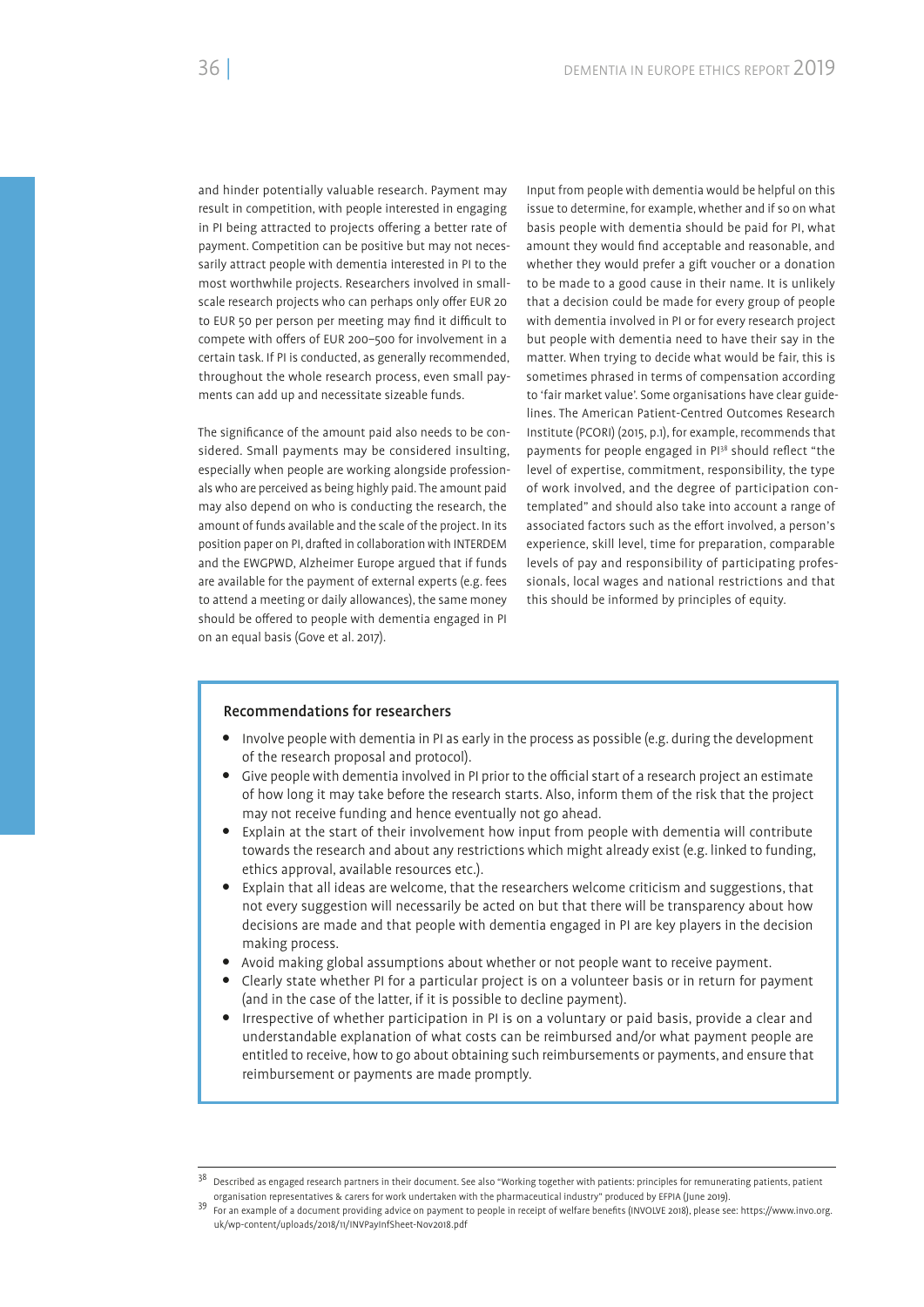and hinder potentially valuable research. Payment may result in competition, with people interested in engaging in PI being attracted to projects offering a better rate of payment. Competition can be positive but may not necessarily attract people with dementia interested in PI to the most worthwhile projects. Researchers involved in small-scale research projects who can perhaps only offer EUR 20 to EUR 50 per person per meeting may find it difficult to compete with offers of EUR 200–500 for involvement in a certain task. If PI is conducted, as generally recommended, throughout the whole research process, even small payments can add up and necessitate sizeable funds.

The significance of the amount paid also needs to be considered. Small payments may be considered insulting, especially when people are working alongside professionals who are perceived as being highly paid. The amount paid may also depend on who is conducting the research, the amount of funds available and the scale of the project. In its position paper on PI, drafted in collaboration with INTERDEM and the EWGPWD, Alzheimer Europe argued that if funds are available for the payment of external experts (e.g. fees to attend a meeting or daily allowances), the same money should be offered to people with dementia engaged in PI on an equal basis (Gove et al. 2017).

Input from people with dementia would be helpful on this issue to determine, for example, whether and if so on what basis people with dementia should be paid for PI, what amount they would find acceptable and reasonable, and whether they would prefer a gift voucher or a donation to be made to a good cause in their name. It is unlikely that a decision could be made for every group of people with dementia involved in PI or for every research project but people with dementia need to have their say in the matter. When trying to decide what would be fair, this is sometimes phrased in terms of compensation according to 'fair market value'. Some organisations have clear guidelines. The American Patient-Centred Outcomes Research Institute (PCORI) (2015, p.1), for example, recommends that payments for people engaged in PI[38] should reflect "the level of expertise, commitment, responsibility, the type of work involved, and the degree of participation contemplated" and should also take into account a range of associated factors such as the effort involved, a person's experience, skill level, time for preparation, comparable levels of pay and responsibility of participating professionals, local wages and national restrictions and that this should be informed by principles of equity.

#### Recommendations for researchers

- Involve people with dementia in PI as early in the process as possible (e.g. during the development of the research proposal and protocol).
- Give people with dementia involved in PI prior to the official start of a research project an estimate of how long it may take before the research starts. Also, inform them of the risk that the project may not receive funding and hence eventually not go ahead.
- Explain at the start of their involvement how input from people with dementia will contribute towards the research and about any restrictions which might already exist (e.g. linked to funding, ethics approval, available resources etc.).
- Explain that all ideas are welcome, that the researchers welcome criticism and suggestions, that not every suggestion will necessarily be acted on but that there will be transparency about how decisions are made and that people with dementia engaged in PI are key players in the decision making process.
- Avoid making global assumptions about whether or not people want to receive payment.
- Clearly state whether PI for a particular project is on a volunteer basis or in return for payment (and in the case of the latter, if it is possible to decline payment).
- Irrespective of whether participation in PI is on a voluntary or paid basis, provide a clear and understandable explanation of what costs can be reimbursed and/or what payment people are entitled to receive, how to go about obtaining such reimbursements or payments, and ensure that reimbursement or payments are made promptly.

---

[38] Described as engaged research partners in their document. See also "Working together with patients: principles for remunerating patients, patient organisation representatives & carers for work undertaken with the pharmaceutical industry" produced by EFPIA (June 2019).

[39] For an example of a document providing advice on payment to people in receipt of welfare benefits (INVOLVE 2018), please see: https://www.invo.org.uk/wp-content/uploads/2018/11/INVPayInfSheet-Nov2018.pdf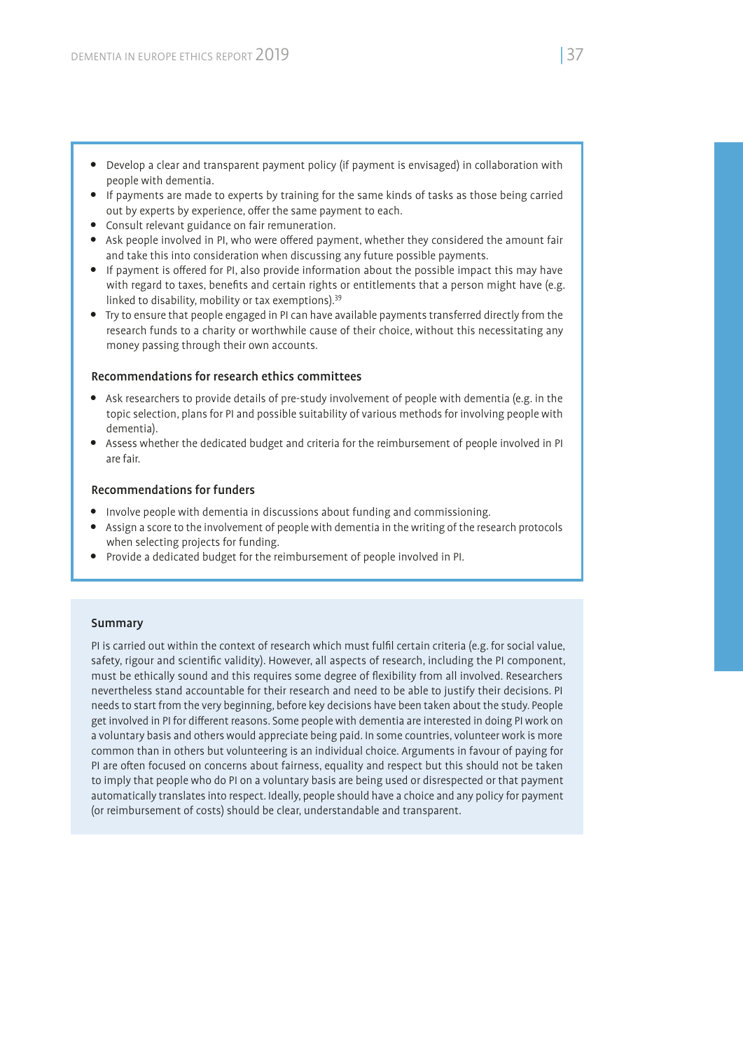- Develop a clear and transparent payment policy (if payment is envisaged) in collaboration with people with dementia.
- If payments are made to experts by training for the same kinds of tasks as those being carried out by experts by experience, offer the same payment to each.
- Consult relevant guidance on fair remuneration.
- Ask people involved in PI, who were offered payment, whether they considered the amount fair and take this into consideration when discussing any future possible payments.
- If payment is offered for PI, also provide information about the possible impact this may have with regard to taxes, benefits and certain rights or entitlements that a person might have (e.g. linked to disability, mobility or tax exemptions).[39]
- Try to ensure that people engaged in PI can have available payments transferred directly from the research funds to a charity or worthwhile cause of their choice, without this necessitating any money passing through their own accounts.

#### Recommendations for research ethics committees

- Ask researchers to provide details of pre-study involvement of people with dementia (e.g. in the topic selection, plans for PI and possible suitability of various methods for involving people with dementia).
- Assess whether the dedicated budget and criteria for the reimbursement of people involved in PI are fair.

#### Recommendations for funders

- Involve people with dementia in discussions about funding and commissioning.
- Assign a score to the involvement of people with dementia in the writing of the research protocols when selecting projects for funding.
- Provide a dedicated budget for the reimbursement of people involved in PI.

#### Summary

PI is carried out within the context of research which must fulfil certain criteria (e.g. for social value, safety, rigour and scientific validity). However, all aspects of research, including the PI component, must be ethically sound and this requires some degree of flexibility from all involved. Researchers nevertheless stand accountable for their research and need to be able to justify their decisions. PI needs to start from the very beginning, before key decisions have been taken about the study. People get involved in PI for different reasons. Some people with dementia are interested in doing PI work on a voluntary basis and others would appreciate being paid. In some countries, volunteer work is more common than in others but volunteering is an individual choice. Arguments in favour of paying for PI are often focused on concerns about fairness, equality and respect but this should not be taken to imply that people who do PI on a voluntary basis are being used or disrespected or that payment automatically translates into respect. Ideally, people should have a choice and any policy for payment (or reimbursement of costs) should be clear, understandable and transparent.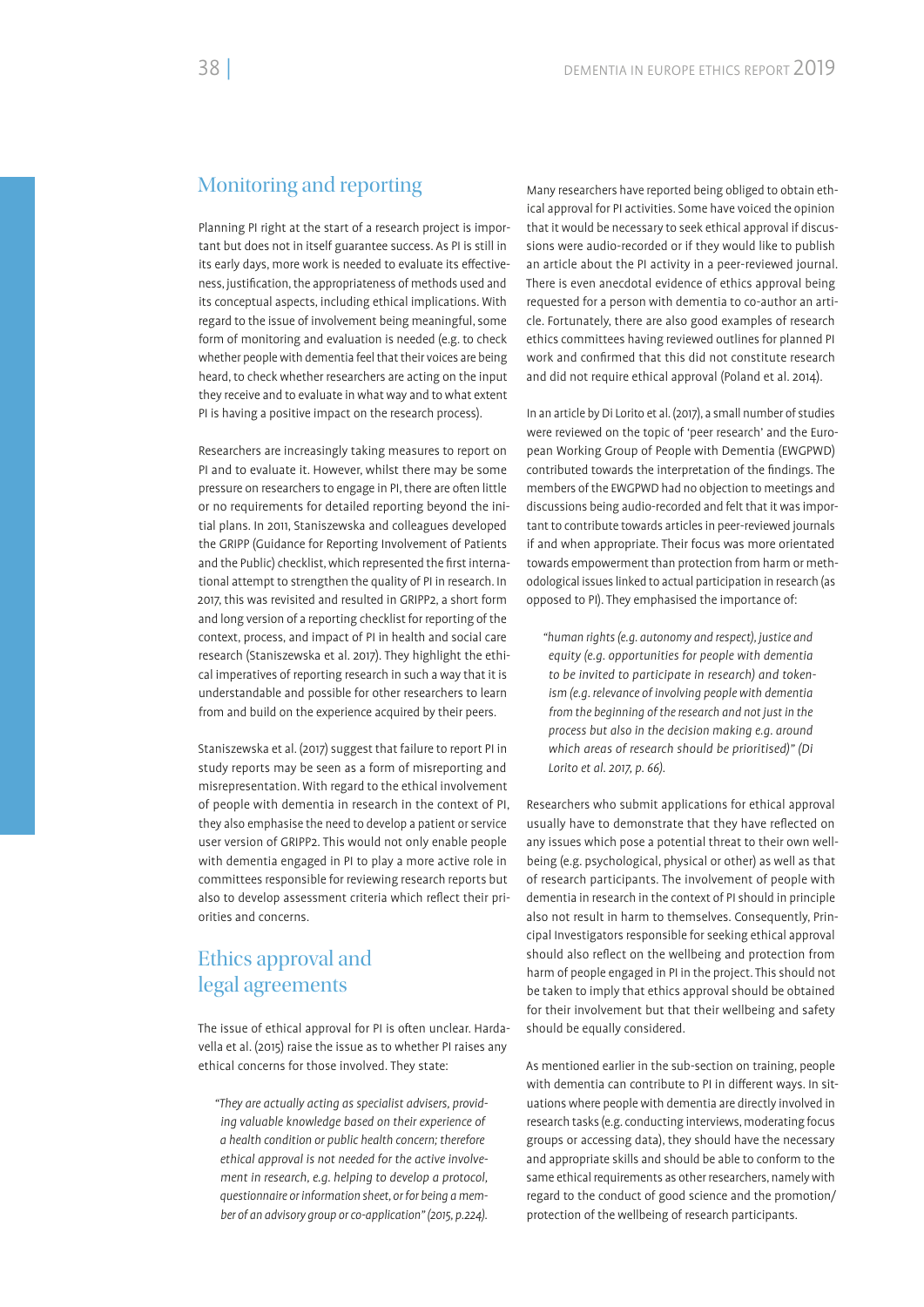## Monitoring and reporting

Planning PI right at the start of a research project is important but does not in itself guarantee success. As PI is still in its early days, more work is needed to evaluate its effectiveness, justification, the appropriateness of methods used and its conceptual aspects, including ethical implications. With regard to the issue of involvement being meaningful, some form of monitoring and evaluation is needed (e.g. to check whether people with dementia feel that their voices are being heard, to check whether researchers are acting on the input they receive and to evaluate in what way and to what extent PI is having a positive impact on the research process).

Researchers are increasingly taking measures to report on PI and to evaluate it. However, whilst there may be some pressure on researchers to engage in PI, there are often little or no requirements for detailed reporting beyond the initial plans. In 2011, Staniszewska and colleagues developed the GRIPP (Guidance for Reporting Involvement of Patients and the Public) checklist, which represented the first international attempt to strengthen the quality of PI in research. In 2017, this was revisited and resulted in GRIPP2, a short form and long version of a reporting checklist for reporting of the context, process, and impact of PI in health and social care research (Staniszewska et al. 2017). They highlight the ethical imperatives of reporting research in such a way that it is understandable and possible for other researchers to learn from and build on the experience acquired by their peers.

Staniszewska et al. (2017) suggest that failure to report PI in study reports may be seen as a form of misreporting and misrepresentation. With regard to the ethical involvement of people with dementia in research in the context of PI, they also emphasise the need to develop a patient or service user version of GRIPP2. This would not only enable people with dementia engaged in PI to play a more active role in committees responsible for reviewing research reports but also to develop assessment criteria which reflect their priorities and concerns.

## Ethics approval and legal agreements

The issue of ethical approval for PI is often unclear. Hardavella et al. (2015) raise the issue as to whether PI raises any ethical concerns for those involved. They state:

> *"They are actually acting as specialist advisers, providing valuable knowledge based on their experience of a health condition or public health concern; therefore ethical approval is not needed for the active involvement in research, e.g. helping to develop a protocol, questionnaire or information sheet, or for being a member of an advisory group or co-application" (2015, p.224).*

Many researchers have reported being obliged to obtain ethical approval for PI activities. Some have voiced the opinion that it would be necessary to seek ethical approval if discussions were audio-recorded or if they would like to publish an article about the PI activity in a peer-reviewed journal. There is even anecdotal evidence of ethics approval being requested for a person with dementia to co-author an article. Fortunately, there are also good examples of research ethics committees having reviewed outlines for planned PI work and confirmed that this did not constitute research and did not require ethical approval (Poland et al. 2014).

In an article by Di Lorito et al. (2017), a small number of studies were reviewed on the topic of 'peer research' and the European Working Group of People with Dementia (EWGPWD) contributed towards the interpretation of the findings. The members of the EWGPWD had no objection to meetings and discussions being audio-recorded and felt that it was important to contribute towards articles in peer-reviewed journals if and when appropriate. Their focus was more orientated towards empowerment than protection from harm or methodological issues linked to actual participation in research (as opposed to PI). They emphasised the importance of:

> *"human rights (e.g. autonomy and respect), justice and equity (e.g. opportunities for people with dementia to be invited to participate in research) and tokenism (e.g. relevance of involving people with dementia from the beginning of the research and not just in the process but also in the decision making e.g. around which areas of research should be prioritised)" (Di Lorito et al. 2017, p. 66).*

Researchers who submit applications for ethical approval usually have to demonstrate that they have reflected on any issues which pose a potential threat to their own wellbeing (e.g. psychological, physical or other) as well as that of research participants. The involvement of people with dementia in research in the context of PI should in principle also not result in harm to themselves. Consequently, Principal Investigators responsible for seeking ethical approval should also reflect on the wellbeing and protection from harm of people engaged in PI in the project. This should not be taken to imply that ethics approval should be obtained for their involvement but that their wellbeing and safety should be equally considered.

As mentioned earlier in the sub-section on training, people with dementia can contribute to PI in different ways. In situations where people with dementia are directly involved in research tasks (e.g. conducting interviews, moderating focus groups or accessing data), they should have the necessary and appropriate skills and should be able to conform to the same ethical requirements as other researchers, namely with regard to the conduct of good science and the promotion/protection of the wellbeing of research participants.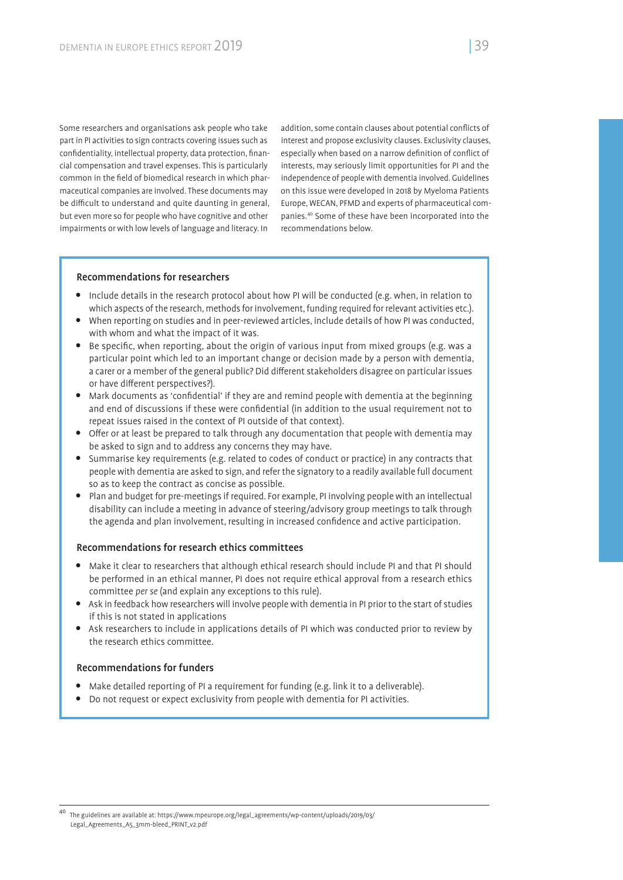Some researchers and organisations ask people who take part in PI activities to sign contracts covering issues such as confidentiality, intellectual property, data protection, financial compensation and travel expenses. This is particularly common in the field of biomedical research in which pharmaceutical companies are involved. These documents may be difficult to understand and quite daunting in general, but even more so for people who have cognitive and other impairments or with low levels of language and literacy. In addition, some contain clauses about potential conflicts of interest and propose exclusivity clauses. Exclusivity clauses, especially when based on a narrow definition of conflict of interests, may seriously limit opportunities for PI and the independence of people with dementia involved. Guidelines on this issue were developed in 2018 by Myeloma Patients Europe, WECAN, PFMD and experts of pharmaceutical companies.[40] Some of these have been incorporated into the recommendations below.

### Recommendations for researchers

- Include details in the research protocol about how PI will be conducted (e.g. when, in relation to which aspects of the research, methods for involvement, funding required for relevant activities etc.).
- When reporting on studies and in peer-reviewed articles, include details of how PI was conducted, with whom and what the impact of it was.
- Be specific, when reporting, about the origin of various input from mixed groups (e.g. was a particular point which led to an important change or decision made by a person with dementia, a carer or a member of the general public? Did different stakeholders disagree on particular issues or have different perspectives?).
- Mark documents as 'confidential' if they are and remind people with dementia at the beginning and end of discussions if these were confidential (in addition to the usual requirement not to repeat issues raised in the context of PI outside of that context).
- Offer or at least be prepared to talk through any documentation that people with dementia may be asked to sign and to address any concerns they may have.
- Summarise key requirements (e.g. related to codes of conduct or practice) in any contracts that people with dementia are asked to sign, and refer the signatory to a readily available full document so as to keep the contract as concise as possible.
- Plan and budget for pre-meetings if required. For example, PI involving people with an intellectual disability can include a meeting in advance of steering/advisory group meetings to talk through the agenda and plan involvement, resulting in increased confidence and active participation.

### Recommendations for research ethics committees

- Make it clear to researchers that although ethical research should include PI and that PI should be performed in an ethical manner, PI does not require ethical approval from a research ethics committee *per se* (and explain any exceptions to this rule).
- Ask in feedback how researchers will involve people with dementia in PI prior to the start of studies if this is not stated in applications
- Ask researchers to include in applications details of PI which was conducted prior to review by the research ethics committee.

### Recommendations for funders

- Make detailed reporting of PI a requirement for funding (e.g. link it to a deliverable).
- Do not request or expect exclusivity from people with dementia for PI activities.

---

[40] The guidelines are available at: https://www.mpeurope.org/legal_agreements/wp-content/uploads/2019/03/Legal_Agreements_A5_3mm-bleed_PRINT_v2.pdf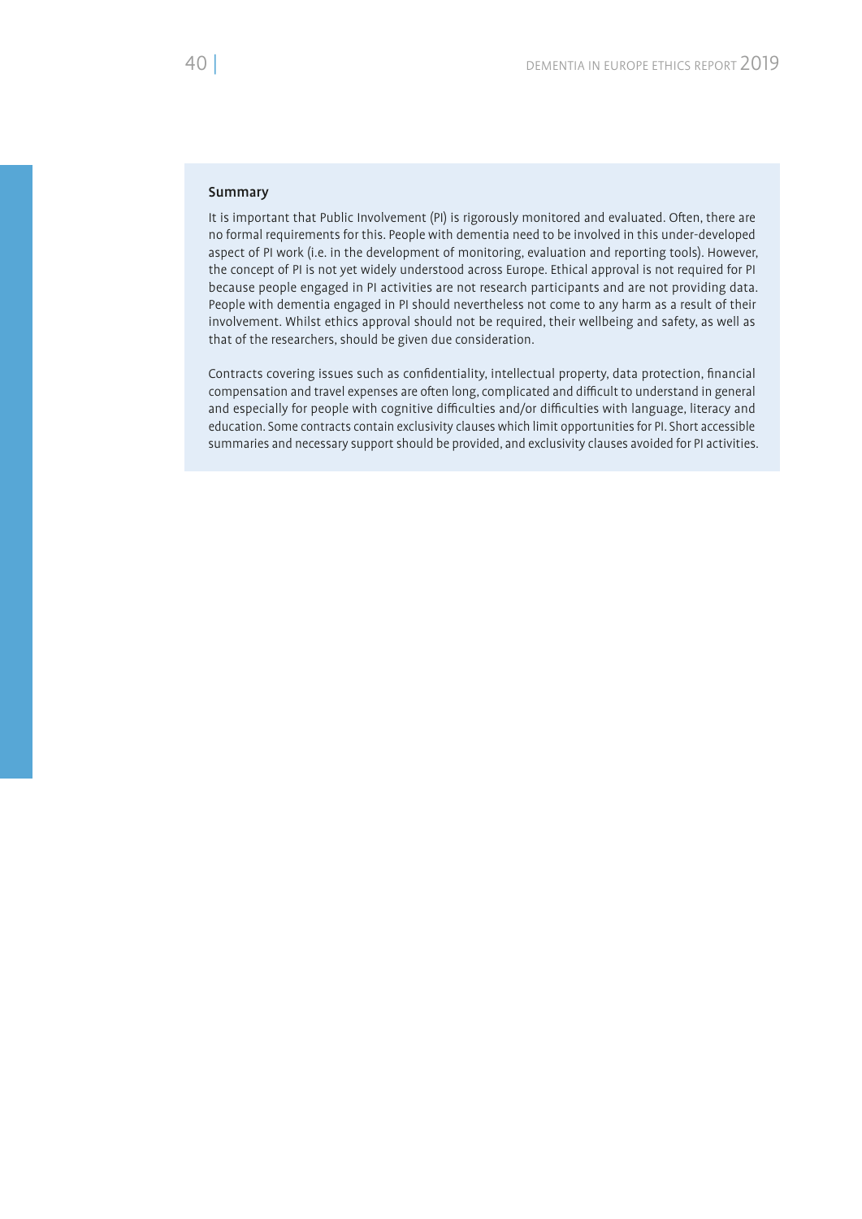### Summary

It is important that Public Involvement (PI) is rigorously monitored and evaluated. Often, there are no formal requirements for this. People with dementia need to be involved in this under-developed aspect of PI work (i.e. in the development of monitoring, evaluation and reporting tools). However, the concept of PI is not yet widely understood across Europe. Ethical approval is not required for PI because people engaged in PI activities are not research participants and are not providing data. People with dementia engaged in PI should nevertheless not come to any harm as a result of their involvement. Whilst ethics approval should not be required, their wellbeing and safety, as well as that of the researchers, should be given due consideration.

Contracts covering issues such as confidentiality, intellectual property, data protection, financial compensation and travel expenses are often long, complicated and difficult to understand in general and especially for people with cognitive difficulties and/or difficulties with language, literacy and education. Some contracts contain exclusivity clauses which limit opportunities for PI. Short accessible summaries and necessary support should be provided, and exclusivity clauses avoided for PI activities.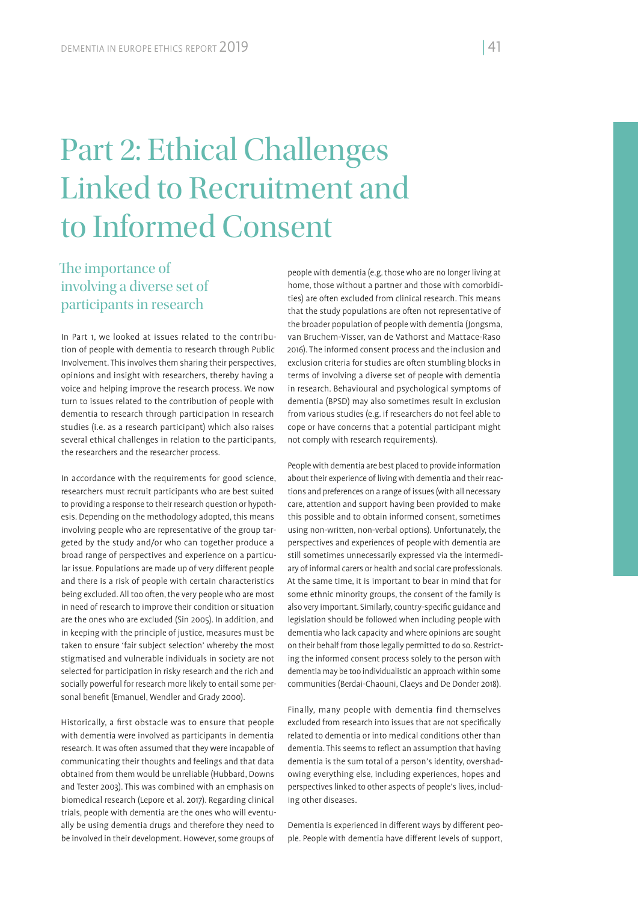# Part 2: Ethical Challenges Linked to Recruitment and to Informed Consent

## The importance of involving a diverse set of participants in research

In Part 1, we looked at issues related to the contribution of people with dementia to research through Public Involvement. This involves them sharing their perspectives, opinions and insight with researchers, thereby having a voice and helping improve the research process. We now turn to issues related to the contribution of people with dementia to research through participation in research studies (i.e. as a research participant) which also raises several ethical challenges in relation to the participants, the researchers and the researcher process.

In accordance with the requirements for good science, researchers must recruit participants who are best suited to providing a response to their research question or hypothesis. Depending on the methodology adopted, this means involving people who are representative of the group targeted by the study and/or who can together produce a broad range of perspectives and experience on a particular issue. Populations are made up of very different people and there is a risk of people with certain characteristics being excluded. All too often, the very people who are most in need of research to improve their condition or situation are the ones who are excluded (Sin 2005). In addition, and in keeping with the principle of justice, measures must be taken to ensure 'fair subject selection' whereby the most stigmatised and vulnerable individuals in society are not selected for participation in risky research and the rich and socially powerful for research more likely to entail some personal benefit (Emanuel, Wendler and Grady 2000).

Historically, a first obstacle was to ensure that people with dementia were involved as participants in dementia research. It was often assumed that they were incapable of communicating their thoughts and feelings and that data obtained from them would be unreliable (Hubbard, Downs and Tester 2003). This was combined with an emphasis on biomedical research (Lepore et al. 2017). Regarding clinical trials, people with dementia are the ones who will eventually be using dementia drugs and therefore they need to be involved in their development. However, some groups of people with dementia (e.g. those who are no longer living at home, those without a partner and those with comorbidities) are often excluded from clinical research. This means that the study populations are often not representative of the broader population of people with dementia (Jongsma, van Bruchem-Visser, van de Vathorst and Mattace-Raso 2016). The informed consent process and the inclusion and exclusion criteria for studies are often stumbling blocks in terms of involving a diverse set of people with dementia in research. Behavioural and psychological symptoms of dementia (BPSD) may also sometimes result in exclusion from various studies (e.g. if researchers do not feel able to cope or have concerns that a potential participant might not comply with research requirements).

People with dementia are best placed to provide information about their experience of living with dementia and their reactions and preferences on a range of issues (with all necessary care, attention and support having been provided to make this possible and to obtain informed consent, sometimes using non-written, non-verbal options). Unfortunately, the perspectives and experiences of people with dementia are still sometimes unnecessarily expressed via the intermediary of informal carers or health and social care professionals. At the same time, it is important to bear in mind that for some ethnic minority groups, the consent of the family is also very important. Similarly, country-specific guidance and legislation should be followed when including people with dementia who lack capacity and where opinions are sought on their behalf from those legally permitted to do so. Restricting the informed consent process solely to the person with dementia may be too individualistic an approach within some communities (Berdai-Chaouni, Claeys and De Donder 2018).

Finally, many people with dementia find themselves excluded from research into issues that are not specifically related to dementia or into medical conditions other than dementia. This seems to reflect an assumption that having dementia is the sum total of a person's identity, overshadowing everything else, including experiences, hopes and perspectives linked to other aspects of people's lives, including other diseases.

Dementia is experienced in different ways by different people. People with dementia have different levels of support,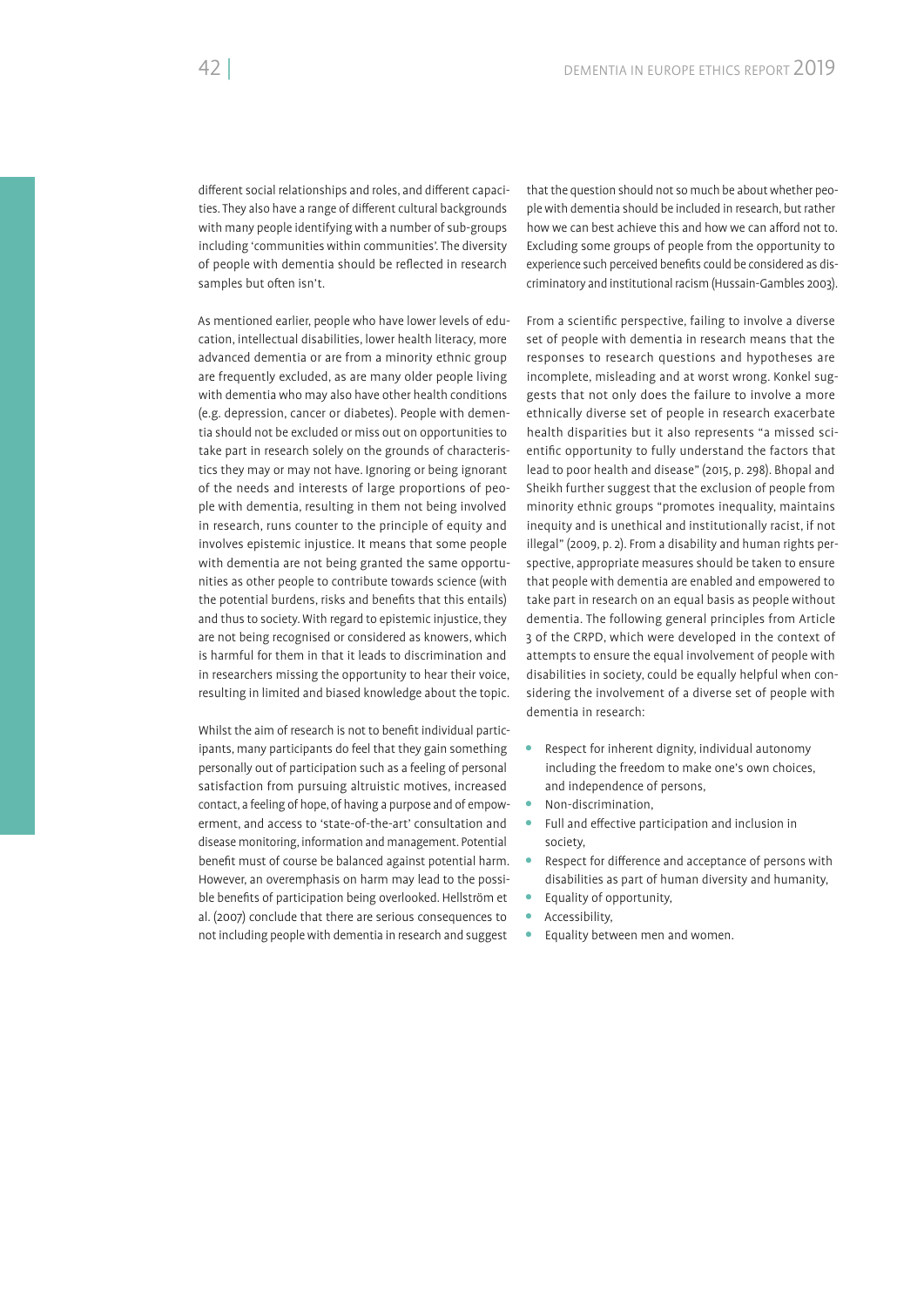different social relationships and roles, and different capacities. They also have a range of different cultural backgrounds with many people identifying with a number of sub-groups including 'communities within communities'. The diversity of people with dementia should be reflected in research samples but often isn't.

As mentioned earlier, people who have lower levels of education, intellectual disabilities, lower health literacy, more advanced dementia or are from a minority ethnic group are frequently excluded, as are many older people living with dementia who may also have other health conditions (e.g. depression, cancer or diabetes). People with dementia should not be excluded or miss out on opportunities to take part in research solely on the grounds of characteristics they may or may not have. Ignoring or being ignorant of the needs and interests of large proportions of people with dementia, resulting in them not being involved in research, runs counter to the principle of equity and involves epistemic injustice. It means that some people with dementia are not being granted the same opportunities as other people to contribute towards science (with the potential burdens, risks and benefits that this entails) and thus to society. With regard to epistemic injustice, they are not being recognised or considered as knowers, which is harmful for them in that it leads to discrimination and in researchers missing the opportunity to hear their voice, resulting in limited and biased knowledge about the topic.

Whilst the aim of research is not to benefit individual participants, many participants do feel that they gain something personally out of participation such as a feeling of personal satisfaction from pursuing altruistic motives, increased contact, a feeling of hope, of having a purpose and of empowerment, and access to 'state-of-the-art' consultation and disease monitoring, information and management. Potential benefit must of course be balanced against potential harm. However, an overemphasis on harm may lead to the possible benefits of participation being overlooked. Hellström et al. (2007) conclude that there are serious consequences to not including people with dementia in research and suggest that the question should not so much be about whether people with dementia should be included in research, but rather how we can best achieve this and how we can afford not to. Excluding some groups of people from the opportunity to experience such perceived benefits could be considered as discriminatory and institutional racism (Hussain-Gambles 2003).

From a scientific perspective, failing to involve a diverse set of people with dementia in research means that the responses to research questions and hypotheses are incomplete, misleading and at worst wrong. Konkel suggests that not only does the failure to involve a more ethnically diverse set of people in research exacerbate health disparities but it also represents "a missed scientific opportunity to fully understand the factors that lead to poor health and disease" (2015, p. 298). Bhopal and Sheikh further suggest that the exclusion of people from minority ethnic groups "promotes inequality, maintains inequity and is unethical and institutionally racist, if not illegal" (2009, p. 2). From a disability and human rights perspective, appropriate measures should be taken to ensure that people with dementia are enabled and empowered to take part in research on an equal basis as people without dementia. The following general principles from Article 3 of the CRPD, which were developed in the context of attempts to ensure the equal involvement of people with disabilities in society, could be equally helpful when considering the involvement of a diverse set of people with dementia in research:

- Respect for inherent dignity, individual autonomy including the freedom to make one's own choices, and independence of persons,
- Non-discrimination,
- Full and effective participation and inclusion in society,
- Respect for difference and acceptance of persons with disabilities as part of human diversity and humanity,
- Equality of opportunity,
- Accessibility,
- Equality between men and women.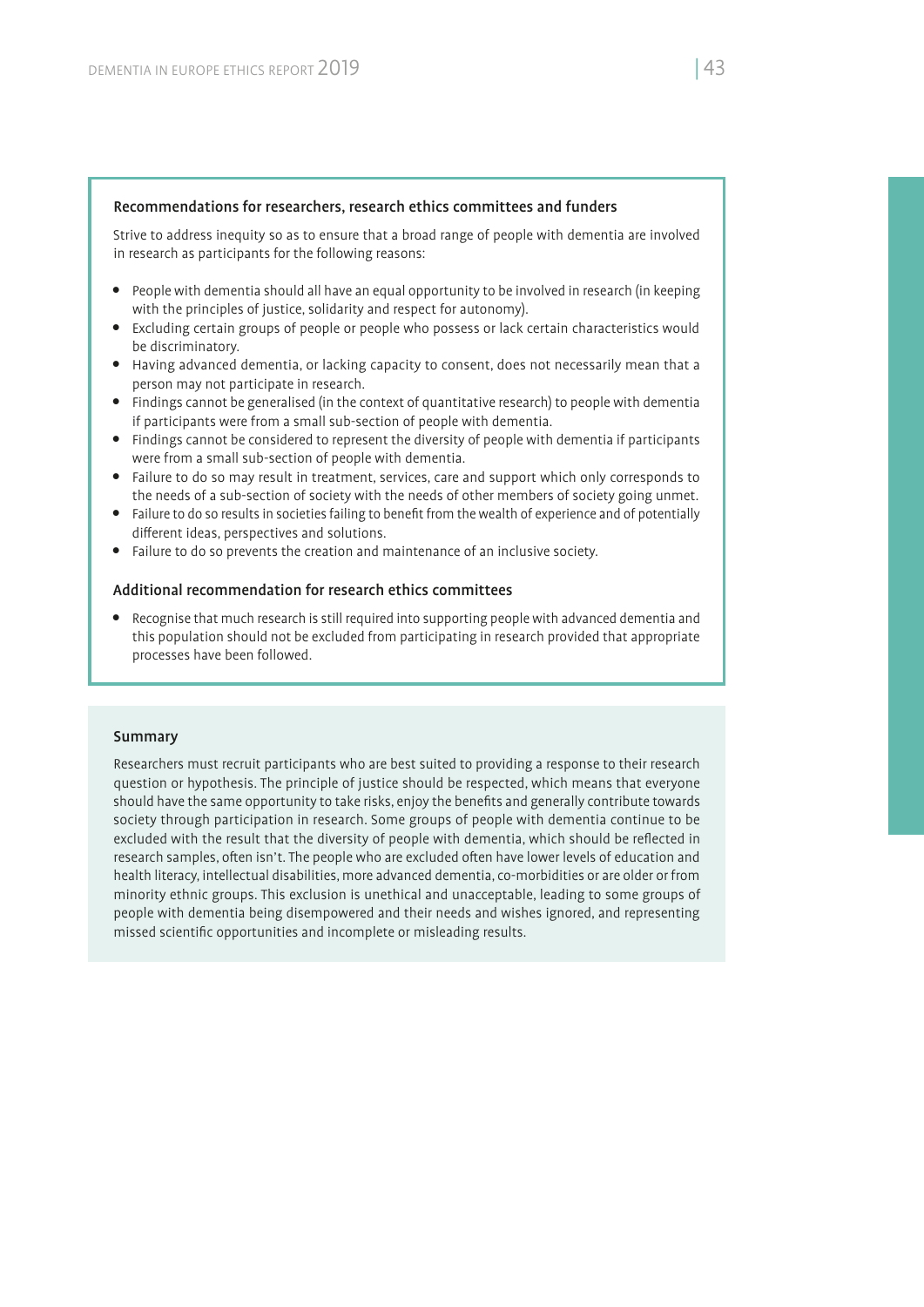### Recommendations for researchers, research ethics committees and funders

Strive to address inequity so as to ensure that a broad range of people with dementia are involved in research as participants for the following reasons:

- People with dementia should all have an equal opportunity to be involved in research (in keeping with the principles of justice, solidarity and respect for autonomy).
- Excluding certain groups of people or people who possess or lack certain characteristics would be discriminatory.
- Having advanced dementia, or lacking capacity to consent, does not necessarily mean that a person may not participate in research.
- Findings cannot be generalised (in the context of quantitative research) to people with dementia if participants were from a small sub-section of people with dementia.
- Findings cannot be considered to represent the diversity of people with dementia if participants were from a small sub-section of people with dementia.
- Failure to do so may result in treatment, services, care and support which only corresponds to the needs of a sub-section of society with the needs of other members of society going unmet.
- Failure to do so results in societies failing to benefit from the wealth of experience and of potentially different ideas, perspectives and solutions.
- Failure to do so prevents the creation and maintenance of an inclusive society.

### Additional recommendation for research ethics committees

- Recognise that much research is still required into supporting people with advanced dementia and this population should not be excluded from participating in research provided that appropriate processes have been followed.

### Summary

Researchers must recruit participants who are best suited to providing a response to their research question or hypothesis. The principle of justice should be respected, which means that everyone should have the same opportunity to take risks, enjoy the benefits and generally contribute towards society through participation in research. Some groups of people with dementia continue to be excluded with the result that the diversity of people with dementia, which should be reflected in research samples, often isn't. The people who are excluded often have lower levels of education and health literacy, intellectual disabilities, more advanced dementia, co-morbidities or are older or from minority ethnic groups. This exclusion is unethical and unacceptable, leading to some groups of people with dementia being disempowered and their needs and wishes ignored, and representing missed scientific opportunities and incomplete or misleading results.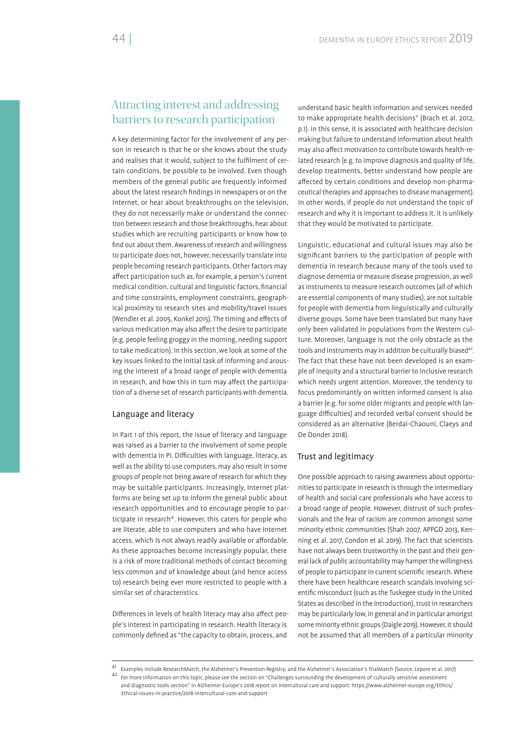## Attracting interest and addressing barriers to research participation

A key determining factor for the involvement of any person in research is that he or she knows about the study and realises that it would, subject to the fulfilment of certain conditions, be possible to be involved. Even though members of the general public are frequently informed about the latest research findings in newspapers or on the Internet, or hear about breakthroughs on the television, they do not necessarily make or understand the connection between research and those breakthroughs, hear about studies which are recruiting participants or know how to find out about them. Awareness of research and willingness to participate does not, however, necessarily translate into people becoming research participants. Other factors may affect participation such as, for example, a person's current medical condition, cultural and linguistic factors, financial and time constraints, employment constraints, geographical proximity to research sites and mobility/travel issues (Wendler et al. 2005, Konkel 2015). The timing and effects of various medication may also affect the desire to participate (e.g. people feeling groggy in the morning, needing support to take medication). In this section, we look at some of the key issues linked to the initial task of informing and arousing the interest of a broad range of people with dementia in research, and how this in turn may affect the participation of a diverse set of research participants with dementia.

### Language and literacy

In Part 1 of this report, the issue of literacy and language was raised as a barrier to the involvement of some people with dementia in PI. Difficulties with language, literacy, as well as the ability to use computers, may also result in some groups of people not being aware of research for which they may be suitable participants. Increasingly, Internet platforms are being set up to inform the general public about research opportunities and to encourage people to participate in research[41]. However, this caters for people who are literate, able to use computers and who have Internet access, which is not always readily available or affordable. As these approaches become increasingly popular, there is a risk of more traditional methods of contact becoming less common and of knowledge about (and hence access to) research being ever more restricted to people with a similar set of characteristics.

Differences in levels of health literacy may also affect people's interest in participating in research. Health literacy is commonly defined as "the capacity to obtain, process, and understand basic health information and services needed to make appropriate health decisions" (Brach et al. 2012, p.1). In this sense, it is associated with healthcare decision making but failure to understand information about health may also affect motivation to contribute towards health-related research (e.g. to improve diagnosis and quality of life, develop treatments, better understand how people are affected by certain conditions and develop non-pharmaceutical therapies and approaches to disease management). In other words, if people do not understand the topic of research and why it is important to address it, it is unlikely that they would be motivated to participate.

Linguistic, educational and cultural issues may also be significant barriers to the participation of people with dementia in research because many of the tools used to diagnose dementia or measure disease progression, as well as instruments to measure research outcomes (all of which are essential components of many studies), are not suitable for people with dementia from linguistically and culturally diverse groups. Some have been translated but many have only been validated in populations from the Western culture. Moreover, language is not the only obstacle as the tools and instruments may in addition be culturally biased[42]. The fact that these have not been developed is an example of inequity and a structural barrier to inclusive research which needs urgent attention. Moreover, the tendency to focus predominantly on written informed consent is also a barrier (e.g. for some older migrants and people with language difficulties) and recorded verbal consent should be considered as an alternative (Berdai-Chaouni, Claeys and De Donder 2018).

### Trust and legitimacy

One possible approach to raising awareness about opportunities to participate in research is through the intermediary of health and social care professionals who have access to a broad range of people. However, distrust of such professionals and the fear of racism are common amongst some minority ethnic communities (Shah 2007, APPGD 2013, Kenning et al. 2017, Condon et al. 2019). The fact that scientists have not always been trustworthy in the past and their general lack of public accountability may hamper the willingness of people to participate in current scientific research. Where there have been healthcare research scandals involving scientific misconduct (such as the Tuskegee study in the United States as described in the introduction), trust in researchers may be particularly low, in general and in particular amongst some minority ethnic groups (Daigle 2019). However, it should not be assumed that all members of a particular minority

---

[41] Examples include ResearchMatch, the Alzheimer's Prevention Registry, and the Alzheimer's Association's TrialMatch (Source: Lepore et al. 2017)

[42] For more information on this topic, please see the section on "Challenges surrounding the development of culturally sensitive assessment and diagnostic tools section" in Alzheimer Europe's 2018 report on Intercultural care and support: https://www.alzheimer-europe.org/Ethics/Ethical-issues-in-practice/2018-Intercultural-care-and-support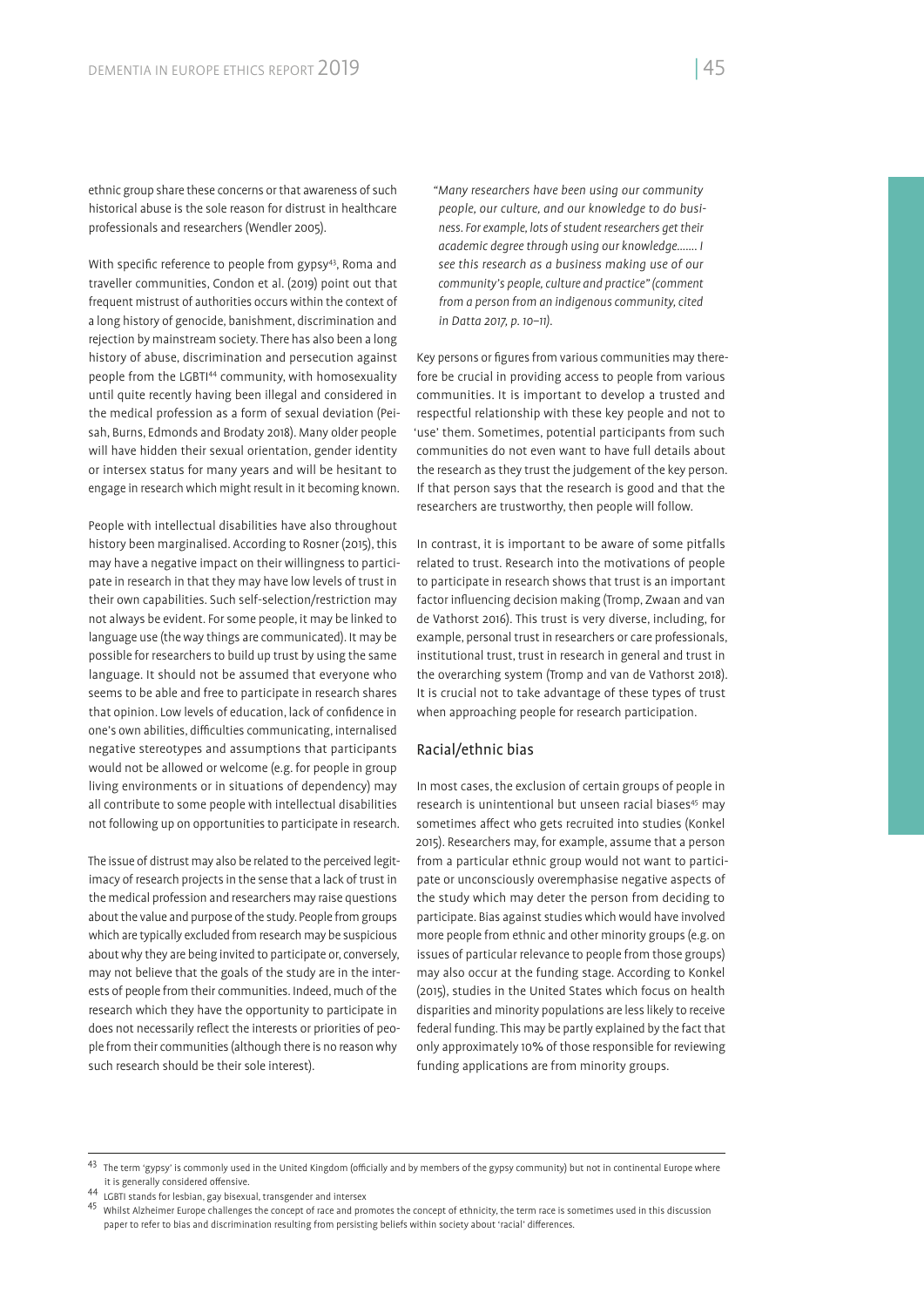ethnic group share these concerns or that awareness of such historical abuse is the sole reason for distrust in healthcare professionals and researchers (Wendler 2005).

With specific reference to people from gypsy[43], Roma and traveller communities, Condon et al. (2019) point out that frequent mistrust of authorities occurs within the context of a long history of genocide, banishment, discrimination and rejection by mainstream society. There has also been a long history of abuse, discrimination and persecution against people from the LGBTI[44] community, with homosexuality until quite recently having been illegal and considered in the medical profession as a form of sexual deviation (Peisah, Burns, Edmonds and Brodaty 2018). Many older people will have hidden their sexual orientation, gender identity or intersex status for many years and will be hesitant to engage in research which might result in it becoming known.

People with intellectual disabilities have also throughout history been marginalised. According to Rosner (2015), this may have a negative impact on their willingness to participate in research in that they may have low levels of trust in their own capabilities. Such self-selection/restriction may not always be evident. For some people, it may be linked to language use (the way things are communicated). It may be possible for researchers to build up trust by using the same language. It should not be assumed that everyone who seems to be able and free to participate in research shares that opinion. Low levels of education, lack of confidence in one's own abilities, difficulties communicating, internalised negative stereotypes and assumptions that participants would not be allowed or welcome (e.g. for people in group living environments or in situations of dependency) may all contribute to some people with intellectual disabilities not following up on opportunities to participate in research.

The issue of distrust may also be related to the perceived legitimacy of research projects in the sense that a lack of trust in the medical profession and researchers may raise questions about the value and purpose of the study. People from groups which are typically excluded from research may be suspicious about why they are being invited to participate or, conversely, may not believe that the goals of the study are in the interests of people from their communities. Indeed, much of the research which they have the opportunity to participate in does not necessarily reflect the interests or priorities of people from their communities (although there is no reason why such research should be their sole interest).

*"Many researchers have been using our community people, our culture, and our knowledge to do business. For example, lots of student researchers get their academic degree through using our knowledge……. I see this research as a business making use of our community's people, culture and practice" (comment from a person from an indigenous community, cited in Datta 2017, p. 10–11).*

Key persons or figures from various communities may therefore be crucial in providing access to people from various communities. It is important to develop a trusted and respectful relationship with these key people and not to 'use' them. Sometimes, potential participants from such communities do not even want to have full details about the research as they trust the judgement of the key person. If that person says that the research is good and that the researchers are trustworthy, then people will follow.

In contrast, it is important to be aware of some pitfalls related to trust. Research into the motivations of people to participate in research shows that trust is an important factor influencing decision making (Tromp, Zwaan and van de Vathorst 2016). This trust is very diverse, including, for example, personal trust in researchers or care professionals, institutional trust, trust in research in general and trust in the overarching system (Tromp and van de Vathorst 2018). It is crucial not to take advantage of these types of trust when approaching people for research participation.

### Racial/ethnic bias

In most cases, the exclusion of certain groups of people in research is unintentional but unseen racial biases[45] may sometimes affect who gets recruited into studies (Konkel 2015). Researchers may, for example, assume that a person from a particular ethnic group would not want to participate or unconsciously overemphasise negative aspects of the study which may deter the person from deciding to participate. Bias against studies which would have involved more people from ethnic and other minority groups (e.g. on issues of particular relevance to people from those groups) may also occur at the funding stage. According to Konkel (2015), studies in the United States which focus on health disparities and minority populations are less likely to receive federal funding. This may be partly explained by the fact that only approximately 10% of those responsible for reviewing funding applications are from minority groups.

---

[43] The term 'gypsy' is commonly used in the United Kingdom (officially and by members of the gypsy community) but not in continental Europe where it is generally considered offensive.

[44] LGBTI stands for lesbian, gay bisexual, transgender and intersex

[45] Whilst Alzheimer Europe challenges the concept of race and promotes the concept of ethnicity, the term race is sometimes used in this discussion paper to refer to bias and discrimination resulting from persisting beliefs within society about 'racial' differences.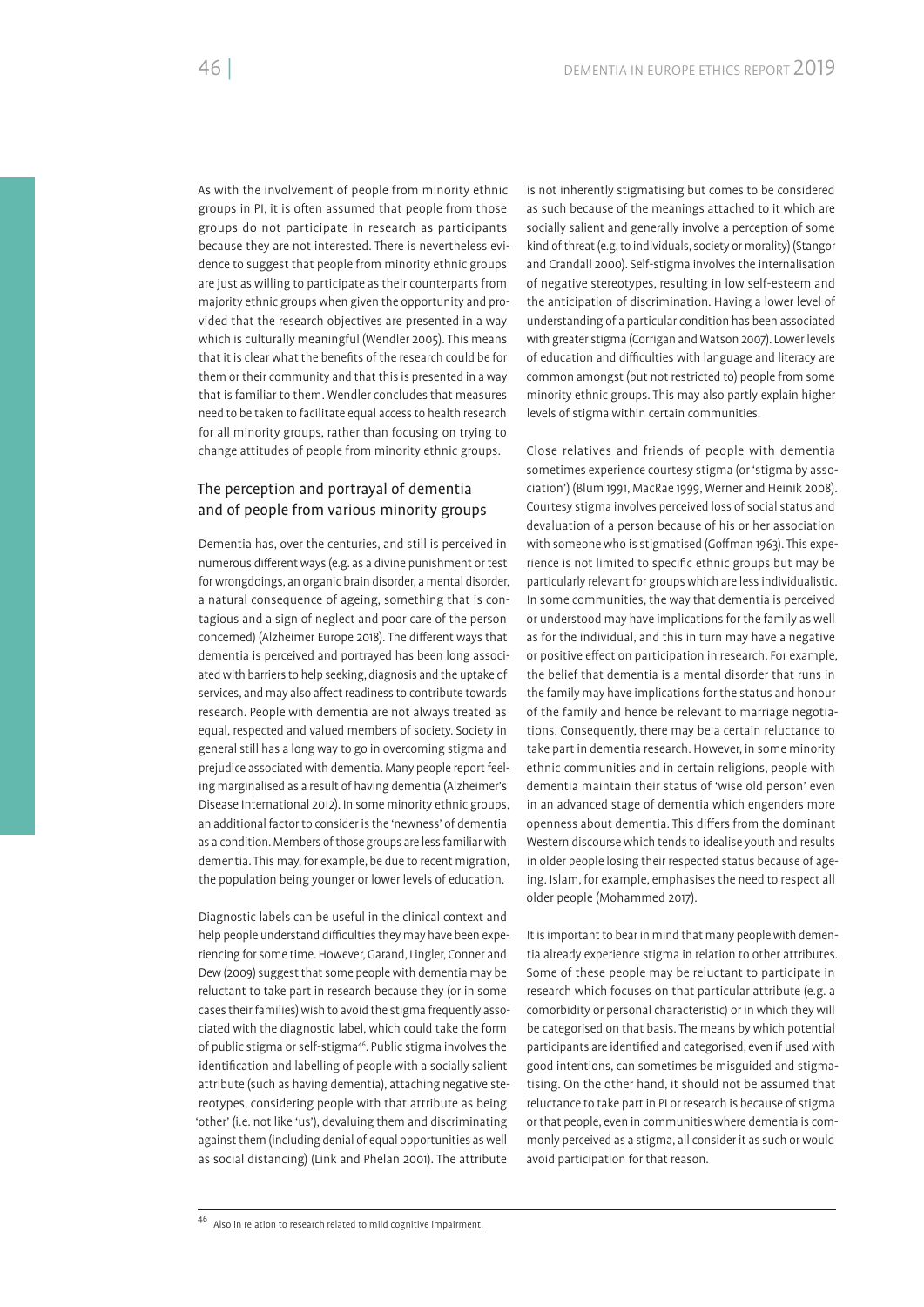As with the involvement of people from minority ethnic groups in PI, it is often assumed that people from those groups do not participate in research as participants because they are not interested. There is nevertheless evidence to suggest that people from minority ethnic groups are just as willing to participate as their counterparts from majority ethnic groups when given the opportunity and provided that the research objectives are presented in a way which is culturally meaningful (Wendler 2005). This means that it is clear what the benefits of the research could be for them or their community and that this is presented in a way that is familiar to them. Wendler concludes that measures need to be taken to facilitate equal access to health research for all minority groups, rather than focusing on trying to change attitudes of people from minority ethnic groups.

## The perception and portrayal of dementia and of people from various minority groups

Dementia has, over the centuries, and still is perceived in numerous different ways (e.g. as a divine punishment or test for wrongdoings, an organic brain disorder, a mental disorder, a natural consequence of ageing, something that is contagious and a sign of neglect and poor care of the person concerned) (Alzheimer Europe 2018). The different ways that dementia is perceived and portrayed has been long associated with barriers to help seeking, diagnosis and the uptake of services, and may also affect readiness to contribute towards research. People with dementia are not always treated as equal, respected and valued members of society. Society in general still has a long way to go in overcoming stigma and prejudice associated with dementia. Many people report feeling marginalised as a result of having dementia (Alzheimer's Disease International 2012). In some minority ethnic groups, an additional factor to consider is the 'newness' of dementia as a condition. Members of those groups are less familiar with dementia. This may, for example, be due to recent migration, the population being younger or lower levels of education.

Diagnostic labels can be useful in the clinical context and help people understand difficulties they may have been experiencing for some time. However, Garand, Lingler, Conner and Dew (2009) suggest that some people with dementia may be reluctant to take part in research because they (or in some cases their families) wish to avoid the stigma frequently associated with the diagnostic label, which could take the form of public stigma or self-stigma[46]. Public stigma involves the identification and labelling of people with a socially salient attribute (such as having dementia), attaching negative stereotypes, considering people with that attribute as being 'other' (i.e. not like 'us'), devaluing them and discriminating against them (including denial of equal opportunities as well as social distancing) (Link and Phelan 2001). The attribute is not inherently stigmatising but comes to be considered as such because of the meanings attached to it which are socially salient and generally involve a perception of some kind of threat (e.g. to individuals, society or morality) (Stangor and Crandall 2000). Self-stigma involves the internalisation of negative stereotypes, resulting in low self-esteem and the anticipation of discrimination. Having a lower level of understanding of a particular condition has been associated with greater stigma (Corrigan and Watson 2007). Lower levels of education and difficulties with language and literacy are common amongst (but not restricted to) people from some minority ethnic groups. This may also partly explain higher levels of stigma within certain communities.

Close relatives and friends of people with dementia sometimes experience courtesy stigma (or 'stigma by association') (Blum 1991, MacRae 1999, Werner and Heinik 2008). Courtesy stigma involves perceived loss of social status and devaluation of a person because of his or her association with someone who is stigmatised (Goffman 1963). This experience is not limited to specific ethnic groups but may be particularly relevant for groups which are less individualistic. In some communities, the way that dementia is perceived or understood may have implications for the family as well as for the individual, and this in turn may have a negative or positive effect on participation in research. For example, the belief that dementia is a mental disorder that runs in the family may have implications for the status and honour of the family and hence be relevant to marriage negotiations. Consequently, there may be a certain reluctance to take part in dementia research. However, in some minority ethnic communities and in certain religions, people with dementia maintain their status of 'wise old person' even in an advanced stage of dementia which engenders more openness about dementia. This differs from the dominant Western discourse which tends to idealise youth and results in older people losing their respected status because of ageing. Islam, for example, emphasises the need to respect all older people (Mohammed 2017).

It is important to bear in mind that many people with dementia already experience stigma in relation to other attributes. Some of these people may be reluctant to participate in research which focuses on that particular attribute (e.g. a comorbidity or personal characteristic) or in which they will be categorised on that basis. The means by which potential participants are identified and categorised, even if used with good intentions, can sometimes be misguided and stigmatising. On the other hand, it should not be assumed that reluctance to take part in PI or research is because of stigma or that people, even in communities where dementia is commonly perceived as a stigma, all consider it as such or would avoid participation for that reason.

[46] Also in relation to research related to mild cognitive impairment.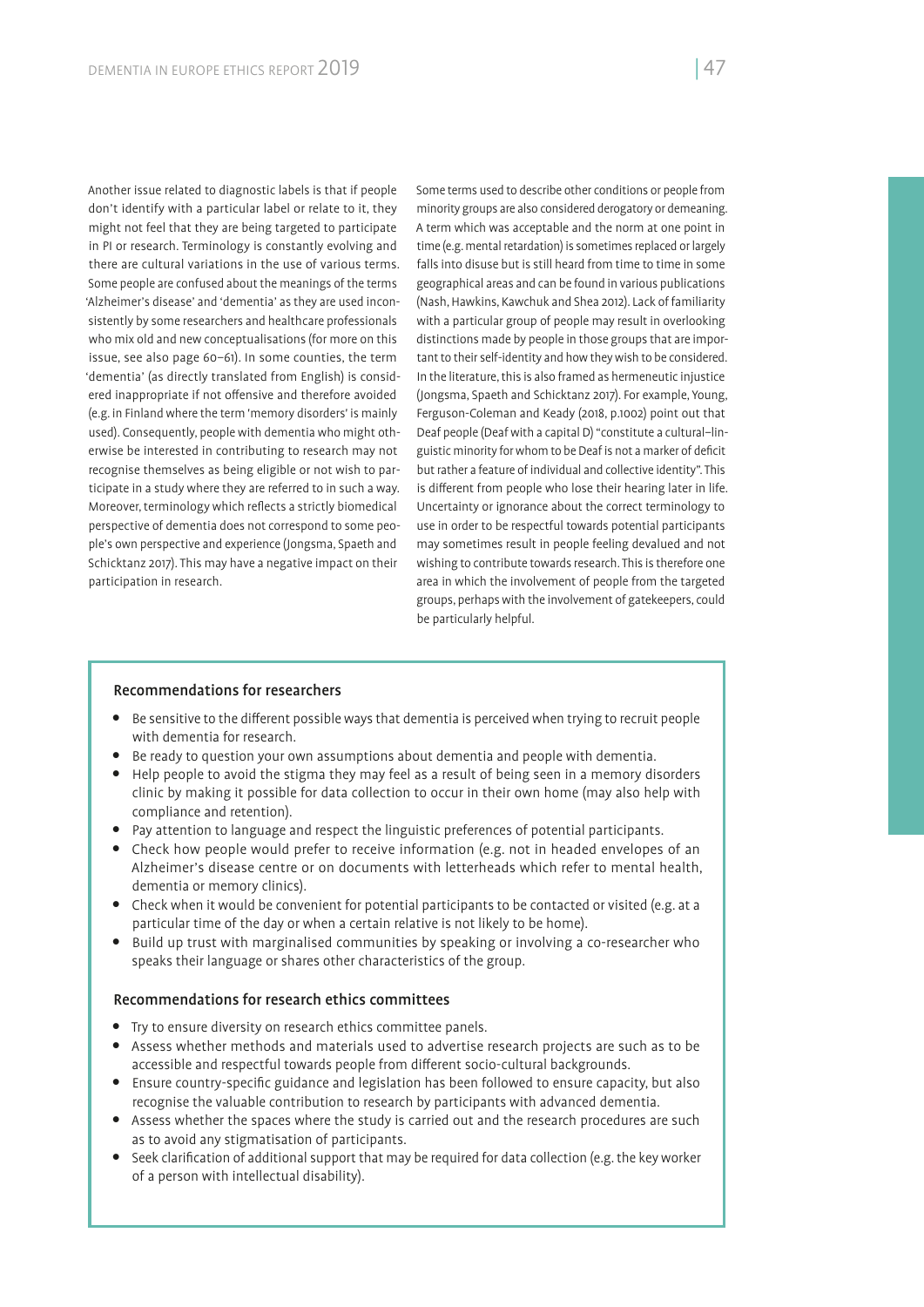Another issue related to diagnostic labels is that if people don't identify with a particular label or relate to it, they might not feel that they are being targeted to participate in PI or research. Terminology is constantly evolving and there are cultural variations in the use of various terms. Some people are confused about the meanings of the terms 'Alzheimer's disease' and 'dementia' as they are used inconsistently by some researchers and healthcare professionals who mix old and new conceptualisations (for more on this issue, see also page 60–61). In some counties, the term 'dementia' (as directly translated from English) is considered inappropriate if not offensive and therefore avoided (e.g. in Finland where the term 'memory disorders' is mainly used). Consequently, people with dementia who might otherwise be interested in contributing to research may not recognise themselves as being eligible or not wish to participate in a study where they are referred to in such a way. Moreover, terminology which reflects a strictly biomedical perspective of dementia does not correspond to some people's own perspective and experience (Jongsma, Spaeth and Schicktanz 2017). This may have a negative impact on their participation in research.

Some terms used to describe other conditions or people from minority groups are also considered derogatory or demeaning. A term which was acceptable and the norm at one point in time (e.g. mental retardation) is sometimes replaced or largely falls into disuse but is still heard from time to time in some geographical areas and can be found in various publications (Nash, Hawkins, Kawchuk and Shea 2012). Lack of familiarity with a particular group of people may result in overlooking distinctions made by people in those groups that are important to their self-identity and how they wish to be considered. In the literature, this is also framed as hermeneutic injustice (Jongsma, Spaeth and Schicktanz 2017). For example, Young, Ferguson-Coleman and Keady (2018, p.1002) point out that Deaf people (Deaf with a capital D) "constitute a cultural–linguistic minority for whom to be Deaf is not a marker of deficit but rather a feature of individual and collective identity". This is different from people who lose their hearing later in life. Uncertainty or ignorance about the correct terminology to use in order to be respectful towards potential participants may sometimes result in people feeling devalued and not wishing to contribute towards research. This is therefore one area in which the involvement of people from the targeted groups, perhaps with the involvement of gatekeepers, could be particularly helpful.

### Recommendations for researchers

- Be sensitive to the different possible ways that dementia is perceived when trying to recruit people with dementia for research.
- Be ready to question your own assumptions about dementia and people with dementia.
- Help people to avoid the stigma they may feel as a result of being seen in a memory disorders clinic by making it possible for data collection to occur in their own home (may also help with compliance and retention).
- Pay attention to language and respect the linguistic preferences of potential participants.
- Check how people would prefer to receive information (e.g. not in headed envelopes of an Alzheimer's disease centre or on documents with letterheads which refer to mental health, dementia or memory clinics).
- Check when it would be convenient for potential participants to be contacted or visited (e.g. at a particular time of the day or when a certain relative is not likely to be home).
- Build up trust with marginalised communities by speaking or involving a co-researcher who speaks their language or shares other characteristics of the group.

### Recommendations for research ethics committees

- Try to ensure diversity on research ethics committee panels.
- Assess whether methods and materials used to advertise research projects are such as to be accessible and respectful towards people from different socio-cultural backgrounds.
- Ensure country-specific guidance and legislation has been followed to ensure capacity, but also recognise the valuable contribution to research by participants with advanced dementia.
- Assess whether the spaces where the study is carried out and the research procedures are such as to avoid any stigmatisation of participants.
- Seek clarification of additional support that may be required for data collection (e.g. the key worker of a person with intellectual disability).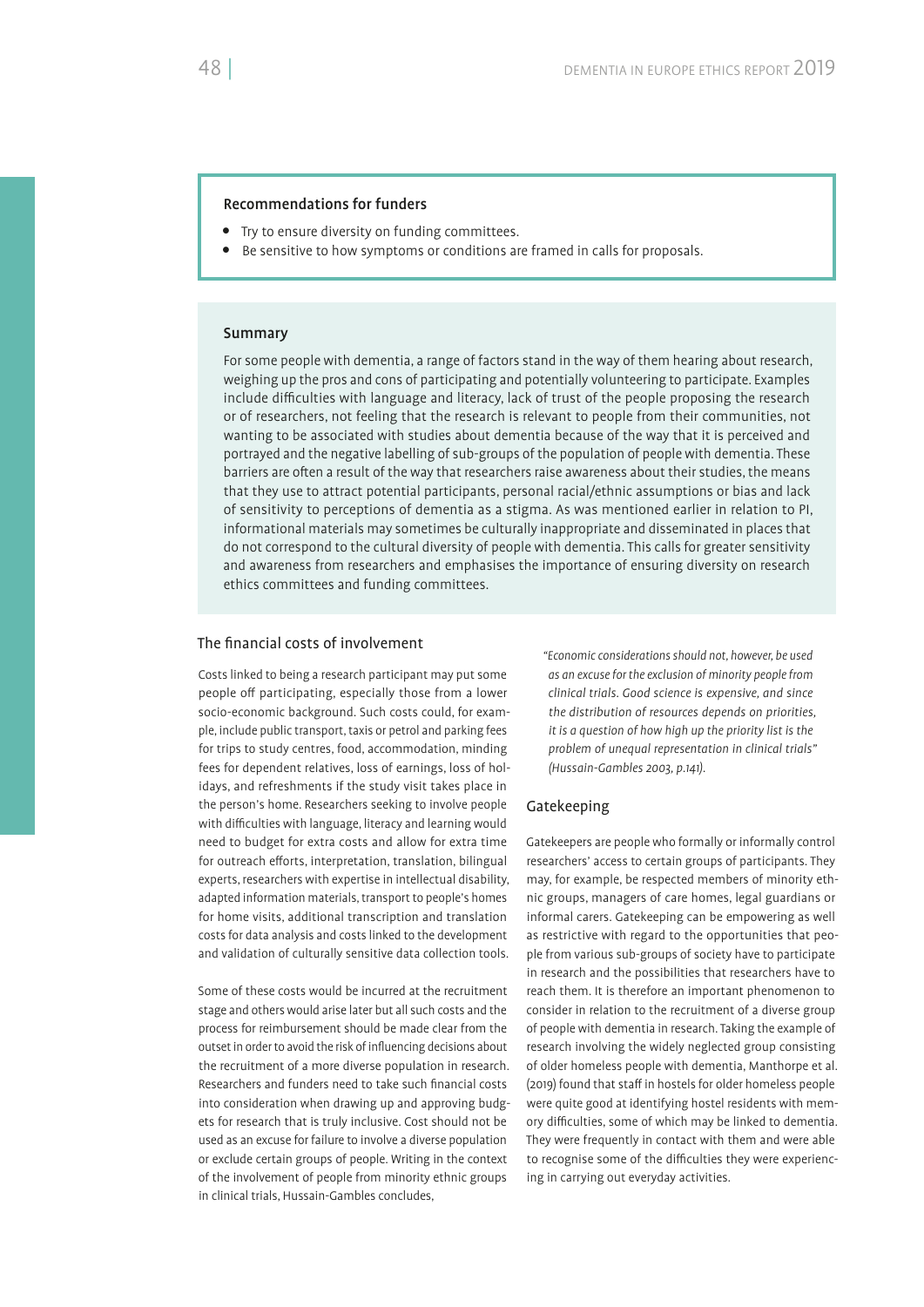#### Recommendations for funders

- Try to ensure diversity on funding committees.
- Be sensitive to how symptoms or conditions are framed in calls for proposals.

#### Summary

For some people with dementia, a range of factors stand in the way of them hearing about research, weighing up the pros and cons of participating and potentially volunteering to participate. Examples include difficulties with language and literacy, lack of trust of the people proposing the research or of researchers, not feeling that the research is relevant to people from their communities, not wanting to be associated with studies about dementia because of the way that it is perceived and portrayed and the negative labelling of sub-groups of the population of people with dementia. These barriers are often a result of the way that researchers raise awareness about their studies, the means that they use to attract potential participants, personal racial/ethnic assumptions or bias and lack of sensitivity to perceptions of dementia as a stigma. As was mentioned earlier in relation to PI, informational materials may sometimes be culturally inappropriate and disseminated in places that do not correspond to the cultural diversity of people with dementia. This calls for greater sensitivity and awareness from researchers and emphasises the importance of ensuring diversity on research ethics committees and funding committees.

### The financial costs of involvement

Costs linked to being a research participant may put some people off participating, especially those from a lower socio-economic background. Such costs could, for example, include public transport, taxis or petrol and parking fees for trips to study centres, food, accommodation, minding fees for dependent relatives, loss of earnings, loss of holidays, and refreshments if the study visit takes place in the person's home. Researchers seeking to involve people with difficulties with language, literacy and learning would need to budget for extra costs and allow for extra time for outreach efforts, interpretation, translation, bilingual experts, researchers with expertise in intellectual disability, adapted information materials, transport to people's homes for home visits, additional transcription and translation costs for data analysis and costs linked to the development and validation of culturally sensitive data collection tools.

Some of these costs would be incurred at the recruitment stage and others would arise later but all such costs and the process for reimbursement should be made clear from the outset in order to avoid the risk of influencing decisions about the recruitment of a more diverse population in research. Researchers and funders need to take such financial costs into consideration when drawing up and approving budgets for research that is truly inclusive. Cost should not be used as an excuse for failure to involve a diverse population or exclude certain groups of people. Writing in the context of the involvement of people from minority ethnic groups in clinical trials, Hussain-Gambles concludes,

> *"Economic considerations should not, however, be used as an excuse for the exclusion of minority people from clinical trials. Good science is expensive, and since the distribution of resources depends on priorities, it is a question of how high up the priority list is the problem of unequal representation in clinical trials" (Hussain-Gambles 2003, p.141).*

### Gatekeeping

Gatekeepers are people who formally or informally control researchers' access to certain groups of participants. They may, for example, be respected members of minority ethnic groups, managers of care homes, legal guardians or informal carers. Gatekeeping can be empowering as well as restrictive with regard to the opportunities that people from various sub-groups of society have to participate in research and the possibilities that researchers have to reach them. It is therefore an important phenomenon to consider in relation to the recruitment of a diverse group of people with dementia in research. Taking the example of research involving the widely neglected group consisting of older homeless people with dementia, Manthorpe et al. (2019) found that staff in hostels for older homeless people were quite good at identifying hostel residents with memory difficulties, some of which may be linked to dementia. They were frequently in contact with them and were able to recognise some of the difficulties they were experiencing in carrying out everyday activities.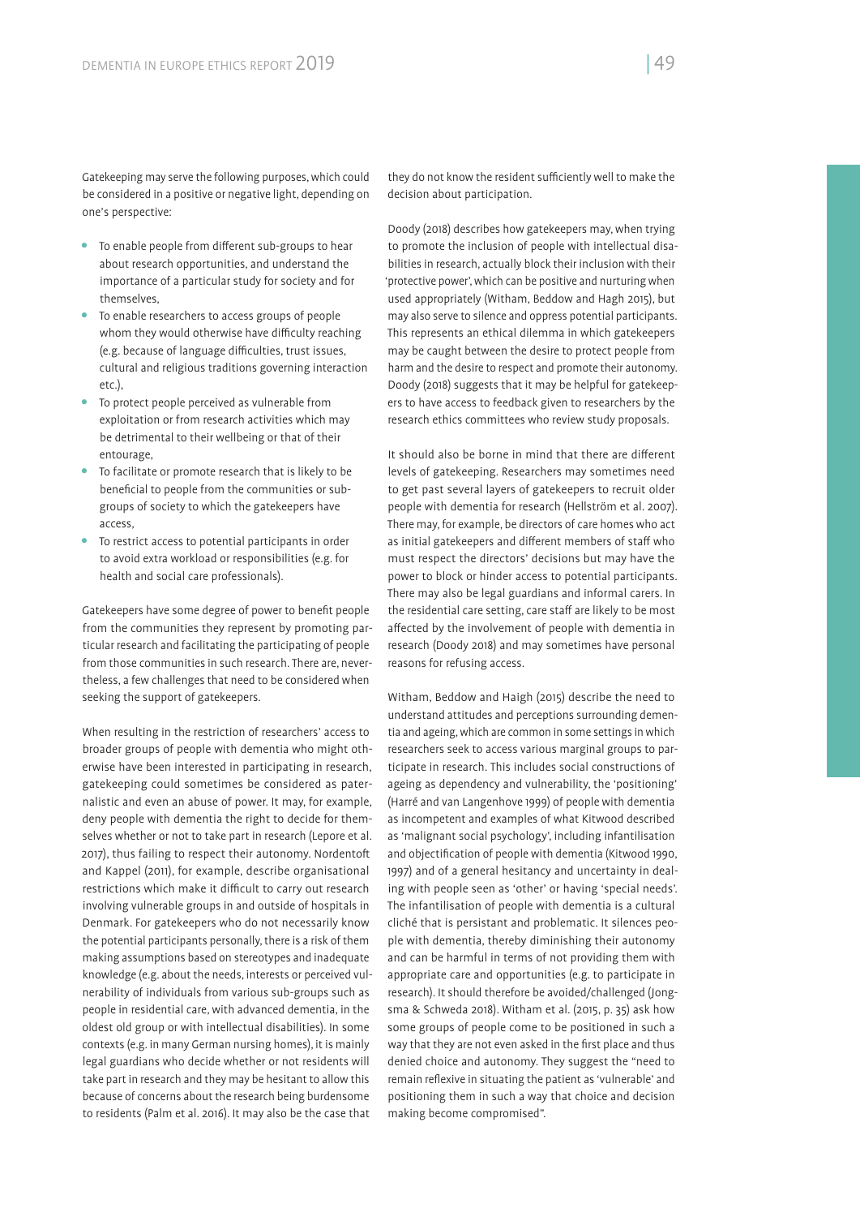Gatekeeping may serve the following purposes, which could be considered in a positive or negative light, depending on one's perspective:

- To enable people from different sub-groups to hear about research opportunities, and understand the importance of a particular study for society and for themselves,
- To enable researchers to access groups of people whom they would otherwise have difficulty reaching (e.g. because of language difficulties, trust issues, cultural and religious traditions governing interaction etc.),
- To protect people perceived as vulnerable from exploitation or from research activities which may be detrimental to their wellbeing or that of their entourage,
- To facilitate or promote research that is likely to be beneficial to people from the communities or sub-groups of society to which the gatekeepers have access,
- To restrict access to potential participants in order to avoid extra workload or responsibilities (e.g. for health and social care professionals).

Gatekeepers have some degree of power to benefit people from the communities they represent by promoting particular research and facilitating the participating of people from those communities in such research. There are, nevertheless, a few challenges that need to be considered when seeking the support of gatekeepers.

When resulting in the restriction of researchers' access to broader groups of people with dementia who might otherwise have been interested in participating in research, gatekeeping could sometimes be considered as paternalistic and even an abuse of power. It may, for example, deny people with dementia the right to decide for themselves whether or not to take part in research (Lepore et al. 2017), thus failing to respect their autonomy. Nordentoft and Kappel (2011), for example, describe organisational restrictions which make it difficult to carry out research involving vulnerable groups in and outside of hospitals in Denmark. For gatekeepers who do not necessarily know the potential participants personally, there is a risk of them making assumptions based on stereotypes and inadequate knowledge (e.g. about the needs, interests or perceived vulnerability of individuals from various sub-groups such as people in residential care, with advanced dementia, in the oldest old group or with intellectual disabilities). In some contexts (e.g. in many German nursing homes), it is mainly legal guardians who decide whether or not residents will take part in research and they may be hesitant to allow this because of concerns about the research being burdensome to residents (Palm et al. 2016). It may also be the case that they do not know the resident sufficiently well to make the decision about participation.

Doody (2018) describes how gatekeepers may, when trying to promote the inclusion of people with intellectual disabilities in research, actually block their inclusion with their 'protective power', which can be positive and nurturing when used appropriately (Witham, Beddow and Hagh 2015), but may also serve to silence and oppress potential participants. This represents an ethical dilemma in which gatekeepers may be caught between the desire to protect people from harm and the desire to respect and promote their autonomy. Doody (2018) suggests that it may be helpful for gatekeepers to have access to feedback given to researchers by the research ethics committees who review study proposals.

It should also be borne in mind that there are different levels of gatekeeping. Researchers may sometimes need to get past several layers of gatekeepers to recruit older people with dementia for research (Hellström et al. 2007). There may, for example, be directors of care homes who act as initial gatekeepers and different members of staff who must respect the directors' decisions but may have the power to block or hinder access to potential participants. There may also be legal guardians and informal carers. In the residential care setting, care staff are likely to be most affected by the involvement of people with dementia in research (Doody 2018) and may sometimes have personal reasons for refusing access.

Witham, Beddow and Haigh (2015) describe the need to understand attitudes and perceptions surrounding dementia and ageing, which are common in some settings in which researchers seek to access various marginal groups to participate in research. This includes social constructions of ageing as dependency and vulnerability, the 'positioning' (Harré and van Langenhove 1999) of people with dementia as incompetent and examples of what Kitwood described as 'malignant social psychology', including infantilisation and objectification of people with dementia (Kitwood 1990, 1997) and of a general hesitancy and uncertainty in dealing with people seen as 'other' or having 'special needs'. The infantilisation of people with dementia is a cultural cliché that is persistant and problematic. It silences people with dementia, thereby diminishing their autonomy and can be harmful in terms of not providing them with appropriate care and opportunities (e.g. to participate in research). It should therefore be avoided/challenged (Jongsma & Schweda 2018). Witham et al. (2015, p. 35) ask how some groups of people come to be positioned in such a way that they are not even asked in the first place and thus denied choice and autonomy. They suggest the "need to remain reflexive in situating the patient as 'vulnerable' and positioning them in such a way that choice and decision making become compromised".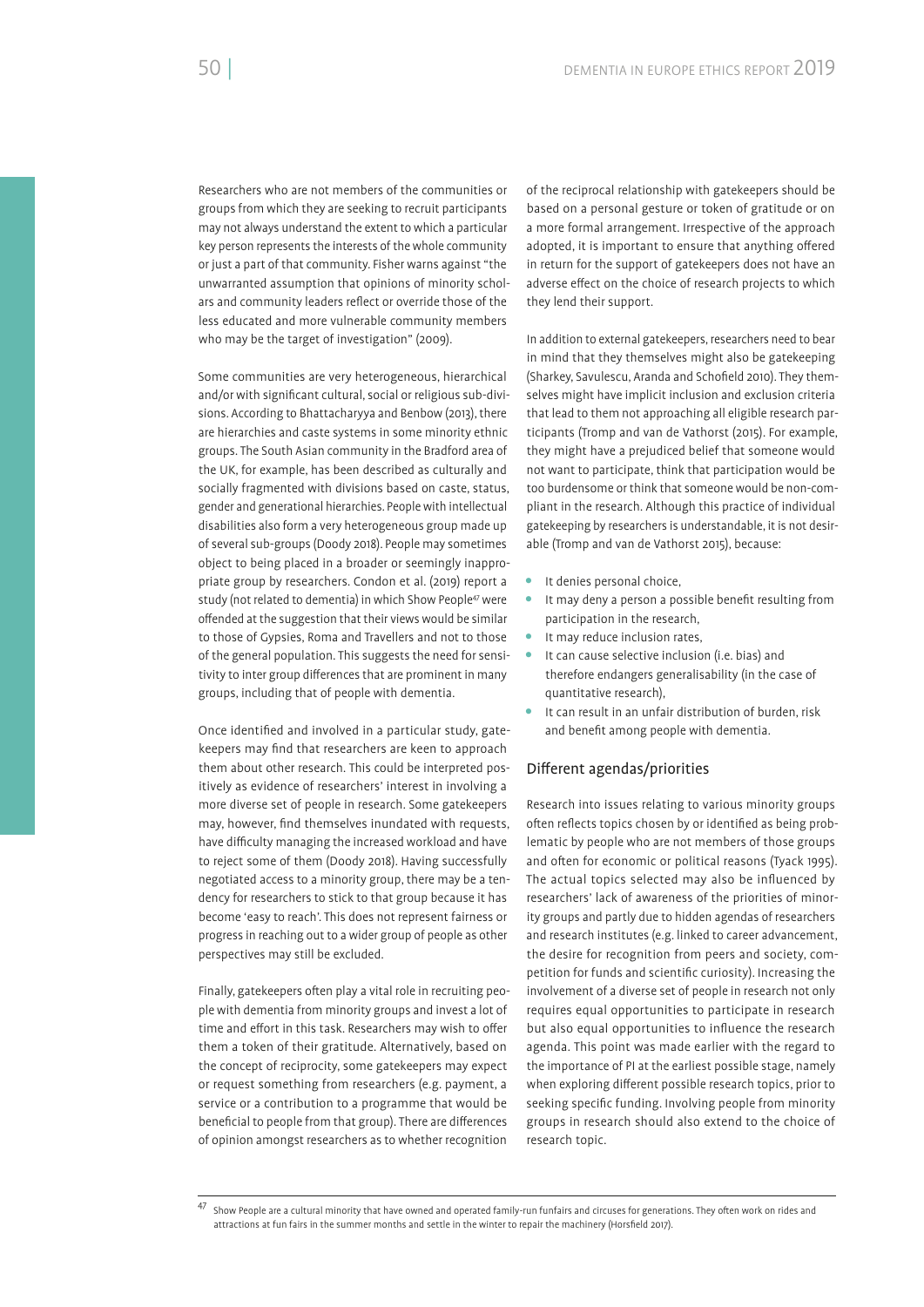Researchers who are not members of the communities or groups from which they are seeking to recruit participants may not always understand the extent to which a particular key person represents the interests of the whole community or just a part of that community. Fisher warns against "the unwarranted assumption that opinions of minority scholars and community leaders reflect or override those of the less educated and more vulnerable community members who may be the target of investigation" (2009).

Some communities are very heterogeneous, hierarchical and/or with significant cultural, social or religious sub-divisions. According to Bhattacharyya and Benbow (2013), there are hierarchies and caste systems in some minority ethnic groups. The South Asian community in the Bradford area of the UK, for example, has been described as culturally and socially fragmented with divisions based on caste, status, gender and generational hierarchies. People with intellectual disabilities also form a very heterogeneous group made up of several sub-groups (Doody 2018). People may sometimes object to being placed in a broader or seemingly inappropriate group by researchers. Condon et al. (2019) report a study (not related to dementia) in which Show People[47] were offended at the suggestion that their views would be similar to those of Gypsies, Roma and Travellers and not to those of the general population. This suggests the need for sensitivity to inter group differences that are prominent in many groups, including that of people with dementia.

Once identified and involved in a particular study, gatekeepers may find that researchers are keen to approach them about other research. This could be interpreted positively as evidence of researchers' interest in involving a more diverse set of people in research. Some gatekeepers may, however, find themselves inundated with requests, have difficulty managing the increased workload and have to reject some of them (Doody 2018). Having successfully negotiated access to a minority group, there may be a tendency for researchers to stick to that group because it has become 'easy to reach'. This does not represent fairness or progress in reaching out to a wider group of people as other perspectives may still be excluded.

Finally, gatekeepers often play a vital role in recruiting people with dementia from minority groups and invest a lot of time and effort in this task. Researchers may wish to offer them a token of their gratitude. Alternatively, based on the concept of reciprocity, some gatekeepers may expect or request something from researchers (e.g. payment, a service or a contribution to a programme that would be beneficial to people from that group). There are differences of opinion amongst researchers as to whether recognition of the reciprocal relationship with gatekeepers should be based on a personal gesture or token of gratitude or on a more formal arrangement. Irrespective of the approach adopted, it is important to ensure that anything offered in return for the support of gatekeepers does not have an adverse effect on the choice of research projects to which they lend their support.

In addition to external gatekeepers, researchers need to bear in mind that they themselves might also be gatekeeping (Sharkey, Savulescu, Aranda and Schofield 2010). They themselves might have implicit inclusion and exclusion criteria that lead to them not approaching all eligible research participants (Tromp and van de Vathorst (2015). For example, they might have a prejudiced belief that someone would not want to participate, think that participation would be too burdensome or think that someone would be non-compliant in the research. Although this practice of individual gatekeeping by researchers is understandable, it is not desirable (Tromp and van de Vathorst 2015), because:

- It denies personal choice,
- It may deny a person a possible benefit resulting from participation in the research,
- It may reduce inclusion rates,
- It can cause selective inclusion (i.e. bias) and therefore endangers generalisability (in the case of quantitative research),
- It can result in an unfair distribution of burden, risk and benefit among people with dementia.

## Different agendas/priorities

Research into issues relating to various minority groups often reflects topics chosen by or identified as being problematic by people who are not members of those groups and often for economic or political reasons (Tyack 1995). The actual topics selected may also be influenced by researchers' lack of awareness of the priorities of minority groups and partly due to hidden agendas of researchers and research institutes (e.g. linked to career advancement, the desire for recognition from peers and society, competition for funds and scientific curiosity). Increasing the involvement of a diverse set of people in research not only requires equal opportunities to participate in research but also equal opportunities to influence the research agenda. This point was made earlier with the regard to the importance of PI at the earliest possible stage, namely when exploring different possible research topics, prior to seeking specific funding. Involving people from minority groups in research should also extend to the choice of research topic.

[47] Show People are a cultural minority that have owned and operated family-run funfairs and circuses for generations. They often work on rides and attractions at fun fairs in the summer months and settle in the winter to repair the machinery (Horsfield 2017).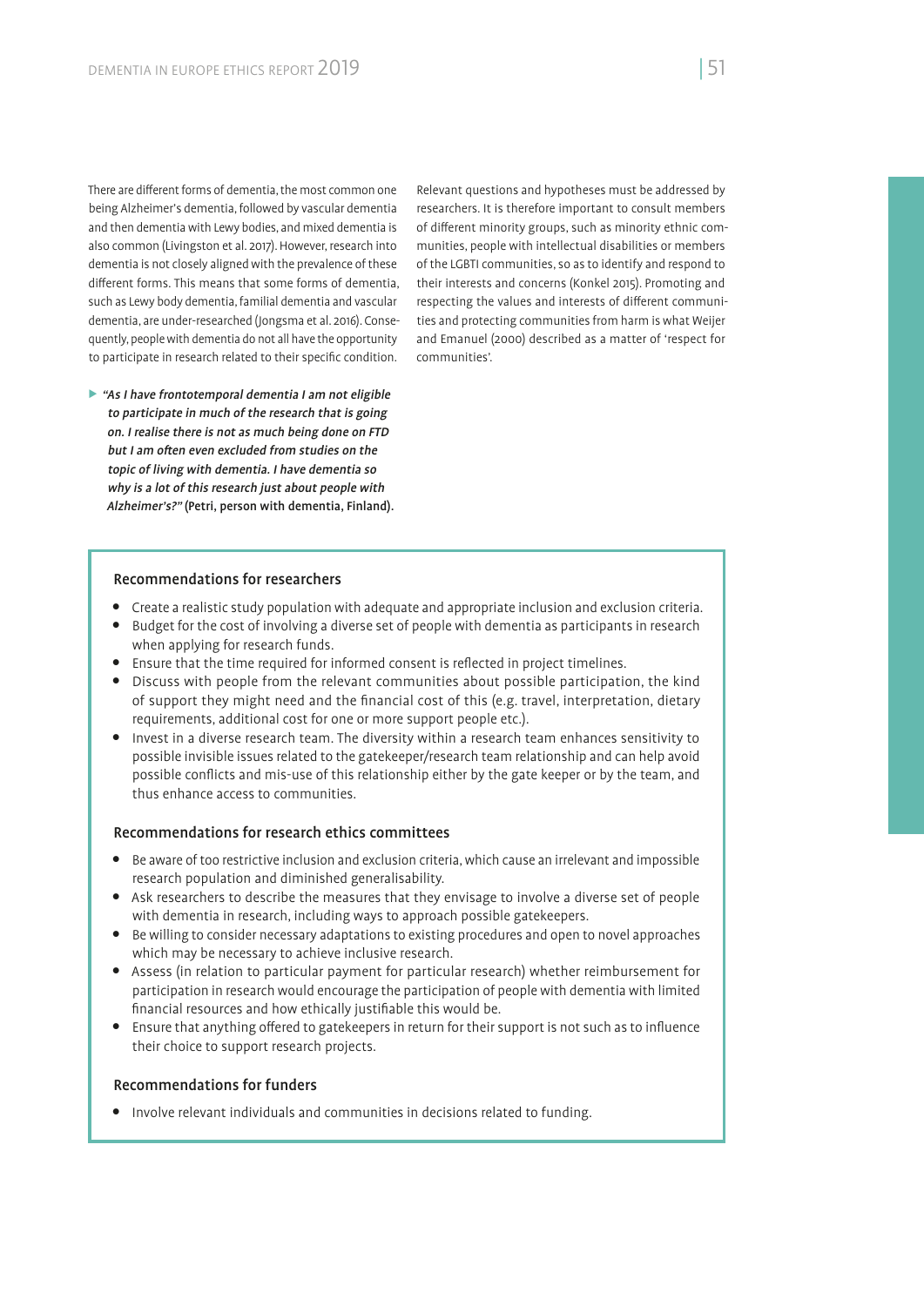There are different forms of dementia, the most common one being Alzheimer's dementia, followed by vascular dementia and then dementia with Lewy bodies, and mixed dementia is also common (Livingston et al. 2017). However, research into dementia is not closely aligned with the prevalence of these different forms. This means that some forms of dementia, such as Lewy body dementia, familial dementia and vascular dementia, are under-researched (Jongsma et al. 2016). Consequently, people with dementia do not all have the opportunity to participate in research related to their specific condition.

> ***"As I have frontotemporal dementia I am not eligible to participate in much of the research that is going on. I realise there is not as much being done on FTD but I am often even excluded from studies on the topic of living with dementia. I have dementia so why is a lot of this research just about people with Alzheimer's?"*** **(Petri, person with dementia, Finland).**

Relevant questions and hypotheses must be addressed by researchers. It is therefore important to consult members of different minority groups, such as minority ethnic communities, people with intellectual disabilities or members of the LGBTI communities, so as to identify and respond to their interests and concerns (Konkel 2015). Promoting and respecting the values and interests of different communities and protecting communities from harm is what Weijer and Emanuel (2000) described as a matter of 'respect for communities'.

### Recommendations for researchers

- Create a realistic study population with adequate and appropriate inclusion and exclusion criteria.
- Budget for the cost of involving a diverse set of people with dementia as participants in research when applying for research funds.
- Ensure that the time required for informed consent is reflected in project timelines.
- Discuss with people from the relevant communities about possible participation, the kind of support they might need and the financial cost of this (e.g. travel, interpretation, dietary requirements, additional cost for one or more support people etc.).
- Invest in a diverse research team. The diversity within a research team enhances sensitivity to possible invisible issues related to the gatekeeper/research team relationship and can help avoid possible conflicts and mis-use of this relationship either by the gate keeper or by the team, and thus enhance access to communities.

### Recommendations for research ethics committees

- Be aware of too restrictive inclusion and exclusion criteria, which cause an irrelevant and impossible research population and diminished generalisability.
- Ask researchers to describe the measures that they envisage to involve a diverse set of people with dementia in research, including ways to approach possible gatekeepers.
- Be willing to consider necessary adaptations to existing procedures and open to novel approaches which may be necessary to achieve inclusive research.
- Assess (in relation to particular payment for particular research) whether reimbursement for participation in research would encourage the participation of people with dementia with limited financial resources and how ethically justifiable this would be.
- Ensure that anything offered to gatekeepers in return for their support is not such as to influence their choice to support research projects.

### Recommendations for funders

- Involve relevant individuals and communities in decisions related to funding.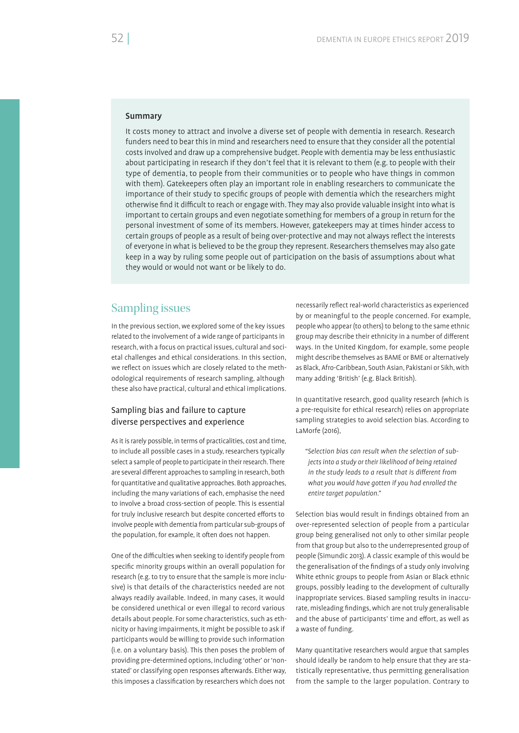**Summary**

It costs money to attract and involve a diverse set of people with dementia in research. Research funders need to bear this in mind and researchers need to ensure that they consider all the potential costs involved and draw up a comprehensive budget. People with dementia may be less enthusiastic about participating in research if they don't feel that it is relevant to them (e.g. to people with their type of dementia, to people from their communities or to people who have things in common with them). Gatekeepers often play an important role in enabling researchers to communicate the importance of their study to specific groups of people with dementia which the researchers might otherwise find it difficult to reach or engage with. They may also provide valuable insight into what is important to certain groups and even negotiate something for members of a group in return for the personal investment of some of its members. However, gatekeepers may at times hinder access to certain groups of people as a result of being over-protective and may not always reflect the interests of everyone in what is believed to be the group they represent. Researchers themselves may also gate keep in a way by ruling some people out of participation on the basis of assumptions about what they would or would not want or be likely to do.

## Sampling issues

In the previous section, we explored some of the key issues related to the involvement of a wide range of participants in research, with a focus on practical issues, cultural and societal challenges and ethical considerations. In this section, we reflect on issues which are closely related to the methodological requirements of research sampling, although these also have practical, cultural and ethical implications.

### Sampling bias and failure to capture diverse perspectives and experience

As it is rarely possible, in terms of practicalities, cost and time, to include all possible cases in a study, researchers typically select a sample of people to participate in their research. There are several different approaches to sampling in research, both for quantitative and qualitative approaches. Both approaches, including the many variations of each, emphasise the need to involve a broad cross-section of people. This is essential for truly inclusive research but despite concerted efforts to involve people with dementia from particular sub-groups of the population, for example, it often does not happen.

One of the difficulties when seeking to identify people from specific minority groups within an overall population for research (e.g. to try to ensure that the sample is more inclusive) is that details of the characteristics needed are not always readily available. Indeed, in many cases, it would be considered unethical or even illegal to record various details about people. For some characteristics, such as ethnicity or having impairments, it might be possible to ask if participants would be willing to provide such information (i.e. on a voluntary basis). This then poses the problem of providing pre-determined options, including 'other' or 'non-stated' or classifying open responses afterwards. Either way, this imposes a classification by researchers which does not necessarily reflect real-world characteristics as experienced by or meaningful to the people concerned. For example, people who appear (to others) to belong to the same ethnic group may describe their ethnicity in a number of different ways. In the United Kingdom, for example, some people might describe themselves as BAME or BME or alternatively as Black, Afro-Caribbean, South Asian, Pakistani or Sikh, with many adding 'British' (e.g. Black British).

In quantitative research, good quality research (which is a pre-requisite for ethical research) relies on appropriate sampling strategies to avoid selection bias. According to LaMorfe (2016),

> "*Selection bias can result when the selection of subjects into a study or their likelihood of being retained in the study leads to a result that is different from what you would have gotten if you had enrolled the entire target population.*"

Selection bias would result in findings obtained from an over-represented selection of people from a particular group being generalised not only to other similar people from that group but also to the underrepresented group of people (Simundic 2013). A classic example of this would be the generalisation of the findings of a study only involving White ethnic groups to people from Asian or Black ethnic groups, possibly leading to the development of culturally inappropriate services. Biased sampling results in inaccurate, misleading findings, which are not truly generalisable and the abuse of participants' time and effort, as well as a waste of funding.

Many quantitative researchers would argue that samples should ideally be random to help ensure that they are statistically representative, thus permitting generalisation from the sample to the larger population. Contrary to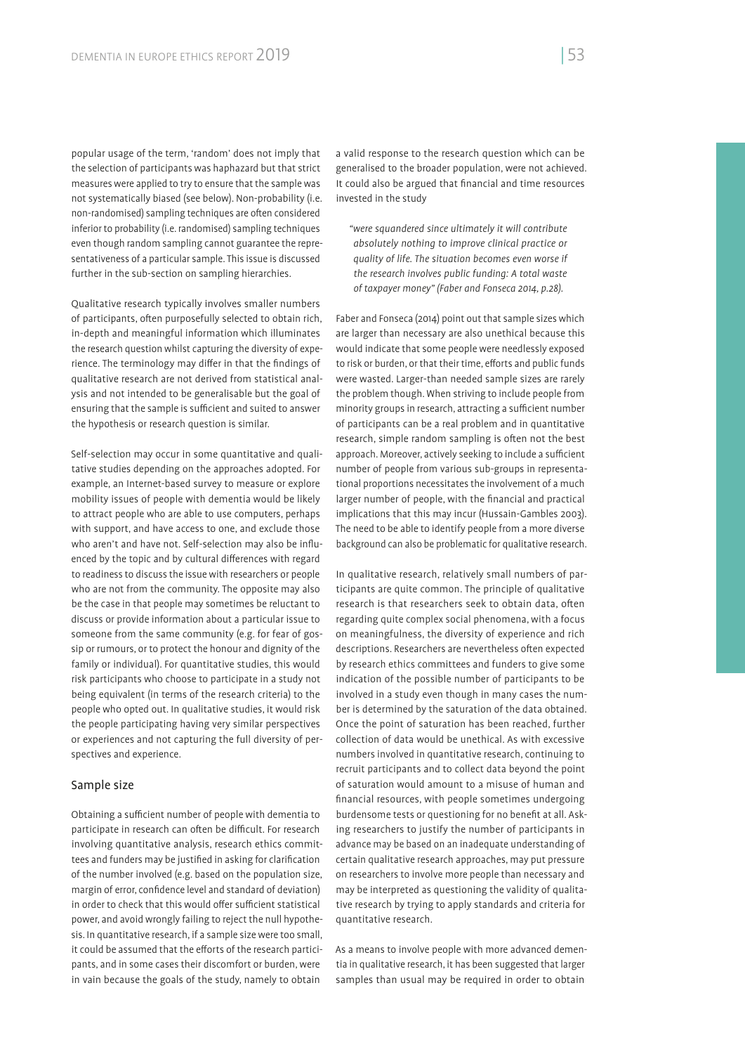popular usage of the term, 'random' does not imply that the selection of participants was haphazard but that strict measures were applied to try to ensure that the sample was not systematically biased (see below). Non-probability (i.e. non-randomised) sampling techniques are often considered inferior to probability (i.e. randomised) sampling techniques even though random sampling cannot guarantee the representativeness of a particular sample. This issue is discussed further in the sub-section on sampling hierarchies.

Qualitative research typically involves smaller numbers of participants, often purposefully selected to obtain rich, in-depth and meaningful information which illuminates the research question whilst capturing the diversity of experience. The terminology may differ in that the findings of qualitative research are not derived from statistical analysis and not intended to be generalisable but the goal of ensuring that the sample is sufficient and suited to answer the hypothesis or research question is similar.

Self-selection may occur in some quantitative and qualitative studies depending on the approaches adopted. For example, an Internet-based survey to measure or explore mobility issues of people with dementia would be likely to attract people who are able to use computers, perhaps with support, and have access to one, and exclude those who aren't and have not. Self-selection may also be influenced by the topic and by cultural differences with regard to readiness to discuss the issue with researchers or people who are not from the community. The opposite may also be the case in that people may sometimes be reluctant to discuss or provide information about a particular issue to someone from the same community (e.g. for fear of gossip or rumours, or to protect the honour and dignity of the family or individual). For quantitative studies, this would risk participants who choose to participate in a study not being equivalent (in terms of the research criteria) to the people who opted out. In qualitative studies, it would risk the people participating having very similar perspectives or experiences and not capturing the full diversity of perspectives and experience.

## Sample size

Obtaining a sufficient number of people with dementia to participate in research can often be difficult. For research involving quantitative analysis, research ethics committees and funders may be justified in asking for clarification of the number involved (e.g. based on the population size, margin of error, confidence level and standard of deviation) in order to check that this would offer sufficient statistical power, and avoid wrongly failing to reject the null hypothesis. In quantitative research, if a sample size were too small, it could be assumed that the efforts of the research participants, and in some cases their discomfort or burden, were in vain because the goals of the study, namely to obtain a valid response to the research question which can be generalised to the broader population, were not achieved. It could also be argued that financial and time resources invested in the study

> *"were squandered since ultimately it will contribute absolutely nothing to improve clinical practice or quality of life. The situation becomes even worse if the research involves public funding: A total waste of taxpayer money" (Faber and Fonseca 2014, p.28).*

Faber and Fonseca (2014) point out that sample sizes which are larger than necessary are also unethical because this would indicate that some people were needlessly exposed to risk or burden, or that their time, efforts and public funds were wasted. Larger-than needed sample sizes are rarely the problem though. When striving to include people from minority groups in research, attracting a sufficient number of participants can be a real problem and in quantitative research, simple random sampling is often not the best approach. Moreover, actively seeking to include a sufficient number of people from various sub-groups in representational proportions necessitates the involvement of a much larger number of people, with the financial and practical implications that this may incur (Hussain-Gambles 2003). The need to be able to identify people from a more diverse background can also be problematic for qualitative research.

In qualitative research, relatively small numbers of participants are quite common. The principle of qualitative research is that researchers seek to obtain data, often regarding quite complex social phenomena, with a focus on meaningfulness, the diversity of experience and rich descriptions. Researchers are nevertheless often expected by research ethics committees and funders to give some indication of the possible number of participants to be involved in a study even though in many cases the number is determined by the saturation of the data obtained. Once the point of saturation has been reached, further collection of data would be unethical. As with excessive numbers involved in quantitative research, continuing to recruit participants and to collect data beyond the point of saturation would amount to a misuse of human and financial resources, with people sometimes undergoing burdensome tests or questioning for no benefit at all. Asking researchers to justify the number of participants in advance may be based on an inadequate understanding of certain qualitative research approaches, may put pressure on researchers to involve more people than necessary and may be interpreted as questioning the validity of qualitative research by trying to apply standards and criteria for quantitative research.

As a means to involve people with more advanced dementia in qualitative research, it has been suggested that larger samples than usual may be required in order to obtain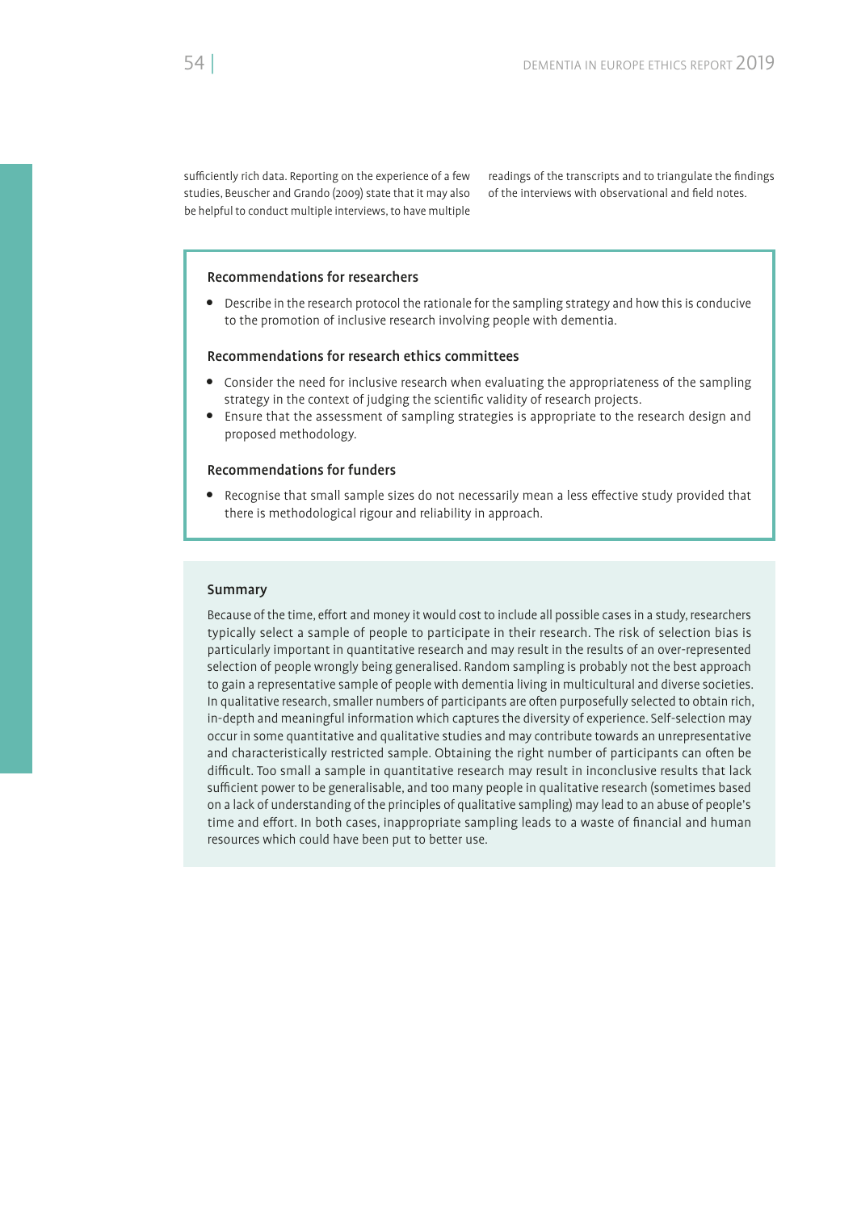sufficiently rich data. Reporting on the experience of a few studies, Beuscher and Grando (2009) state that it may also be helpful to conduct multiple interviews, to have multiple readings of the transcripts and to triangulate the findings of the interviews with observational and field notes.

### Recommendations for researchers

- Describe in the research protocol the rationale for the sampling strategy and how this is conducive to the promotion of inclusive research involving people with dementia.

### Recommendations for research ethics committees

- Consider the need for inclusive research when evaluating the appropriateness of the sampling strategy in the context of judging the scientific validity of research projects.
- Ensure that the assessment of sampling strategies is appropriate to the research design and proposed methodology.

### Recommendations for funders

- Recognise that small sample sizes do not necessarily mean a less effective study provided that there is methodological rigour and reliability in approach.

### Summary

Because of the time, effort and money it would cost to include all possible cases in a study, researchers typically select a sample of people to participate in their research. The risk of selection bias is particularly important in quantitative research and may result in the results of an over-represented selection of people wrongly being generalised. Random sampling is probably not the best approach to gain a representative sample of people with dementia living in multicultural and diverse societies. In qualitative research, smaller numbers of participants are often purposefully selected to obtain rich, in-depth and meaningful information which captures the diversity of experience. Self-selection may occur in some quantitative and qualitative studies and may contribute towards an unrepresentative and characteristically restricted sample. Obtaining the right number of participants can often be difficult. Too small a sample in quantitative research may result in inconclusive results that lack sufficient power to be generalisable, and too many people in qualitative research (sometimes based on a lack of understanding of the principles of qualitative sampling) may lead to an abuse of people's time and effort. In both cases, inappropriate sampling leads to a waste of financial and human resources which could have been put to better use.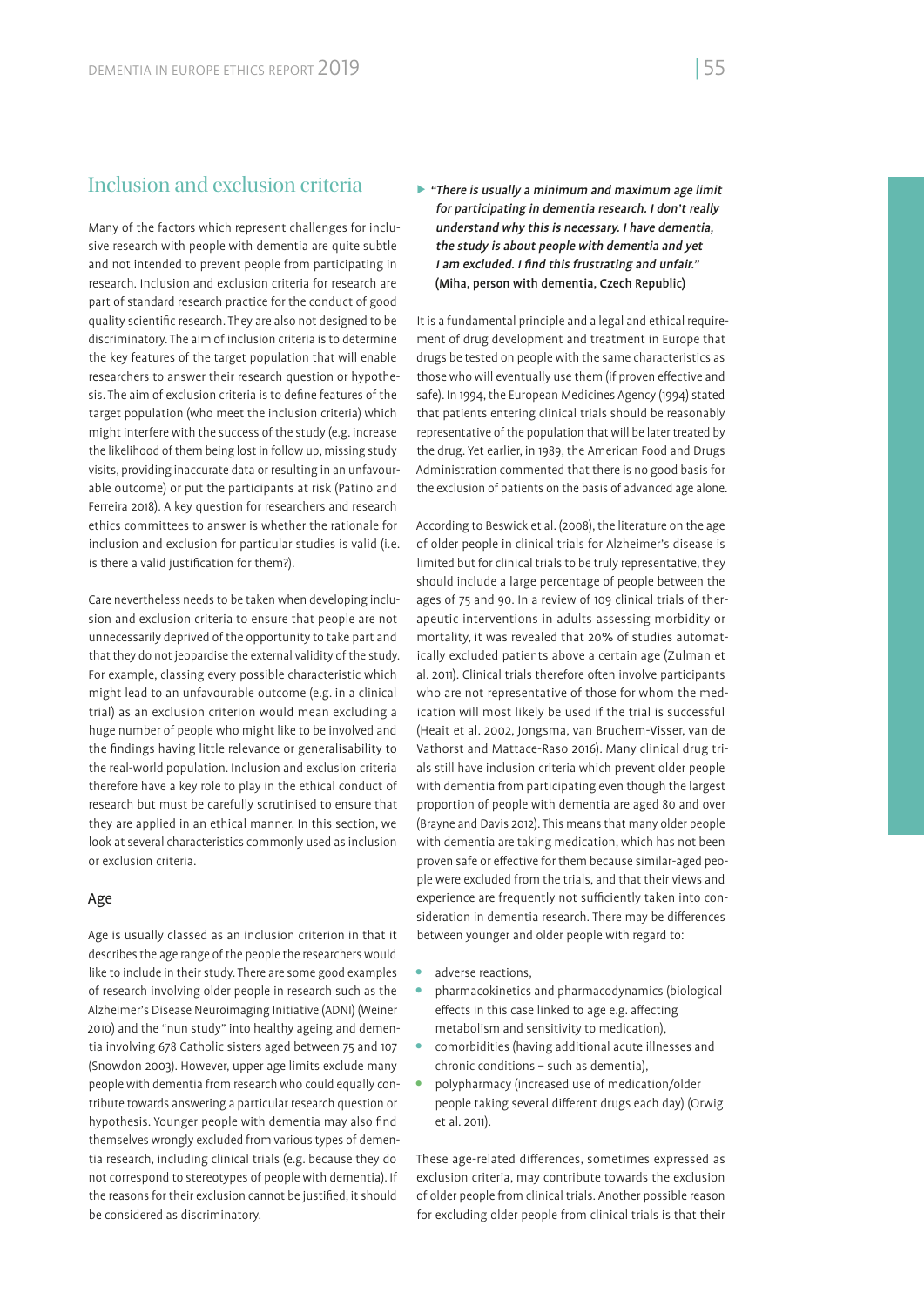## Inclusion and exclusion criteria

Many of the factors which represent challenges for inclusive research with people with dementia are quite subtle and not intended to prevent people from participating in research. Inclusion and exclusion criteria for research are part of standard research practice for the conduct of good quality scientific research. They are also not designed to be discriminatory. The aim of inclusion criteria is to determine the key features of the target population that will enable researchers to answer their research question or hypothesis. The aim of exclusion criteria is to define features of the target population (who meet the inclusion criteria) which might interfere with the success of the study (e.g. increase the likelihood of them being lost in follow up, missing study visits, providing inaccurate data or resulting in an unfavourable outcome) or put the participants at risk (Patino and Ferreira 2018). A key question for researchers and research ethics committees to answer is whether the rationale for inclusion and exclusion for particular studies is valid (i.e. is there a valid justification for them?).

Care nevertheless needs to be taken when developing inclusion and exclusion criteria to ensure that people are not unnecessarily deprived of the opportunity to take part and that they do not jeopardise the external validity of the study. For example, classing every possible characteristic which might lead to an unfavourable outcome (e.g. in a clinical trial) as an exclusion criterion would mean excluding a huge number of people who might like to be involved and the findings having little relevance or generalisability to the real-world population. Inclusion and exclusion criteria therefore have a key role to play in the ethical conduct of research but must be carefully scrutinised to ensure that they are applied in an ethical manner. In this section, we look at several characteristics commonly used as inclusion or exclusion criteria.

### Age

Age is usually classed as an inclusion criterion in that it describes the age range of the people the researchers would like to include in their study. There are some good examples of research involving older people in research such as the Alzheimer's Disease Neuroimaging Initiative (ADNI) (Weiner 2010) and the "nun study" into healthy ageing and dementia involving 678 Catholic sisters aged between 75 and 107 (Snowdon 2003). However, upper age limits exclude many people with dementia from research who could equally contribute towards answering a particular research question or hypothesis. Younger people with dementia may also find themselves wrongly excluded from various types of dementia research, including clinical trials (e.g. because they do not correspond to stereotypes of people with dementia). If the reasons for their exclusion cannot be justified, it should be considered as discriminatory.

> ***"There is usually a minimum and maximum age limit for participating in dementia research. I don't really understand why this is necessary. I have dementia, the study is about people with dementia and yet I am excluded. I find this frustrating and unfair."***
> **(Miha, person with dementia, Czech Republic)**

It is a fundamental principle and a legal and ethical requirement of drug development and treatment in Europe that drugs be tested on people with the same characteristics as those who will eventually use them (if proven effective and safe). In 1994, the European Medicines Agency (1994) stated that patients entering clinical trials should be reasonably representative of the population that will be later treated by the drug. Yet earlier, in 1989, the American Food and Drugs Administration commented that there is no good basis for the exclusion of patients on the basis of advanced age alone.

According to Beswick et al. (2008), the literature on the age of older people in clinical trials for Alzheimer's disease is limited but for clinical trials to be truly representative, they should include a large percentage of people between the ages of 75 and 90. In a review of 109 clinical trials of therapeutic interventions in adults assessing morbidity or mortality, it was revealed that 20% of studies automatically excluded patients above a certain age (Zulman et al. 2011). Clinical trials therefore often involve participants who are not representative of those for whom the medication will most likely be used if the trial is successful (Heait et al. 2002, Jongsma, van Bruchem-Visser, van de Vathorst and Mattace-Raso 2016). Many clinical drug trials still have inclusion criteria which prevent older people with dementia from participating even though the largest proportion of people with dementia are aged 80 and over (Brayne and Davis 2012). This means that many older people with dementia are taking medication, which has not been proven safe or effective for them because similar-aged people were excluded from the trials, and that their views and experience are frequently not sufficiently taken into consideration in dementia research. There may be differences between younger and older people with regard to:

- adverse reactions,
- pharmacokinetics and pharmacodynamics (biological effects in this case linked to age e.g. affecting metabolism and sensitivity to medication),
- comorbidities (having additional acute illnesses and chronic conditions – such as dementia),
- polypharmacy (increased use of medication/older people taking several different drugs each day) (Orwig et al. 2011).

These age-related differences, sometimes expressed as exclusion criteria, may contribute towards the exclusion of older people from clinical trials. Another possible reason for excluding older people from clinical trials is that their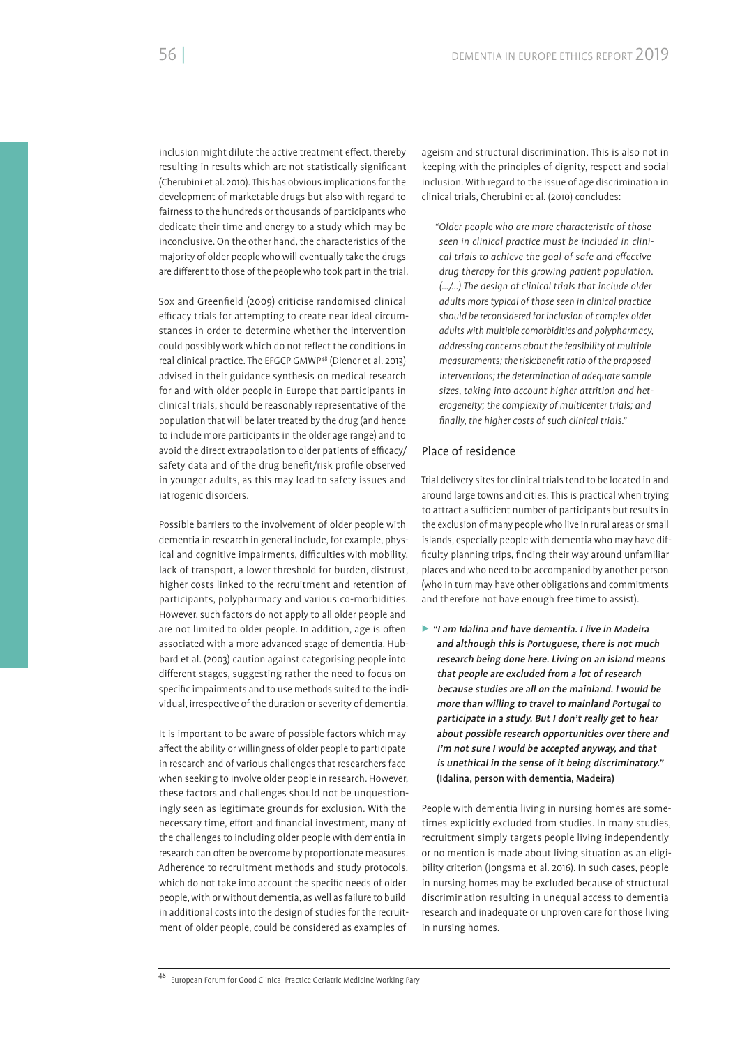inclusion might dilute the active treatment effect, thereby resulting in results which are not statistically significant (Cherubini et al. 2010). This has obvious implications for the development of marketable drugs but also with regard to fairness to the hundreds or thousands of participants who dedicate their time and energy to a study which may be inconclusive. On the other hand, the characteristics of the majority of older people who will eventually take the drugs are different to those of the people who took part in the trial.

Sox and Greenfield (2009) criticise randomised clinical efficacy trials for attempting to create near ideal circumstances in order to determine whether the intervention could possibly work which do not reflect the conditions in real clinical practice. The EFGCP GMWP[48] (Diener et al. 2013) advised in their guidance synthesis on medical research for and with older people in Europe that participants in clinical trials, should be reasonably representative of the population that will be later treated by the drug (and hence to include more participants in the older age range) and to avoid the direct extrapolation to older patients of efficacy/safety data and of the drug benefit/risk profile observed in younger adults, as this may lead to safety issues and iatrogenic disorders.

Possible barriers to the involvement of older people with dementia in research in general include, for example, physical and cognitive impairments, difficulties with mobility, lack of transport, a lower threshold for burden, distrust, higher costs linked to the recruitment and retention of participants, polypharmacy and various co-morbidities. However, such factors do not apply to all older people and are not limited to older people. In addition, age is often associated with a more advanced stage of dementia. Hubbard et al. (2003) caution against categorising people into different stages, suggesting rather the need to focus on specific impairments and to use methods suited to the individual, irrespective of the duration or severity of dementia.

It is important to be aware of possible factors which may affect the ability or willingness of older people to participate in research and of various challenges that researchers face when seeking to involve older people in research. However, these factors and challenges should not be unquestioningly seen as legitimate grounds for exclusion. With the necessary time, effort and financial investment, many of the challenges to including older people with dementia in research can often be overcome by proportionate measures. Adherence to recruitment methods and study protocols, which do not take into account the specific needs of older people, with or without dementia, as well as failure to build in additional costs into the design of studies for the recruitment of older people, could be considered as examples of ageism and structural discrimination. This is also not in keeping with the principles of dignity, respect and social inclusion. With regard to the issue of age discrimination in clinical trials, Cherubini et al. (2010) concludes:

> "*Older people who are more characteristic of those seen in clinical practice must be included in clinical trials to achieve the goal of safe and effective drug therapy for this growing patient population. (…/…) The design of clinical trials that include older adults more typical of those seen in clinical practice should be reconsidered for inclusion of complex older adults with multiple comorbidities and polypharmacy, addressing concerns about the feasibility of multiple measurements; the risk:benefit ratio of the proposed interventions; the determination of adequate sample sizes, taking into account higher attrition and heterogeneity; the complexity of multicenter trials; and finally, the higher costs of such clinical trials.*"

### Place of residence

Trial delivery sites for clinical trials tend to be located in and around large towns and cities. This is practical when trying to attract a sufficient number of participants but results in the exclusion of many people who live in rural areas or small islands, especially people with dementia who may have difficulty planning trips, finding their way around unfamiliar places and who need to be accompanied by another person (who in turn may have other obligations and commitments and therefore not have enough free time to assist).

> ***"I am Idalina and have dementia. I live in Madeira and although this is Portuguese, there is not much research being done here. Living on an island means that people are excluded from a lot of research because studies are all on the mainland. I would be more than willing to travel to mainland Portugal to participate in a study. But I don't really get to hear about possible research opportunities over there and I'm not sure I would be accepted anyway, and that is unethical in the sense of it being discriminatory."***
> **(Idalina, person with dementia, Madeira)**

People with dementia living in nursing homes are sometimes explicitly excluded from studies. In many studies, recruitment simply targets people living independently or no mention is made about living situation as an eligibility criterion (Jongsma et al. 2016). In such cases, people in nursing homes may be excluded because of structural discrimination resulting in unequal access to dementia research and inadequate or unproven care for those living in nursing homes.

---

[48] European Forum for Good Clinical Practice Geriatric Medicine Working Pary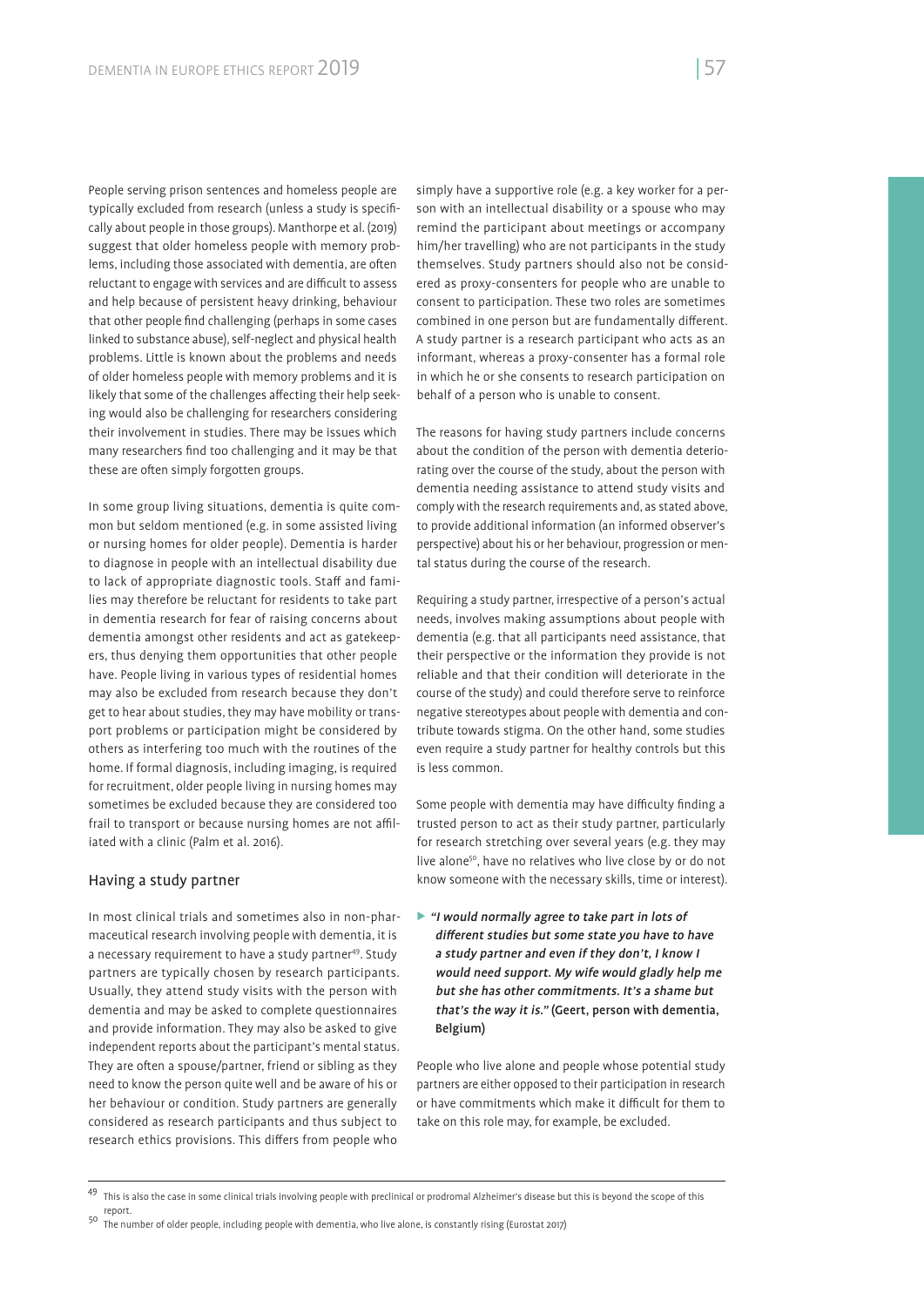People serving prison sentences and homeless people are typically excluded from research (unless a study is specifically about people in those groups). Manthorpe et al. (2019) suggest that older homeless people with memory problems, including those associated with dementia, are often reluctant to engage with services and are difficult to assess and help because of persistent heavy drinking, behaviour that other people find challenging (perhaps in some cases linked to substance abuse), self-neglect and physical health problems. Little is known about the problems and needs of older homeless people with memory problems and it is likely that some of the challenges affecting their help seeking would also be challenging for researchers considering their involvement in studies. There may be issues which many researchers find too challenging and it may be that these are often simply forgotten groups.

In some group living situations, dementia is quite common but seldom mentioned (e.g. in some assisted living or nursing homes for older people). Dementia is harder to diagnose in people with an intellectual disability due to lack of appropriate diagnostic tools. Staff and families may therefore be reluctant for residents to take part in dementia research for fear of raising concerns about dementia amongst other residents and act as gatekeepers, thus denying them opportunities that other people have. People living in various types of residential homes may also be excluded from research because they don't get to hear about studies, they may have mobility or transport problems or participation might be considered by others as interfering too much with the routines of the home. If formal diagnosis, including imaging, is required for recruitment, older people living in nursing homes may sometimes be excluded because they are considered too frail to transport or because nursing homes are not affiliated with a clinic (Palm et al. 2016).

## Having a study partner

In most clinical trials and sometimes also in non-pharmaceutical research involving people with dementia, it is a necessary requirement to have a study partner[49]. Study partners are typically chosen by research participants. Usually, they attend study visits with the person with dementia and may be asked to complete questionnaires and provide information. They may also be asked to give independent reports about the participant's mental status. They are often a spouse/partner, friend or sibling as they need to know the person quite well and be aware of his or her behaviour or condition. Study partners are generally considered as research participants and thus subject to research ethics provisions. This differs from people who simply have a supportive role (e.g. a key worker for a person with an intellectual disability or a spouse who may remind the participant about meetings or accompany him/her travelling) who are not participants in the study themselves. Study partners should also not be considered as proxy-consenters for people who are unable to consent to participation. These two roles are sometimes combined in one person but are fundamentally different. A study partner is a research participant who acts as an informant, whereas a proxy-consenter has a formal role in which he or she consents to research participation on behalf of a person who is unable to consent.

The reasons for having study partners include concerns about the condition of the person with dementia deteriorating over the course of the study, about the person with dementia needing assistance to attend study visits and comply with the research requirements and, as stated above, to provide additional information (an informed observer's perspective) about his or her behaviour, progression or mental status during the course of the research.

Requiring a study partner, irrespective of a person's actual needs, involves making assumptions about people with dementia (e.g. that all participants need assistance, that their perspective or the information they provide is not reliable and that their condition will deteriorate in the course of the study) and could therefore serve to reinforce negative stereotypes about people with dementia and contribute towards stigma. On the other hand, some studies even require a study partner for healthy controls but this is less common.

Some people with dementia may have difficulty finding a trusted person to act as their study partner, particularly for research stretching over several years (e.g. they may live alone[50], have no relatives who live close by or do not know someone with the necessary skills, time or interest).

> ▶ ***"I would normally agree to take part in lots of different studies but some state you have to have a study partner and even if they don't, I know I would need support. My wife would gladly help me but she has other commitments. It's a shame but that's the way it is."*** **(Geert, person with dementia, Belgium)**

People who live alone and people whose potential study partners are either opposed to their participation in research or have commitments which make it difficult for them to take on this role may, for example, be excluded.

---

[49] This is also the case in some clinical trials involving people with preclinical or prodromal Alzheimer's disease but this is beyond the scope of this report.

[50] The number of older people, including people with dementia, who live alone, is constantly rising (Eurostat 2017)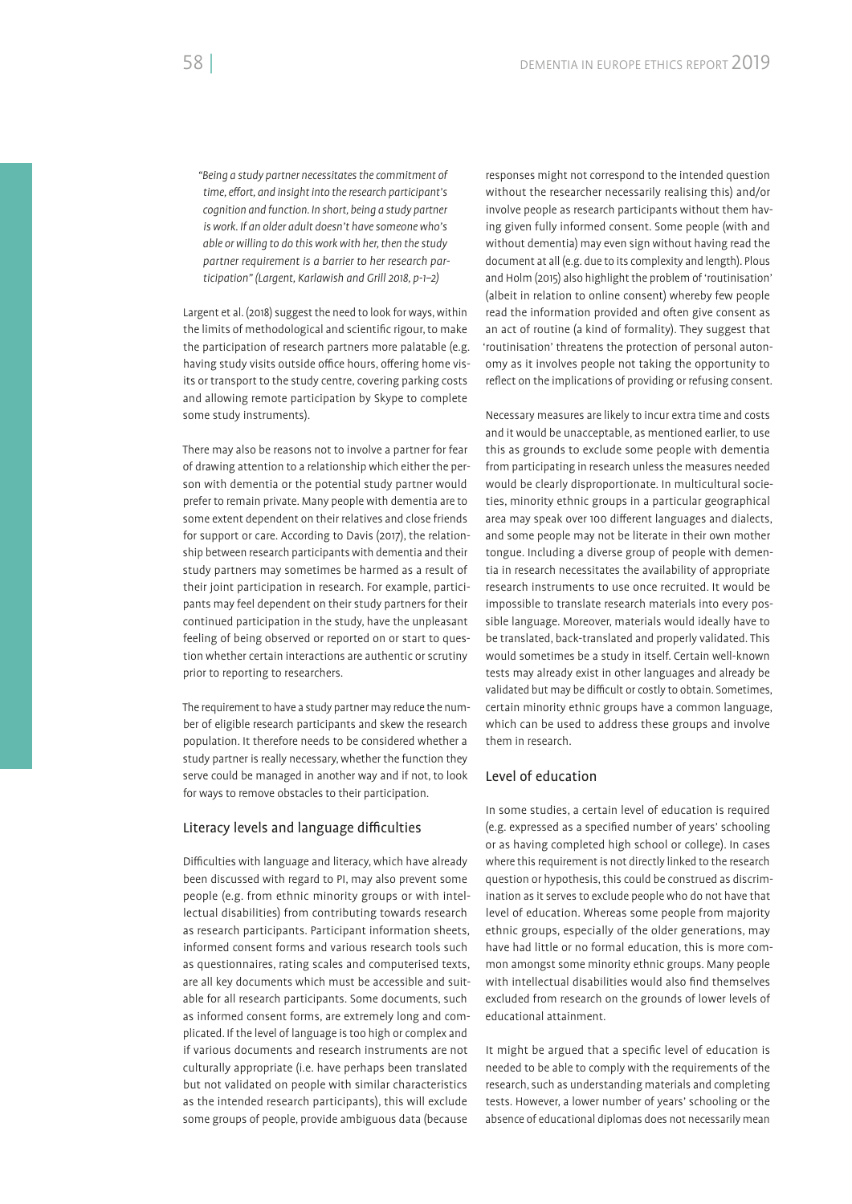*"Being a study partner necessitates the commitment of time, effort, and insight into the research participant's cognition and function. In short, being a study partner is work. If an older adult doesn't have someone who's able or willing to do this work with her, then the study partner requirement is a barrier to her research participation" (Largent, Karlawish and Grill 2018, p-1–2)*

Largent et al. (2018) suggest the need to look for ways, within the limits of methodological and scientific rigour, to make the participation of research partners more palatable (e.g. having study visits outside office hours, offering home visits or transport to the study centre, covering parking costs and allowing remote participation by Skype to complete some study instruments).

There may also be reasons not to involve a partner for fear of drawing attention to a relationship which either the person with dementia or the potential study partner would prefer to remain private. Many people with dementia are to some extent dependent on their relatives and close friends for support or care. According to Davis (2017), the relationship between research participants with dementia and their study partners may sometimes be harmed as a result of their joint participation in research. For example, participants may feel dependent on their study partners for their continued participation in the study, have the unpleasant feeling of being observed or reported on or start to question whether certain interactions are authentic or scrutiny prior to reporting to researchers.

The requirement to have a study partner may reduce the number of eligible research participants and skew the research population. It therefore needs to be considered whether a study partner is really necessary, whether the function they serve could be managed in another way and if not, to look for ways to remove obstacles to their participation.

## Literacy levels and language difficulties

Difficulties with language and literacy, which have already been discussed with regard to PI, may also prevent some people (e.g. from ethnic minority groups or with intellectual disabilities) from contributing towards research as research participants. Participant information sheets, informed consent forms and various research tools such as questionnaires, rating scales and computerised texts, are all key documents which must be accessible and suitable for all research participants. Some documents, such as informed consent forms, are extremely long and complicated. If the level of language is too high or complex and if various documents and research instruments are not culturally appropriate (i.e. have perhaps been translated but not validated on people with similar characteristics as the intended research participants), this will exclude some groups of people, provide ambiguous data (because responses might not correspond to the intended question without the researcher necessarily realising this) and/or involve people as research participants without them having given fully informed consent. Some people (with and without dementia) may even sign without having read the document at all (e.g. due to its complexity and length). Plous and Holm (2015) also highlight the problem of 'routinisation' (albeit in relation to online consent) whereby few people read the information provided and often give consent as an act of routine (a kind of formality). They suggest that 'routinisation' threatens the protection of personal autonomy as it involves people not taking the opportunity to reflect on the implications of providing or refusing consent.

Necessary measures are likely to incur extra time and costs and it would be unacceptable, as mentioned earlier, to use this as grounds to exclude some people with dementia from participating in research unless the measures needed would be clearly disproportionate. In multicultural societies, minority ethnic groups in a particular geographical area may speak over 100 different languages and dialects, and some people may not be literate in their own mother tongue. Including a diverse group of people with dementia in research necessitates the availability of appropriate research instruments to use once recruited. It would be impossible to translate research materials into every possible language. Moreover, materials would ideally have to be translated, back-translated and properly validated. This would sometimes be a study in itself. Certain well-known tests may already exist in other languages and already be validated but may be difficult or costly to obtain. Sometimes, certain minority ethnic groups have a common language, which can be used to address these groups and involve them in research.

## Level of education

In some studies, a certain level of education is required (e.g. expressed as a specified number of years' schooling or as having completed high school or college). In cases where this requirement is not directly linked to the research question or hypothesis, this could be construed as discrimination as it serves to exclude people who do not have that level of education. Whereas some people from majority ethnic groups, especially of the older generations, may have had little or no formal education, this is more common amongst some minority ethnic groups. Many people with intellectual disabilities would also find themselves excluded from research on the grounds of lower levels of educational attainment.

It might be argued that a specific level of education is needed to be able to comply with the requirements of the research, such as understanding materials and completing tests. However, a lower number of years' schooling or the absence of educational diplomas does not necessarily mean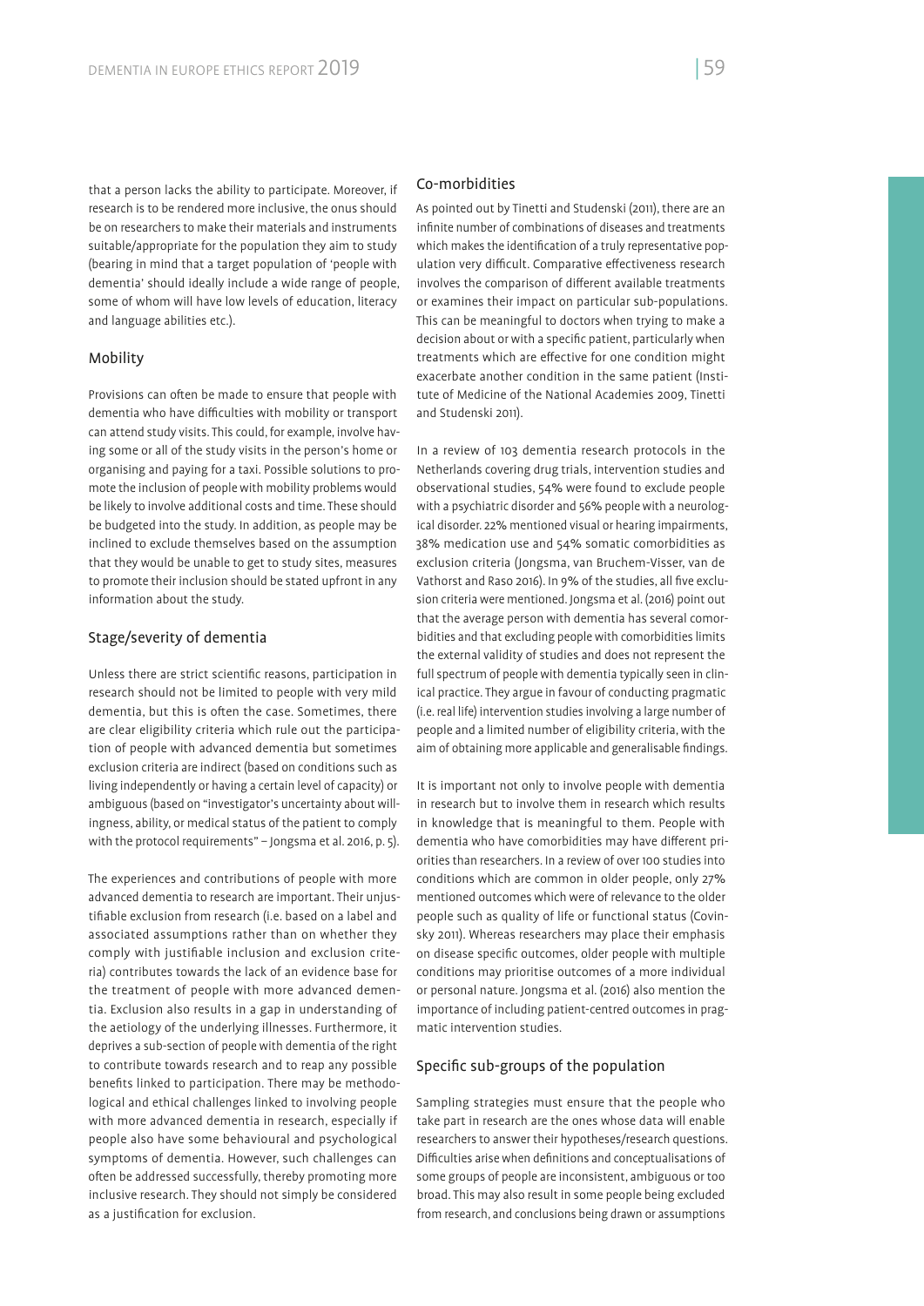that a person lacks the ability to participate. Moreover, if research is to be rendered more inclusive, the onus should be on researchers to make their materials and instruments suitable/appropriate for the population they aim to study (bearing in mind that a target population of 'people with dementia' should ideally include a wide range of people, some of whom will have low levels of education, literacy and language abilities etc.).

### Mobility

Provisions can often be made to ensure that people with dementia who have difficulties with mobility or transport can attend study visits. This could, for example, involve having some or all of the study visits in the person's home or organising and paying for a taxi. Possible solutions to promote the inclusion of people with mobility problems would be likely to involve additional costs and time. These should be budgeted into the study. In addition, as people may be inclined to exclude themselves based on the assumption that they would be unable to get to study sites, measures to promote their inclusion should be stated upfront in any information about the study.

### Stage/severity of dementia

Unless there are strict scientific reasons, participation in research should not be limited to people with very mild dementia, but this is often the case. Sometimes, there are clear eligibility criteria which rule out the participation of people with advanced dementia but sometimes exclusion criteria are indirect (based on conditions such as living independently or having a certain level of capacity) or ambiguous (based on "investigator's uncertainty about willingness, ability, or medical status of the patient to comply with the protocol requirements" – Jongsma et al. 2016, p. 5).

The experiences and contributions of people with more advanced dementia to research are important. Their unjustifiable exclusion from research (i.e. based on a label and associated assumptions rather than on whether they comply with justifiable inclusion and exclusion criteria) contributes towards the lack of an evidence base for the treatment of people with more advanced dementia. Exclusion also results in a gap in understanding of the aetiology of the underlying illnesses. Furthermore, it deprives a sub-section of people with dementia of the right to contribute towards research and to reap any possible benefits linked to participation. There may be methodological and ethical challenges linked to involving people with more advanced dementia in research, especially if people also have some behavioural and psychological symptoms of dementia. However, such challenges can often be addressed successfully, thereby promoting more inclusive research. They should not simply be considered as a justification for exclusion.

### Co-morbidities

As pointed out by Tinetti and Studenski (2011), there are an infinite number of combinations of diseases and treatments which makes the identification of a truly representative population very difficult. Comparative effectiveness research involves the comparison of different available treatments or examines their impact on particular sub-populations. This can be meaningful to doctors when trying to make a decision about or with a specific patient, particularly when treatments which are effective for one condition might exacerbate another condition in the same patient (Institute of Medicine of the National Academies 2009, Tinetti and Studenski 2011).

In a review of 103 dementia research protocols in the Netherlands covering drug trials, intervention studies and observational studies, 54% were found to exclude people with a psychiatric disorder and 56% people with a neurological disorder. 22% mentioned visual or hearing impairments, 38% medication use and 54% somatic comorbidities as exclusion criteria (Jongsma, van Bruchem-Visser, van de Vathorst and Raso 2016). In 9% of the studies, all five exclusion criteria were mentioned. Jongsma et al. (2016) point out that the average person with dementia has several comorbidities and that excluding people with comorbidities limits the external validity of studies and does not represent the full spectrum of people with dementia typically seen in clinical practice. They argue in favour of conducting pragmatic (i.e. real life) intervention studies involving a large number of people and a limited number of eligibility criteria, with the aim of obtaining more applicable and generalisable findings.

It is important not only to involve people with dementia in research but to involve them in research which results in knowledge that is meaningful to them. People with dementia who have comorbidities may have different priorities than researchers. In a review of over 100 studies into conditions which are common in older people, only 27% mentioned outcomes which were of relevance to the older people such as quality of life or functional status (Covinsky 2011). Whereas researchers may place their emphasis on disease specific outcomes, older people with multiple conditions may prioritise outcomes of a more individual or personal nature. Jongsma et al. (2016) also mention the importance of including patient-centred outcomes in pragmatic intervention studies.

### Specific sub-groups of the population

Sampling strategies must ensure that the people who take part in research are the ones whose data will enable researchers to answer their hypotheses/research questions. Difficulties arise when definitions and conceptualisations of some groups of people are inconsistent, ambiguous or too broad. This may also result in some people being excluded from research, and conclusions being drawn or assumptions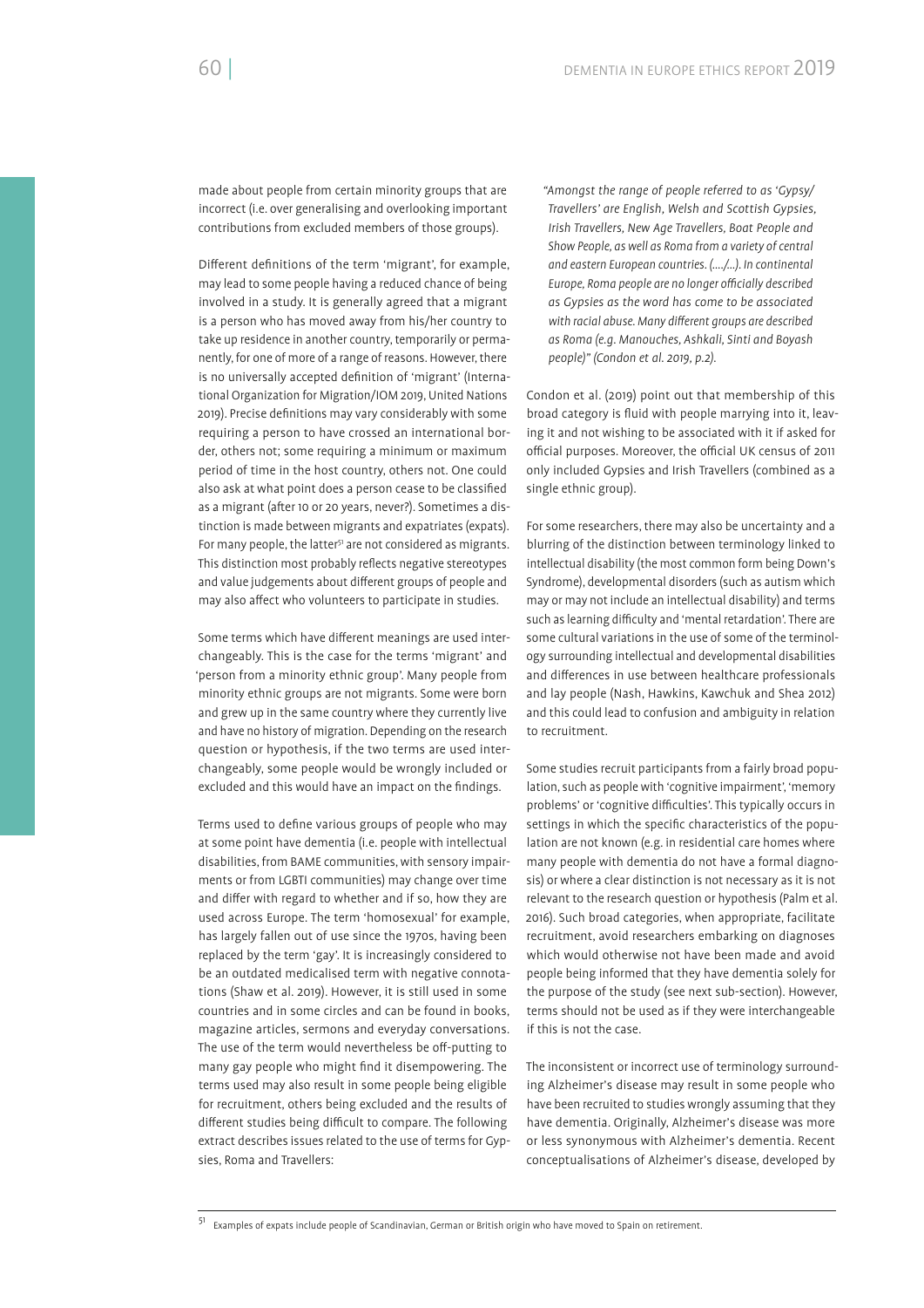made about people from certain minority groups that are incorrect (i.e. over generalising and overlooking important contributions from excluded members of those groups).

Different definitions of the term 'migrant', for example, may lead to some people having a reduced chance of being involved in a study. It is generally agreed that a migrant is a person who has moved away from his/her country to take up residence in another country, temporarily or permanently, for one of more of a range of reasons. However, there is no universally accepted definition of 'migrant' (International Organization for Migration/IOM 2019, United Nations 2019). Precise definitions may vary considerably with some requiring a person to have crossed an international border, others not; some requiring a minimum or maximum period of time in the host country, others not. One could also ask at what point does a person cease to be classified as a migrant (after 10 or 20 years, never?). Sometimes a distinction is made between migrants and expatriates (expats). For many people, the latter[51] are not considered as migrants. This distinction most probably reflects negative stereotypes and value judgements about different groups of people and may also affect who volunteers to participate in studies.

Some terms which have different meanings are used interchangeably. This is the case for the terms 'migrant' and 'person from a minority ethnic group'. Many people from minority ethnic groups are not migrants. Some were born and grew up in the same country where they currently live and have no history of migration. Depending on the research question or hypothesis, if the two terms are used interchangeably, some people would be wrongly included or excluded and this would have an impact on the findings.

Terms used to define various groups of people who may at some point have dementia (i.e. people with intellectual disabilities, from BAME communities, with sensory impairments or from LGBTI communities) may change over time and differ with regard to whether and if so, how they are used across Europe. The term 'homosexual' for example, has largely fallen out of use since the 1970s, having been replaced by the term 'gay'. It is increasingly considered to be an outdated medicalised term with negative connotations (Shaw et al. 2019). However, it is still used in some countries and in some circles and can be found in books, magazine articles, sermons and everyday conversations. The use of the term would nevertheless be off-putting to many gay people who might find it disempowering. The terms used may also result in some people being eligible for recruitment, others being excluded and the results of different studies being difficult to compare. The following extract describes issues related to the use of terms for Gypsies, Roma and Travellers:

> *"Amongst the range of people referred to as 'Gypsy/Travellers' are English, Welsh and Scottish Gypsies, Irish Travellers, New Age Travellers, Boat People and Show People, as well as Roma from a variety of central and eastern European countries. (…./…). In continental Europe, Roma people are no longer officially described as Gypsies as the word has come to be associated with racial abuse. Many different groups are described as Roma (e.g. Manouches, Ashkali, Sinti and Boyash people)" (Condon et al. 2019, p.2).*

Condon et al. (2019) point out that membership of this broad category is fluid with people marrying into it, leaving it and not wishing to be associated with it if asked for official purposes. Moreover, the official UK census of 2011 only included Gypsies and Irish Travellers (combined as a single ethnic group).

For some researchers, there may also be uncertainty and a blurring of the distinction between terminology linked to intellectual disability (the most common form being Down's Syndrome), developmental disorders (such as autism which may or may not include an intellectual disability) and terms such as learning difficulty and 'mental retardation'. There are some cultural variations in the use of some of the terminology surrounding intellectual and developmental disabilities and differences in use between healthcare professionals and lay people (Nash, Hawkins, Kawchuk and Shea 2012) and this could lead to confusion and ambiguity in relation to recruitment.

Some studies recruit participants from a fairly broad population, such as people with 'cognitive impairment', 'memory problems' or 'cognitive difficulties'. This typically occurs in settings in which the specific characteristics of the population are not known (e.g. in residential care homes where many people with dementia do not have a formal diagnosis) or where a clear distinction is not necessary as it is not relevant to the research question or hypothesis (Palm et al. 2016). Such broad categories, when appropriate, facilitate recruitment, avoid researchers embarking on diagnoses which would otherwise not have been made and avoid people being informed that they have dementia solely for the purpose of the study (see next sub-section). However, terms should not be used as if they were interchangeable if this is not the case.

The inconsistent or incorrect use of terminology surrounding Alzheimer's disease may result in some people who have been recruited to studies wrongly assuming that they have dementia. Originally, Alzheimer's disease was more or less synonymous with Alzheimer's dementia. Recent conceptualisations of Alzheimer's disease, developed by

[51] Examples of expats include people of Scandinavian, German or British origin who have moved to Spain on retirement.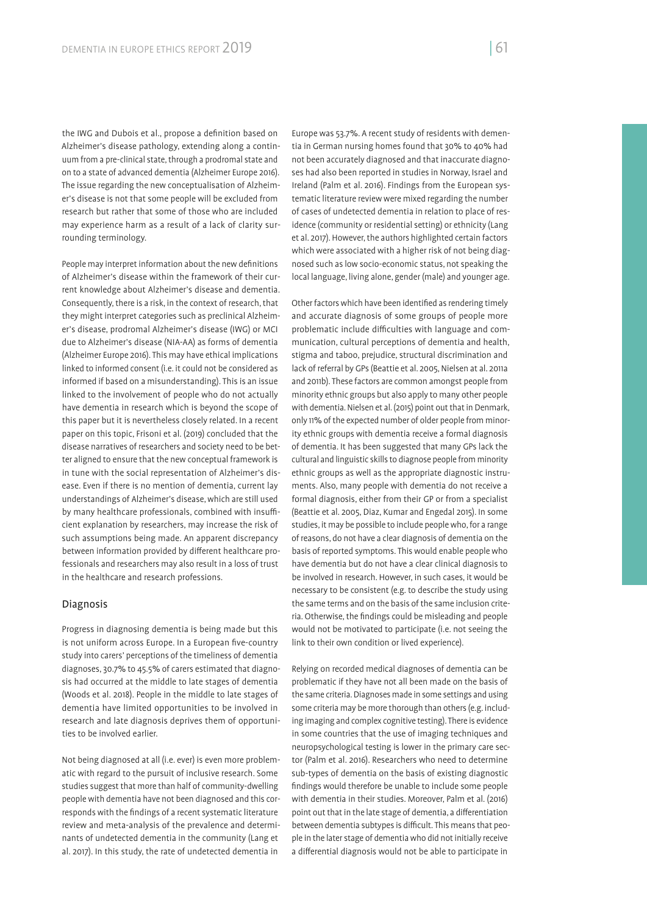the IWG and Dubois et al., propose a definition based on Alzheimer's disease pathology, extending along a continuum from a pre-clinical state, through a prodromal state and on to a state of advanced dementia (Alzheimer Europe 2016). The issue regarding the new conceptualisation of Alzheimer's disease is not that some people will be excluded from research but rather that some of those who are included may experience harm as a result of a lack of clarity surrounding terminology.

People may interpret information about the new definitions of Alzheimer's disease within the framework of their current knowledge about Alzheimer's disease and dementia. Consequently, there is a risk, in the context of research, that they might interpret categories such as preclinical Alzheimer's disease, prodromal Alzheimer's disease (IWG) or MCI due to Alzheimer's disease (NIA-AA) as forms of dementia (Alzheimer Europe 2016). This may have ethical implications linked to informed consent (i.e. it could not be considered as informed if based on a misunderstanding). This is an issue linked to the involvement of people who do not actually have dementia in research which is beyond the scope of this paper but it is nevertheless closely related. In a recent paper on this topic, Frisoni et al. (2019) concluded that the disease narratives of researchers and society need to be better aligned to ensure that the new conceptual framework is in tune with the social representation of Alzheimer's disease. Even if there is no mention of dementia, current lay understandings of Alzheimer's disease, which are still used by many healthcare professionals, combined with insufficient explanation by researchers, may increase the risk of such assumptions being made. An apparent discrepancy between information provided by different healthcare professionals and researchers may also result in a loss of trust in the healthcare and research professions.

## Diagnosis

Progress in diagnosing dementia is being made but this is not uniform across Europe. In a European five-country study into carers' perceptions of the timeliness of dementia diagnoses, 30.7% to 45.5% of carers estimated that diagnosis had occurred at the middle to late stages of dementia (Woods et al. 2018). People in the middle to late stages of dementia have limited opportunities to be involved in research and late diagnosis deprives them of opportunities to be involved earlier.

Not being diagnosed at all (i.e. ever) is even more problematic with regard to the pursuit of inclusive research. Some studies suggest that more than half of community-dwelling people with dementia have not been diagnosed and this corresponds with the findings of a recent systematic literature review and meta-analysis of the prevalence and determinants of undetected dementia in the community (Lang et al. 2017). In this study, the rate of undetected dementia in Europe was 53.7%. A recent study of residents with dementia in German nursing homes found that 30% to 40% had not been accurately diagnosed and that inaccurate diagnoses had also been reported in studies in Norway, Israel and Ireland (Palm et al. 2016). Findings from the European systematic literature review were mixed regarding the number of cases of undetected dementia in relation to place of residence (community or residential setting) or ethnicity (Lang et al. 2017). However, the authors highlighted certain factors which were associated with a higher risk of not being diagnosed such as low socio-economic status, not speaking the local language, living alone, gender (male) and younger age.

Other factors which have been identified as rendering timely and accurate diagnosis of some groups of people more problematic include difficulties with language and communication, cultural perceptions of dementia and health, stigma and taboo, prejudice, structural discrimination and lack of referral by GPs (Beattie et al. 2005, Nielsen at al. 2011a and 2011b). These factors are common amongst people from minority ethnic groups but also apply to many other people with dementia. Nielsen et al. (2015) point out that in Denmark, only 11% of the expected number of older people from minority ethnic groups with dementia receive a formal diagnosis of dementia. It has been suggested that many GPs lack the cultural and linguistic skills to diagnose people from minority ethnic groups as well as the appropriate diagnostic instruments. Also, many people with dementia do not receive a formal diagnosis, either from their GP or from a specialist (Beattie et al. 2005, Diaz, Kumar and Engedal 2015). In some studies, it may be possible to include people who, for a range of reasons, do not have a clear diagnosis of dementia on the basis of reported symptoms. This would enable people who have dementia but do not have a clear clinical diagnosis to be involved in research. However, in such cases, it would be necessary to be consistent (e.g. to describe the study using the same terms and on the basis of the same inclusion criteria. Otherwise, the findings could be misleading and people would not be motivated to participate (i.e. not seeing the link to their own condition or lived experience).

Relying on recorded medical diagnoses of dementia can be problematic if they have not all been made on the basis of the same criteria. Diagnoses made in some settings and using some criteria may be more thorough than others (e.g. including imaging and complex cognitive testing). There is evidence in some countries that the use of imaging techniques and neuropsychological testing is lower in the primary care sector (Palm et al. 2016). Researchers who need to determine sub-types of dementia on the basis of existing diagnostic findings would therefore be unable to include some people with dementia in their studies. Moreover, Palm et al. (2016) point out that in the late stage of dementia, a differentiation between dementia subtypes is difficult. This means that people in the later stage of dementia who did not initially receive a differential diagnosis would not be able to participate in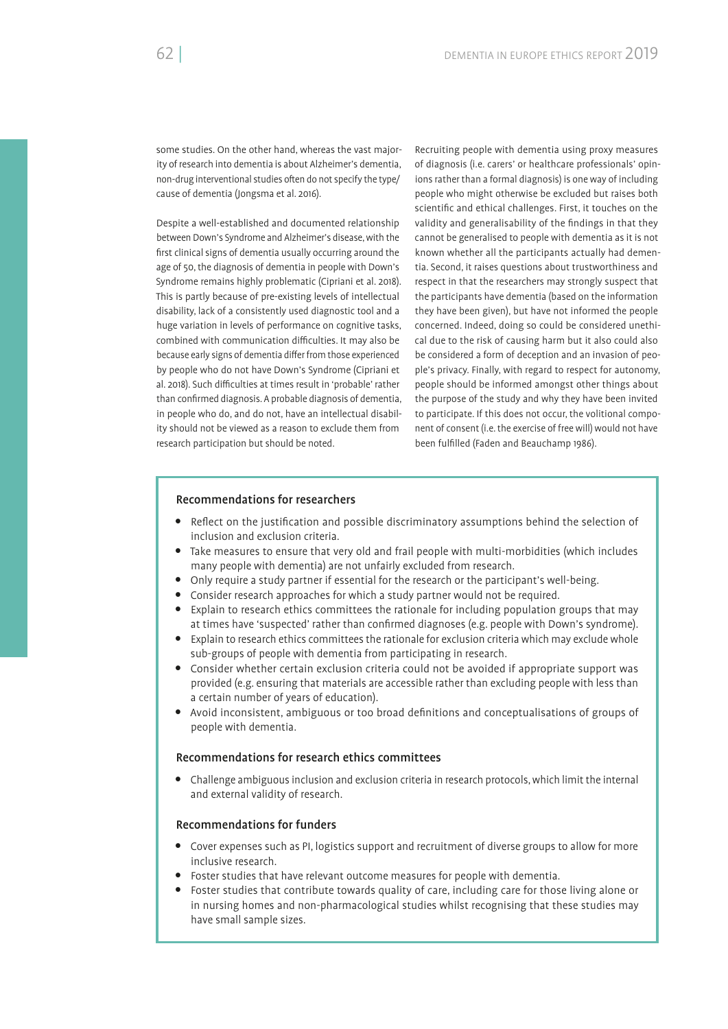some studies. On the other hand, whereas the vast majority of research into dementia is about Alzheimer's dementia, non-drug interventional studies often do not specify the type/cause of dementia (Jongsma et al. 2016).

Despite a well-established and documented relationship between Down's Syndrome and Alzheimer's disease, with the first clinical signs of dementia usually occurring around the age of 50, the diagnosis of dementia in people with Down's Syndrome remains highly problematic (Cipriani et al. 2018). This is partly because of pre-existing levels of intellectual disability, lack of a consistently used diagnostic tool and a huge variation in levels of performance on cognitive tasks, combined with communication difficulties. It may also be because early signs of dementia differ from those experienced by people who do not have Down's Syndrome (Cipriani et al. 2018). Such difficulties at times result in 'probable' rather than confirmed diagnosis. A probable diagnosis of dementia, in people who do, and do not, have an intellectual disability should not be viewed as a reason to exclude them from research participation but should be noted.

Recruiting people with dementia using proxy measures of diagnosis (i.e. carers' or healthcare professionals' opinions rather than a formal diagnosis) is one way of including people who might otherwise be excluded but raises both scientific and ethical challenges. First, it touches on the validity and generalisability of the findings in that they cannot be generalised to people with dementia as it is not known whether all the participants actually had dementia. Second, it raises questions about trustworthiness and respect in that the researchers may strongly suspect that the participants have dementia (based on the information they have been given), but have not informed the people concerned. Indeed, doing so could be considered unethical due to the risk of causing harm but it also could also be considered a form of deception and an invasion of people's privacy. Finally, with regard to respect for autonomy, people should be informed amongst other things about the purpose of the study and why they have been invited to participate. If this does not occur, the volitional component of consent (i.e. the exercise of free will) would not have been fulfilled (Faden and Beauchamp 1986).

### Recommendations for researchers

- Reflect on the justification and possible discriminatory assumptions behind the selection of inclusion and exclusion criteria.
- Take measures to ensure that very old and frail people with multi-morbidities (which includes many people with dementia) are not unfairly excluded from research.
- Only require a study partner if essential for the research or the participant's well-being.
- Consider research approaches for which a study partner would not be required.
- Explain to research ethics committees the rationale for including population groups that may at times have 'suspected' rather than confirmed diagnoses (e.g. people with Down's syndrome).
- Explain to research ethics committees the rationale for exclusion criteria which may exclude whole sub-groups of people with dementia from participating in research.
- Consider whether certain exclusion criteria could not be avoided if appropriate support was provided (e.g. ensuring that materials are accessible rather than excluding people with less than a certain number of years of education).
- Avoid inconsistent, ambiguous or too broad definitions and conceptualisations of groups of people with dementia.

### Recommendations for research ethics committees

- Challenge ambiguous inclusion and exclusion criteria in research protocols, which limit the internal and external validity of research.

### Recommendations for funders

- Cover expenses such as PI, logistics support and recruitment of diverse groups to allow for more inclusive research.
- Foster studies that have relevant outcome measures for people with dementia.
- Foster studies that contribute towards quality of care, including care for those living alone or in nursing homes and non-pharmacological studies whilst recognising that these studies may have small sample sizes.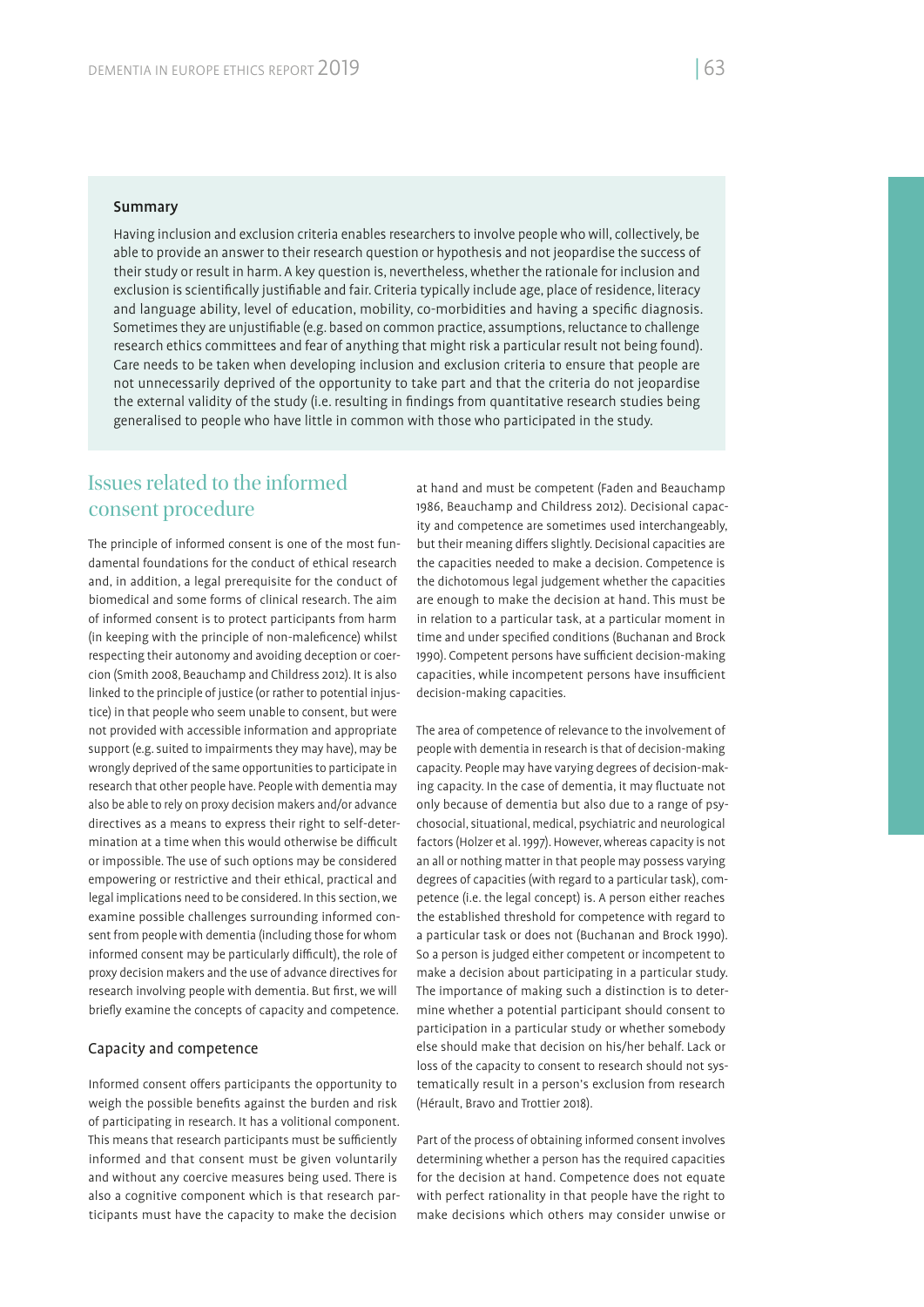**Summary**

Having inclusion and exclusion criteria enables researchers to involve people who will, collectively, be able to provide an answer to their research question or hypothesis and not jeopardise the success of their study or result in harm. A key question is, nevertheless, whether the rationale for inclusion and exclusion is scientifically justifiable and fair. Criteria typically include age, place of residence, literacy and language ability, level of education, mobility, co-morbidities and having a specific diagnosis. Sometimes they are unjustifiable (e.g. based on common practice, assumptions, reluctance to challenge research ethics committees and fear of anything that might risk a particular result not being found). Care needs to be taken when developing inclusion and exclusion criteria to ensure that people are not unnecessarily deprived of the opportunity to take part and that the criteria do not jeopardise the external validity of the study (i.e. resulting in findings from quantitative research studies being generalised to people who have little in common with those who participated in the study.

## Issues related to the informed consent procedure

The principle of informed consent is one of the most fundamental foundations for the conduct of ethical research and, in addition, a legal prerequisite for the conduct of biomedical and some forms of clinical research. The aim of informed consent is to protect participants from harm (in keeping with the principle of non-maleficence) whilst respecting their autonomy and avoiding deception or coercion (Smith 2008, Beauchamp and Childress 2012). It is also linked to the principle of justice (or rather to potential injustice) in that people who seem unable to consent, but were not provided with accessible information and appropriate support (e.g. suited to impairments they may have), may be wrongly deprived of the same opportunities to participate in research that other people have. People with dementia may also be able to rely on proxy decision makers and/or advance directives as a means to express their right to self-determination at a time when this would otherwise be difficult or impossible. The use of such options may be considered empowering or restrictive and their ethical, practical and legal implications need to be considered. In this section, we examine possible challenges surrounding informed consent from people with dementia (including those for whom informed consent may be particularly difficult), the role of proxy decision makers and the use of advance directives for research involving people with dementia. But first, we will briefly examine the concepts of capacity and competence.

### Capacity and competence

Informed consent offers participants the opportunity to weigh the possible benefits against the burden and risk of participating in research. It has a volitional component. This means that research participants must be sufficiently informed and that consent must be given voluntarily and without any coercive measures being used. There is also a cognitive component which is that research participants must have the capacity to make the decision at hand and must be competent (Faden and Beauchamp 1986, Beauchamp and Childress 2012). Decisional capacity and competence are sometimes used interchangeably, but their meaning differs slightly. Decisional capacities are the capacities needed to make a decision. Competence is the dichotomous legal judgement whether the capacities are enough to make the decision at hand. This must be in relation to a particular task, at a particular moment in time and under specified conditions (Buchanan and Brock 1990). Competent persons have sufficient decision-making capacities, while incompetent persons have insufficient decision-making capacities.

The area of competence of relevance to the involvement of people with dementia in research is that of decision-making capacity. People may have varying degrees of decision-making capacity. In the case of dementia, it may fluctuate not only because of dementia but also due to a range of psychosocial, situational, medical, psychiatric and neurological factors (Holzer et al. 1997). However, whereas capacity is not an all or nothing matter in that people may possess varying degrees of capacities (with regard to a particular task), competence (i.e. the legal concept) is. A person either reaches the established threshold for competence with regard to a particular task or does not (Buchanan and Brock 1990). So a person is judged either competent or incompetent to make a decision about participating in a particular study. The importance of making such a distinction is to determine whether a potential participant should consent to participation in a particular study or whether somebody else should make that decision on his/her behalf. Lack or loss of the capacity to consent to research should not systematically result in a person's exclusion from research (Hérault, Bravo and Trottier 2018).

Part of the process of obtaining informed consent involves determining whether a person has the required capacities for the decision at hand. Competence does not equate with perfect rationality in that people have the right to make decisions which others may consider unwise or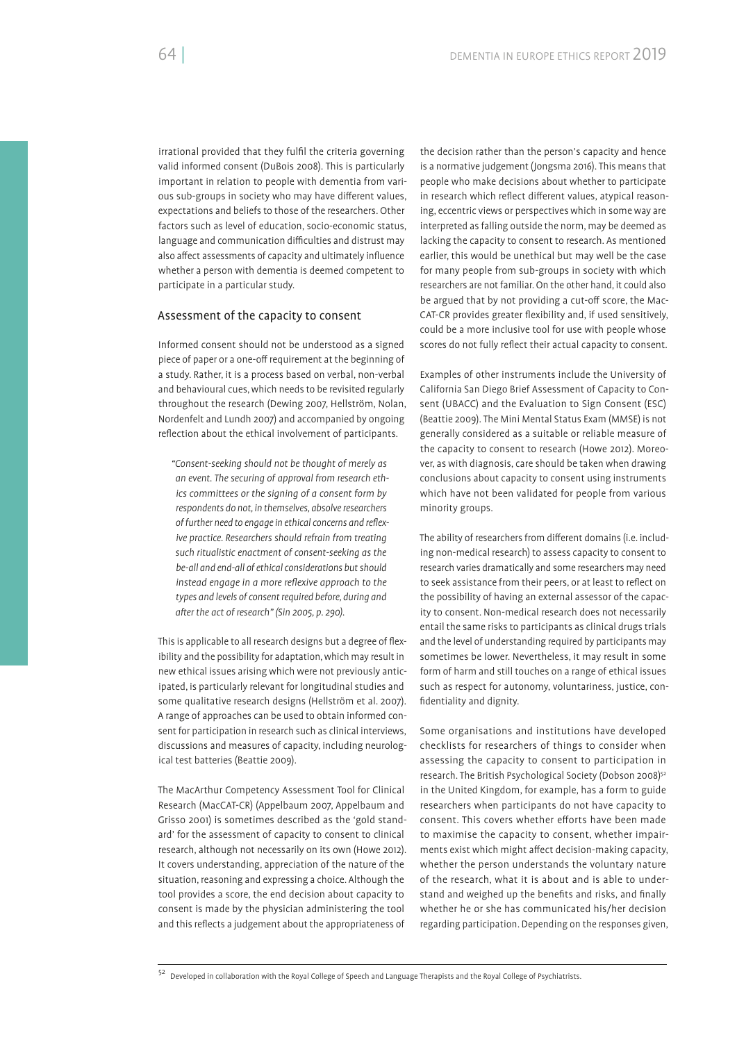irrational provided that they fulfil the criteria governing valid informed consent (DuBois 2008). This is particularly important in relation to people with dementia from various sub-groups in society who may have different values, expectations and beliefs to those of the researchers. Other factors such as level of education, socio-economic status, language and communication difficulties and distrust may also affect assessments of capacity and ultimately influence whether a person with dementia is deemed competent to participate in a particular study.

## Assessment of the capacity to consent

Informed consent should not be understood as a signed piece of paper or a one-off requirement at the beginning of a study. Rather, it is a process based on verbal, non-verbal and behavioural cues, which needs to be revisited regularly throughout the research (Dewing 2007, Hellström, Nolan, Nordenfelt and Lundh 2007) and accompanied by ongoing reflection about the ethical involvement of participants.

> *"Consent-seeking should not be thought of merely as an event. The securing of approval from research ethics committees or the signing of a consent form by respondents do not, in themselves, absolve researchers of further need to engage in ethical concerns and reflexive practice. Researchers should refrain from treating such ritualistic enactment of consent-seeking as the be-all and end-all of ethical considerations but should instead engage in a more reflexive approach to the types and levels of consent required before, during and after the act of research" (Sin 2005, p. 290).*

This is applicable to all research designs but a degree of flexibility and the possibility for adaptation, which may result in new ethical issues arising which were not previously anticipated, is particularly relevant for longitudinal studies and some qualitative research designs (Hellström et al. 2007). A range of approaches can be used to obtain informed consent for participation in research such as clinical interviews, discussions and measures of capacity, including neurological test batteries (Beattie 2009).

The MacArthur Competency Assessment Tool for Clinical Research (MacCAT-CR) (Appelbaum 2007, Appelbaum and Grisso 2001) is sometimes described as the 'gold standard' for the assessment of capacity to consent to clinical research, although not necessarily on its own (Howe 2012). It covers understanding, appreciation of the nature of the situation, reasoning and expressing a choice. Although the tool provides a score, the end decision about capacity to consent is made by the physician administering the tool and this reflects a judgement about the appropriateness of the decision rather than the person's capacity and hence is a normative judgement (Jongsma 2016). This means that people who make decisions about whether to participate in research which reflect different values, atypical reasoning, eccentric views or perspectives which in some way are interpreted as falling outside the norm, may be deemed as lacking the capacity to consent to research. As mentioned earlier, this would be unethical but may well be the case for many people from sub-groups in society with which researchers are not familiar. On the other hand, it could also be argued that by not providing a cut-off score, the MacCAT-CR provides greater flexibility and, if used sensitively, could be a more inclusive tool for use with people whose scores do not fully reflect their actual capacity to consent.

Examples of other instruments include the University of California San Diego Brief Assessment of Capacity to Consent (UBACC) and the Evaluation to Sign Consent (ESC) (Beattie 2009). The Mini Mental Status Exam (MMSE) is not generally considered as a suitable or reliable measure of the capacity to consent to research (Howe 2012). Moreover, as with diagnosis, care should be taken when drawing conclusions about capacity to consent using instruments which have not been validated for people from various minority groups.

The ability of researchers from different domains (i.e. including non-medical research) to assess capacity to consent to research varies dramatically and some researchers may need to seek assistance from their peers, or at least to reflect on the possibility of having an external assessor of the capacity to consent. Non-medical research does not necessarily entail the same risks to participants as clinical drugs trials and the level of understanding required by participants may sometimes be lower. Nevertheless, it may result in some form of harm and still touches on a range of ethical issues such as respect for autonomy, voluntariness, justice, confidentiality and dignity.

Some organisations and institutions have developed checklists for researchers of things to consider when assessing the capacity to consent to participation in research. The British Psychological Society (Dobson 2008)[52] in the United Kingdom, for example, has a form to guide researchers when participants do not have capacity to consent. This covers whether efforts have been made to maximise the capacity to consent, whether impairments exist which might affect decision-making capacity, whether the person understands the voluntary nature of the research, what it is about and is able to understand and weighed up the benefits and risks, and finally whether he or she has communicated his/her decision regarding participation. Depending on the responses given,

[52] Developed in collaboration with the Royal College of Speech and Language Therapists and the Royal College of Psychiatrists.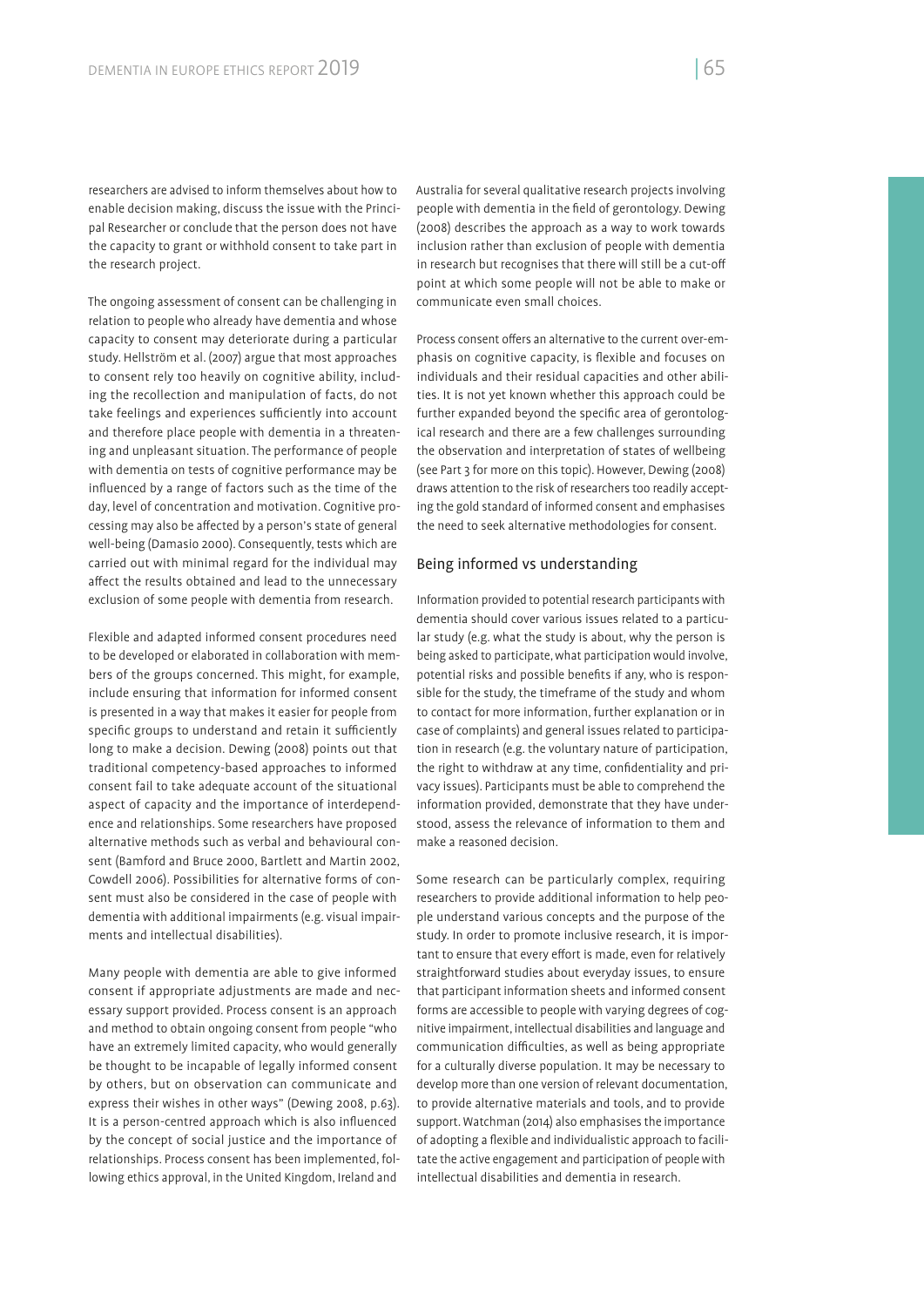researchers are advised to inform themselves about how to enable decision making, discuss the issue with the Principal Researcher or conclude that the person does not have the capacity to grant or withhold consent to take part in the research project.

The ongoing assessment of consent can be challenging in relation to people who already have dementia and whose capacity to consent may deteriorate during a particular study. Hellström et al. (2007) argue that most approaches to consent rely too heavily on cognitive ability, including the recollection and manipulation of facts, do not take feelings and experiences sufficiently into account and therefore place people with dementia in a threatening and unpleasant situation. The performance of people with dementia on tests of cognitive performance may be influenced by a range of factors such as the time of the day, level of concentration and motivation. Cognitive processing may also be affected by a person's state of general well-being (Damasio 2000). Consequently, tests which are carried out with minimal regard for the individual may affect the results obtained and lead to the unnecessary exclusion of some people with dementia from research.

Flexible and adapted informed consent procedures need to be developed or elaborated in collaboration with members of the groups concerned. This might, for example, include ensuring that information for informed consent is presented in a way that makes it easier for people from specific groups to understand and retain it sufficiently long to make a decision. Dewing (2008) points out that traditional competency-based approaches to informed consent fail to take adequate account of the situational aspect of capacity and the importance of interdependence and relationships. Some researchers have proposed alternative methods such as verbal and behavioural consent (Bamford and Bruce 2000, Bartlett and Martin 2002, Cowdell 2006). Possibilities for alternative forms of consent must also be considered in the case of people with dementia with additional impairments (e.g. visual impairments and intellectual disabilities).

Many people with dementia are able to give informed consent if appropriate adjustments are made and necessary support provided. Process consent is an approach and method to obtain ongoing consent from people "who have an extremely limited capacity, who would generally be thought to be incapable of legally informed consent by others, but on observation can communicate and express their wishes in other ways" (Dewing 2008, p.63). It is a person-centred approach which is also influenced by the concept of social justice and the importance of relationships. Process consent has been implemented, following ethics approval, in the United Kingdom, Ireland and Australia for several qualitative research projects involving people with dementia in the field of gerontology. Dewing (2008) describes the approach as a way to work towards inclusion rather than exclusion of people with dementia in research but recognises that there will still be a cut-off point at which some people will not be able to make or communicate even small choices.

Process consent offers an alternative to the current over-emphasis on cognitive capacity, is flexible and focuses on individuals and their residual capacities and other abilities. It is not yet known whether this approach could be further expanded beyond the specific area of gerontological research and there are a few challenges surrounding the observation and interpretation of states of wellbeing (see Part 3 for more on this topic). However, Dewing (2008) draws attention to the risk of researchers too readily accepting the gold standard of informed consent and emphasises the need to seek alternative methodologies for consent.

## Being informed vs understanding

Information provided to potential research participants with dementia should cover various issues related to a particular study (e.g. what the study is about, why the person is being asked to participate, what participation would involve, potential risks and possible benefits if any, who is responsible for the study, the timeframe of the study and whom to contact for more information, further explanation or in case of complaints) and general issues related to participation in research (e.g. the voluntary nature of participation, the right to withdraw at any time, confidentiality and privacy issues). Participants must be able to comprehend the information provided, demonstrate that they have understood, assess the relevance of information to them and make a reasoned decision.

Some research can be particularly complex, requiring researchers to provide additional information to help people understand various concepts and the purpose of the study. In order to promote inclusive research, it is important to ensure that every effort is made, even for relatively straightforward studies about everyday issues, to ensure that participant information sheets and informed consent forms are accessible to people with varying degrees of cognitive impairment, intellectual disabilities and language and communication difficulties, as well as being appropriate for a culturally diverse population. It may be necessary to develop more than one version of relevant documentation, to provide alternative materials and tools, and to provide support. Watchman (2014) also emphasises the importance of adopting a flexible and individualistic approach to facilitate the active engagement and participation of people with intellectual disabilities and dementia in research.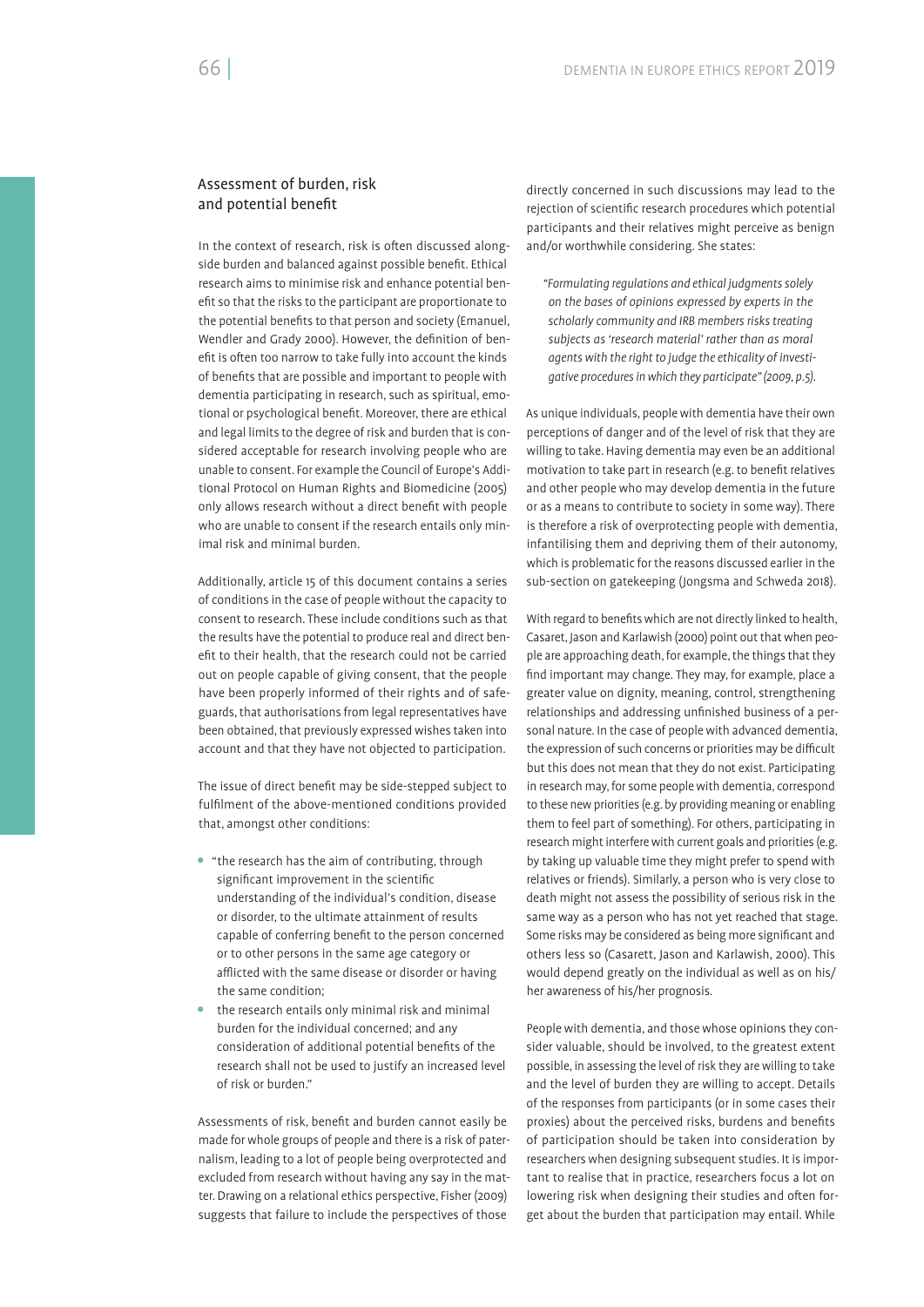### Assessment of burden, risk and potential benefit

In the context of research, risk is often discussed alongside burden and balanced against possible benefit. Ethical research aims to minimise risk and enhance potential benefit so that the risks to the participant are proportionate to the potential benefits to that person and society (Emanuel, Wendler and Grady 2000). However, the definition of benefit is often too narrow to take fully into account the kinds of benefits that are possible and important to people with dementia participating in research, such as spiritual, emotional or psychological benefit. Moreover, there are ethical and legal limits to the degree of risk and burden that is considered acceptable for research involving people who are unable to consent. For example the Council of Europe's Additional Protocol on Human Rights and Biomedicine (2005) only allows research without a direct benefit with people who are unable to consent if the research entails only minimal risk and minimal burden.

Additionally, article 15 of this document contains a series of conditions in the case of people without the capacity to consent to research. These include conditions such as that the results have the potential to produce real and direct benefit to their health, that the research could not be carried out on people capable of giving consent, that the people have been properly informed of their rights and of safeguards, that authorisations from legal representatives have been obtained, that previously expressed wishes taken into account and that they have not objected to participation.

The issue of direct benefit may be side-stepped subject to fulfilment of the above-mentioned conditions provided that, amongst other conditions:

- "the research has the aim of contributing, through significant improvement in the scientific understanding of the individual's condition, disease or disorder, to the ultimate attainment of results capable of conferring benefit to the person concerned or to other persons in the same age category or afflicted with the same disease or disorder or having the same condition;
- the research entails only minimal risk and minimal burden for the individual concerned; and any consideration of additional potential benefits of the research shall not be used to justify an increased level of risk or burden."

Assessments of risk, benefit and burden cannot easily be made for whole groups of people and there is a risk of paternalism, leading to a lot of people being overprotected and excluded from research without having any say in the matter. Drawing on a relational ethics perspective, Fisher (2009) suggests that failure to include the perspectives of those directly concerned in such discussions may lead to the rejection of scientific research procedures which potential participants and their relatives might perceive as benign and/or worthwhile considering. She states:

> *"Formulating regulations and ethical judgments solely on the bases of opinions expressed by experts in the scholarly community and IRB members risks treating subjects as 'research material' rather than as moral agents with the right to judge the ethicality of investigative procedures in which they participate" (2009, p.5).*

As unique individuals, people with dementia have their own perceptions of danger and of the level of risk that they are willing to take. Having dementia may even be an additional motivation to take part in research (e.g. to benefit relatives and other people who may develop dementia in the future or as a means to contribute to society in some way). There is therefore a risk of overprotecting people with dementia, infantilising them and depriving them of their autonomy, which is problematic for the reasons discussed earlier in the sub-section on gatekeeping (Jongsma and Schweda 2018).

With regard to benefits which are not directly linked to health, Casaret, Jason and Karlawish (2000) point out that when people are approaching death, for example, the things that they find important may change. They may, for example, place a greater value on dignity, meaning, control, strengthening relationships and addressing unfinished business of a personal nature. In the case of people with advanced dementia, the expression of such concerns or priorities may be difficult but this does not mean that they do not exist. Participating in research may, for some people with dementia, correspond to these new priorities (e.g. by providing meaning or enabling them to feel part of something). For others, participating in research might interfere with current goals and priorities (e.g. by taking up valuable time they might prefer to spend with relatives or friends). Similarly, a person who is very close to death might not assess the possibility of serious risk in the same way as a person who has not yet reached that stage. Some risks may be considered as being more significant and others less so (Casarett, Jason and Karlawish, 2000). This would depend greatly on the individual as well as on his/her awareness of his/her prognosis.

People with dementia, and those whose opinions they consider valuable, should be involved, to the greatest extent possible, in assessing the level of risk they are willing to take and the level of burden they are willing to accept. Details of the responses from participants (or in some cases their proxies) about the perceived risks, burdens and benefits of participation should be taken into consideration by researchers when designing subsequent studies. It is important to realise that in practice, researchers focus a lot on lowering risk when designing their studies and often forget about the burden that participation may entail. While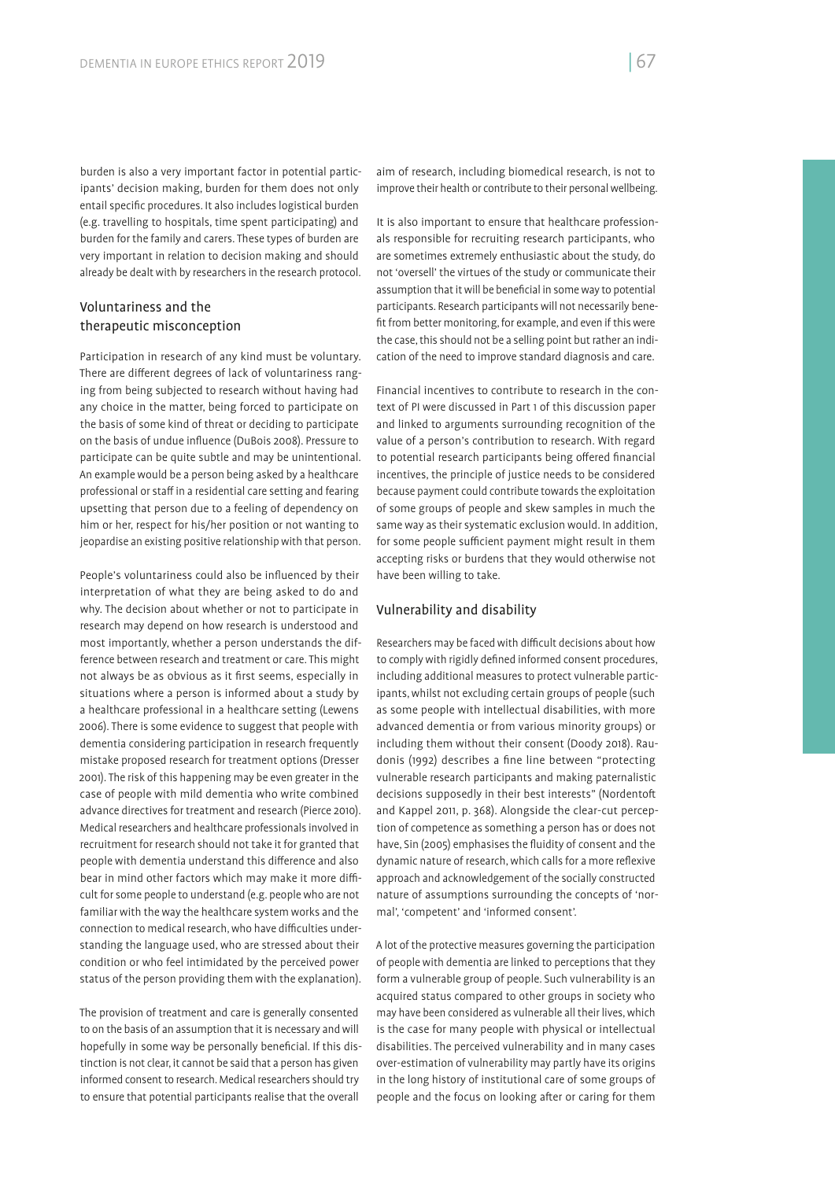burden is also a very important factor in potential participants' decision making, burden for them does not only entail specific procedures. It also includes logistical burden (e.g. travelling to hospitals, time spent participating) and burden for the family and carers. These types of burden are very important in relation to decision making and should already be dealt with by researchers in the research protocol.

## Voluntariness and the therapeutic misconception

Participation in research of any kind must be voluntary. There are different degrees of lack of voluntariness ranging from being subjected to research without having had any choice in the matter, being forced to participate on the basis of some kind of threat or deciding to participate on the basis of undue influence (DuBois 2008). Pressure to participate can be quite subtle and may be unintentional. An example would be a person being asked by a healthcare professional or staff in a residential care setting and fearing upsetting that person due to a feeling of dependency on him or her, respect for his/her position or not wanting to jeopardise an existing positive relationship with that person.

People's voluntariness could also be influenced by their interpretation of what they are being asked to do and why. The decision about whether or not to participate in research may depend on how research is understood and most importantly, whether a person understands the difference between research and treatment or care. This might not always be as obvious as it first seems, especially in situations where a person is informed about a study by a healthcare professional in a healthcare setting (Lewens 2006). There is some evidence to suggest that people with dementia considering participation in research frequently mistake proposed research for treatment options (Dresser 2001). The risk of this happening may be even greater in the case of people with mild dementia who write combined advance directives for treatment and research (Pierce 2010). Medical researchers and healthcare professionals involved in recruitment for research should not take it for granted that people with dementia understand this difference and also bear in mind other factors which may make it more difficult for some people to understand (e.g. people who are not familiar with the way the healthcare system works and the connection to medical research, who have difficulties understanding the language used, who are stressed about their condition or who feel intimidated by the perceived power status of the person providing them with the explanation).

The provision of treatment and care is generally consented to on the basis of an assumption that it is necessary and will hopefully in some way be personally beneficial. If this distinction is not clear, it cannot be said that a person has given informed consent to research. Medical researchers should try to ensure that potential participants realise that the overall aim of research, including biomedical research, is not to improve their health or contribute to their personal wellbeing.

It is also important to ensure that healthcare professionals responsible for recruiting research participants, who are sometimes extremely enthusiastic about the study, do not 'oversell' the virtues of the study or communicate their assumption that it will be beneficial in some way to potential participants. Research participants will not necessarily benefit from better monitoring, for example, and even if this were the case, this should not be a selling point but rather an indication of the need to improve standard diagnosis and care.

Financial incentives to contribute to research in the context of PI were discussed in Part 1 of this discussion paper and linked to arguments surrounding recognition of the value of a person's contribution to research. With regard to potential research participants being offered financial incentives, the principle of justice needs to be considered because payment could contribute towards the exploitation of some groups of people and skew samples in much the same way as their systematic exclusion would. In addition, for some people sufficient payment might result in them accepting risks or burdens that they would otherwise not have been willing to take.

## Vulnerability and disability

Researchers may be faced with difficult decisions about how to comply with rigidly defined informed consent procedures, including additional measures to protect vulnerable participants, whilst not excluding certain groups of people (such as some people with intellectual disabilities, with more advanced dementia or from various minority groups) or including them without their consent (Doody 2018). Raudonis (1992) describes a fine line between "protecting vulnerable research participants and making paternalistic decisions supposedly in their best interests" (Nordentoft and Kappel 2011, p. 368). Alongside the clear-cut perception of competence as something a person has or does not have, Sin (2005) emphasises the fluidity of consent and the dynamic nature of research, which calls for a more reflexive approach and acknowledgement of the socially constructed nature of assumptions surrounding the concepts of 'normal', 'competent' and 'informed consent'.

A lot of the protective measures governing the participation of people with dementia are linked to perceptions that they form a vulnerable group of people. Such vulnerability is an acquired status compared to other groups in society who may have been considered as vulnerable all their lives, which is the case for many people with physical or intellectual disabilities. The perceived vulnerability and in many cases over-estimation of vulnerability may partly have its origins in the long history of institutional care of some groups of people and the focus on looking after or caring for them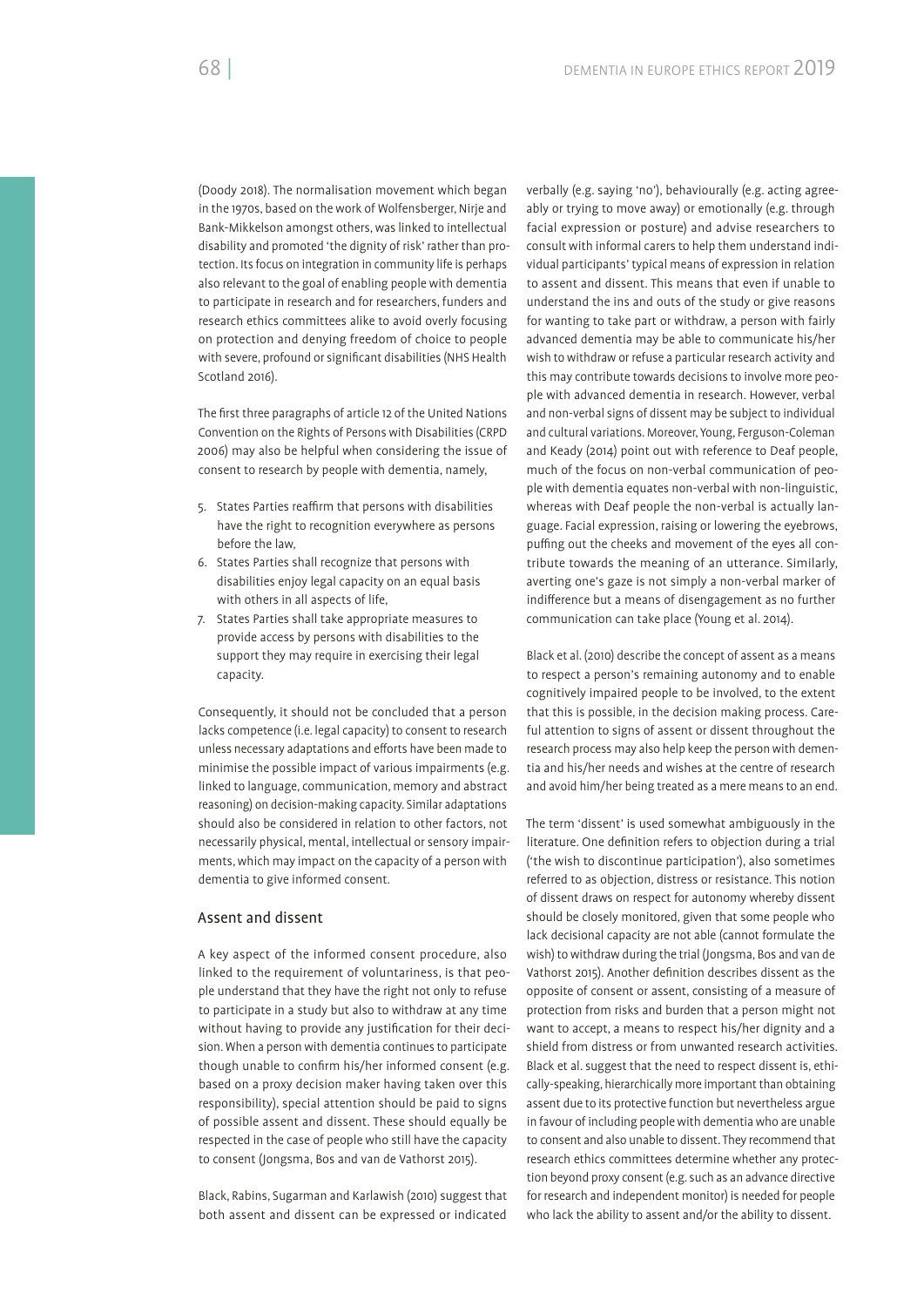(Doody 2018). The normalisation movement which began in the 1970s, based on the work of Wolfensberger, Nirje and Bank-Mikkelson amongst others, was linked to intellectual disability and promoted 'the dignity of risk' rather than protection. Its focus on integration in community life is perhaps also relevant to the goal of enabling people with dementia to participate in research and for researchers, funders and research ethics committees alike to avoid overly focusing on protection and denying freedom of choice to people with severe, profound or significant disabilities (NHS Health Scotland 2016).

The first three paragraphs of article 12 of the United Nations Convention on the Rights of Persons with Disabilities (CRPD 2006) may also be helpful when considering the issue of consent to research by people with dementia, namely,

5. States Parties reaffirm that persons with disabilities have the right to recognition everywhere as persons before the law,
6. States Parties shall recognize that persons with disabilities enjoy legal capacity on an equal basis with others in all aspects of life,
7. States Parties shall take appropriate measures to provide access by persons with disabilities to the support they may require in exercising their legal capacity.

Consequently, it should not be concluded that a person lacks competence (i.e. legal capacity) to consent to research unless necessary adaptations and efforts have been made to minimise the possible impact of various impairments (e.g. linked to language, communication, memory and abstract reasoning) on decision-making capacity. Similar adaptations should also be considered in relation to other factors, not necessarily physical, mental, intellectual or sensory impairments, which may impact on the capacity of a person with dementia to give informed consent.

## Assent and dissent

A key aspect of the informed consent procedure, also linked to the requirement of voluntariness, is that people understand that they have the right not only to refuse to participate in a study but also to withdraw at any time without having to provide any justification for their decision. When a person with dementia continues to participate though unable to confirm his/her informed consent (e.g. based on a proxy decision maker having taken over this responsibility), special attention should be paid to signs of possible assent and dissent. These should equally be respected in the case of people who still have the capacity to consent (Jongsma, Bos and van de Vathorst 2015).

Black, Rabins, Sugarman and Karlawish (2010) suggest that both assent and dissent can be expressed or indicated verbally (e.g. saying 'no'), behaviourally (e.g. acting agreeably or trying to move away) or emotionally (e.g. through facial expression or posture) and advise researchers to consult with informal carers to help them understand individual participants' typical means of expression in relation to assent and dissent. This means that even if unable to understand the ins and outs of the study or give reasons for wanting to take part or withdraw, a person with fairly advanced dementia may be able to communicate his/her wish to withdraw or refuse a particular research activity and this may contribute towards decisions to involve more people with advanced dementia in research. However, verbal and non-verbal signs of dissent may be subject to individual and cultural variations. Moreover, Young, Ferguson-Coleman and Keady (2014) point out with reference to Deaf people, much of the focus on non-verbal communication of people with dementia equates non-verbal with non-linguistic, whereas with Deaf people the non-verbal is actually language. Facial expression, raising or lowering the eyebrows, puffing out the cheeks and movement of the eyes all contribute towards the meaning of an utterance. Similarly, averting one's gaze is not simply a non-verbal marker of indifference but a means of disengagement as no further communication can take place (Young et al. 2014).

Black et al. (2010) describe the concept of assent as a means to respect a person's remaining autonomy and to enable cognitively impaired people to be involved, to the extent that this is possible, in the decision making process. Careful attention to signs of assent or dissent throughout the research process may also help keep the person with dementia and his/her needs and wishes at the centre of research and avoid him/her being treated as a mere means to an end.

The term 'dissent' is used somewhat ambiguously in the literature. One definition refers to objection during a trial ('the wish to discontinue participation'), also sometimes referred to as objection, distress or resistance. This notion of dissent draws on respect for autonomy whereby dissent should be closely monitored, given that some people who lack decisional capacity are not able (cannot formulate the wish) to withdraw during the trial (Jongsma, Bos and van de Vathorst 2015). Another definition describes dissent as the opposite of consent or assent, consisting of a measure of protection from risks and burden that a person might not want to accept, a means to respect his/her dignity and a shield from distress or from unwanted research activities. Black et al. suggest that the need to respect dissent is, ethically-speaking, hierarchically more important than obtaining assent due to its protective function but nevertheless argue in favour of including people with dementia who are unable to consent and also unable to dissent. They recommend that research ethics committees determine whether any protection beyond proxy consent (e.g. such as an advance directive for research and independent monitor) is needed for people who lack the ability to assent and/or the ability to dissent.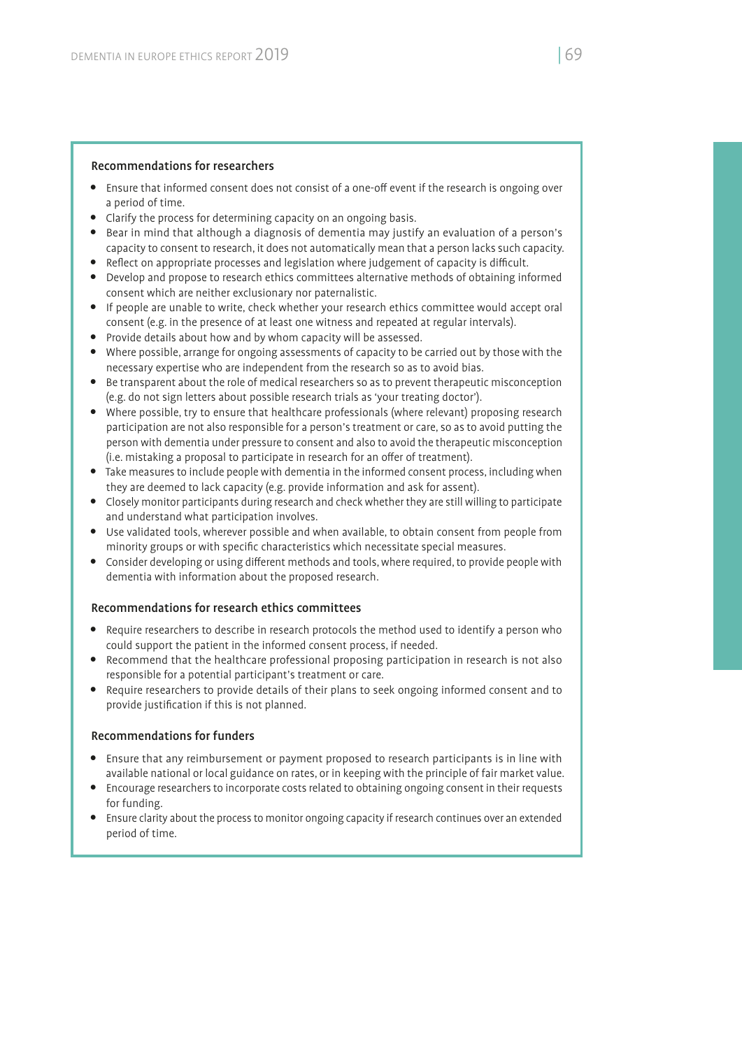### Recommendations for researchers

- Ensure that informed consent does not consist of a one-off event if the research is ongoing over a period of time.
- Clarify the process for determining capacity on an ongoing basis.
- Bear in mind that although a diagnosis of dementia may justify an evaluation of a person's capacity to consent to research, it does not automatically mean that a person lacks such capacity.
- Reflect on appropriate processes and legislation where judgement of capacity is difficult.
- Develop and propose to research ethics committees alternative methods of obtaining informed consent which are neither exclusionary nor paternalistic.
- If people are unable to write, check whether your research ethics committee would accept oral consent (e.g. in the presence of at least one witness and repeated at regular intervals).
- Provide details about how and by whom capacity will be assessed.
- Where possible, arrange for ongoing assessments of capacity to be carried out by those with the necessary expertise who are independent from the research so as to avoid bias.
- Be transparent about the role of medical researchers so as to prevent therapeutic misconception (e.g. do not sign letters about possible research trials as 'your treating doctor').
- Where possible, try to ensure that healthcare professionals (where relevant) proposing research participation are not also responsible for a person's treatment or care, so as to avoid putting the person with dementia under pressure to consent and also to avoid the therapeutic misconception (i.e. mistaking a proposal to participate in research for an offer of treatment).
- Take measures to include people with dementia in the informed consent process, including when they are deemed to lack capacity (e.g. provide information and ask for assent).
- Closely monitor participants during research and check whether they are still willing to participate and understand what participation involves.
- Use validated tools, wherever possible and when available, to obtain consent from people from minority groups or with specific characteristics which necessitate special measures.
- Consider developing or using different methods and tools, where required, to provide people with dementia with information about the proposed research.

### Recommendations for research ethics committees

- Require researchers to describe in research protocols the method used to identify a person who could support the patient in the informed consent process, if needed.
- Recommend that the healthcare professional proposing participation in research is not also responsible for a potential participant's treatment or care.
- Require researchers to provide details of their plans to seek ongoing informed consent and to provide justification if this is not planned.

### Recommendations for funders

- Ensure that any reimbursement or payment proposed to research participants is in line with available national or local guidance on rates, or in keeping with the principle of fair market value.
- Encourage researchers to incorporate costs related to obtaining ongoing consent in their requests for funding.
- Ensure clarity about the process to monitor ongoing capacity if research continues over an extended period of time.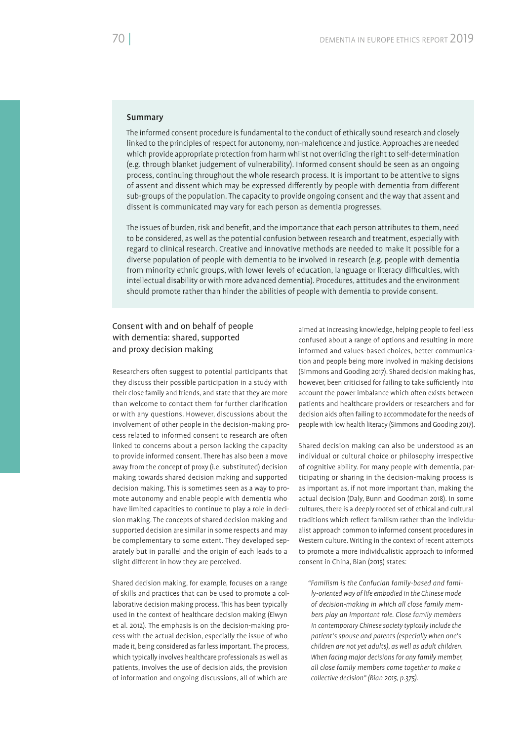### Summary

The informed consent procedure is fundamental to the conduct of ethically sound research and closely linked to the principles of respect for autonomy, non-maleficence and justice. Approaches are needed which provide appropriate protection from harm whilst not overriding the right to self-determination (e.g. through blanket judgement of vulnerability). Informed consent should be seen as an ongoing process, continuing throughout the whole research process. It is important to be attentive to signs of assent and dissent which may be expressed differently by people with dementia from different sub-groups of the population. The capacity to provide ongoing consent and the way that assent and dissent is communicated may vary for each person as dementia progresses.

The issues of burden, risk and benefit, and the importance that each person attributes to them, need to be considered, as well as the potential confusion between research and treatment, especially with regard to clinical research. Creative and innovative methods are needed to make it possible for a diverse population of people with dementia to be involved in research (e.g. people with dementia from minority ethnic groups, with lower levels of education, language or literacy difficulties, with intellectual disability or with more advanced dementia). Procedures, attitudes and the environment should promote rather than hinder the abilities of people with dementia to provide consent.

## Consent with and on behalf of people with dementia: shared, supported and proxy decision making

Researchers often suggest to potential participants that they discuss their possible participation in a study with their close family and friends, and state that they are more than welcome to contact them for further clarification or with any questions. However, discussions about the involvement of other people in the decision-making process related to informed consent to research are often linked to concerns about a person lacking the capacity to provide informed consent. There has also been a move away from the concept of proxy (i.e. substituted) decision making towards shared decision making and supported decision making. This is sometimes seen as a way to promote autonomy and enable people with dementia who have limited capacities to continue to play a role in decision making. The concepts of shared decision making and supported decision are similar in some respects and may be complementary to some extent. They developed separately but in parallel and the origin of each leads to a slight different in how they are perceived.

Shared decision making, for example, focuses on a range of skills and practices that can be used to promote a collaborative decision making process. This has been typically used in the context of healthcare decision making (Elwyn et al. 2012). The emphasis is on the decision-making process with the actual decision, especially the issue of who made it, being considered as far less important. The process, which typically involves healthcare professionals as well as patients, involves the use of decision aids, the provision of information and ongoing discussions, all of which are aimed at increasing knowledge, helping people to feel less confused about a range of options and resulting in more informed and values-based choices, better communication and people being more involved in making decisions (Simmons and Gooding 2017). Shared decision making has, however, been criticised for failing to take sufficiently into account the power imbalance which often exists between patients and healthcare providers or researchers and for decision aids often failing to accommodate for the needs of people with low health literacy (Simmons and Gooding 2017).

Shared decision making can also be understood as an individual or cultural choice or philosophy irrespective of cognitive ability. For many people with dementia, participating or sharing in the decision-making process is as important as, if not more important than, making the actual decision (Daly, Bunn and Goodman 2018). In some cultures, there is a deeply rooted set of ethical and cultural traditions which reflect familism rather than the individualist approach common to informed consent procedures in Western culture. Writing in the context of recent attempts to promote a more individualistic approach to informed consent in China, Bian (2015) states:

> *"Familism is the Confucian family-based and family-oriented way of life embodied in the Chinese mode of decision-making in which all close family members play an important role. Close family members in contemporary Chinese society typically include the patient's spouse and parents (especially when one's children are not yet adults), as well as adult children. When facing major decisions for any family member, all close family members come together to make a collective decision" (Bian 2015, p.375).*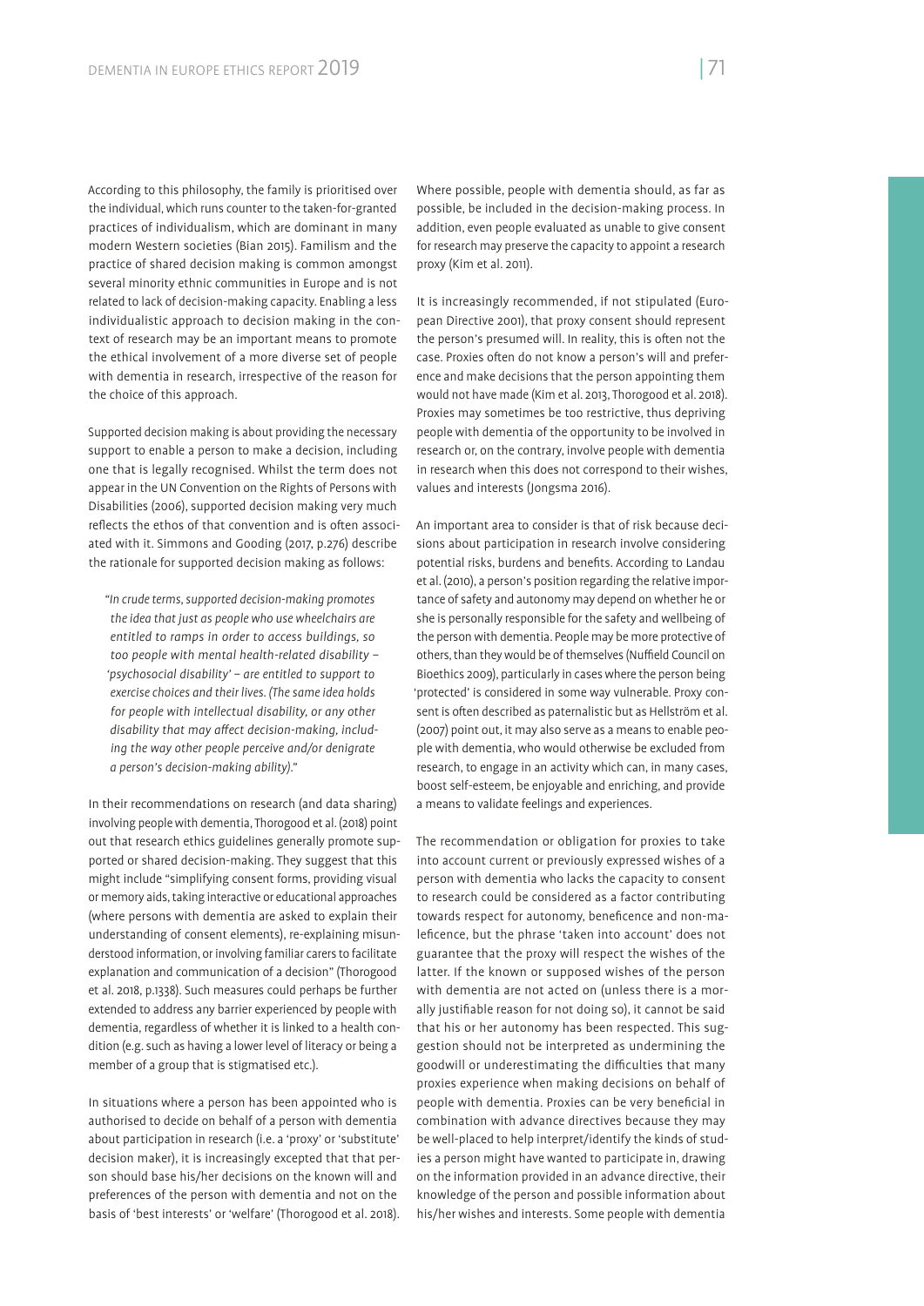According to this philosophy, the family is prioritised over the individual, which runs counter to the taken-for-granted practices of individualism, which are dominant in many modern Western societies (Bian 2015). Familism and the practice of shared decision making is common amongst several minority ethnic communities in Europe and is not related to lack of decision-making capacity. Enabling a less individualistic approach to decision making in the context of research may be an important means to promote the ethical involvement of a more diverse set of people with dementia in research, irrespective of the reason for the choice of this approach.

Supported decision making is about providing the necessary support to enable a person to make a decision, including one that is legally recognised. Whilst the term does not appear in the UN Convention on the Rights of Persons with Disabilities (2006), supported decision making very much reflects the ethos of that convention and is often associated with it. Simmons and Gooding (2017, p.276) describe the rationale for supported decision making as follows:

> *"In crude terms, supported decision-making promotes the idea that just as people who use wheelchairs are entitled to ramps in order to access buildings, so too people with mental health-related disability – 'psychosocial disability' – are entitled to support to exercise choices and their lives. (The same idea holds for people with intellectual disability, or any other disability that may affect decision-making, including the way other people perceive and/or denigrate a person's decision-making ability)."*

In their recommendations on research (and data sharing) involving people with dementia, Thorogood et al. (2018) point out that research ethics guidelines generally promote supported or shared decision-making. They suggest that this might include "simplifying consent forms, providing visual or memory aids, taking interactive or educational approaches (where persons with dementia are asked to explain their understanding of consent elements), re-explaining misunderstood information, or involving familiar carers to facilitate explanation and communication of a decision" (Thorogood et al. 2018, p.1338). Such measures could perhaps be further extended to address any barrier experienced by people with dementia, regardless of whether it is linked to a health condition (e.g. such as having a lower level of literacy or being a member of a group that is stigmatised etc.).

In situations where a person has been appointed who is authorised to decide on behalf of a person with dementia about participation in research (i.e. a 'proxy' or 'substitute' decision maker), it is increasingly excepted that that person should base his/her decisions on the known will and preferences of the person with dementia and not on the basis of 'best interests' or 'welfare' (Thorogood et al. 2018). Where possible, people with dementia should, as far as possible, be included in the decision-making process. In addition, even people evaluated as unable to give consent for research may preserve the capacity to appoint a research proxy (Kim et al. 2011).

It is increasingly recommended, if not stipulated (European Directive 2001), that proxy consent should represent the person's presumed will. In reality, this is often not the case. Proxies often do not know a person's will and preference and make decisions that the person appointing them would not have made (Kim et al. 2013, Thorogood et al. 2018). Proxies may sometimes be too restrictive, thus depriving people with dementia of the opportunity to be involved in research or, on the contrary, involve people with dementia in research when this does not correspond to their wishes, values and interests (Jongsma 2016).

An important area to consider is that of risk because decisions about participation in research involve considering potential risks, burdens and benefits. According to Landau et al. (2010), a person's position regarding the relative importance of safety and autonomy may depend on whether he or she is personally responsible for the safety and wellbeing of the person with dementia. People may be more protective of others, than they would be of themselves (Nuffield Council on Bioethics 2009), particularly in cases where the person being 'protected' is considered in some way vulnerable. Proxy consent is often described as paternalistic but as Hellström et al. (2007) point out, it may also serve as a means to enable people with dementia, who would otherwise be excluded from research, to engage in an activity which can, in many cases, boost self-esteem, be enjoyable and enriching, and provide a means to validate feelings and experiences.

The recommendation or obligation for proxies to take into account current or previously expressed wishes of a person with dementia who lacks the capacity to consent to research could be considered as a factor contributing towards respect for autonomy, beneficence and non-maleficence, but the phrase 'taken into account' does not guarantee that the proxy will respect the wishes of the latter. If the known or supposed wishes of the person with dementia are not acted on (unless there is a morally justifiable reason for not doing so), it cannot be said that his or her autonomy has been respected. This suggestion should not be interpreted as undermining the goodwill or underestimating the difficulties that many proxies experience when making decisions on behalf of people with dementia. Proxies can be very beneficial in combination with advance directives because they may be well-placed to help interpret/identify the kinds of studies a person might have wanted to participate in, drawing on the information provided in an advance directive, their knowledge of the person and possible information about his/her wishes and interests. Some people with dementia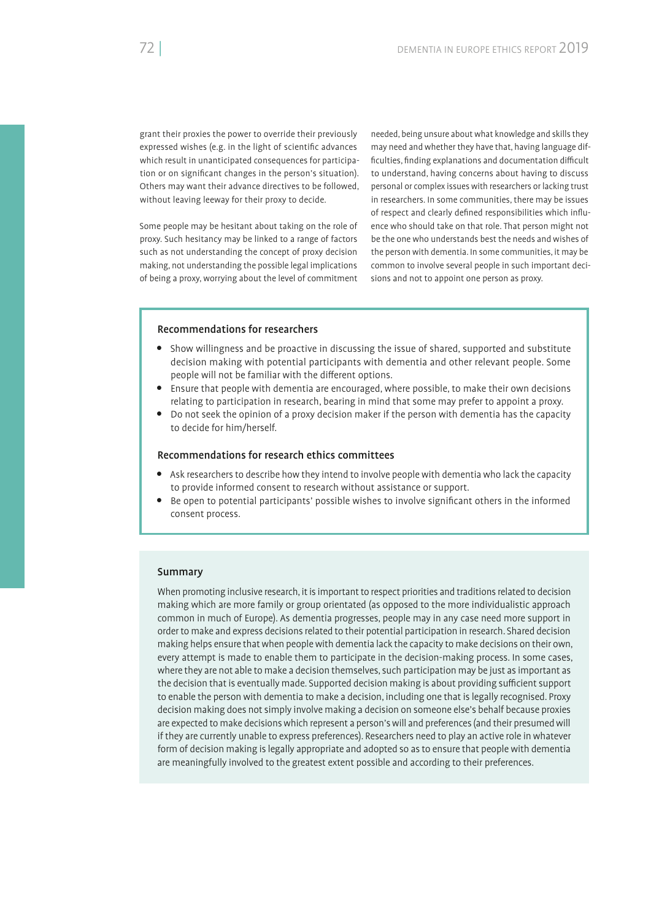grant their proxies the power to override their previously expressed wishes (e.g. in the light of scientific advances which result in unanticipated consequences for participation or on significant changes in the person's situation). Others may want their advance directives to be followed, without leaving leeway for their proxy to decide.

Some people may be hesitant about taking on the role of proxy. Such hesitancy may be linked to a range of factors such as not understanding the concept of proxy decision making, not understanding the possible legal implications of being a proxy, worrying about the level of commitment needed, being unsure about what knowledge and skills they may need and whether they have that, having language difficulties, finding explanations and documentation difficult to understand, having concerns about having to discuss personal or complex issues with researchers or lacking trust in researchers. In some communities, there may be issues of respect and clearly defined responsibilities which influence who should take on that role. That person might not be the one who understands best the needs and wishes of the person with dementia. In some communities, it may be common to involve several people in such important decisions and not to appoint one person as proxy.

#### Recommendations for researchers

- Show willingness and be proactive in discussing the issue of shared, supported and substitute decision making with potential participants with dementia and other relevant people. Some people will not be familiar with the different options.
- Ensure that people with dementia are encouraged, where possible, to make their own decisions relating to participation in research, bearing in mind that some may prefer to appoint a proxy.
- Do not seek the opinion of a proxy decision maker if the person with dementia has the capacity to decide for him/herself.

#### Recommendations for research ethics committees

- Ask researchers to describe how they intend to involve people with dementia who lack the capacity to provide informed consent to research without assistance or support.
- Be open to potential participants' possible wishes to involve significant others in the informed consent process.

#### Summary

When promoting inclusive research, it is important to respect priorities and traditions related to decision making which are more family or group orientated (as opposed to the more individualistic approach common in much of Europe). As dementia progresses, people may in any case need more support in order to make and express decisions related to their potential participation in research. Shared decision making helps ensure that when people with dementia lack the capacity to make decisions on their own, every attempt is made to enable them to participate in the decision-making process. In some cases, where they are not able to make a decision themselves, such participation may be just as important as the decision that is eventually made. Supported decision making is about providing sufficient support to enable the person with dementia to make a decision, including one that is legally recognised. Proxy decision making does not simply involve making a decision on someone else's behalf because proxies are expected to make decisions which represent a person's will and preferences (and their presumed will if they are currently unable to express preferences). Researchers need to play an active role in whatever form of decision making is legally appropriate and adopted so as to ensure that people with dementia are meaningfully involved to the greatest extent possible and according to their preferences.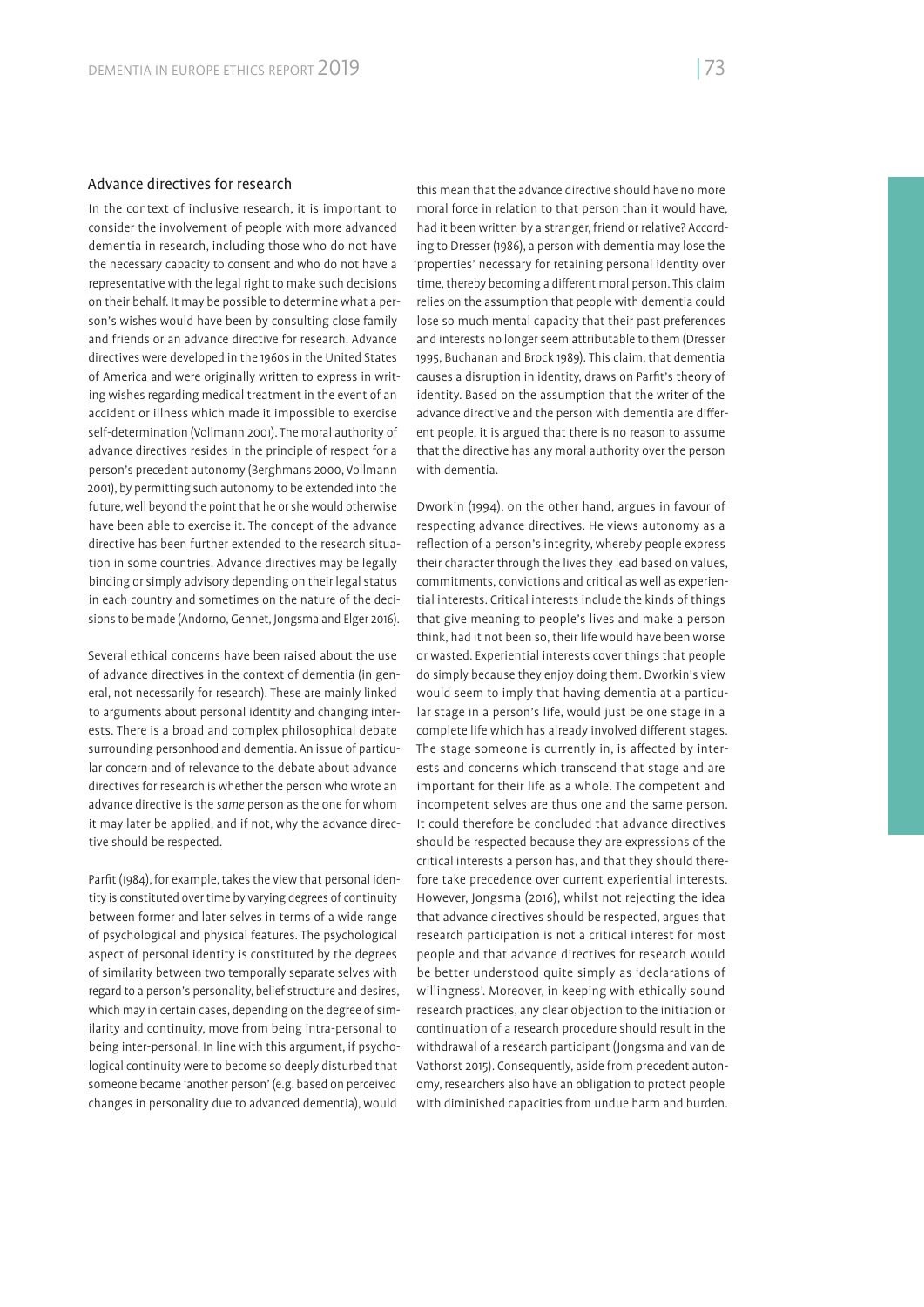## Advance directives for research

In the context of inclusive research, it is important to consider the involvement of people with more advanced dementia in research, including those who do not have the necessary capacity to consent and who do not have a representative with the legal right to make such decisions on their behalf. It may be possible to determine what a person's wishes would have been by consulting close family and friends or an advance directive for research. Advance directives were developed in the 1960s in the United States of America and were originally written to express in writing wishes regarding medical treatment in the event of an accident or illness which made it impossible to exercise self-determination (Vollmann 2001). The moral authority of advance directives resides in the principle of respect for a person's precedent autonomy (Berghmans 2000, Vollmann 2001), by permitting such autonomy to be extended into the future, well beyond the point that he or she would otherwise have been able to exercise it. The concept of the advance directive has been further extended to the research situation in some countries. Advance directives may be legally binding or simply advisory depending on their legal status in each country and sometimes on the nature of the decisions to be made (Andorno, Gennet, Jongsma and Elger 2016).

Several ethical concerns have been raised about the use of advance directives in the context of dementia (in general, not necessarily for research). These are mainly linked to arguments about personal identity and changing interests. There is a broad and complex philosophical debate surrounding personhood and dementia. An issue of particular concern and of relevance to the debate about advance directives for research is whether the person who wrote an advance directive is the *same* person as the one for whom it may later be applied, and if not, why the advance directive should be respected.

Parfit (1984), for example, takes the view that personal identity is constituted over time by varying degrees of continuity between former and later selves in terms of a wide range of psychological and physical features. The psychological aspect of personal identity is constituted by the degrees of similarity between two temporally separate selves with regard to a person's personality, belief structure and desires, which may in certain cases, depending on the degree of similarity and continuity, move from being intra-personal to being inter-personal. In line with this argument, if psychological continuity were to become so deeply disturbed that someone became 'another person' (e.g. based on perceived changes in personality due to advanced dementia), would this mean that the advance directive should have no more moral force in relation to that person than it would have, had it been written by a stranger, friend or relative? According to Dresser (1986), a person with dementia may lose the 'properties' necessary for retaining personal identity over time, thereby becoming a different moral person. This claim relies on the assumption that people with dementia could lose so much mental capacity that their past preferences and interests no longer seem attributable to them (Dresser 1995, Buchanan and Brock 1989). This claim, that dementia causes a disruption in identity, draws on Parfit's theory of identity. Based on the assumption that the writer of the advance directive and the person with dementia are different people, it is argued that there is no reason to assume that the directive has any moral authority over the person with dementia.

Dworkin (1994), on the other hand, argues in favour of respecting advance directives. He views autonomy as a reflection of a person's integrity, whereby people express their character through the lives they lead based on values, commitments, convictions and critical as well as experiential interests. Critical interests include the kinds of things that give meaning to people's lives and make a person think, had it not been so, their life would have been worse or wasted. Experiential interests cover things that people do simply because they enjoy doing them. Dworkin's view would seem to imply that having dementia at a particular stage in a person's life, would just be one stage in a complete life which has already involved different stages. The stage someone is currently in, is affected by interests and concerns which transcend that stage and are important for their life as a whole. The competent and incompetent selves are thus one and the same person. It could therefore be concluded that advance directives should be respected because they are expressions of the critical interests a person has, and that they should therefore take precedence over current experiential interests. However, Jongsma (2016), whilst not rejecting the idea that advance directives should be respected, argues that research participation is not a critical interest for most people and that advance directives for research would be better understood quite simply as 'declarations of willingness'. Moreover, in keeping with ethically sound research practices, any clear objection to the initiation or continuation of a research procedure should result in the withdrawal of a research participant (Jongsma and van de Vathorst 2015). Consequently, aside from precedent autonomy, researchers also have an obligation to protect people with diminished capacities from undue harm and burden.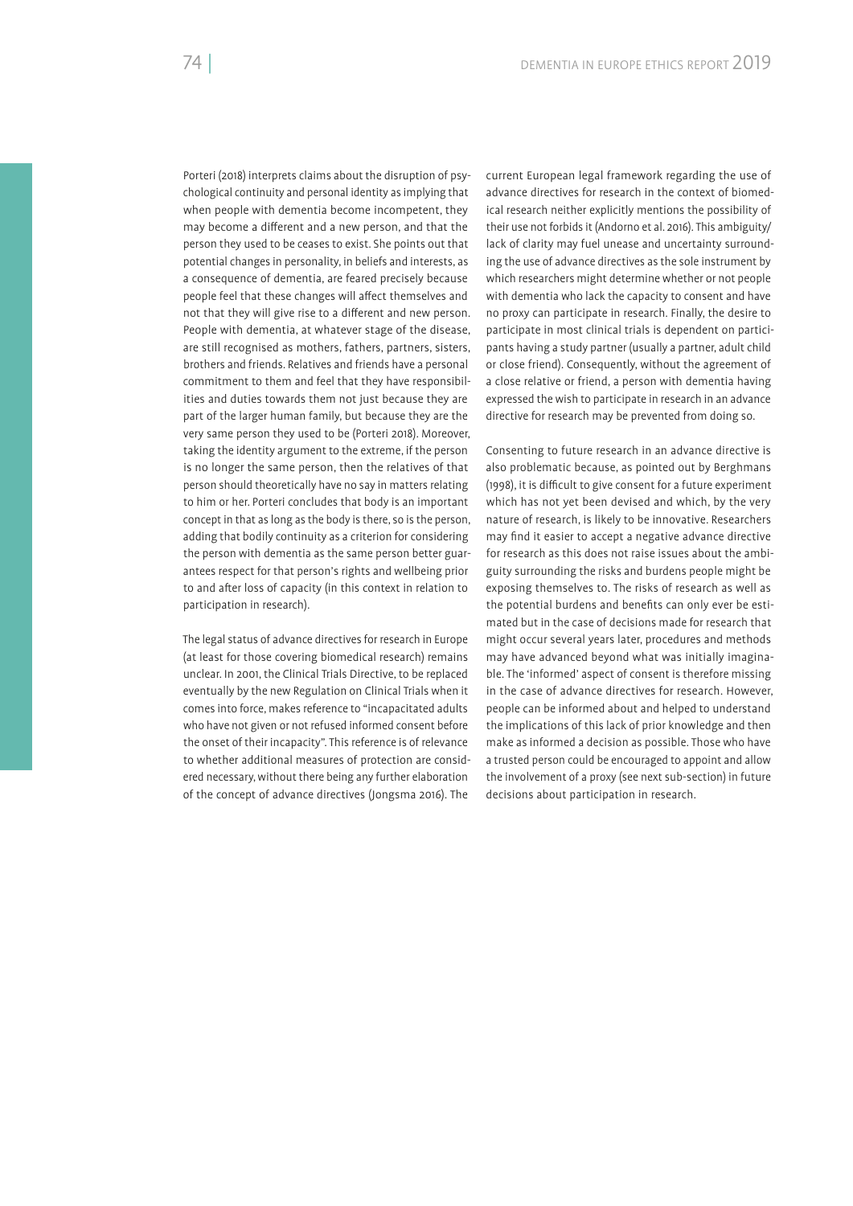Porteri (2018) interprets claims about the disruption of psychological continuity and personal identity as implying that when people with dementia become incompetent, they may become a different and a new person, and that the person they used to be ceases to exist. She points out that potential changes in personality, in beliefs and interests, as a consequence of dementia, are feared precisely because people feel that these changes will affect themselves and not that they will give rise to a different and new person. People with dementia, at whatever stage of the disease, are still recognised as mothers, fathers, partners, sisters, brothers and friends. Relatives and friends have a personal commitment to them and feel that they have responsibilities and duties towards them not just because they are part of the larger human family, but because they are the very same person they used to be (Porteri 2018). Moreover, taking the identity argument to the extreme, if the person is no longer the same person, then the relatives of that person should theoretically have no say in matters relating to him or her. Porteri concludes that body is an important concept in that as long as the body is there, so is the person, adding that bodily continuity as a criterion for considering the person with dementia as the same person better guarantees respect for that person's rights and wellbeing prior to and after loss of capacity (in this context in relation to participation in research).

The legal status of advance directives for research in Europe (at least for those covering biomedical research) remains unclear. In 2001, the Clinical Trials Directive, to be replaced eventually by the new Regulation on Clinical Trials when it comes into force, makes reference to "incapacitated adults who have not given or not refused informed consent before the onset of their incapacity". This reference is of relevance to whether additional measures of protection are considered necessary, without there being any further elaboration of the concept of advance directives (Jongsma 2016). The current European legal framework regarding the use of advance directives for research in the context of biomedical research neither explicitly mentions the possibility of their use not forbids it (Andorno et al. 2016). This ambiguity/lack of clarity may fuel unease and uncertainty surrounding the use of advance directives as the sole instrument by which researchers might determine whether or not people with dementia who lack the capacity to consent and have no proxy can participate in research. Finally, the desire to participate in most clinical trials is dependent on participants having a study partner (usually a partner, adult child or close friend). Consequently, without the agreement of a close relative or friend, a person with dementia having expressed the wish to participate in research in an advance directive for research may be prevented from doing so.

Consenting to future research in an advance directive is also problematic because, as pointed out by Berghmans (1998), it is difficult to give consent for a future experiment which has not yet been devised and which, by the very nature of research, is likely to be innovative. Researchers may find it easier to accept a negative advance directive for research as this does not raise issues about the ambiguity surrounding the risks and burdens people might be exposing themselves to. The risks of research as well as the potential burdens and benefits can only ever be estimated but in the case of decisions made for research that might occur several years later, procedures and methods may have advanced beyond what was initially imaginable. The 'informed' aspect of consent is therefore missing in the case of advance directives for research. However, people can be informed about and helped to understand the implications of this lack of prior knowledge and then make as informed a decision as possible. Those who have a trusted person could be encouraged to appoint and allow the involvement of a proxy (see next sub-section) in future decisions about participation in research.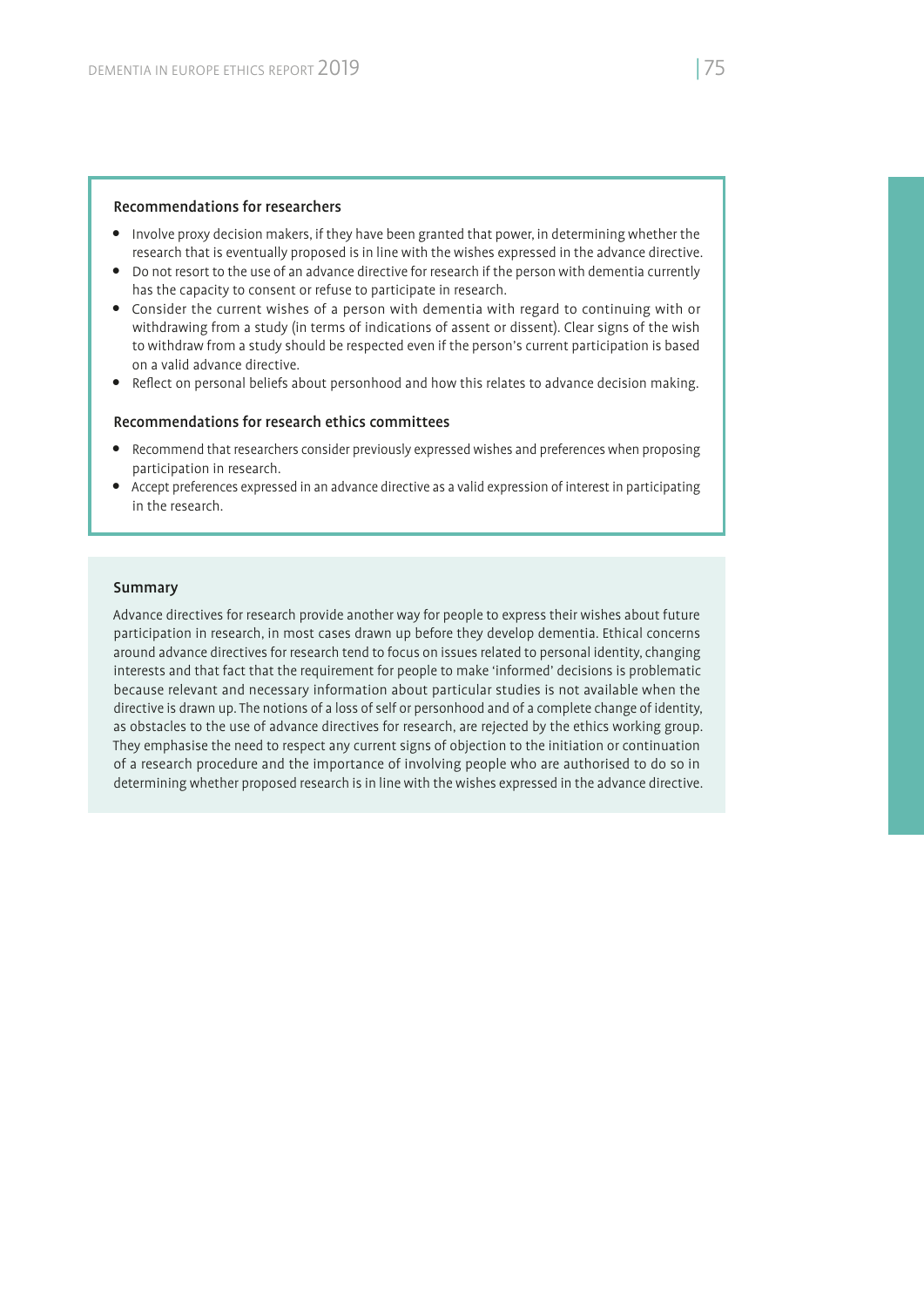### Recommendations for researchers

- Involve proxy decision makers, if they have been granted that power, in determining whether the research that is eventually proposed is in line with the wishes expressed in the advance directive.
- Do not resort to the use of an advance directive for research if the person with dementia currently has the capacity to consent or refuse to participate in research.
- Consider the current wishes of a person with dementia with regard to continuing with or withdrawing from a study (in terms of indications of assent or dissent). Clear signs of the wish to withdraw from a study should be respected even if the person's current participation is based on a valid advance directive.
- Reflect on personal beliefs about personhood and how this relates to advance decision making.

### Recommendations for research ethics committees

- Recommend that researchers consider previously expressed wishes and preferences when proposing participation in research.
- Accept preferences expressed in an advance directive as a valid expression of interest in participating in the research.

### Summary

Advance directives for research provide another way for people to express their wishes about future participation in research, in most cases drawn up before they develop dementia. Ethical concerns around advance directives for research tend to focus on issues related to personal identity, changing interests and that fact that the requirement for people to make 'informed' decisions is problematic because relevant and necessary information about particular studies is not available when the directive is drawn up. The notions of a loss of self or personhood and of a complete change of identity, as obstacles to the use of advance directives for research, are rejected by the ethics working group. They emphasise the need to respect any current signs of objection to the initiation or continuation of a research procedure and the importance of involving people who are authorised to do so in determining whether proposed research is in line with the wishes expressed in the advance directive.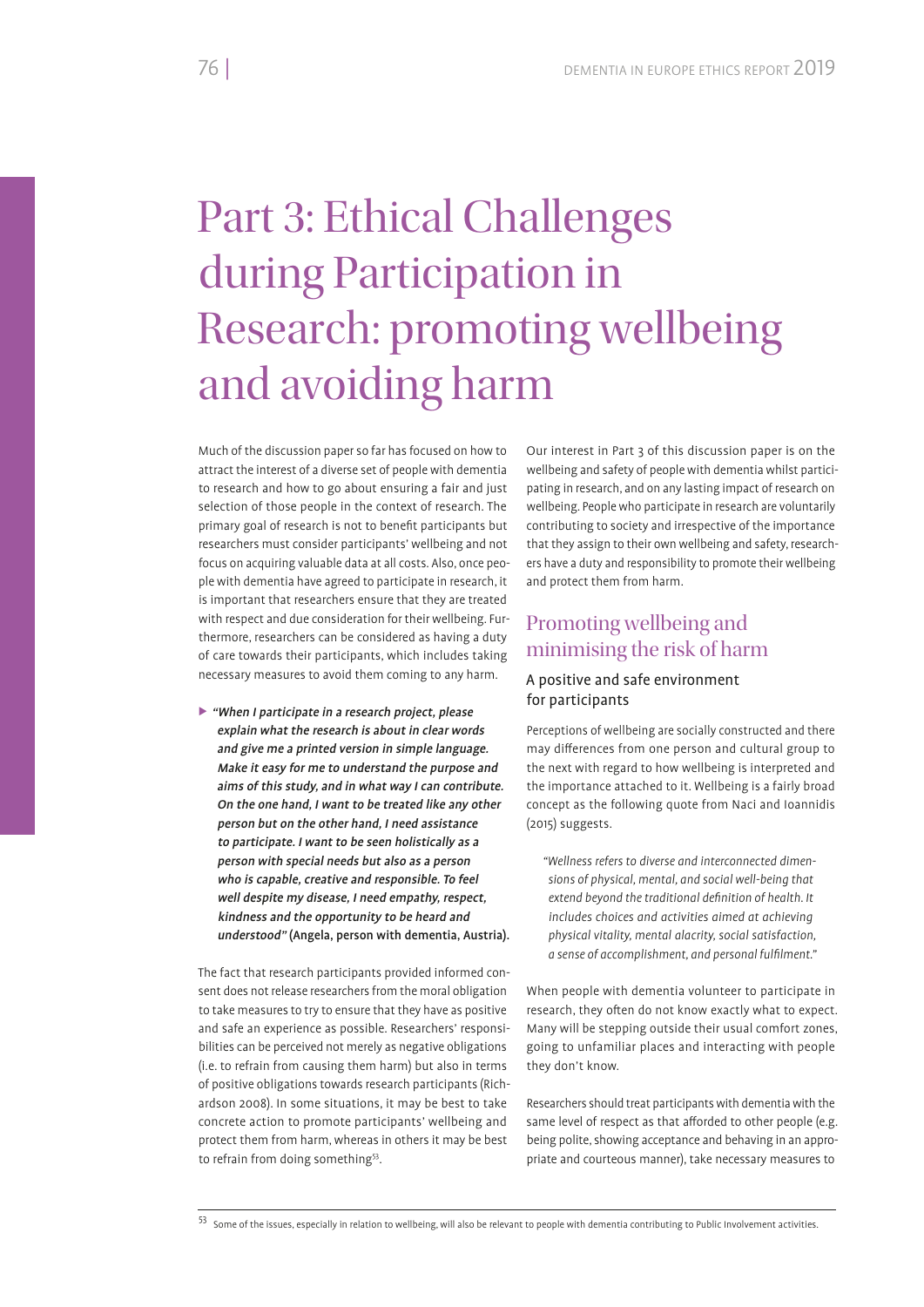# Part 3: Ethical Challenges during Participation in Research: promoting wellbeing and avoiding harm

Much of the discussion paper so far has focused on how to attract the interest of a diverse set of people with dementia to research and how to go about ensuring a fair and just selection of those people in the context of research. The primary goal of research is not to benefit participants but researchers must consider participants' wellbeing and not focus on acquiring valuable data at all costs. Also, once people with dementia have agreed to participate in research, it is important that researchers ensure that they are treated with respect and due consideration for their wellbeing. Furthermore, researchers can be considered as having a duty of care towards their participants, which includes taking necessary measures to avoid them coming to any harm.

▶ ***"When I participate in a research project, please explain what the research is about in clear words and give me a printed version in simple language. Make it easy for me to understand the purpose and aims of this study, and in what way I can contribute. On the one hand, I want to be treated like any other person but on the other hand, I need assistance to participate. I want to be seen holistically as a person with special needs but also as a person who is capable, creative and responsible. To feel well despite my disease, I need empathy, respect, kindness and the opportunity to be heard and understood"*** **(Angela, person with dementia, Austria).**

The fact that research participants provided informed consent does not release researchers from the moral obligation to take measures to try to ensure that they have as positive and safe an experience as possible. Researchers' responsibilities can be perceived not merely as negative obligations (i.e. to refrain from causing them harm) but also in terms of positive obligations towards research participants (Richardson 2008). In some situations, it may be best to take concrete action to promote participants' wellbeing and protect them from harm, whereas in others it may be best to refrain from doing something[53].

Our interest in Part 3 of this discussion paper is on the wellbeing and safety of people with dementia whilst participating in research, and on any lasting impact of research on wellbeing. People who participate in research are voluntarily contributing to society and irrespective of the importance that they assign to their own wellbeing and safety, researchers have a duty and responsibility to promote their wellbeing and protect them from harm.

## Promoting wellbeing and minimising the risk of harm

### A positive and safe environment for participants

Perceptions of wellbeing are socially constructed and there may differences from one person and cultural group to the next with regard to how wellbeing is interpreted and the importance attached to it. Wellbeing is a fairly broad concept as the following quote from Naci and Ioannidis (2015) suggests.

> *"Wellness refers to diverse and interconnected dimensions of physical, mental, and social well-being that extend beyond the traditional definition of health. It includes choices and activities aimed at achieving physical vitality, mental alacrity, social satisfaction, a sense of accomplishment, and personal fulfilment."*

When people with dementia volunteer to participate in research, they often do not know exactly what to expect. Many will be stepping outside their usual comfort zones, going to unfamiliar places and interacting with people they don't know.

Researchers should treat participants with dementia with the same level of respect as that afforded to other people (e.g. being polite, showing acceptance and behaving in an appropriate and courteous manner), take necessary measures to

[53] Some of the issues, especially in relation to wellbeing, will also be relevant to people with dementia contributing to Public Involvement activities.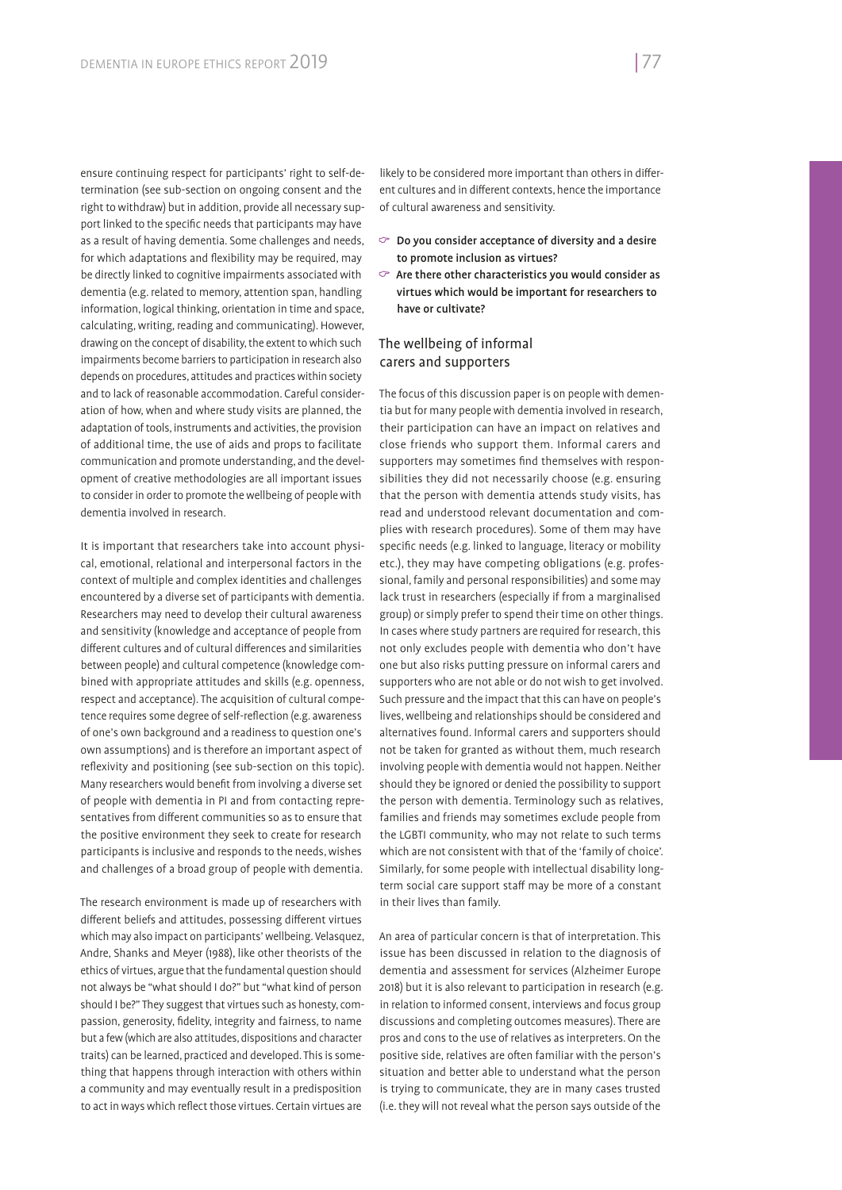ensure continuing respect for participants' right to self-determination (see sub-section on ongoing consent and the right to withdraw) but in addition, provide all necessary support linked to the specific needs that participants may have as a result of having dementia. Some challenges and needs, for which adaptations and flexibility may be required, may be directly linked to cognitive impairments associated with dementia (e.g. related to memory, attention span, handling information, logical thinking, orientation in time and space, calculating, writing, reading and communicating). However, drawing on the concept of disability, the extent to which such impairments become barriers to participation in research also depends on procedures, attitudes and practices within society and to lack of reasonable accommodation. Careful consideration of how, when and where study visits are planned, the adaptation of tools, instruments and activities, the provision of additional time, the use of aids and props to facilitate communication and promote understanding, and the development of creative methodologies are all important issues to consider in order to promote the wellbeing of people with dementia involved in research.

It is important that researchers take into account physical, emotional, relational and interpersonal factors in the context of multiple and complex identities and challenges encountered by a diverse set of participants with dementia. Researchers may need to develop their cultural awareness and sensitivity (knowledge and acceptance of people from different cultures and of cultural differences and similarities between people) and cultural competence (knowledge combined with appropriate attitudes and skills (e.g. openness, respect and acceptance). The acquisition of cultural competence requires some degree of self-reflection (e.g. awareness of one's own background and a readiness to question one's own assumptions) and is therefore an important aspect of reflexivity and positioning (see sub-section on this topic). Many researchers would benefit from involving a diverse set of people with dementia in PI and from contacting representatives from different communities so as to ensure that the positive environment they seek to create for research participants is inclusive and responds to the needs, wishes and challenges of a broad group of people with dementia.

The research environment is made up of researchers with different beliefs and attitudes, possessing different virtues which may also impact on participants' wellbeing. Velasquez, Andre, Shanks and Meyer (1988), like other theorists of the ethics of virtues, argue that the fundamental question should not always be "what should I do?" but "what kind of person should I be?" They suggest that virtues such as honesty, compassion, generosity, fidelity, integrity and fairness, to name but a few (which are also attitudes, dispositions and character traits) can be learned, practiced and developed. This is something that happens through interaction with others within a community and may eventually result in a predisposition to act in ways which reflect those virtues. Certain virtues are likely to be considered more important than others in different cultures and in different contexts, hence the importance of cultural awareness and sensitivity.

- **Do you consider acceptance of diversity and a desire to promote inclusion as virtues?**
- **Are there other characteristics you would consider as virtues which would be important for researchers to have or cultivate?**

## The wellbeing of informal carers and supporters

The focus of this discussion paper is on people with dementia but for many people with dementia involved in research, their participation can have an impact on relatives and close friends who support them. Informal carers and supporters may sometimes find themselves with responsibilities they did not necessarily choose (e.g. ensuring that the person with dementia attends study visits, has read and understood relevant documentation and complies with research procedures). Some of them may have specific needs (e.g. linked to language, literacy or mobility etc.), they may have competing obligations (e.g. professional, family and personal responsibilities) and some may lack trust in researchers (especially if from a marginalised group) or simply prefer to spend their time on other things. In cases where study partners are required for research, this not only excludes people with dementia who don't have one but also risks putting pressure on informal carers and supporters who are not able or do not wish to get involved. Such pressure and the impact that this can have on people's lives, wellbeing and relationships should be considered and alternatives found. Informal carers and supporters should not be taken for granted as without them, much research involving people with dementia would not happen. Neither should they be ignored or denied the possibility to support the person with dementia. Terminology such as relatives, families and friends may sometimes exclude people from the LGBTI community, who may not relate to such terms which are not consistent with that of the 'family of choice'. Similarly, for some people with intellectual disability long-term social care support staff may be more of a constant in their lives than family.

An area of particular concern is that of interpretation. This issue has been discussed in relation to the diagnosis of dementia and assessment for services (Alzheimer Europe 2018) but it is also relevant to participation in research (e.g. in relation to informed consent, interviews and focus group discussions and completing outcomes measures). There are pros and cons to the use of relatives as interpreters. On the positive side, relatives are often familiar with the person's situation and better able to understand what the person is trying to communicate, they are in many cases trusted (i.e. they will not reveal what the person says outside of the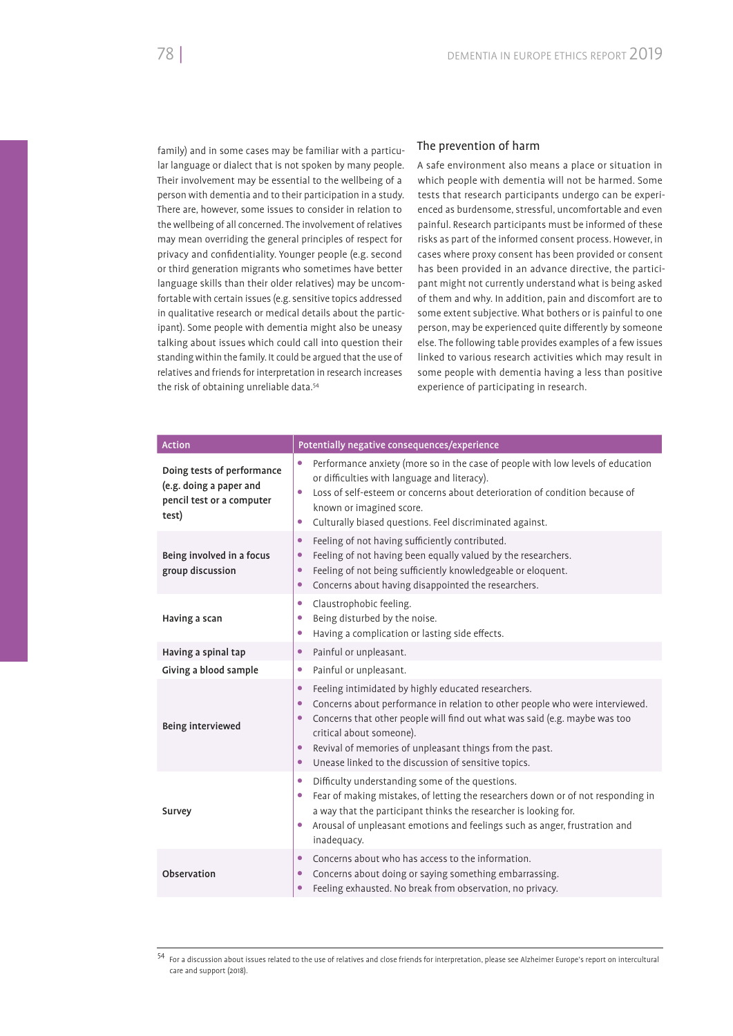family) and in some cases may be familiar with a particular language or dialect that is not spoken by many people. Their involvement may be essential to the wellbeing of a person with dementia and to their participation in a study. There are, however, some issues to consider in relation to the wellbeing of all concerned. The involvement of relatives may mean overriding the general principles of respect for privacy and confidentiality. Younger people (e.g. second or third generation migrants who sometimes have better language skills than their older relatives) may be uncomfortable with certain issues (e.g. sensitive topics addressed in qualitative research or medical details about the participant). Some people with dementia might also be uneasy talking about issues which could call into question their standing within the family. It could be argued that the use of relatives and friends for interpretation in research increases the risk of obtaining unreliable data.[54]

### The prevention of harm

A safe environment also means a place or situation in which people with dementia will not be harmed. Some tests that research participants undergo can be experienced as burdensome, stressful, uncomfortable and even painful. Research participants must be informed of these risks as part of the informed consent process. However, in cases where proxy consent has been provided or consent has been provided in an advance directive, the participant might not currently understand what is being asked of them and why. In addition, pain and discomfort are to some extent subjective. What bothers or is painful to one person, may be experienced quite differently by someone else. The following table provides examples of a few issues linked to various research activities which may result in some people with dementia having a less than positive experience of participating in research.

| Action | Potentially negative consequences/experience |
|---|---|
| **Doing tests of performance (e.g. doing a paper and pencil test or a computer test)** | • Performance anxiety (more so in the case of people with low levels of education or difficulties with language and literacy).<br>• Loss of self-esteem or concerns about deterioration of condition because of known or imagined score.<br>• Culturally biased questions. Feel discriminated against. |
| **Being involved in a focus group discussion** | • Feeling of not having sufficiently contributed.<br>• Feeling of not having been equally valued by the researchers.<br>• Feeling of not being sufficiently knowledgeable or eloquent.<br>• Concerns about having disappointed the researchers. |
| **Having a scan** | • Claustrophobic feeling.<br>• Being disturbed by the noise.<br>• Having a complication or lasting side effects. |
| **Having a spinal tap** | • Painful or unpleasant. |
| **Giving a blood sample** | • Painful or unpleasant. |
| **Being interviewed** | • Feeling intimidated by highly educated researchers.<br>• Concerns about performance in relation to other people who were interviewed.<br>• Concerns that other people will find out what was said (e.g. maybe was too critical about someone).<br>• Revival of memories of unpleasant things from the past.<br>• Unease linked to the discussion of sensitive topics. |
| **Survey** | • Difficulty understanding some of the questions.<br>• Fear of making mistakes, of letting the researchers down or of not responding in a way that the participant thinks the researcher is looking for.<br>• Arousal of unpleasant emotions and feelings such as anger, frustration and inadequacy. |
| **Observation** | • Concerns about who has access to the information.<br>• Concerns about doing or saying something embarrassing.<br>• Feeling exhausted. No break from observation, no privacy. |

[54] For a discussion about issues related to the use of relatives and close friends for interpretation, please see Alzheimer Europe's report on intercultural care and support (2018).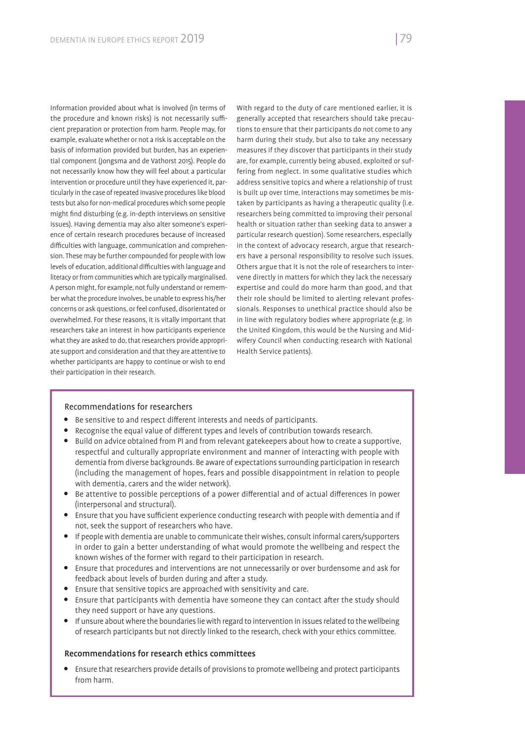Information provided about what is involved (in terms of the procedure and known risks) is not necessarily sufficient preparation or protection from harm. People may, for example, evaluate whether or not a risk is acceptable on the basis of information provided but burden, has an experiential component (Jongsma and de Vathorst 2015). People do not necessarily know how they will feel about a particular intervention or procedure until they have experienced it, particularly in the case of repeated invasive procedures like blood tests but also for non-medical procedures which some people might find disturbing (e.g. in-depth interviews on sensitive issues). Having dementia may also alter someone's experience of certain research procedures because of increased difficulties with language, communication and comprehension. These may be further compounded for people with low levels of education, additional difficulties with language and literacy or from communities which are typically marginalised. A person might, for example, not fully understand or remember what the procedure involves, be unable to express his/her concerns or ask questions, or feel confused, disorientated or overwhelmed. For these reasons, it is vitally important that researchers take an interest in how participants experience what they are asked to do, that researchers provide appropriate support and consideration and that they are attentive to whether participants are happy to continue or wish to end their participation in their research.

With regard to the duty of care mentioned earlier, it is generally accepted that researchers should take precautions to ensure that their participants do not come to any harm during their study, but also to take any necessary measures if they discover that participants in their study are, for example, currently being abused, exploited or suffering from neglect. In some qualitative studies which address sensitive topics and where a relationship of trust is built up over time, interactions may sometimes be mistaken by participants as having a therapeutic quality (i.e. researchers being committed to improving their personal health or situation rather than seeking data to answer a particular research question). Some researchers, especially in the context of advocacy research, argue that researchers have a personal responsibility to resolve such issues. Others argue that it is not the role of researchers to intervene directly in matters for which they lack the necessary expertise and could do more harm than good, and that their role should be limited to alerting relevant professionals. Responses to unethical practice should also be in line with regulatory bodies where appropriate (e.g. in the United Kingdom, this would be the Nursing and Midwifery Council when conducting research with National Health Service patients).

### Recommendations for researchers

- Be sensitive to and respect different interests and needs of participants.
- Recognise the equal value of different types and levels of contribution towards research.
- Build on advice obtained from PI and from relevant gatekeepers about how to create a supportive, respectful and culturally appropriate environment and manner of interacting with people with dementia from diverse backgrounds. Be aware of expectations surrounding participation in research (including the management of hopes, fears and possible disappointment in relation to people with dementia, carers and the wider network).
- Be attentive to possible perceptions of a power differential and of actual differences in power (interpersonal and structural).
- Ensure that you have sufficient experience conducting research with people with dementia and if not, seek the support of researchers who have.
- If people with dementia are unable to communicate their wishes, consult informal carers/supporters in order to gain a better understanding of what would promote the wellbeing and respect the known wishes of the former with regard to their participation in research.
- Ensure that procedures and interventions are not unnecessarily or over burdensome and ask for feedback about levels of burden during and after a study.
- Ensure that sensitive topics are approached with sensitivity and care.
- Ensure that participants with dementia have someone they can contact after the study should they need support or have any questions.
- If unsure about where the boundaries lie with regard to intervention in issues related to the wellbeing of research participants but not directly linked to the research, check with your ethics committee.

### Recommendations for research ethics committees

- Ensure that researchers provide details of provisions to promote wellbeing and protect participants from harm.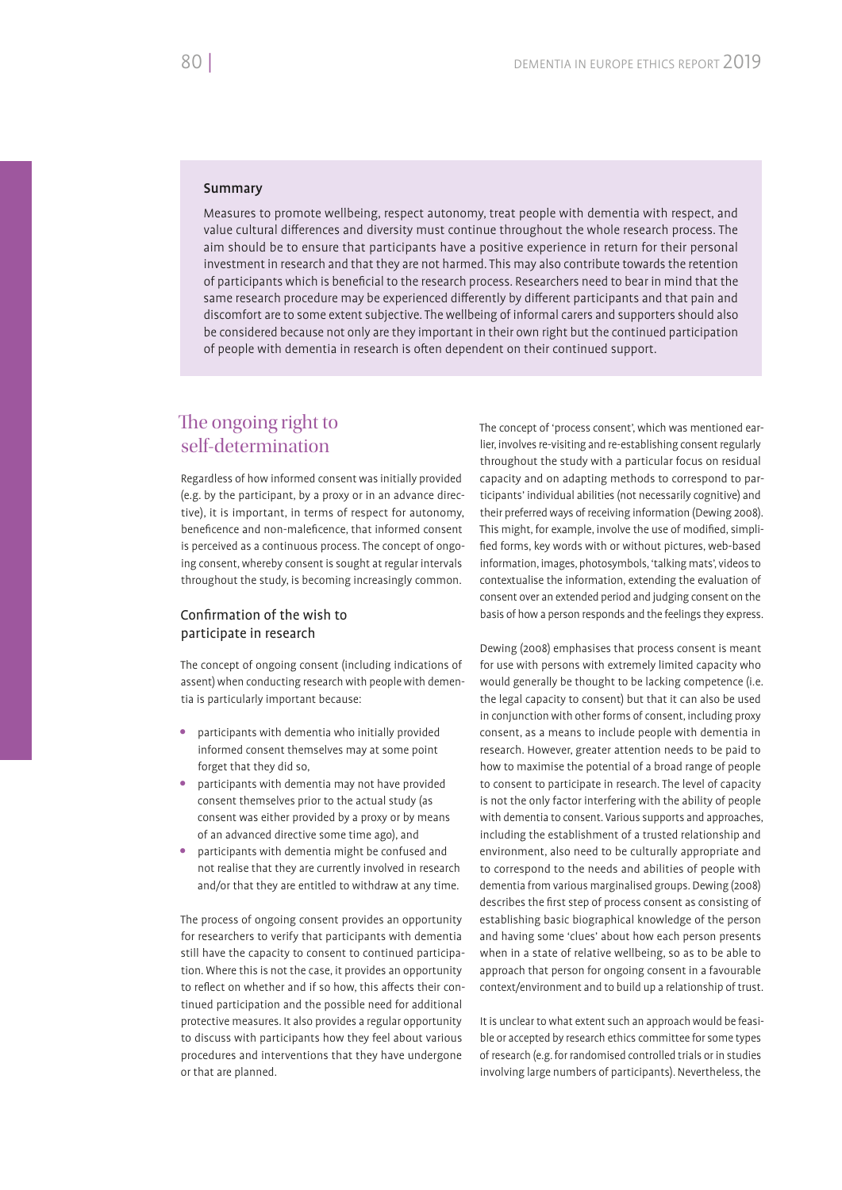### Summary

Measures to promote wellbeing, respect autonomy, treat people with dementia with respect, and value cultural differences and diversity must continue throughout the whole research process. The aim should be to ensure that participants have a positive experience in return for their personal investment in research and that they are not harmed. This may also contribute towards the retention of participants which is beneficial to the research process. Researchers need to bear in mind that the same research procedure may be experienced differently by different participants and that pain and discomfort are to some extent subjective. The wellbeing of informal carers and supporters should also be considered because not only are they important in their own right but the continued participation of people with dementia in research is often dependent on their continued support.

## The ongoing right to self-determination

Regardless of how informed consent was initially provided (e.g. by the participant, by a proxy or in an advance directive), it is important, in terms of respect for autonomy, beneficence and non-maleficence, that informed consent is perceived as a continuous process. The concept of ongoing consent, whereby consent is sought at regular intervals throughout the study, is becoming increasingly common.

### Confirmation of the wish to participate in research

The concept of ongoing consent (including indications of assent) when conducting research with people with dementia is particularly important because:

- participants with dementia who initially provided informed consent themselves may at some point forget that they did so,
- participants with dementia may not have provided consent themselves prior to the actual study (as consent was either provided by a proxy or by means of an advanced directive some time ago), and
- participants with dementia might be confused and not realise that they are currently involved in research and/or that they are entitled to withdraw at any time.

The process of ongoing consent provides an opportunity for researchers to verify that participants with dementia still have the capacity to consent to continued participation. Where this is not the case, it provides an opportunity to reflect on whether and if so how, this affects their continued participation and the possible need for additional protective measures. It also provides a regular opportunity to discuss with participants how they feel about various procedures and interventions that they have undergone or that are planned.

The concept of 'process consent', which was mentioned earlier, involves re-visiting and re-establishing consent regularly throughout the study with a particular focus on residual capacity and on adapting methods to correspond to participants' individual abilities (not necessarily cognitive) and their preferred ways of receiving information (Dewing 2008). This might, for example, involve the use of modified, simplified forms, key words with or without pictures, web-based information, images, photosymbols, 'talking mats', videos to contextualise the information, extending the evaluation of consent over an extended period and judging consent on the basis of how a person responds and the feelings they express.

Dewing (2008) emphasises that process consent is meant for use with persons with extremely limited capacity who would generally be thought to be lacking competence (i.e. the legal capacity to consent) but that it can also be used in conjunction with other forms of consent, including proxy consent, as a means to include people with dementia in research. However, greater attention needs to be paid to how to maximise the potential of a broad range of people to consent to participate in research. The level of capacity is not the only factor interfering with the ability of people with dementia to consent. Various supports and approaches, including the establishment of a trusted relationship and environment, also need to be culturally appropriate and to correspond to the needs and abilities of people with dementia from various marginalised groups. Dewing (2008) describes the first step of process consent as consisting of establishing basic biographical knowledge of the person and having some 'clues' about how each person presents when in a state of relative wellbeing, so as to be able to approach that person for ongoing consent in a favourable context/environment and to build up a relationship of trust.

It is unclear to what extent such an approach would be feasible or accepted by research ethics committee for some types of research (e.g. for randomised controlled trials or in studies involving large numbers of participants). Nevertheless, the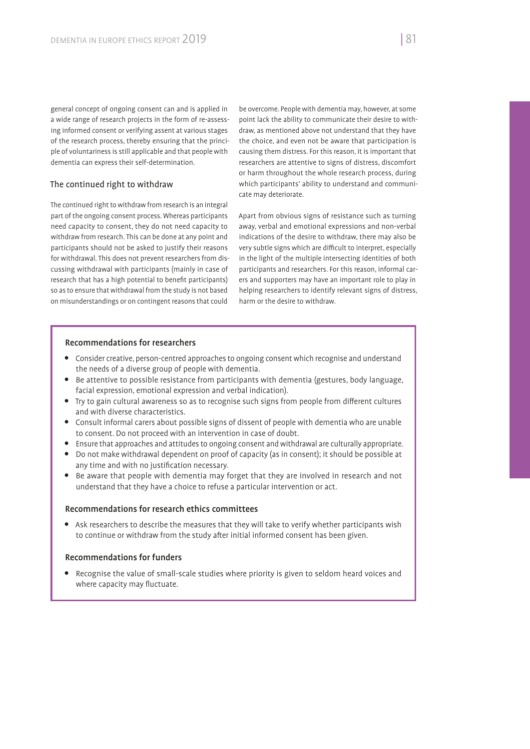general concept of ongoing consent can and is applied in a wide range of research projects in the form of re-assessing informed consent or verifying assent at various stages of the research process, thereby ensuring that the principle of voluntariness is still applicable and that people with dementia can express their self-determination.

## The continued right to withdraw

The continued right to withdraw from research is an integral part of the ongoing consent process. Whereas participants need capacity to consent, they do not need capacity to withdraw from research. This can be done at any point and participants should not be asked to justify their reasons for withdrawal. This does not prevent researchers from discussing withdrawal with participants (mainly in case of research that has a high potential to benefit participants) so as to ensure that withdrawal from the study is not based on misunderstandings or on contingent reasons that could be overcome. People with dementia may, however, at some point lack the ability to communicate their desire to withdraw, as mentioned above not understand that they have the choice, and even not be aware that participation is causing them distress. For this reason, it is important that researchers are attentive to signs of distress, discomfort or harm throughout the whole research process, during which participants' ability to understand and communicate may deteriorate.

Apart from obvious signs of resistance such as turning away, verbal and emotional expressions and non-verbal indications of the desire to withdraw, there may also be very subtle signs which are difficult to interpret, especially in the light of the multiple intersecting identities of both participants and researchers. For this reason, informal carers and supporters may have an important role to play in helping researchers to identify relevant signs of distress, harm or the desire to withdraw.

### Recommendations for researchers

- Consider creative, person-centred approaches to ongoing consent which recognise and understand the needs of a diverse group of people with dementia.
- Be attentive to possible resistance from participants with dementia (gestures, body language, facial expression, emotional expression and verbal indication).
- Try to gain cultural awareness so as to recognise such signs from people from different cultures and with diverse characteristics.
- Consult informal carers about possible signs of dissent of people with dementia who are unable to consent. Do not proceed with an intervention in case of doubt.
- Ensure that approaches and attitudes to ongoing consent and withdrawal are culturally appropriate.
- Do not make withdrawal dependent on proof of capacity (as in consent); it should be possible at any time and with no justification necessary.
- Be aware that people with dementia may forget that they are involved in research and not understand that they have a choice to refuse a particular intervention or act.

### Recommendations for research ethics committees

- Ask researchers to describe the measures that they will take to verify whether participants wish to continue or withdraw from the study after initial informed consent has been given.

### Recommendations for funders

- Recognise the value of small-scale studies where priority is given to seldom heard voices and where capacity may fluctuate.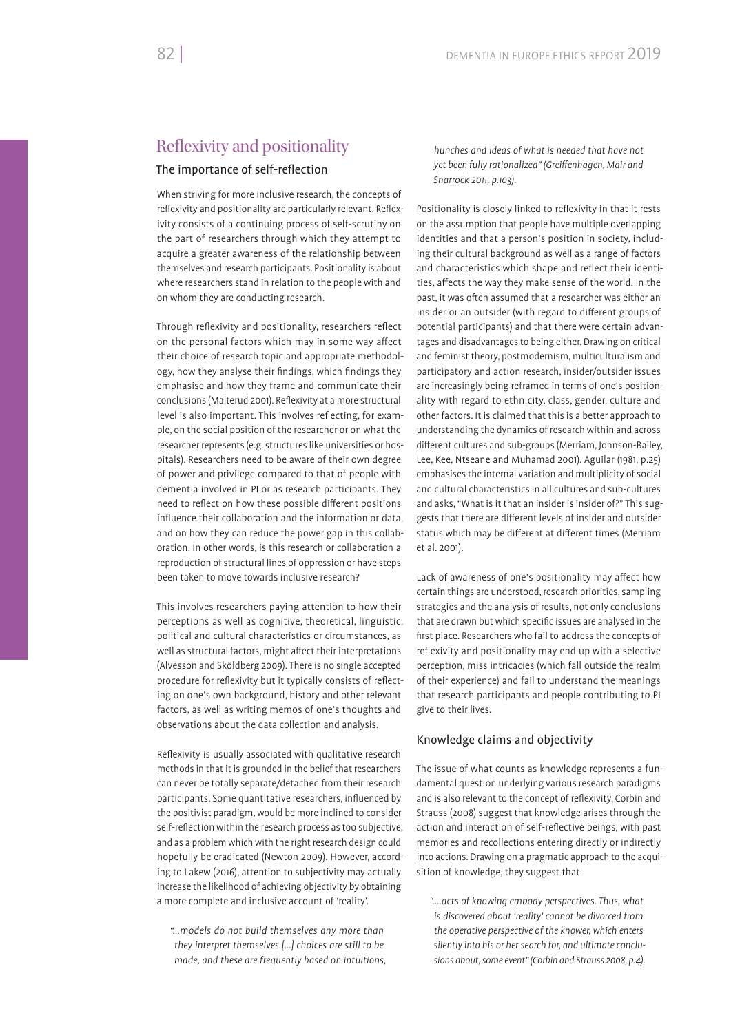## Reflexivity and positionality

### The importance of self-reflection

When striving for more inclusive research, the concepts of reflexivity and positionality are particularly relevant. Reflexivity consists of a continuing process of self-scrutiny on the part of researchers through which they attempt to acquire a greater awareness of the relationship between themselves and research participants. Positionality is about where researchers stand in relation to the people with and on whom they are conducting research.

Through reflexivity and positionality, researchers reflect on the personal factors which may in some way affect their choice of research topic and appropriate methodology, how they analyse their findings, which findings they emphasise and how they frame and communicate their conclusions (Malterud 2001). Reflexivity at a more structural level is also important. This involves reflecting, for example, on the social position of the researcher or on what the researcher represents (e.g. structures like universities or hospitals). Researchers need to be aware of their own degree of power and privilege compared to that of people with dementia involved in PI or as research participants. They need to reflect on how these possible different positions influence their collaboration and the information or data, and on how they can reduce the power gap in this collaboration. In other words, is this research or collaboration a reproduction of structural lines of oppression or have steps been taken to move towards inclusive research?

This involves researchers paying attention to how their perceptions as well as cognitive, theoretical, linguistic, political and cultural characteristics or circumstances, as well as structural factors, might affect their interpretations (Alvesson and Sköldberg 2009). There is no single accepted procedure for reflexivity but it typically consists of reflecting on one's own background, history and other relevant factors, as well as writing memos of one's thoughts and observations about the data collection and analysis.

Reflexivity is usually associated with qualitative research methods in that it is grounded in the belief that researchers can never be totally separate/detached from their research participants. Some quantitative researchers, influenced by the positivist paradigm, would be more inclined to consider self-reflection within the research process as too subjective, and as a problem which with the right research design could hopefully be eradicated (Newton 2009). However, according to Lakew (2016), attention to subjectivity may actually increase the likelihood of achieving objectivity by obtaining a more complete and inclusive account of 'reality'.

> *"…models do not build themselves any more than they interpret themselves […] choices are still to be made, and these are frequently based on intuitions, hunches and ideas of what is needed that have not yet been fully rationalized" (Greiffenhagen, Mair and Sharrock 2011, p.103).*

Positionality is closely linked to reflexivity in that it rests on the assumption that people have multiple overlapping identities and that a person's position in society, including their cultural background as well as a range of factors and characteristics which shape and reflect their identities, affects the way they make sense of the world. In the past, it was often assumed that a researcher was either an insider or an outsider (with regard to different groups of potential participants) and that there were certain advantages and disadvantages to being either. Drawing on critical and feminist theory, postmodernism, multiculturalism and participatory and action research, insider/outsider issues are increasingly being reframed in terms of one's positionality with regard to ethnicity, class, gender, culture and other factors. It is claimed that this is a better approach to understanding the dynamics of research within and across different cultures and sub-groups (Merriam, Johnson-Bailey, Lee, Kee, Ntseane and Muhamad 2001). Aguilar (1981, p.25) emphasises the internal variation and multiplicity of social and cultural characteristics in all cultures and sub-cultures and asks, "What is it that an insider is insider of?" This suggests that there are different levels of insider and outsider status which may be different at different times (Merriam et al. 2001).

Lack of awareness of one's positionality may affect how certain things are understood, research priorities, sampling strategies and the analysis of results, not only conclusions that are drawn but which specific issues are analysed in the first place. Researchers who fail to address the concepts of reflexivity and positionality may end up with a selective perception, miss intricacies (which fall outside the realm of their experience) and fail to understand the meanings that research participants and people contributing to PI give to their lives.

### Knowledge claims and objectivity

The issue of what counts as knowledge represents a fundamental question underlying various research paradigms and is also relevant to the concept of reflexivity. Corbin and Strauss (2008) suggest that knowledge arises through the action and interaction of self-reflective beings, with past memories and recollections entering directly or indirectly into actions. Drawing on a pragmatic approach to the acquisition of knowledge, they suggest that

> *"….acts of knowing embody perspectives. Thus, what is discovered about 'reality' cannot be divorced from the operative perspective of the knower, which enters silently into his or her search for, and ultimate conclusions about, some event" (Corbin and Strauss 2008, p.4).*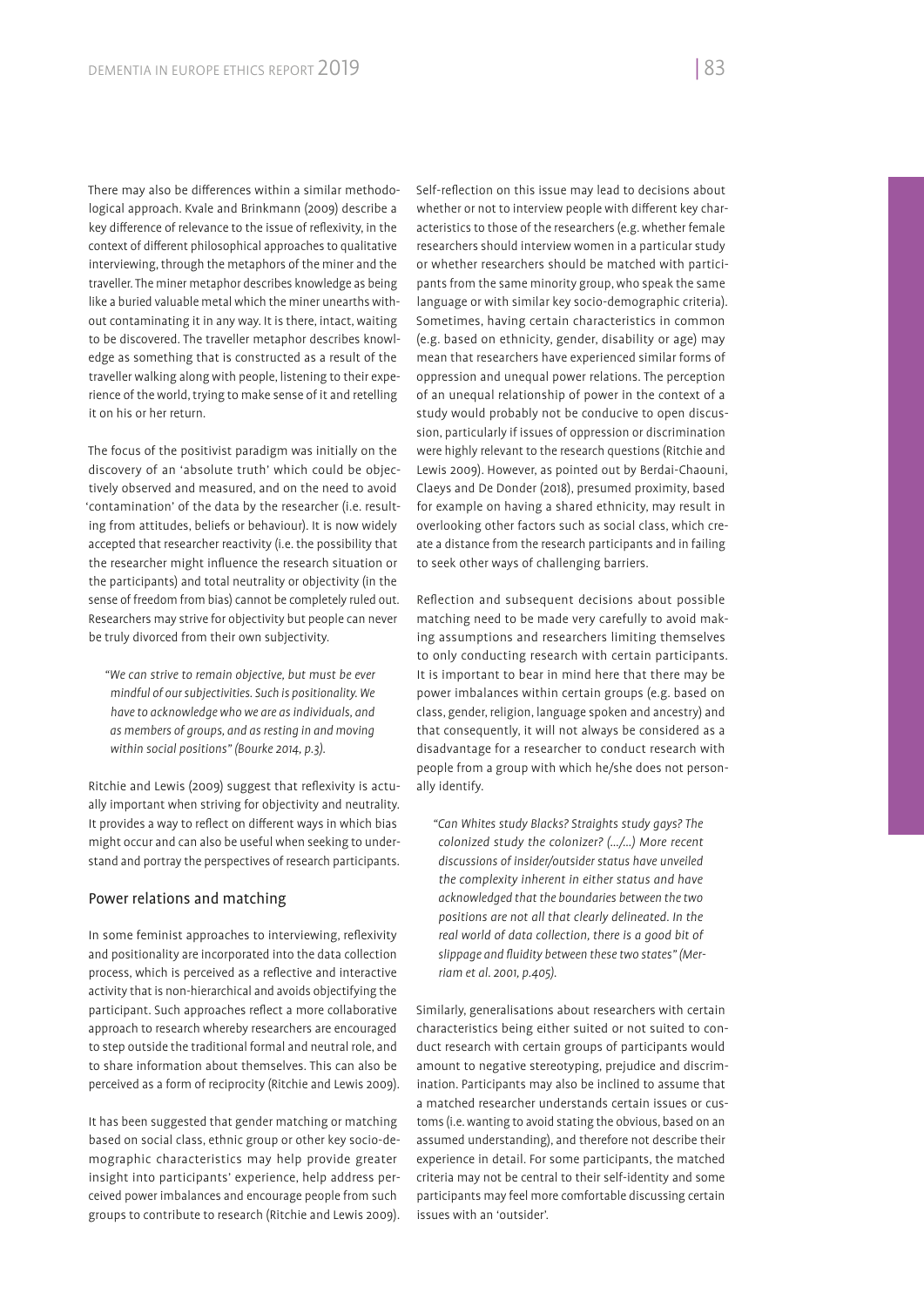There may also be differences within a similar methodological approach. Kvale and Brinkmann (2009) describe a key difference of relevance to the issue of reflexivity, in the context of different philosophical approaches to qualitative interviewing, through the metaphors of the miner and the traveller. The miner metaphor describes knowledge as being like a buried valuable metal which the miner unearths without contaminating it in any way. It is there, intact, waiting to be discovered. The traveller metaphor describes knowledge as something that is constructed as a result of the traveller walking along with people, listening to their experience of the world, trying to make sense of it and retelling it on his or her return.

The focus of the positivist paradigm was initially on the discovery of an 'absolute truth' which could be objectively observed and measured, and on the need to avoid 'contamination' of the data by the researcher (i.e. resulting from attitudes, beliefs or behaviour). It is now widely accepted that researcher reactivity (i.e. the possibility that the researcher might influence the research situation or the participants) and total neutrality or objectivity (in the sense of freedom from bias) cannot be completely ruled out. Researchers may strive for objectivity but people can never be truly divorced from their own subjectivity.

> *"We can strive to remain objective, but must be ever mindful of our subjectivities. Such is positionality. We have to acknowledge who we are as individuals, and as members of groups, and as resting in and moving within social positions" (Bourke 2014, p.3).*

Ritchie and Lewis (2009) suggest that reflexivity is actually important when striving for objectivity and neutrality. It provides a way to reflect on different ways in which bias might occur and can also be useful when seeking to understand and portray the perspectives of research participants.

## Power relations and matching

In some feminist approaches to interviewing, reflexivity and positionality are incorporated into the data collection process, which is perceived as a reflective and interactive activity that is non-hierarchical and avoids objectifying the participant. Such approaches reflect a more collaborative approach to research whereby researchers are encouraged to step outside the traditional formal and neutral role, and to share information about themselves. This can also be perceived as a form of reciprocity (Ritchie and Lewis 2009).

It has been suggested that gender matching or matching based on social class, ethnic group or other key socio-demographic characteristics may help provide greater insight into participants' experience, help address perceived power imbalances and encourage people from such groups to contribute to research (Ritchie and Lewis 2009). Self-reflection on this issue may lead to decisions about whether or not to interview people with different key characteristics to those of the researchers (e.g. whether female researchers should interview women in a particular study or whether researchers should be matched with participants from the same minority group, who speak the same language or with similar key socio-demographic criteria). Sometimes, having certain characteristics in common (e.g. based on ethnicity, gender, disability or age) may mean that researchers have experienced similar forms of oppression and unequal power relations. The perception of an unequal relationship of power in the context of a study would probably not be conducive to open discussion, particularly if issues of oppression or discrimination were highly relevant to the research questions (Ritchie and Lewis 2009). However, as pointed out by Berdai-Chaouni, Claeys and De Donder (2018), presumed proximity, based for example on having a shared ethnicity, may result in overlooking other factors such as social class, which create a distance from the research participants and in failing to seek other ways of challenging barriers.

Reflection and subsequent decisions about possible matching need to be made very carefully to avoid making assumptions and researchers limiting themselves to only conducting research with certain participants. It is important to bear in mind here that there may be power imbalances within certain groups (e.g. based on class, gender, religion, language spoken and ancestry) and that consequently, it will not always be considered as a disadvantage for a researcher to conduct research with people from a group with which he/she does not personally identify.

> *"Can Whites study Blacks? Straights study gays? The colonized study the colonizer? (…/…) More recent discussions of insider/outsider status have unveiled the complexity inherent in either status and have acknowledged that the boundaries between the two positions are not all that clearly delineated. In the real world of data collection, there is a good bit of slippage and fluidity between these two states" (Merriam et al. 2001, p.405).*

Similarly, generalisations about researchers with certain characteristics being either suited or not suited to conduct research with certain groups of participants would amount to negative stereotyping, prejudice and discrimination. Participants may also be inclined to assume that a matched researcher understands certain issues or customs (i.e. wanting to avoid stating the obvious, based on an assumed understanding), and therefore not describe their experience in detail. For some participants, the matched criteria may not be central to their self-identity and some participants may feel more comfortable discussing certain issues with an 'outsider'.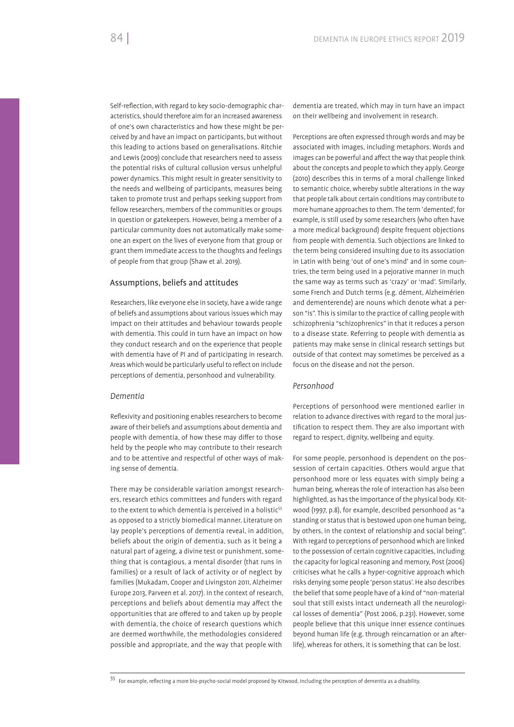Self-reflection, with regard to key socio-demographic characteristics, should therefore aim for an increased awareness of one's own characteristics and how these might be perceived by and have an impact on participants, but without this leading to actions based on generalisations. Ritchie and Lewis (2009) conclude that researchers need to assess the potential risks of cultural collusion versus unhelpful power dynamics. This might result in greater sensitivity to the needs and wellbeing of participants, measures being taken to promote trust and perhaps seeking support from fellow researchers, members of the communities or groups in question or gatekeepers. However, being a member of a particular community does not automatically make someone an expert on the lives of everyone from that group or grant them immediate access to the thoughts and feelings of people from that group (Shaw et al. 2019).

## Assumptions, beliefs and attitudes

Researchers, like everyone else in society, have a wide range of beliefs and assumptions about various issues which may impact on their attitudes and behaviour towards people with dementia. This could in turn have an impact on how they conduct research and on the experience that people with dementia have of PI and of participating in research. Areas which would be particularly useful to reflect on include perceptions of dementia, personhood and vulnerability.

### *Dementia*

Reflexivity and positioning enables researchers to become aware of their beliefs and assumptions about dementia and people with dementia, of how these may differ to those held by the people who may contribute to their research and to be attentive and respectful of other ways of making sense of dementia.

There may be considerable variation amongst researchers, research ethics committees and funders with regard to the extent to which dementia is perceived in a holistic[55] as opposed to a strictly biomedical manner. Literature on lay people's perceptions of dementia reveal, in addition, beliefs about the origin of dementia, such as it being a natural part of ageing, a divine test or punishment, something that is contagious, a mental disorder (that runs in families) or a result of lack of activity or of neglect by families (Mukadam, Cooper and Livingston 2011, Alzheimer Europe 2013, Parveen et al. 2017). In the context of research, perceptions and beliefs about dementia may affect the opportunities that are offered to and taken up by people with dementia, the choice of research questions which are deemed worthwhile, the methodologies considered possible and appropriate, and the way that people with dementia are treated, which may in turn have an impact on their wellbeing and involvement in research.

Perceptions are often expressed through words and may be associated with images, including metaphors. Words and images can be powerful and affect the way that people think about the concepts and people to which they apply. George (2010) describes this in terms of a moral challenge linked to semantic choice, whereby subtle alterations in the way that people talk about certain conditions may contribute to more humane approaches to them. The term 'demented', for example, is still used by some researchers (who often have a more medical background) despite frequent objections from people with dementia. Such objections are linked to the term being considered insulting due to its association in Latin with being 'out of one's mind' and in some countries, the term being used in a pejorative manner in much the same way as terms such as 'crazy' or 'mad'. Similarly, some French and Dutch terms (e.g. dément, Alzheimérien and dementerende) are nouns which denote what a person "is". This is similar to the practice of calling people with schizophrenia "schizophrenics" in that it reduces a person to a disease state. Referring to people with dementia as patients may make sense in clinical research settings but outside of that context may sometimes be perceived as a focus on the disease and not the person.

### *Personhood*

Perceptions of personhood were mentioned earlier in relation to advance directives with regard to the moral justification to respect them. They are also important with regard to respect, dignity, wellbeing and equity.

For some people, personhood is dependent on the possession of certain capacities. Others would argue that personhood more or less equates with simply being a human being, whereas the role of interaction has also been highlighted, as has the importance of the physical body. Kitwood (1997, p.8), for example, described personhood as "a standing or status that is bestowed upon one human being, by others, in the context of relationship and social being". With regard to perceptions of personhood which are linked to the possession of certain cognitive capacities, including the capacity for logical reasoning and memory, Post (2006) criticises what he calls a hyper-cognitive approach which risks denying some people 'person status'. He also describes the belief that some people have of a kind of "non-material soul that still exists intact underneath all the neurological losses of dementia" (Post 2006, p.231). However, some people believe that this unique inner essence continues beyond human life (e.g. through reincarnation or an afterlife), whereas for others, it is something that can be lost.

---

[55] For example, reflecting a more bio-psycho-social model proposed by Kitwood, including the perception of dementia as a disability.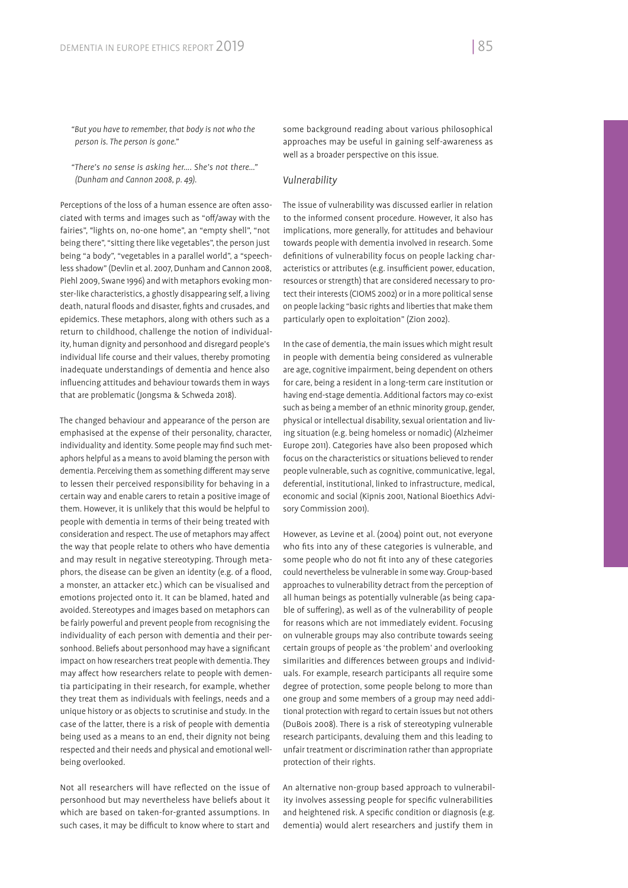"*But you have to remember, that body is not who the person is. The person is gone.*"

"*There's no sense is asking her…. She's not there…*" *(Dunham and Cannon 2008, p. 49).*

Perceptions of the loss of a human essence are often associated with terms and images such as "off/away with the fairies", "lights on, no-one home", an "empty shell", "not being there", "sitting there like vegetables", the person just being "a body", "vegetables in a parallel world", a "speechless shadow" (Devlin et al. 2007, Dunham and Cannon 2008, Piehl 2009, Swane 1996) and with metaphors evoking monster-like characteristics, a ghostly disappearing self, a living death, natural floods and disaster, fights and crusades, and epidemics. These metaphors, along with others such as a return to childhood, challenge the notion of individuality, human dignity and personhood and disregard people's individual life course and their values, thereby promoting inadequate understandings of dementia and hence also influencing attitudes and behaviour towards them in ways that are problematic (Jongsma & Schweda 2018).

The changed behaviour and appearance of the person are emphasised at the expense of their personality, character, individuality and identity. Some people may find such metaphors helpful as a means to avoid blaming the person with dementia. Perceiving them as something different may serve to lessen their perceived responsibility for behaving in a certain way and enable carers to retain a positive image of them. However, it is unlikely that this would be helpful to people with dementia in terms of their being treated with consideration and respect. The use of metaphors may affect the way that people relate to others who have dementia and may result in negative stereotyping. Through metaphors, the disease can be given an identity (e.g. of a flood, a monster, an attacker etc.) which can be visualised and emotions projected onto it. It can be blamed, hated and avoided. Stereotypes and images based on metaphors can be fairly powerful and prevent people from recognising the individuality of each person with dementia and their personhood. Beliefs about personhood may have a significant impact on how researchers treat people with dementia. They may affect how researchers relate to people with dementia participating in their research, for example, whether they treat them as individuals with feelings, needs and a unique history or as objects to scrutinise and study. In the case of the latter, there is a risk of people with dementia being used as a means to an end, their dignity not being respected and their needs and physical and emotional wellbeing overlooked.

Not all researchers will have reflected on the issue of personhood but may nevertheless have beliefs about it which are based on taken-for-granted assumptions. In such cases, it may be difficult to know where to start and some background reading about various philosophical approaches may be useful in gaining self-awareness as well as a broader perspective on this issue.

### *Vulnerability*

The issue of vulnerability was discussed earlier in relation to the informed consent procedure. However, it also has implications, more generally, for attitudes and behaviour towards people with dementia involved in research. Some definitions of vulnerability focus on people lacking characteristics or attributes (e.g. insufficient power, education, resources or strength) that are considered necessary to protect their interests (CIOMS 2002) or in a more political sense on people lacking "basic rights and liberties that make them particularly open to exploitation" (Zion 2002).

In the case of dementia, the main issues which might result in people with dementia being considered as vulnerable are age, cognitive impairment, being dependent on others for care, being a resident in a long-term care institution or having end-stage dementia. Additional factors may co-exist such as being a member of an ethnic minority group, gender, physical or intellectual disability, sexual orientation and living situation (e.g. being homeless or nomadic) (Alzheimer Europe 2011). Categories have also been proposed which focus on the characteristics or situations believed to render people vulnerable, such as cognitive, communicative, legal, deferential, institutional, linked to infrastructure, medical, economic and social (Kipnis 2001, National Bioethics Advisory Commission 2001).

However, as Levine et al. (2004) point out, not everyone who fits into any of these categories is vulnerable, and some people who do not fit into any of these categories could nevertheless be vulnerable in some way. Group-based approaches to vulnerability detract from the perception of all human beings as potentially vulnerable (as being capable of suffering), as well as of the vulnerability of people for reasons which are not immediately evident. Focusing on vulnerable groups may also contribute towards seeing certain groups of people as 'the problem' and overlooking similarities and differences between groups and individuals. For example, research participants all require some degree of protection, some people belong to more than one group and some members of a group may need additional protection with regard to certain issues but not others (DuBois 2008). There is a risk of stereotyping vulnerable research participants, devaluing them and this leading to unfair treatment or discrimination rather than appropriate protection of their rights.

An alternative non-group based approach to vulnerability involves assessing people for specific vulnerabilities and heightened risk. A specific condition or diagnosis (e.g. dementia) would alert researchers and justify them in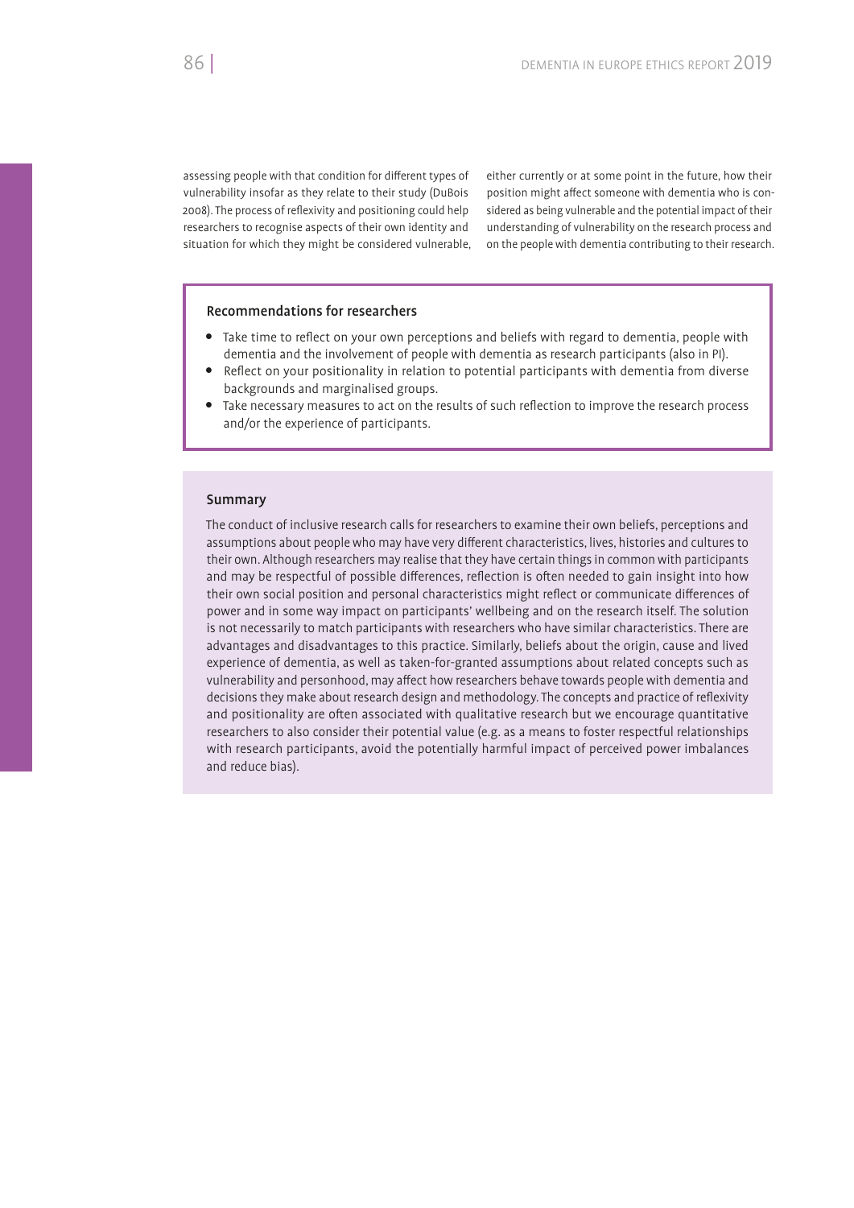assessing people with that condition for different types of vulnerability insofar as they relate to their study (DuBois 2008). The process of reflexivity and positioning could help researchers to recognise aspects of their own identity and situation for which they might be considered vulnerable, either currently or at some point in the future, how their position might affect someone with dementia who is considered as being vulnerable and the potential impact of their understanding of vulnerability on the research process and on the people with dementia contributing to their research.

### Recommendations for researchers

- Take time to reflect on your own perceptions and beliefs with regard to dementia, people with dementia and the involvement of people with dementia as research participants (also in PI).
- Reflect on your positionality in relation to potential participants with dementia from diverse backgrounds and marginalised groups.
- Take necessary measures to act on the results of such reflection to improve the research process and/or the experience of participants.

### Summary

The conduct of inclusive research calls for researchers to examine their own beliefs, perceptions and assumptions about people who may have very different characteristics, lives, histories and cultures to their own. Although researchers may realise that they have certain things in common with participants and may be respectful of possible differences, reflection is often needed to gain insight into how their own social position and personal characteristics might reflect or communicate differences of power and in some way impact on participants' wellbeing and on the research itself. The solution is not necessarily to match participants with researchers who have similar characteristics. There are advantages and disadvantages to this practice. Similarly, beliefs about the origin, cause and lived experience of dementia, as well as taken-for-granted assumptions about related concepts such as vulnerability and personhood, may affect how researchers behave towards people with dementia and decisions they make about research design and methodology. The concepts and practice of reflexivity and positionality are often associated with qualitative research but we encourage quantitative researchers to also consider their potential value (e.g. as a means to foster respectful relationships with research participants, avoid the potentially harmful impact of perceived power imbalances and reduce bias).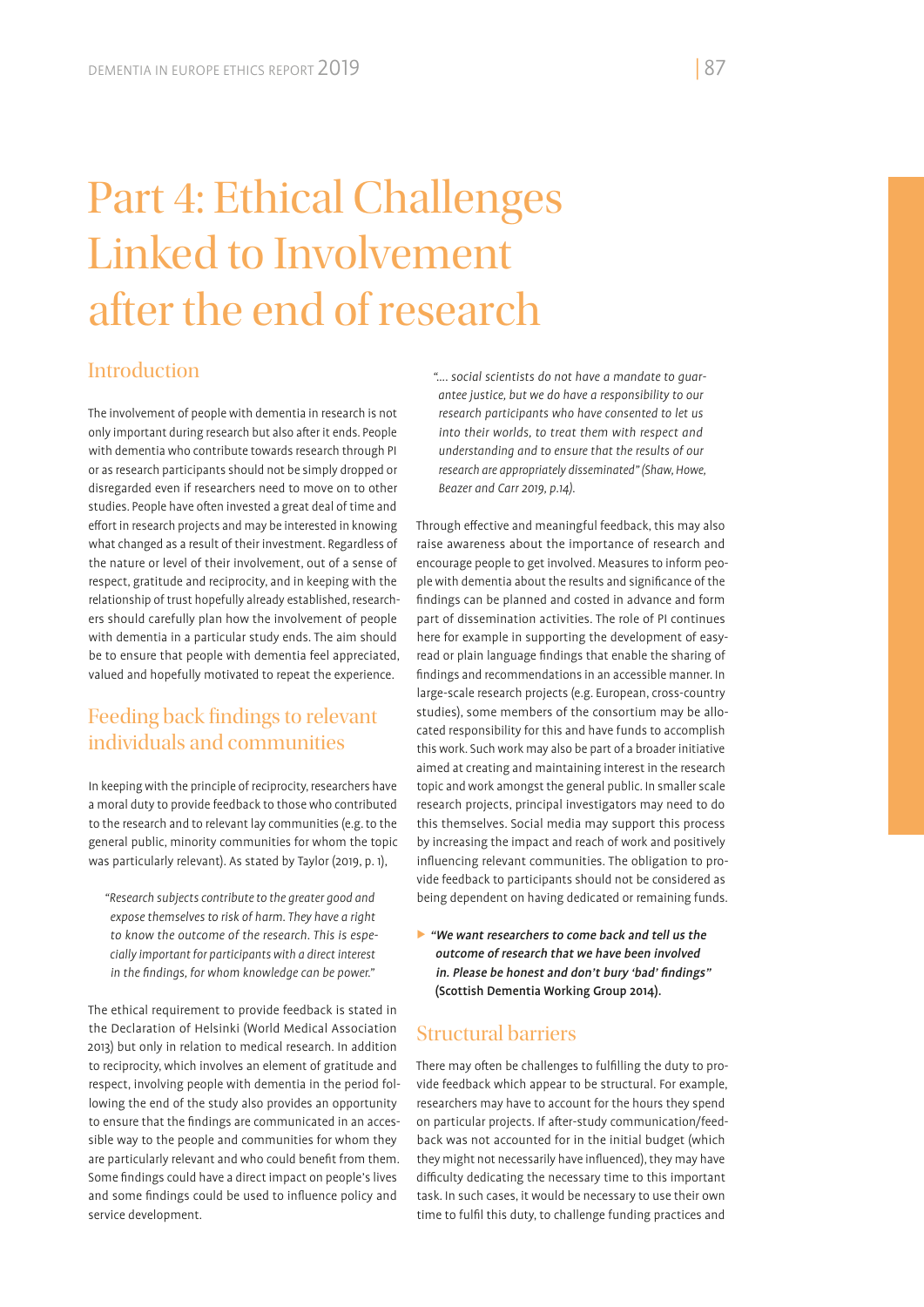# Part 4: Ethical Challenges Linked to Involvement after the end of research

## Introduction

The involvement of people with dementia in research is not only important during research but also after it ends. People with dementia who contribute towards research through PI or as research participants should not be simply dropped or disregarded even if researchers need to move on to other studies. People have often invested a great deal of time and effort in research projects and may be interested in knowing what changed as a result of their investment. Regardless of the nature or level of their involvement, out of a sense of respect, gratitude and reciprocity, and in keeping with the relationship of trust hopefully already established, researchers should carefully plan how the involvement of people with dementia in a particular study ends. The aim should be to ensure that people with dementia feel appreciated, valued and hopefully motivated to repeat the experience.

## Feeding back findings to relevant individuals and communities

In keeping with the principle of reciprocity, researchers have a moral duty to provide feedback to those who contributed to the research and to relevant lay communities (e.g. to the general public, minority communities for whom the topic was particularly relevant). As stated by Taylor (2019, p. 1),

> *"Research subjects contribute to the greater good and expose themselves to risk of harm. They have a right to know the outcome of the research. This is especially important for participants with a direct interest in the findings, for whom knowledge can be power."*

The ethical requirement to provide feedback is stated in the Declaration of Helsinki (World Medical Association 2013) but only in relation to medical research. In addition to reciprocity, which involves an element of gratitude and respect, involving people with dementia in the period following the end of the study also provides an opportunity to ensure that the findings are communicated in an accessible way to the people and communities for whom they are particularly relevant and who could benefit from them. Some findings could have a direct impact on people's lives and some findings could be used to influence policy and service development.

> *".... social scientists do not have a mandate to guarantee justice, but we do have a responsibility to our research participants who have consented to let us into their worlds, to treat them with respect and understanding and to ensure that the results of our research are appropriately disseminated" (Shaw, Howe, Beazer and Carr 2019, p.14).*

Through effective and meaningful feedback, this may also raise awareness about the importance of research and encourage people to get involved. Measures to inform people with dementia about the results and significance of the findings can be planned and costed in advance and form part of dissemination activities. The role of PI continues here for example in supporting the development of easy-read or plain language findings that enable the sharing of findings and recommendations in an accessible manner. In large-scale research projects (e.g. European, cross-country studies), some members of the consortium may be allocated responsibility for this and have funds to accomplish this work. Such work may also be part of a broader initiative aimed at creating and maintaining interest in the research topic and work amongst the general public. In smaller scale research projects, principal investigators may need to do this themselves. Social media may support this process by increasing the impact and reach of work and positively influencing relevant communities. The obligation to provide feedback to participants should not be considered as being dependent on having dedicated or remaining funds.

> ***"We want researchers to come back and tell us the outcome of research that we have been involved in. Please be honest and don't bury 'bad' findings"* (Scottish Dementia Working Group 2014).**

## Structural barriers

There may often be challenges to fulfilling the duty to provide feedback which appear to be structural. For example, researchers may have to account for the hours they spend on particular projects. If after-study communication/feedback was not accounted for in the initial budget (which they might not necessarily have influenced), they may have difficulty dedicating the necessary time to this important task. In such cases, it would be necessary to use their own time to fulfil this duty, to challenge funding practices and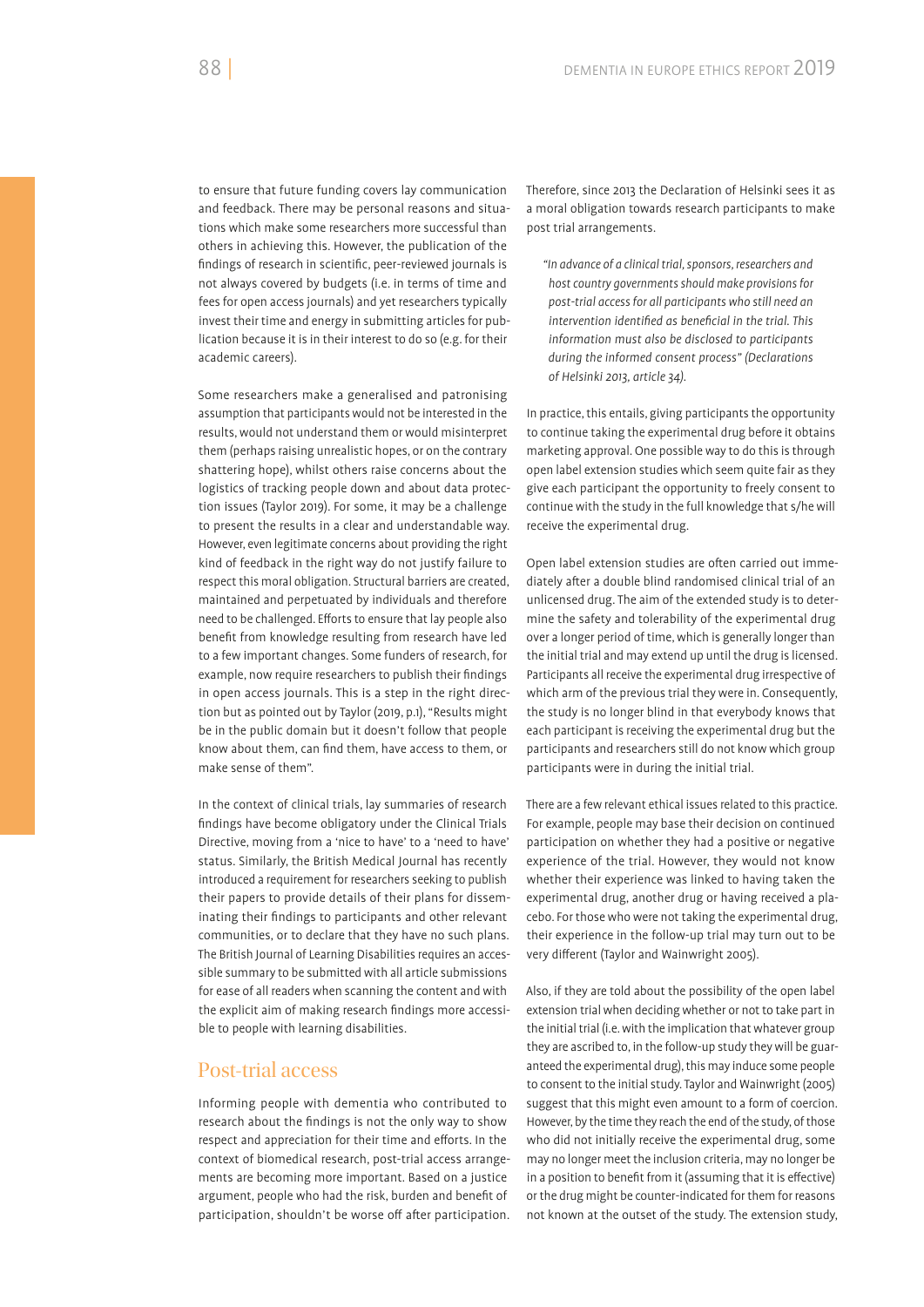to ensure that future funding covers lay communication and feedback. There may be personal reasons and situations which make some researchers more successful than others in achieving this. However, the publication of the findings of research in scientific, peer-reviewed journals is not always covered by budgets (i.e. in terms of time and fees for open access journals) and yet researchers typically invest their time and energy in submitting articles for publication because it is in their interest to do so (e.g. for their academic careers).

Some researchers make a generalised and patronising assumption that participants would not be interested in the results, would not understand them or would misinterpret them (perhaps raising unrealistic hopes, or on the contrary shattering hope), whilst others raise concerns about the logistics of tracking people down and about data protection issues (Taylor 2019). For some, it may be a challenge to present the results in a clear and understandable way. However, even legitimate concerns about providing the right kind of feedback in the right way do not justify failure to respect this moral obligation. Structural barriers are created, maintained and perpetuated by individuals and therefore need to be challenged. Efforts to ensure that lay people also benefit from knowledge resulting from research have led to a few important changes. Some funders of research, for example, now require researchers to publish their findings in open access journals. This is a step in the right direction but as pointed out by Taylor (2019, p.1), "Results might be in the public domain but it doesn't follow that people know about them, can find them, have access to them, or make sense of them".

In the context of clinical trials, lay summaries of research findings have become obligatory under the Clinical Trials Directive, moving from a 'nice to have' to a 'need to have' status. Similarly, the British Medical Journal has recently introduced a requirement for researchers seeking to publish their papers to provide details of their plans for disseminating their findings to participants and other relevant communities, or to declare that they have no such plans. The British Journal of Learning Disabilities requires an accessible summary to be submitted with all article submissions for ease of all readers when scanning the content and with the explicit aim of making research findings more accessible to people with learning disabilities.

## Post-trial access

Informing people with dementia who contributed to research about the findings is not the only way to show respect and appreciation for their time and efforts. In the context of biomedical research, post-trial access arrangements are becoming more important. Based on a justice argument, people who had the risk, burden and benefit of participation, shouldn't be worse off after participation. Therefore, since 2013 the Declaration of Helsinki sees it as a moral obligation towards research participants to make post trial arrangements.

> *"In advance of a clinical trial, sponsors, researchers and host country governments should make provisions for post-trial access for all participants who still need an intervention identified as beneficial in the trial. This information must also be disclosed to participants during the informed consent process" (Declarations of Helsinki 2013, article 34).*

In practice, this entails, giving participants the opportunity to continue taking the experimental drug before it obtains marketing approval. One possible way to do this is through open label extension studies which seem quite fair as they give each participant the opportunity to freely consent to continue with the study in the full knowledge that s/he will receive the experimental drug.

Open label extension studies are often carried out immediately after a double blind randomised clinical trial of an unlicensed drug. The aim of the extended study is to determine the safety and tolerability of the experimental drug over a longer period of time, which is generally longer than the initial trial and may extend up until the drug is licensed. Participants all receive the experimental drug irrespective of which arm of the previous trial they were in. Consequently, the study is no longer blind in that everybody knows that each participant is receiving the experimental drug but the participants and researchers still do not know which group participants were in during the initial trial.

There are a few relevant ethical issues related to this practice. For example, people may base their decision on continued participation on whether they had a positive or negative experience of the trial. However, they would not know whether their experience was linked to having taken the experimental drug, another drug or having received a placebo. For those who were not taking the experimental drug, their experience in the follow-up trial may turn out to be very different (Taylor and Wainwright 2005).

Also, if they are told about the possibility of the open label extension trial when deciding whether or not to take part in the initial trial (i.e. with the implication that whatever group they are ascribed to, in the follow-up study they will be guaranteed the experimental drug), this may induce some people to consent to the initial study. Taylor and Wainwright (2005) suggest that this might even amount to a form of coercion. However, by the time they reach the end of the study, of those who did not initially receive the experimental drug, some may no longer meet the inclusion criteria, may no longer be in a position to benefit from it (assuming that it is effective) or the drug might be counter-indicated for them for reasons not known at the outset of the study. The extension study,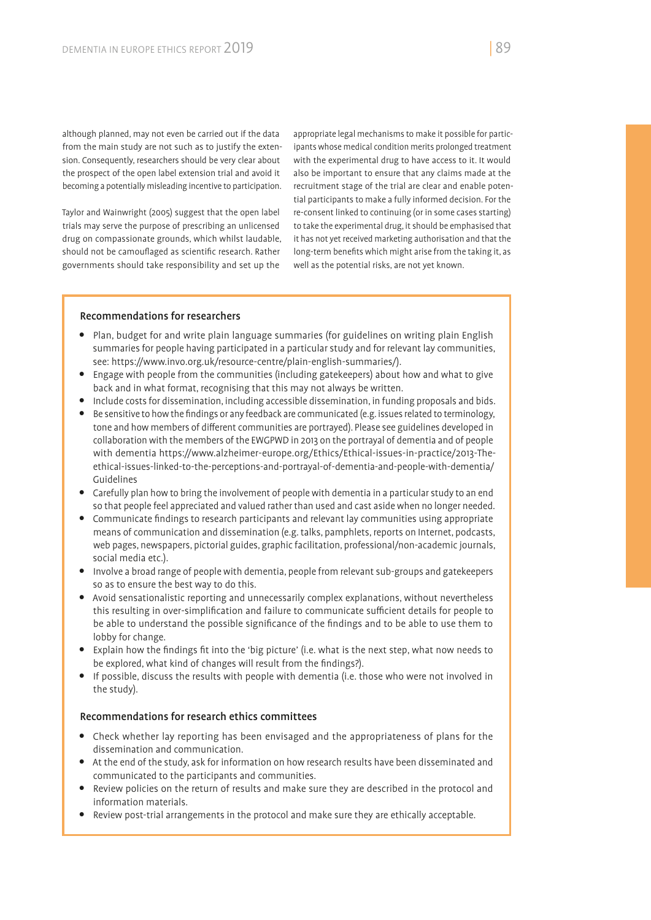although planned, may not even be carried out if the data from the main study are not such as to justify the extension. Consequently, researchers should be very clear about the prospect of the open label extension trial and avoid it becoming a potentially misleading incentive to participation.

Taylor and Wainwright (2005) suggest that the open label trials may serve the purpose of prescribing an unlicensed drug on compassionate grounds, which whilst laudable, should not be camouflaged as scientific research. Rather governments should take responsibility and set up the appropriate legal mechanisms to make it possible for participants whose medical condition merits prolonged treatment with the experimental drug to have access to it. It would also be important to ensure that any claims made at the recruitment stage of the trial are clear and enable potential participants to make a fully informed decision. For the re-consent linked to continuing (or in some cases starting) to take the experimental drug, it should be emphasised that it has not yet received marketing authorisation and that the long-term benefits which might arise from the taking it, as well as the potential risks, are not yet known.

### Recommendations for researchers

- Plan, budget for and write plain language summaries (for guidelines on writing plain English summaries for people having participated in a particular study and for relevant lay communities, see: https://www.invo.org.uk/resource-centre/plain-english-summaries/).
- Engage with people from the communities (including gatekeepers) about how and what to give back and in what format, recognising that this may not always be written.
- Include costs for dissemination, including accessible dissemination, in funding proposals and bids.
- Be sensitive to how the findings or any feedback are communicated (e.g. issues related to terminology, tone and how members of different communities are portrayed). Please see guidelines developed in collaboration with the members of the EWGPWD in 2013 on the portrayal of dementia and of people with dementia https://www.alzheimer-europe.org/Ethics/Ethical-issues-in-practice/2013-The-ethical-issues-linked-to-the-perceptions-and-portrayal-of-dementia-and-people-with-dementia/Guidelines
- Carefully plan how to bring the involvement of people with dementia in a particular study to an end so that people feel appreciated and valued rather than used and cast aside when no longer needed.
- Communicate findings to research participants and relevant lay communities using appropriate means of communication and dissemination (e.g. talks, pamphlets, reports on Internet, podcasts, web pages, newspapers, pictorial guides, graphic facilitation, professional/non-academic journals, social media etc.).
- Involve a broad range of people with dementia, people from relevant sub-groups and gatekeepers so as to ensure the best way to do this.
- Avoid sensationalistic reporting and unnecessarily complex explanations, without nevertheless this resulting in over-simplification and failure to communicate sufficient details for people to be able to understand the possible significance of the findings and to be able to use them to lobby for change.
- Explain how the findings fit into the 'big picture' (i.e. what is the next step, what now needs to be explored, what kind of changes will result from the findings?).
- If possible, discuss the results with people with dementia (i.e. those who were not involved in the study).

### Recommendations for research ethics committees

- Check whether lay reporting has been envisaged and the appropriateness of plans for the dissemination and communication.
- At the end of the study, ask for information on how research results have been disseminated and communicated to the participants and communities.
- Review policies on the return of results and make sure they are described in the protocol and information materials.
- Review post-trial arrangements in the protocol and make sure they are ethically acceptable.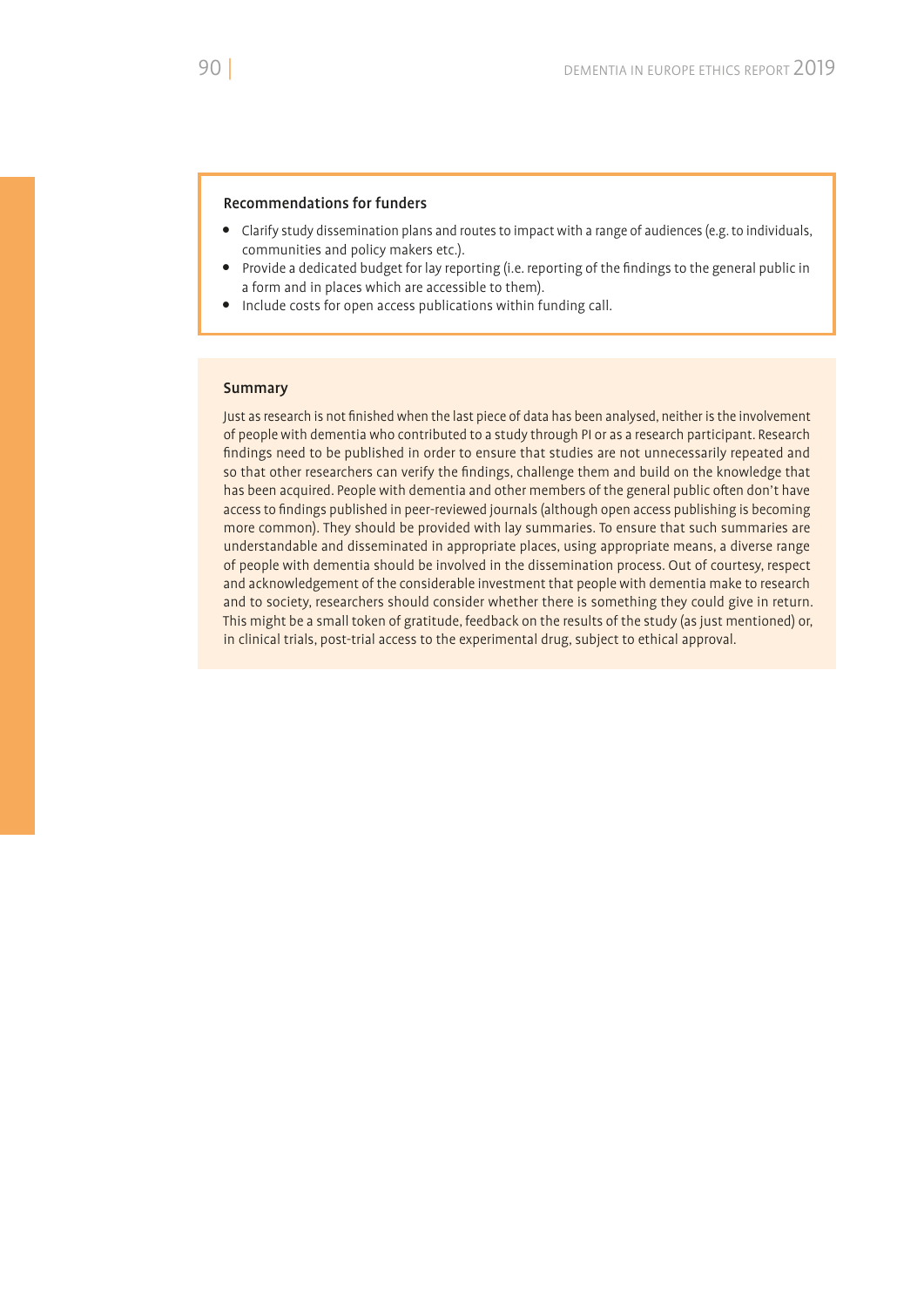#### Recommendations for funders

- Clarify study dissemination plans and routes to impact with a range of audiences (e.g. to individuals, communities and policy makers etc.).
- Provide a dedicated budget for lay reporting (i.e. reporting of the findings to the general public in a form and in places which are accessible to them).
- Include costs for open access publications within funding call.

#### Summary

Just as research is not finished when the last piece of data has been analysed, neither is the involvement of people with dementia who contributed to a study through PI or as a research participant. Research findings need to be published in order to ensure that studies are not unnecessarily repeated and so that other researchers can verify the findings, challenge them and build on the knowledge that has been acquired. People with dementia and other members of the general public often don't have access to findings published in peer-reviewed journals (although open access publishing is becoming more common). They should be provided with lay summaries. To ensure that such summaries are understandable and disseminated in appropriate places, using appropriate means, a diverse range of people with dementia should be involved in the dissemination process. Out of courtesy, respect and acknowledgement of the considerable investment that people with dementia make to research and to society, researchers should consider whether there is something they could give in return. This might be a small token of gratitude, feedback on the results of the study (as just mentioned) or, in clinical trials, post-trial access to the experimental drug, subject to ethical approval.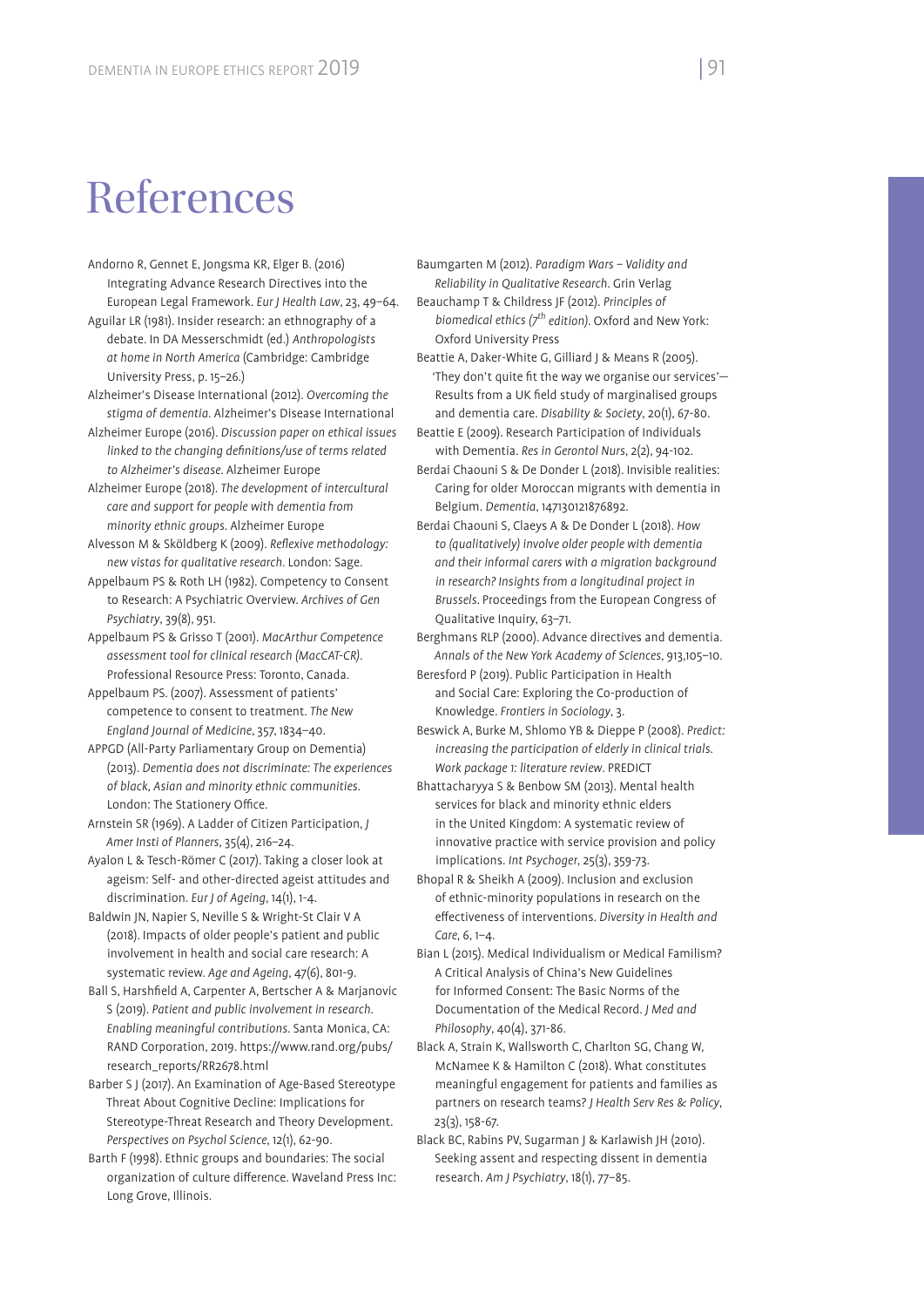# References

Andorno R, Gennet E, Jongsma KR, Elger B. (2016) Integrating Advance Research Directives into the European Legal Framework. *Eur J Health Law*, 23, 49–64.

Aguilar LR (1981). Insider research: an ethnography of a debate. In DA Messerschmidt (ed.) *Anthropologists at home in North America* (Cambridge: Cambridge University Press, p. 15–26.)

Alzheimer's Disease International (2012). *Overcoming the stigma of dementia*. Alzheimer's Disease International

Alzheimer Europe (2016). *Discussion paper on ethical issues linked to the changing definitions/use of terms related to Alzheimer's disease*. Alzheimer Europe

Alzheimer Europe (2018). *The development of intercultural care and support for people with dementia from minority ethnic groups*. Alzheimer Europe

Alvesson M & Sköldberg K (2009). *Reflexive methodology: new vistas for qualitative research*. London: Sage.

Appelbaum PS & Roth LH (1982). Competency to Consent to Research: A Psychiatric Overview. *Archives of Gen Psychiatry*, 39(8), 951.

Appelbaum PS & Grisso T (2001). *MacArthur Competence assessment tool for clinical research (MacCAT-CR)*. Professional Resource Press: Toronto, Canada.

Appelbaum PS. (2007). Assessment of patients' competence to consent to treatment. *The New England Journal of Medicine*, 357, 1834–40.

APPGD (All-Party Parliamentary Group on Dementia) (2013). *Dementia does not discriminate: The experiences of black, Asian and minority ethnic communities*. London: The Stationery Office.

Arnstein SR (1969). A Ladder of Citizen Participation, *J Amer Insti of Planners*, 35(4), 216–24.

Ayalon L & Tesch-Römer C (2017). Taking a closer look at ageism: Self- and other-directed ageist attitudes and discrimination. *Eur J of Ageing*, 14(1), 1-4.

Baldwin JN, Napier S, Neville S & Wright-St Clair V A (2018). Impacts of older people's patient and public involvement in health and social care research: A systematic review. *Age and Ageing*, 47(6), 801-9.

Ball S, Harshfield A, Carpenter A, Bertscher A & Marjanovic S (2019). *Patient and public involvement in research. Enabling meaningful contributions*. Santa Monica, CA: RAND Corporation, 2019. https://www.rand.org/pubs/research_reports/RR2678.html

Barber S J (2017). An Examination of Age-Based Stereotype Threat About Cognitive Decline: Implications for Stereotype-Threat Research and Theory Development. *Perspectives on Psychol Science*, 12(1), 62-90.

Barth F (1998). Ethnic groups and boundaries: The social organization of culture difference. Waveland Press Inc: Long Grove, Illinois.

Baumgarten M (2012). *Paradigm Wars – Validity and Reliability in Qualitative Research*. Grin Verlag

Beauchamp T & Childress JF (2012). *Principles of biomedical ethics (7th edition)*. Oxford and New York: Oxford University Press

Beattie A, Daker-White G, Gilliard J & Means R (2005). 'They don't quite fit the way we organise our services'— Results from a UK field study of marginalised groups and dementia care. *Disability & Society*, 20(1), 67-80.

Beattie E (2009). Research Participation of Individuals with Dementia. *Res in Gerontol Nurs*, 2(2), 94-102.

Berdai Chaouni S & De Donder L (2018). Invisible realities: Caring for older Moroccan migrants with dementia in Belgium. *Dementia*, 147130121876892.

Berdai Chaouni S, Claeys A & De Donder L (2018). *How to (qualitatively) involve older people with dementia and their informal carers with a migration background in research? Insights from a longitudinal project in Brussels*. Proceedings from the European Congress of Qualitative Inquiry, 63–71.

Berghmans RLP (2000). Advance directives and dementia. *Annals of the New York Academy of Sciences*, 913,105–10.

Beresford P (2019). Public Participation in Health and Social Care: Exploring the Co-production of Knowledge. *Frontiers in Sociology*, 3.

Beswick A, Burke M, Shlomo YB & Dieppe P (2008). *Predict: increasing the participation of elderly in clinical trials. Work package 1: literature review*. PREDICT

Bhattacharyya S & Benbow SM (2013). Mental health services for black and minority ethnic elders in the United Kingdom: A systematic review of innovative practice with service provision and policy implications. *Int Psychoger*, 25(3), 359-73.

Bhopal R & Sheikh A (2009). Inclusion and exclusion of ethnic-minority populations in research on the effectiveness of interventions. *Diversity in Health and Care*, 6, 1–4.

Bian L (2015). Medical Individualism or Medical Familism? A Critical Analysis of China's New Guidelines for Informed Consent: The Basic Norms of the Documentation of the Medical Record. *J Med and Philosophy*, 40(4), 371-86.

Black A, Strain K, Wallsworth C, Charlton SG, Chang W, McNamee K & Hamilton C (2018). What constitutes meaningful engagement for patients and families as partners on research teams? *J Health Serv Res & Policy*, 23(3), 158-67.

Black BC, Rabins PV, Sugarman J & Karlawish JH (2010). Seeking assent and respecting dissent in dementia research. *Am J Psychiatry*, 18(1), 77–85.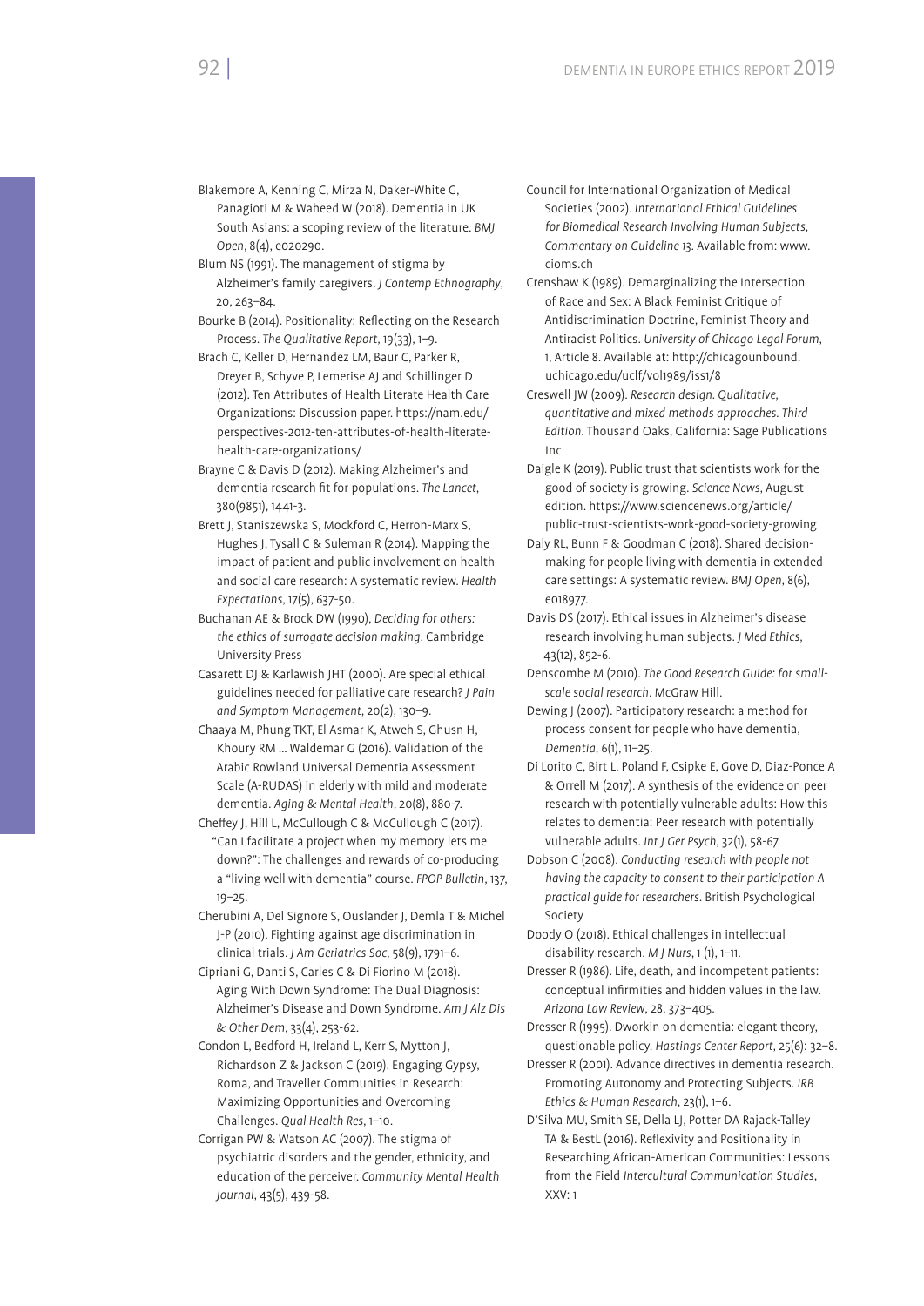Blakemore A, Kenning C, Mirza N, Daker-White G, Panagioti M & Waheed W (2018). Dementia in UK South Asians: a scoping review of the literature. *BMJ Open*, 8(4), e020290.

Blum NS (1991). The management of stigma by Alzheimer's family caregivers. *J Contemp Ethnography*, 20, 263–84.

Bourke B (2014). Positionality: Reflecting on the Research Process. *The Qualitative Report*, 19(33), 1–9.

Brach C, Keller D, Hernandez LM, Baur C, Parker R, Dreyer B, Schyve P, Lemerise AJ and Schillinger D (2012). Ten Attributes of Health Literate Health Care Organizations: Discussion paper. https://nam.edu/perspectives-2012-ten-attributes-of-health-literate-health-care-organizations/

Brayne C & Davis D (2012). Making Alzheimer's and dementia research fit for populations. *The Lancet*, 380(9851), 1441-3.

Brett J, Staniszewska S, Mockford C, Herron-Marx S, Hughes J, Tysall C & Suleman R (2014). Mapping the impact of patient and public involvement on health and social care research: A systematic review. *Health Expectations*, 17(5), 637-50.

Buchanan AE & Brock DW (1990), *Deciding for others: the ethics of surrogate decision making*. Cambridge University Press

Casarett DJ & Karlawish JHT (2000). Are special ethical guidelines needed for palliative care research? *J Pain and Symptom Management*, 20(2), 130–9.

Chaaya M, Phung TKT, El Asmar K, Atweh S, Ghusn H, Khoury RM … Waldemar G (2016). Validation of the Arabic Rowland Universal Dementia Assessment Scale (A-RUDAS) in elderly with mild and moderate dementia. *Aging & Mental Health*, 20(8), 880-7.

Cheffey J, Hill L, McCullough C & McCullough C (2017). "Can I facilitate a project when my memory lets me down?": The challenges and rewards of co-producing a "living well with dementia" course. *FPOP Bulletin*, 137, 19–25.

Cherubini A, Del Signore S, Ouslander J, Demla T & Michel J-P (2010). Fighting against age discrimination in clinical trials. *J Am Geriatrics Soc*, 58(9), 1791–6.

Cipriani G, Danti S, Carles C & Di Fiorino M (2018). Aging With Down Syndrome: The Dual Diagnosis: Alzheimer's Disease and Down Syndrome. *Am J Alz Dis & Other Dem*, 33(4), 253-62.

Condon L, Bedford H, Ireland L, Kerr S, Mytton J, Richardson Z & Jackson C (2019). Engaging Gypsy, Roma, and Traveller Communities in Research: Maximizing Opportunities and Overcoming Challenges. *Qual Health Res*, 1–10.

Corrigan PW & Watson AC (2007). The stigma of psychiatric disorders and the gender, ethnicity, and education of the perceiver. *Community Mental Health Journal*, 43(5), 439-58.

Council for International Organization of Medical Societies (2002). *International Ethical Guidelines for Biomedical Research Involving Human Subjects, Commentary on Guideline 13*. Available from: www.cioms.ch

Crenshaw K (1989). Demarginalizing the Intersection of Race and Sex: A Black Feminist Critique of Antidiscrimination Doctrine, Feminist Theory and Antiracist Politics. *University of Chicago Legal Forum*, 1, Article 8. Available at: http://chicagounbound.uchicago.edu/uclf/vol1989/iss1/8

Creswell JW (2009). *Research design. Qualitative, quantitative and mixed methods approaches. Third Edition*. Thousand Oaks, California: Sage Publications Inc

Daigle K (2019). Public trust that scientists work for the good of society is growing. *Science News*, August edition. https://www.sciencenews.org/article/public-trust-scientists-work-good-society-growing

Daly RL, Bunn F & Goodman C (2018). Shared decision-making for people living with dementia in extended care settings: A systematic review. *BMJ Open*, 8(6), e018977.

Davis DS (2017). Ethical issues in Alzheimer's disease research involving human subjects. *J Med Ethics*, 43(12), 852-6.

Denscombe M (2010). *The Good Research Guide: for small-scale social research*. McGraw Hill.

Dewing J (2007). Participatory research: a method for process consent for people who have dementia, *Dementia*, 6(1), 11–25.

Di Lorito C, Birt L, Poland F, Csipke E, Gove D, Diaz-Ponce A & Orrell M (2017). A synthesis of the evidence on peer research with potentially vulnerable adults: How this relates to dementia: Peer research with potentially vulnerable adults. *Int J Ger Psych*, 32(1), 58-67.

Dobson C (2008). *Conducting research with people not having the capacity to consent to their participation A practical guide for researchers*. British Psychological Society

Doody O (2018). Ethical challenges in intellectual disability research. *M J Nurs*, 1 (1), 1–11.

Dresser R (1986). Life, death, and incompetent patients: conceptual infirmities and hidden values in the law. *Arizona Law Review*, 28, 373–405.

Dresser R (1995). Dworkin on dementia: elegant theory, questionable policy. *Hastings Center Report*, 25(6): 32–8.

Dresser R (2001). Advance directives in dementia research. Promoting Autonomy and Protecting Subjects. *IRB Ethics & Human Research*, 23(1), 1–6.

D'Silva MU, Smith SE, Della LJ, Potter DA Rajack-Talley TA & BestL (2016). Reflexivity and Positionality in Researching African-American Communities: Lessons from the Field *Intercultural Communication Studies*, XXV: 1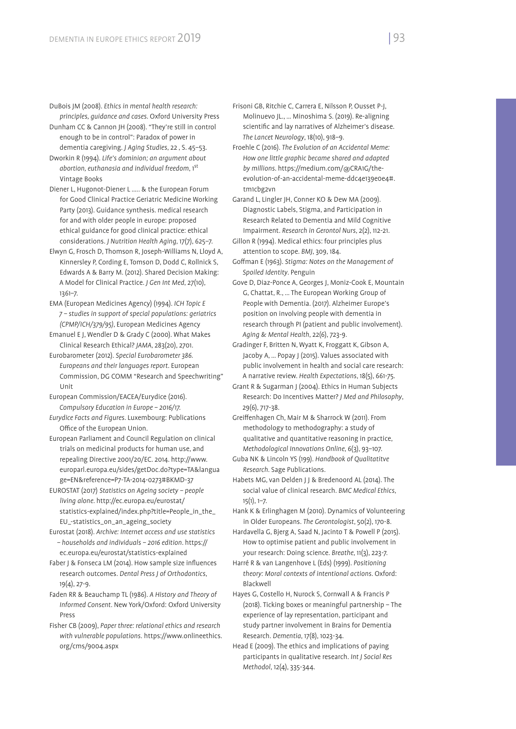DuBois JM (2008). *Ethics in mental health research: principles, guidance and cases*. Oxford University Press

Dunham CC & Cannon JH (2008). "They're still in control enough to be in control": Paradox of power in dementia caregiving. *J Aging Studies*, 22 , S. 45–53.

Dworkin R (1994). *Life's dominion; an argument about abortion, euthanasia and individual freedom*, 1st Vintage Books

Diener L, Hugonot-Diener L ..... & the European Forum for Good Clinical Practice Geriatric Medicine Working Party (2013). Guidance synthesis. medical research for and with older people in europe: proposed ethical guidance for good clinical practice: ethical considerations. *J Nutrition Health Aging*, 17(7), 625–7.

Elwyn G, Frosch D, Thomson R, Joseph-Williams N, Lloyd A, Kinnersley P, Cording E, Tomson D, Dodd C, Rollnick S, Edwards A & Barry M. (2012). Shared Decision Making: A Model for Clinical Practice. *J Gen Int Med*, 27(10), 1361–7.

EMA (European Medicines Agency) (1994). *ICH Topic E 7 – studies in support of special populations: geriatrics (CPMP/ICH/379/95)*, European Medicines Agency

Emanuel E J, Wendler D & Grady C (2000). What Makes Clinical Research Ethical? *JAMA*, 283(20), 2701.

Eurobarometer (2012). *Special Eurobarometer 386. Europeans and their languages report*. European Commission, DG COMM "Research and Speechwriting" Unit

European Commission/EACEA/Eurydice (2016). *Compulsory Education in Europe – 2016/17*.

*Eurydice Facts and Figures*. Luxembourg: Publications Office of the European Union.

European Parliament and Council Regulation on clinical trials on medicinal products for human use, and repealing Directive 2001/20/EC. 2014. http://www.europarl.europa.eu/sides/getDoc.do?type=TA&language=EN&reference=P7-TA-2014-0273#BKMD-37

EUROSTAT (2017) *Statistics on Ageing society – people living alone*. http://ec.europa.eu/eurostat/statistics-explained/index.php?title=People_in_the_EU_-statistics_on_an_ageing_society

Eurostat (2018). *Archive: Internet access and use statistics – households and individuals – 2016 edition*. https://ec.europa.eu/eurostat/statistics-explained

Faber J & Fonseca LM (2014). How sample size influences research outcomes. *Dental Press J of Orthodontics*, 19(4), 27-9.

Faden RR & Beauchamp TL (1986). *A History and Theory of Informed Consent*. New York/Oxford: Oxford University Press

Fisher CB (2009), *Paper three: relational ethics and research with vulnerable populations*. https://www.onlineethics.org/cms/9004.aspx

Frisoni GB, Ritchie C, Carrera E, Nilsson P, Ousset P-J, Molinuevo JL., ... Minoshima S. (2019). Re-aligning scientific and lay narratives of Alzheimer's disease. *The Lancet Neurology*, 18(10), 918–9.

Froehle C (2016). *The Evolution of an Accidental Meme: How one little graphic became shared and adapted by millions*. https://medium.com/@CRA1G/the-evolution-of-an-accidental-meme-ddc4e139e0e4#.tm1cbg2vn

Garand L, Lingler JH, Conner KO & Dew MA (2009). Diagnostic Labels, Stigma, and Participation in Research Related to Dementia and Mild Cognitive Impairment. *Research in Gerontol Nurs*, 2(2), 112-21.

Gillon R (1994). Medical ethics: four principles plus attention to scope. *BMJ*, 309, 184.

Goffman E (1963). *Stigma: Notes on the Management of Spoiled Identity*. Penguin

Gove D, Diaz-Ponce A, Georges J, Moniz-Cook E, Mountain G, Chattat, R., ... The European Working Group of People with Dementia. (2017). Alzheimer Europe's position on involving people with dementia in research through PI (patient and public involvement). *Aging & Mental Health*, 22(6), 723-9.

Gradinger F, Britten N, Wyatt K, Froggatt K, Gibson A, Jacoby A, ... Popay J (2015). Values associated with public involvement in health and social care research: A narrative review. *Health Expectations*, 18(5), 661-75.

Grant R & Sugarman J (2004). Ethics in Human Subjects Research: Do Incentives Matter? *J Med and Philosophy*, 29(6), 717-38.

Greiffenhagen Ch, Mair M & Sharrock W (2011). From methodology to methodography: a study of qualitative and quantitative reasoning in practice, *Methodological Innovations Online*, 6(3), 93–107.

Guba NK & Lincoln YS (199). *Handbook of Qualitatitve Research*. Sage Publications.

Habets MG, van Delden J J & Bredenoord AL (2014). The social value of clinical research. *BMC Medical Ethics*, 15(1), 1–7.

Hank K & Erlinghagen M (2010). Dynamics of Volunteering in Older Europeans. *The Gerontologist*, 50(2), 170-8.

Hardavella G, Bjerg A, Saad N, Jacinto T & Powell P (2015). How to optimise patient and public involvement in your research: Doing science. *Breathe*, 11(3), 223-7.

Harré R & van Langenhove L (Eds) (1999). *Positioning theory: Moral contexts of intentional actions*. Oxford: Blackwell

Hayes G, Costello H, Nurock S, Cornwall A & Francis P (2018). Ticking boxes or meaningful partnership – The experience of lay representation, participant and study partner involvement in Brains for Dementia Research. *Dementia*, 17(8), 1023-34.

Head E (2009). The ethics and implications of paying participants in qualitative research. *Int J Social Res Methodol*, 12(4), 335-344.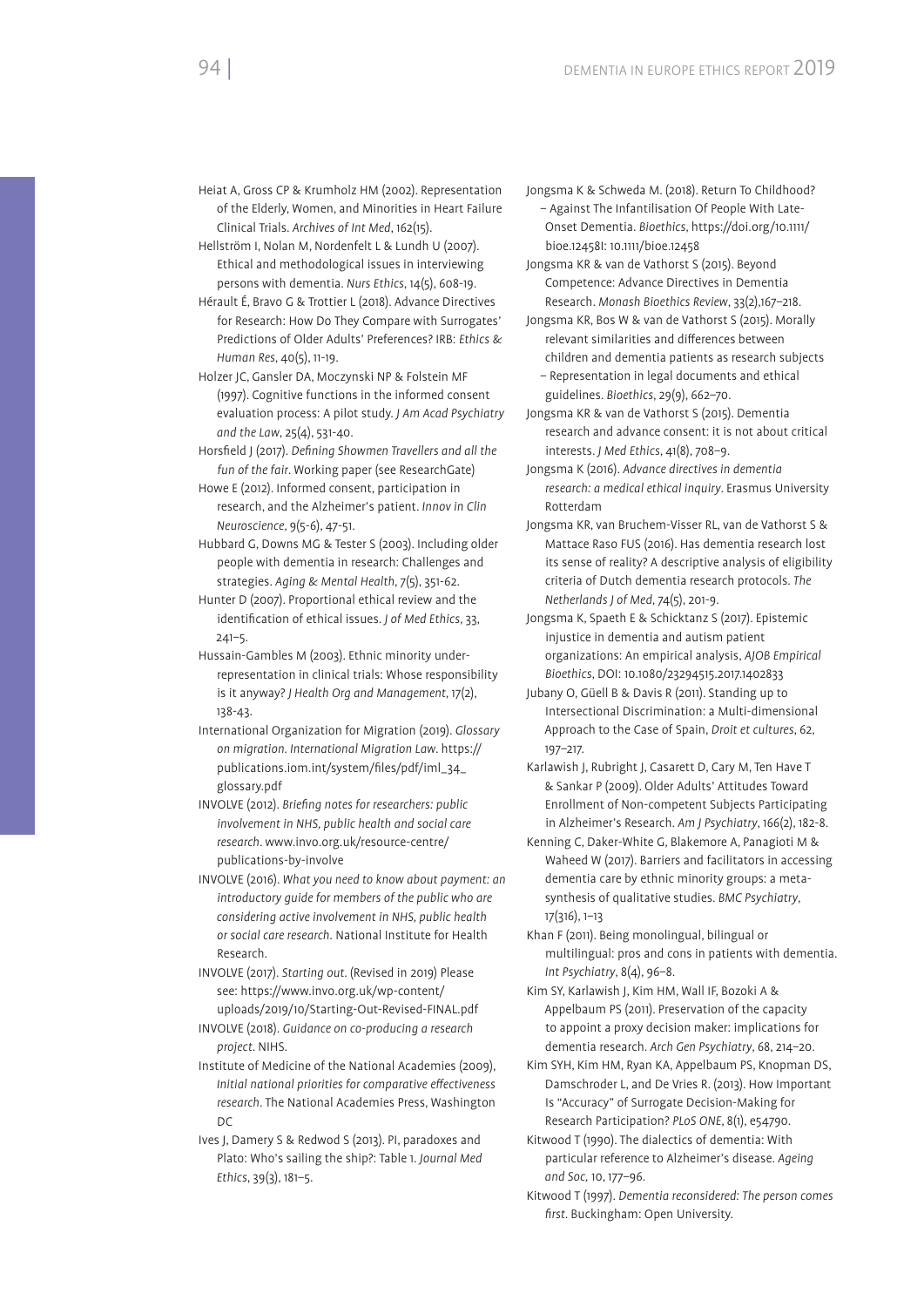Heiat A, Gross CP & Krumholz HM (2002). Representation of the Elderly, Women, and Minorities in Heart Failure Clinical Trials. *Archives of Int Med*, 162(15).

Hellström I, Nolan M, Nordenfelt L & Lundh U (2007). Ethical and methodological issues in interviewing persons with dementia. *Nurs Ethics*, 14(5), 608-19.

Hérault É, Bravo G & Trottier L (2018). Advance Directives for Research: How Do They Compare with Surrogates' Predictions of Older Adults' Preferences? IRB: *Ethics & Human Res*, 40(5), 11-19.

Holzer JC, Gansler DA, Moczynski NP & Folstein MF (1997). Cognitive functions in the informed consent evaluation process: A pilot study. *J Am Acad Psychiatry and the Law*, 25(4), 531-40.

Horsfield J (2017). *Defining Showmen Travellers and all the fun of the fair*. Working paper (see ResearchGate)

Howe E (2012). Informed consent, participation in research, and the Alzheimer's patient. *Innov in Clin Neuroscience*, 9(5-6), 47-51.

Hubbard G, Downs MG & Tester S (2003). Including older people with dementia in research: Challenges and strategies. *Aging & Mental Health*, 7(5), 351-62.

Hunter D (2007). Proportional ethical review and the identification of ethical issues. *J of Med Ethics*, 33, 241–5.

Hussain-Gambles M (2003). Ethnic minority under-representation in clinical trials: Whose responsibility is it anyway? *J Health Org and Management*, 17(2), 138-43.

International Organization for Migration (2019). *Glossary on migration. International Migration Law*. https://publications.iom.int/system/files/pdf/iml_34_glossary.pdf

INVOLVE (2012). *Briefing notes for researchers: public involvement in NHS, public health and social care research*. www.invo.org.uk/resource-centre/publications-by-involve

INVOLVE (2016). *What you need to know about payment: an introductory guide for members of the public who are considering active involvement in NHS, public health or social care research*. National Institute for Health Research.

INVOLVE (2017). *Starting out*. (Revised in 2019) Please see: https://www.invo.org.uk/wp-content/uploads/2019/10/Starting-Out-Revised-FINAL.pdf

INVOLVE (2018). *Guidance on co-producing a research project*. NIHS.

Institute of Medicine of the National Academies (2009), *Initial national priorities for comparative effectiveness research*. The National Academies Press, Washington DC

Ives J, Damery S & Redwod S (2013). PI, paradoxes and Plato: Who's sailing the ship?: Table 1. *Journal Med Ethics*, 39(3), 181–5.

Jongsma K & Schweda M. (2018). Return To Childhood? – Against The Infantilisation Of People With Late-Onset Dementia. *Bioethics*, https://doi.org/10.1111/bioe.12458I: 10.1111/bioe.12458

Jongsma KR & van de Vathorst S (2015). Beyond Competence: Advance Directives in Dementia Research. *Monash Bioethics Review*, 33(2),167–218.

Jongsma KR, Bos W & van de Vathorst S (2015). Morally relevant similarities and differences between children and dementia patients as research subjects – Representation in legal documents and ethical guidelines. *Bioethics*, 29(9), 662–70.

Jongsma KR & van de Vathorst S (2015). Dementia research and advance consent: it is not about critical interests. *J Med Ethics*, 41(8), 708–9.

Jongsma K (2016). *Advance directives in dementia research: a medical ethical inquiry*. Erasmus University Rotterdam

Jongsma KR, van Bruchem-Visser RL, van de Vathorst S & Mattace Raso FUS (2016). Has dementia research lost its sense of reality? A descriptive analysis of eligibility criteria of Dutch dementia research protocols. *The Netherlands J of Med*, 74(5), 201-9.

Jongsma K, Spaeth E & Schicktanz S (2017). Epistemic injustice in dementia and autism patient organizations: An empirical analysis, *AJOB Empirical Bioethics*, DOI: 10.1080/23294515.2017.1402833

Jubany O, Güell B & Davis R (2011). Standing up to Intersectional Discrimination: a Multi-dimensional Approach to the Case of Spain, *Droit et cultures*, 62, 197–217.

Karlawish J, Rubright J, Casarett D, Cary M, Ten Have T & Sankar P (2009). Older Adults' Attitudes Toward Enrollment of Non-competent Subjects Participating in Alzheimer's Research. *Am J Psychiatry*, 166(2), 182-8.

Kenning C, Daker-White G, Blakemore A, Panagioti M & Waheed W (2017). Barriers and facilitators in accessing dementia care by ethnic minority groups: a meta-synthesis of qualitative studies. *BMC Psychiatry*, 17(316), 1–13

Khan F (2011). Being monolingual, bilingual or multilingual: pros and cons in patients with dementia. *Int Psychiatry*, 8(4), 96–8.

Kim SY, Karlawish J, Kim HM, Wall IF, Bozoki A & Appelbaum PS (2011). Preservation of the capacity to appoint a proxy decision maker: implications for dementia research. *Arch Gen Psychiatry*, 68, 214–20.

Kim SYH, Kim HM, Ryan KA, Appelbaum PS, Knopman DS, Damschroder L, and De Vries R. (2013). How Important Is "Accuracy" of Surrogate Decision-Making for Research Participation? *PLoS ONE*, 8(1), e54790.

Kitwood T (1990). The dialectics of dementia: With particular reference to Alzheimer's disease. *Ageing and Soc*, 10, 177–96.

Kitwood T (1997). *Dementia reconsidered: The person comes first*. Buckingham: Open University.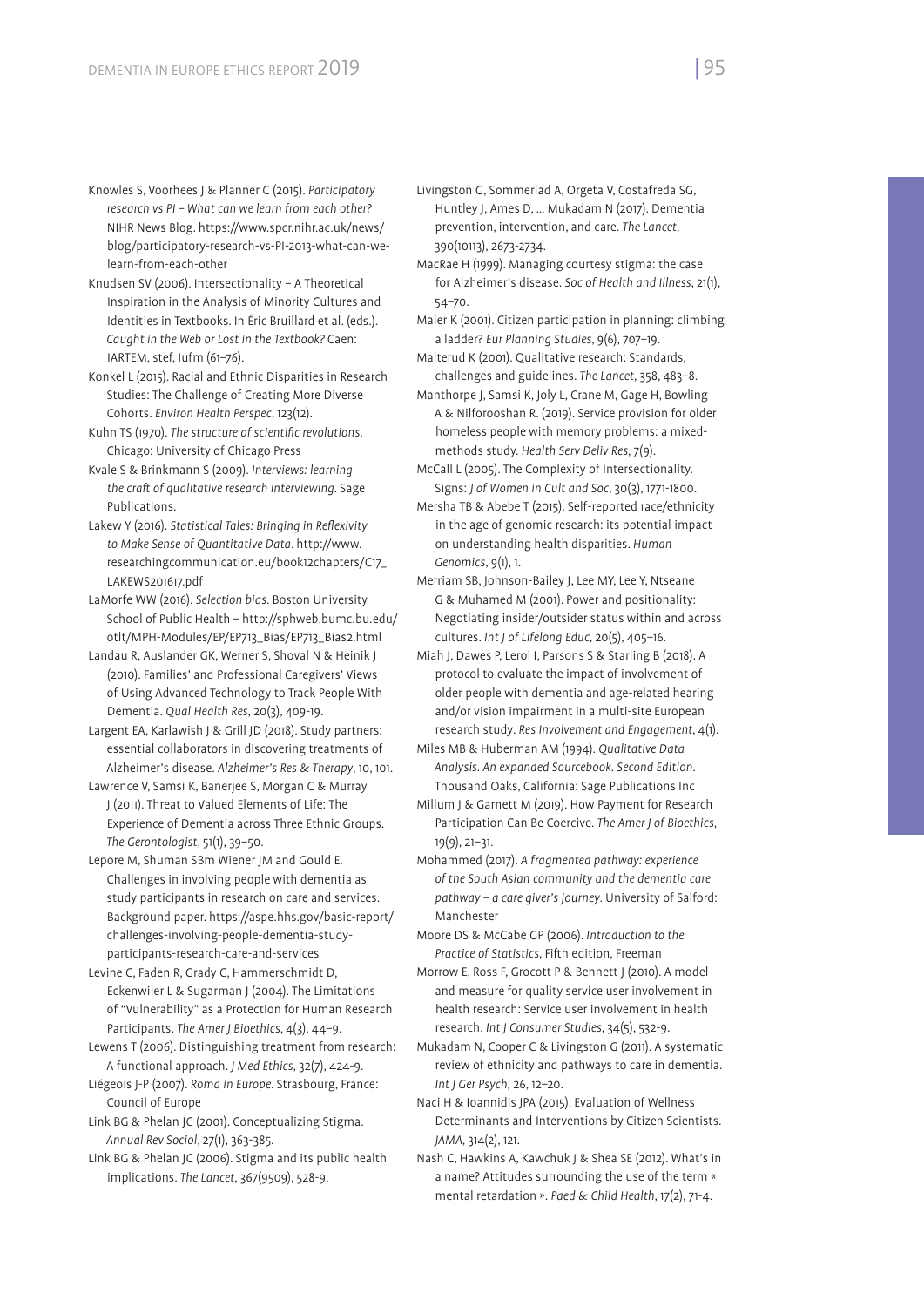Knowles S, Voorhees J & Planner C (2015). *Participatory research vs PI – What can we learn from each other?* NIHR News Blog. https://www.spcr.nihr.ac.uk/news/blog/participatory-research-vs-PI-2013-what-can-we-learn-from-each-other

Knudsen SV (2006). Intersectionality – A Theoretical Inspiration in the Analysis of Minority Cultures and Identities in Textbooks. In Éric Bruillard et al. (eds.). *Caught in the Web or Lost in the Textbook?* Caen: IARTEM, stef, Iufm (61–76).

Konkel L (2015). Racial and Ethnic Disparities in Research Studies: The Challenge of Creating More Diverse Cohorts. *Environ Health Perspec*, 123(12).

Kuhn TS (1970). *The structure of scientific revolutions*. Chicago: University of Chicago Press

Kvale S & Brinkmann S (2009). *Interviews: learning the craft of qualitative research interviewing*. Sage Publications.

Lakew Y (2016). *Statistical Tales: Bringing in Reflexivity to Make Sense of Quantitative Data*. http://www.researchingcommunication.eu/book12chapters/C17_LAKEWS201617.pdf

LaMorfe WW (2016). *Selection bias*. Boston University School of Public Health – http://sphweb.bumc.bu.edu/otlt/MPH-Modules/EP/EP713_Bias/EP713_Bias2.html

Landau R, Auslander GK, Werner S, Shoval N & Heinik J (2010). Families' and Professional Caregivers' Views of Using Advanced Technology to Track People With Dementia. *Qual Health Res*, 20(3), 409-19.

Largent EA, Karlawish J & Grill JD (2018). Study partners: essential collaborators in discovering treatments of Alzheimer's disease. *Alzheimer's Res & Therapy*, 10, 101.

Lawrence V, Samsi K, Banerjee S, Morgan C & Murray J (2011). Threat to Valued Elements of Life: The Experience of Dementia across Three Ethnic Groups. *The Gerontologist*, 51(1), 39–50.

Lepore M, Shuman SBm Wiener JM and Gould E. Challenges in involving people with dementia as study participants in research on care and services. Background paper. https://aspe.hhs.gov/basic-report/challenges-involving-people-dementia-study-participants-research-care-and-services

Levine C, Faden R, Grady C, Hammerschmidt D, Eckenwiler L & Sugarman J (2004). The Limitations of "Vulnerability" as a Protection for Human Research Participants. *The Amer J Bioethics*, 4(3), 44–9.

Lewens T (2006). Distinguishing treatment from research: A functional approach. *J Med Ethics*, 32(7), 424-9.

Liégeois J-P (2007). *Roma in Europe*. Strasbourg, France: Council of Europe

Link BG & Phelan JC (2001). Conceptualizing Stigma. *Annual Rev Sociol*, 27(1), 363-385.

Link BG & Phelan JC (2006). Stigma and its public health implications. *The Lancet*, 367(9509), 528-9.

Livingston G, Sommerlad A, Orgeta V, Costafreda SG, Huntley J, Ames D, … Mukadam N (2017). Dementia prevention, intervention, and care. *The Lancet*, 390(10113), 2673-2734.

MacRae H (1999). Managing courtesy stigma: the case for Alzheimer's disease. *Soc of Health and Illness*, 21(1), 54–70.

Maier K (2001). Citizen participation in planning: climbing a ladder? *Eur Planning Studies*, 9(6), 707–19.

Malterud K (2001). Qualitative research: Standards, challenges and guidelines. *The Lancet*, 358, 483–8.

Manthorpe J, Samsi K, Joly L, Crane M, Gage H, Bowling A & Nilforooshan R. (2019). Service provision for older homeless people with memory problems: a mixed-methods study. *Health Serv Deliv Res*, 7(9).

McCall L (2005). The Complexity of Intersectionality. Signs: *J of Women in Cult and Soc*, 30(3), 1771-1800.

Mersha TB & Abebe T (2015). Self-reported race/ethnicity in the age of genomic research: its potential impact on understanding health disparities. *Human Genomics*, 9(1), 1.

Merriam SB, Johnson-Bailey J, Lee MY, Lee Y, Ntseane G & Muhamed M (2001). Power and positionality: Negotiating insider/outsider status within and across cultures. *Int J of Lifelong Educ*, 20(5), 405–16.

Miah J, Dawes P, Leroi I, Parsons S & Starling B (2018). A protocol to evaluate the impact of involvement of older people with dementia and age-related hearing and/or vision impairment in a multi-site European research study. *Res Involvement and Engagement*, 4(1).

Miles MB & Huberman AM (1994). *Qualitative Data Analysis. An expanded Sourcebook. Second Edition.* Thousand Oaks, California: Sage Publications Inc

Millum J & Garnett M (2019). How Payment for Research Participation Can Be Coercive. *The Amer J of Bioethics*, 19(9), 21–31.

Mohammed (2017). *A fragmented pathway: experience of the South Asian community and the dementia care pathway – a care giver's journey*. University of Salford: Manchester

Moore DS & McCabe GP (2006). *Introduction to the Practice of Statistics*, Fifth edition, Freeman

Morrow E, Ross F, Grocott P & Bennett J (2010). A model and measure for quality service user involvement in health research: Service user involvement in health research. *Int J Consumer Studies*, 34(5), 532-9.

Mukadam N, Cooper C & Livingston G (2011). A systematic review of ethnicity and pathways to care in dementia. *Int J Ger Psych*, 26, 12–20.

Naci H & Ioannidis JPA (2015). Evaluation of Wellness Determinants and Interventions by Citizen Scientists. *JAMA*, 314(2), 121.

Nash C, Hawkins A, Kawchuk J & Shea SE (2012). What's in a name? Attitudes surrounding the use of the term « mental retardation ». *Paed & Child Health*, 17(2), 71-4.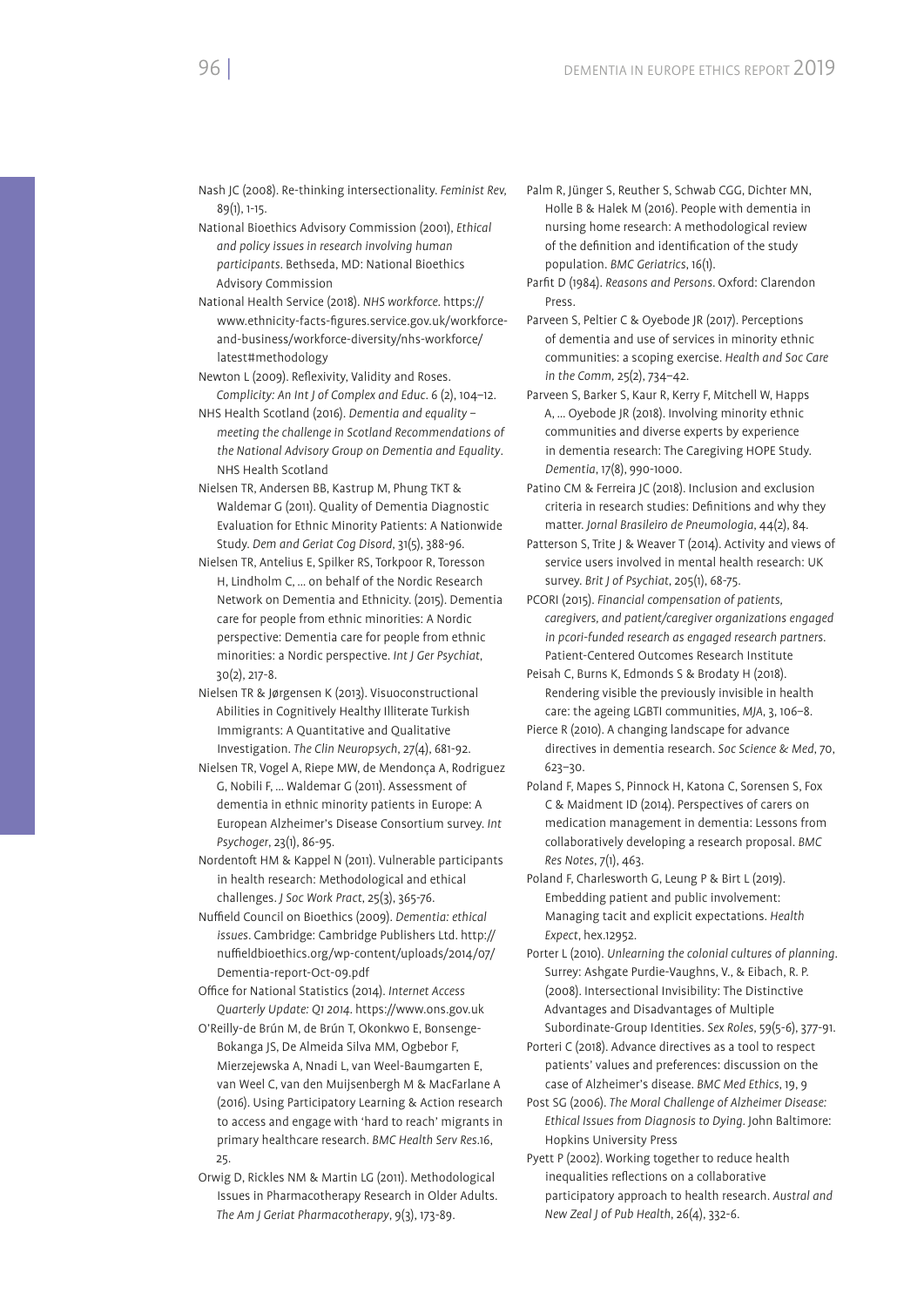Nash JC (2008). Re-thinking intersectionality. *Feminist Rev*, 89(1), 1-15.

National Bioethics Advisory Commission (2001), *Ethical and policy issues in research involving human participants*. Bethseda, MD: National Bioethics Advisory Commission

National Health Service (2018). *NHS workforce*. https://www.ethnicity-facts-figures.service.gov.uk/workforce-and-business/workforce-diversity/nhs-workforce/latest#methodology

Newton L (2009). Reflexivity, Validity and Roses. *Complicity: An Int J of Complex and Educ*. 6 (2), 104–12.

NHS Health Scotland (2016). *Dementia and equality – meeting the challenge in Scotland Recommendations of the National Advisory Group on Dementia and Equality*. NHS Health Scotland

Nielsen TR, Andersen BB, Kastrup M, Phung TKT & Waldemar G (2011). Quality of Dementia Diagnostic Evaluation for Ethnic Minority Patients: A Nationwide Study. *Dem and Geriat Cog Disord*, 31(5), 388-96.

Nielsen TR, Antelius E, Spilker RS, Torkpoor R, Toresson H, Lindholm C, … on behalf of the Nordic Research Network on Dementia and Ethnicity. (2015). Dementia care for people from ethnic minorities: A Nordic perspective: Dementia care for people from ethnic minorities: a Nordic perspective. *Int J Ger Psychiat*, 30(2), 217-8.

Nielsen TR & Jørgensen K (2013). Visuoconstructional Abilities in Cognitively Healthy Illiterate Turkish Immigrants: A Quantitative and Qualitative Investigation. *The Clin Neuropsych*, 27(4), 681-92.

Nielsen TR, Vogel A, Riepe MW, de Mendonça A, Rodriguez G, Nobili F, … Waldemar G (2011). Assessment of dementia in ethnic minority patients in Europe: A European Alzheimer's Disease Consortium survey. *Int Psychoger*, 23(1), 86-95.

Nordentoft HM & Kappel N (2011). Vulnerable participants in health research: Methodological and ethical challenges. *J Soc Work Pract*, 25(3), 365-76.

Nuffield Council on Bioethics (2009). *Dementia: ethical issues*. Cambridge: Cambridge Publishers Ltd. http://nuffieldbioethics.org/wp-content/uploads/2014/07/Dementia-report-Oct-09.pdf

Office for National Statistics (2014). *Internet Access Quarterly Update: Q1 2014*. https://www.ons.gov.uk

O'Reilly-de Brún M, de Brún T, Okonkwo E, Bonsenge-Bokanga JS, De Almeida Silva MM, Ogbebor F, Mierzejewska A, Nnadi L, van Weel-Baumgarten E, van Weel C, van den Muijsenbergh M & MacFarlane A (2016). Using Participatory Learning & Action research to access and engage with 'hard to reach' migrants in primary healthcare research. *BMC Health Serv Res*.16, 25.

Orwig D, Rickles NM & Martin LG (2011). Methodological Issues in Pharmacotherapy Research in Older Adults. *The Am J Geriat Pharmacotherapy*, 9(3), 173-89.

Palm R, Jünger S, Reuther S, Schwab CGG, Dichter MN, Holle B & Halek M (2016). People with dementia in nursing home research: A methodological review of the definition and identification of the study population. *BMC Geriatrics*, 16(1).

Parfit D (1984). *Reasons and Persons*. Oxford: Clarendon Press.

Parveen S, Peltier C & Oyebode JR (2017). Perceptions of dementia and use of services in minority ethnic communities: a scoping exercise. *Health and Soc Care in the Comm*, 25(2), 734–42.

Parveen S, Barker S, Kaur R, Kerry F, Mitchell W, Happs A, … Oyebode JR (2018). Involving minority ethnic communities and diverse experts by experience in dementia research: The Caregiving HOPE Study. *Dementia*, 17(8), 990-1000.

Patino CM & Ferreira JC (2018). Inclusion and exclusion criteria in research studies: Definitions and why they matter. *Jornal Brasileiro de Pneumologia*, 44(2), 84.

Patterson S, Trite J & Weaver T (2014). Activity and views of service users involved in mental health research: UK survey. *Brit J of Psychiat*, 205(1), 68-75.

PCORI (2015). *Financial compensation of patients, caregivers, and patient/caregiver organizations engaged in pcori-funded research as engaged research partners*. Patient-Centered Outcomes Research Institute

Peisah C, Burns K, Edmonds S & Brodaty H (2018). Rendering visible the previously invisible in health care: the ageing LGBTI communities, *MJA*, 3, 106–8.

Pierce R (2010). A changing landscape for advance directives in dementia research. *Soc Science & Med*, 70, 623–30.

Poland F, Mapes S, Pinnock H, Katona C, Sorensen S, Fox C & Maidment ID (2014). Perspectives of carers on medication management in dementia: Lessons from collaboratively developing a research proposal. *BMC Res Notes*, 7(1), 463.

Poland F, Charlesworth G, Leung P & Birt L (2019). Embedding patient and public involvement: Managing tacit and explicit expectations. *Health Expect*, hex.12952.

Porter L (2010). *Unlearning the colonial cultures of planning*. Surrey: Ashgate Purdie-Vaughns, V., & Eibach, R. P. (2008). Intersectional Invisibility: The Distinctive Advantages and Disadvantages of Multiple Subordinate-Group Identities. *Sex Roles*, 59(5-6), 377-91.

Porteri C (2018). Advance directives as a tool to respect patients' values and preferences: discussion on the case of Alzheimer's disease. *BMC Med Ethics*, 19, 9

Post SG (2006). *The Moral Challenge of Alzheimer Disease: Ethical Issues from Diagnosis to Dying*. John Baltimore: Hopkins University Press

Pyett P (2002). Working together to reduce health inequalities reflections on a collaborative participatory approach to health research. *Austral and New Zeal J of Pub Health*, 26(4), 332-6.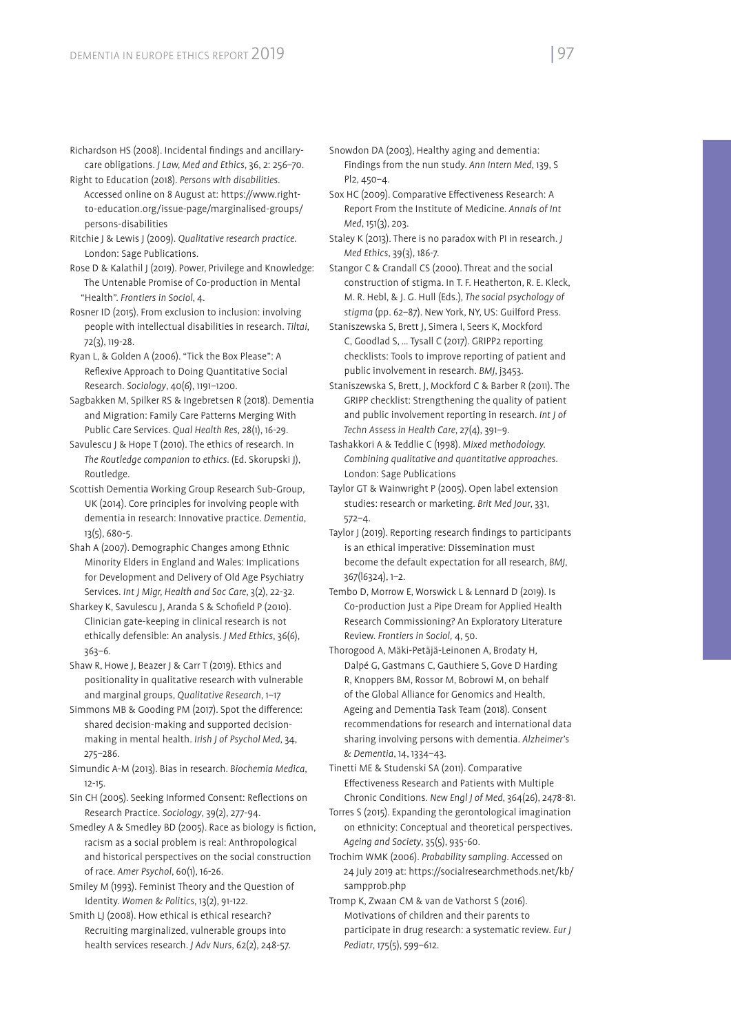Richardson HS (2008). Incidental findings and ancillary-care obligations. *J Law, Med and Ethics*, 36, 2: 256–70.

Right to Education (2018). *Persons with disabilities*. Accessed online on 8 August at: https://www.right-to-education.org/issue-page/marginalised-groups/persons-disabilities

Ritchie J & Lewis J (2009). *Qualitative research practice*. London: Sage Publications.

Rose D & Kalathil J (2019). Power, Privilege and Knowledge: The Untenable Promise of Co-production in Mental "Health". *Frontiers in Sociol*, 4.

Rosner ID (2015). From exclusion to inclusion: involving people with intellectual disabilities in research. *Tiltai*, 72(3), 119-28.

Ryan L, & Golden A (2006). "Tick the Box Please": A Reflexive Approach to Doing Quantitative Social Research. *Sociology*, 40(6), 1191–1200.

Sagbakken M, Spilker RS & Ingebretsen R (2018). Dementia and Migration: Family Care Patterns Merging With Public Care Services. *Qual Health Res*, 28(1), 16-29.

Savulescu J & Hope T (2010). The ethics of research. In *The Routledge companion to ethics*. (Ed. Skorupski J), Routledge.

Scottish Dementia Working Group Research Sub-Group, UK (2014). Core principles for involving people with dementia in research: Innovative practice. *Dementia*, 13(5), 680-5.

Shah A (2007). Demographic Changes among Ethnic Minority Elders in England and Wales: Implications for Development and Delivery of Old Age Psychiatry Services. *Int J Migr, Health and Soc Care*, 3(2), 22-32.

Sharkey K, Savulescu J, Aranda S & Schofield P (2010). Clinician gate-keeping in clinical research is not ethically defensible: An analysis. *J Med Ethics*, 36(6), 363–6.

Shaw R, Howe J, Beazer J & Carr T (2019). Ethics and positionality in qualitative research with vulnerable and marginal groups, *Qualitative Research*, 1–17

Simmons MB & Gooding PM (2017). Spot the difference: shared decision-making and supported decision-making in mental health. *Irish J of Psychol Med*, 34, 275–286.

Simundic A-M (2013). Bias in research. *Biochemia Medica*, 12-15.

Sin CH (2005). Seeking Informed Consent: Reflections on Research Practice. *Sociology*, 39(2), 277-94.

Smedley A & Smedley BD (2005). Race as biology is fiction, racism as a social problem is real: Anthropological and historical perspectives on the social construction of race. *Amer Psychol*, 60(1), 16-26.

Smiley M (1993). Feminist Theory and the Question of Identity. *Women & Politics*, 13(2), 91-122.

Smith LJ (2008). How ethical is ethical research? Recruiting marginalized, vulnerable groups into health services research. *J Adv Nurs*, 62(2), 248-57.

Snowdon DA (2003), Healthy aging and dementia: Findings from the nun study. *Ann Intern Med*, 139, S Pl2, 450–4.

Sox HC (2009). Comparative Effectiveness Research: A Report From the Institute of Medicine. *Annals of Int Med*, 151(3), 203.

Staley K (2013). There is no paradox with PI in research. *J Med Ethics*, 39(3), 186-7.

Stangor C & Crandall CS (2000). Threat and the social construction of stigma. In T. F. Heatherton, R. E. Kleck, M. R. Hebl, & J. G. Hull (Eds.), *The social psychology of stigma* (pp. 62–87). New York, NY, US: Guilford Press.

Staniszewska S, Brett J, Simera I, Seers K, Mockford C, Goodlad S, … Tysall C (2017). GRIPP2 reporting checklists: Tools to improve reporting of patient and public involvement in research. *BMJ*, j3453.

Staniszewska S, Brett, J, Mockford C & Barber R (2011). The GRIPP checklist: Strengthening the quality of patient and public involvement reporting in research. *Int J of Techn Assess in Health Care*, 27(4), 391–9.

Tashakkori A & Teddlie C (1998). *Mixed methodology. Combining qualitative and quantitative approaches*. London: Sage Publications

Taylor GT & Wainwright P (2005). Open label extension studies: research or marketing. *Brit Med Jour*, 331, 572–4.

Taylor J (2019). Reporting research findings to participants is an ethical imperative: Dissemination must become the default expectation for all research, *BMJ*, 367(l6324), 1–2.

Tembo D, Morrow E, Worswick L & Lennard D (2019). Is Co-production Just a Pipe Dream for Applied Health Research Commissioning? An Exploratory Literature Review. *Frontiers in Sociol*, 4, 50.

Thorogood A, Mäki-Petäjä-Leinonen A, Brodaty H, Dalpé G, Gastmans C, Gauthiere S, Gove D Harding R, Knoppers BM, Rossor M, Bobrowi M, on behalf of the Global Alliance for Genomics and Health, Ageing and Dementia Task Team (2018). Consent recommendations for research and international data sharing involving persons with dementia. *Alzheimer's & Dementia*, 14, 1334–43.

Tinetti ME & Studenski SA (2011). Comparative Effectiveness Research and Patients with Multiple Chronic Conditions. *New Engl J of Med*, 364(26), 2478-81.

Torres S (2015). Expanding the gerontological imagination on ethnicity: Conceptual and theoretical perspectives. *Ageing and Society*, 35(5), 935-60.

Trochim WMK (2006). *Probability sampling*. Accessed on 24 July 2019 at: https://socialresearchmethods.net/kb/sampprob.php

Tromp K, Zwaan CM & van de Vathorst S (2016). Motivations of children and their parents to participate in drug research: a systematic review. *Eur J Pediatr*, 175(5), 599–612.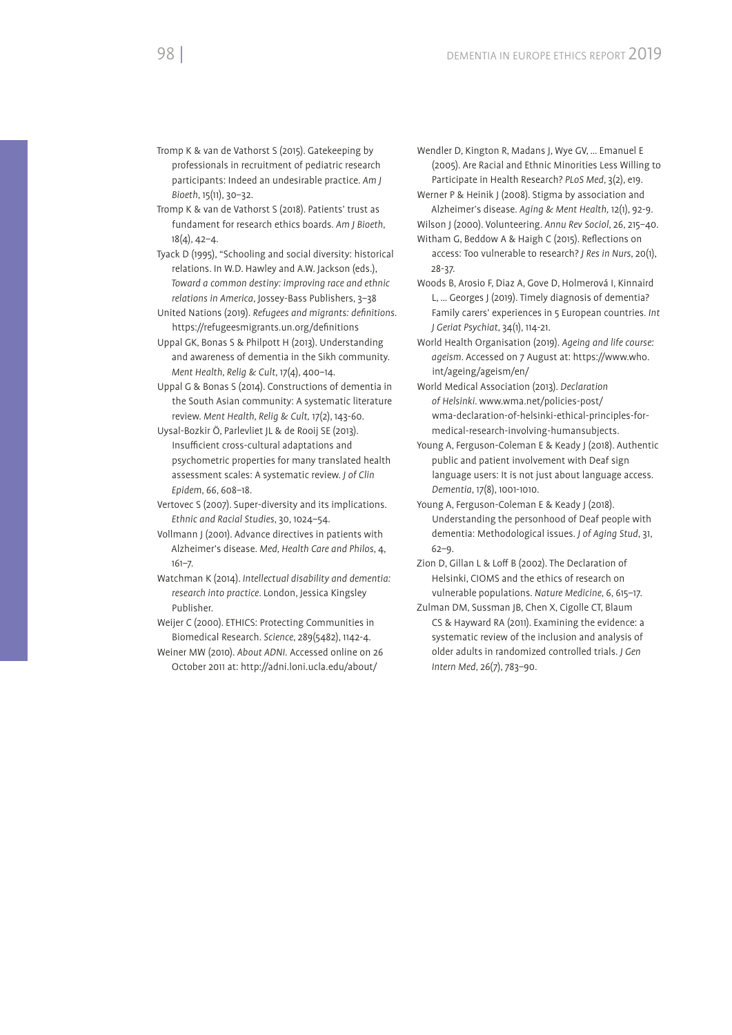Tromp K & van de Vathorst S (2015). Gatekeeping by professionals in recruitment of pediatric research participants: Indeed an undesirable practice. *Am J Bioeth*, 15(11), 30–32.

Tromp K & van de Vathorst S (2018). Patients' trust as fundament for research ethics boards. *Am J Bioeth*, 18(4), 42–4.

Tyack D (1995), "Schooling and social diversity: historical relations. In W.D. Hawley and A.W. Jackson (eds.), *Toward a common destiny: improving race and ethnic relations in America*, Jossey-Bass Publishers, 3–38

United Nations (2019). *Refugees and migrants: definitions*. https://refugeesmigrants.un.org/definitions

Uppal GK, Bonas S & Philpott H (2013). Understanding and awareness of dementia in the Sikh community. *Ment Health, Relig & Cult*, 17(4), 400–14.

Uppal G & Bonas S (2014). Constructions of dementia in the South Asian community: A systematic literature review. *Ment Health, Relig & Cult*, 17(2), 143-60.

Uysal-Bozkir Ö, Parlevliet JL & de Rooij SE (2013). Insufficient cross-cultural adaptations and psychometric properties for many translated health assessment scales: A systematic review. *J of Clin Epidem*, 66, 608–18.

Vertovec S (2007). Super-diversity and its implications. *Ethnic and Racial Studies*, 30, 1024–54.

Vollmann J (2001). Advance directives in patients with Alzheimer's disease. *Med, Health Care and Philos*, 4, 161–7.

Watchman K (2014). *Intellectual disability and dementia: research into practice*. London, Jessica Kingsley Publisher.

Weijer C (2000). ETHICS: Protecting Communities in Biomedical Research. *Science*, 289(5482), 1142-4.

Weiner MW (2010). *About ADNI*. Accessed online on 26 October 2011 at: http://adni.loni.ucla.edu/about/

Wendler D, Kington R, Madans J, Wye GV, … Emanuel E (2005). Are Racial and Ethnic Minorities Less Willing to Participate in Health Research? *PLoS Med*, 3(2), e19.

Werner P & Heinik J (2008). Stigma by association and Alzheimer's disease. *Aging & Ment Health*, 12(1), 92-9.

Wilson J (2000). Volunteering. *Annu Rev Sociol*, 26, 215–40.

Witham G, Beddow A & Haigh C (2015). Reflections on access: Too vulnerable to research? *J Res in Nurs*, 20(1), 28-37.

Woods B, Arosio F, Diaz A, Gove D, Holmerová I, Kinnaird L, … Georges J (2019). Timely diagnosis of dementia? Family carers' experiences in 5 European countries. *Int J Geriat Psychiat*, 34(1), 114-21.

World Health Organisation (2019). *Ageing and life course: ageism*. Accessed on 7 August at: https://www.who.int/ageing/ageism/en/

World Medical Association (2013). *Declaration of Helsinki*. www.wma.net/policies-post/wma-declaration-of-helsinki-ethical-principles-for-medical-research-involving-humansubjects.

Young A, Ferguson-Coleman E & Keady J (2018). Authentic public and patient involvement with Deaf sign language users: It is not just about language access. *Dementia*, 17(8), 1001-1010.

Young A, Ferguson-Coleman E & Keady J (2018). Understanding the personhood of Deaf people with dementia: Methodological issues. *J of Aging Stud*, 31, 62–9.

Zion D, Gillan L & Loff B (2002). The Declaration of Helsinki, CIOMS and the ethics of research on vulnerable populations. *Nature Medicine*, 6, 615–17.

Zulman DM, Sussman JB, Chen X, Cigolle CT, Blaum CS & Hayward RA (2011). Examining the evidence: a systematic review of the inclusion and analysis of older adults in randomized controlled trials. *J Gen Intern Med*, 26(7), 783–90.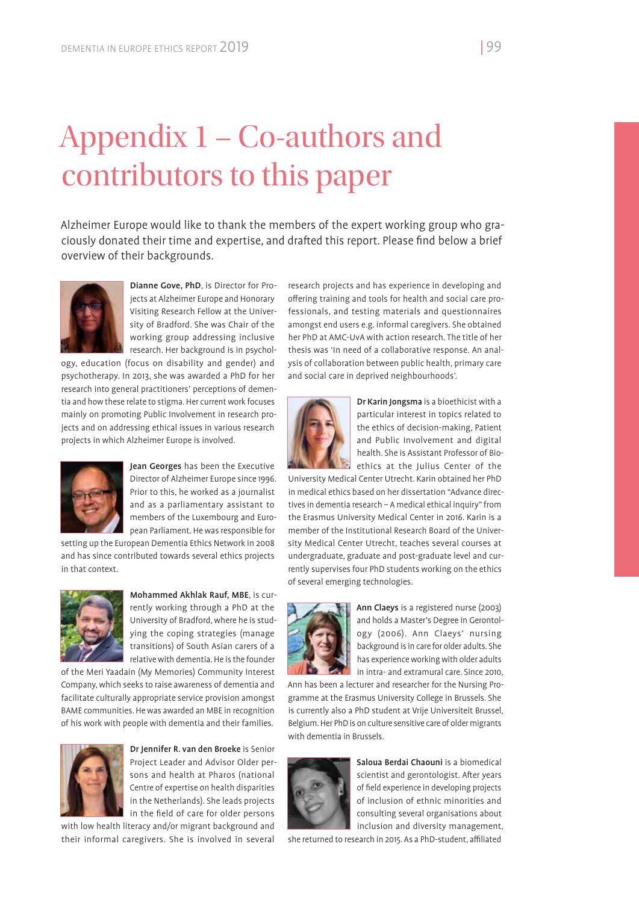# Appendix 1 – Co-authors and contributors to this paper

Alzheimer Europe would like to thank the members of the expert working group who graciously donated their time and expertise, and drafted this report. Please find below a brief overview of their backgrounds.

**Dianne Gove, PhD**, is Director for Projects at Alzheimer Europe and Honorary Visiting Research Fellow at the University of Bradford. She was Chair of the working group addressing inclusive research. Her background is in psychology, education (focus on disability and gender) and psychotherapy. In 2013, she was awarded a PhD for her research into general practitioners' perceptions of dementia and how these relate to stigma. Her current work focuses mainly on promoting Public Involvement in research projects and on addressing ethical issues in various research projects in which Alzheimer Europe is involved.

**Jean Georges** has been the Executive Director of Alzheimer Europe since 1996. Prior to this, he worked as a journalist and as a parliamentary assistant to members of the Luxembourg and European Parliament. He was responsible for setting up the European Dementia Ethics Network in 2008 and has since contributed towards several ethics projects in that context.

**Mohammed Akhlak Rauf, MBE**, is currently working through a PhD at the University of Bradford, where he is studying the coping strategies (manage transitions) of South Asian carers of a relative with dementia. He is the founder of the Meri Yaadain (My Memories) Community Interest Company, which seeks to raise awareness of dementia and facilitate culturally appropriate service provision amongst BAME communities. He was awarded an MBE in recognition of his work with people with dementia and their families.

**Dr Jennifer R. van den Broeke** is Senior Project Leader and Advisor Older persons and health at Pharos (national Centre of expertise on health disparities in the Netherlands). She leads projects in the field of care for older persons with low health literacy and/or migrant background and their informal caregivers. She is involved in several research projects and has experience in developing and offering training and tools for health and social care professionals, and testing materials and questionnaires amongst end users e.g. informal caregivers. She obtained her PhD at AMC-UvA with action research. The title of her thesis was 'In need of a collaborative response. An analysis of collaboration between public health, primary care and social care in deprived neighbourhoods'.

**Dr Karin Jongsma** is a bioethicist with a particular interest in topics related to the ethics of decision-making, Patient and Public Involvement and digital health. She is Assistant Professor of Bioethics at the Julius Center of the University Medical Center Utrecht. Karin obtained her PhD in medical ethics based on her dissertation "Advance directives in dementia research – A medical ethical inquiry" from the Erasmus University Medical Center in 2016. Karin is a member of the Institutional Research Board of the University Medical Center Utrecht, teaches several courses at undergraduate, graduate and post-graduate level and currently supervises four PhD students working on the ethics of several emerging technologies.

**Ann Claeys** is a registered nurse (2003) and holds a Master's Degree in Gerontology (2006). Ann Claeys' nursing background is in care for older adults. She has experience working with older adults in intra- and extramural care. Since 2010, Ann has been a lecturer and researcher for the Nursing Programme at the Erasmus University College in Brussels. She is currently also a PhD student at Vrije Universiteit Brussel, Belgium. Her PhD is on culture sensitive care of older migrants with dementia in Brussels.

**Saloua Berdai Chaouni** is a biomedical scientist and gerontologist. After years of field experience in developing projects of inclusion of ethnic minorities and consulting several organisations about inclusion and diversity management, she returned to research in 2015. As a PhD-student, affiliated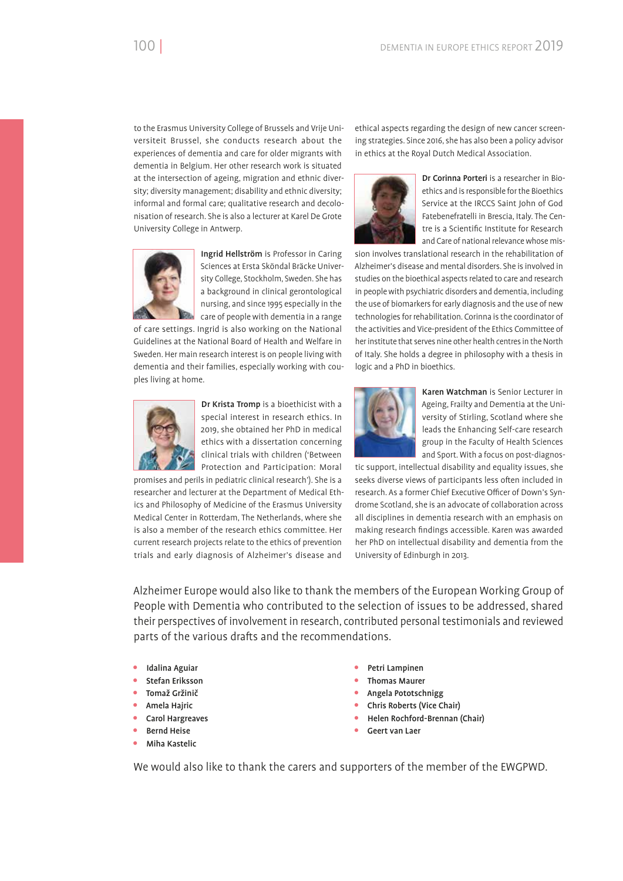to the Erasmus University College of Brussels and Vrije Universiteit Brussel, she conducts research about the experiences of dementia and care for older migrants with dementia in Belgium. Her other research work is situated at the intersection of ageing, migration and ethnic diversity; diversity management; disability and ethnic diversity; informal and formal care; qualitative research and decolonisation of research. She is also a lecturer at Karel De Grote University College in Antwerp.

**Ingrid Hellström** is Professor in Caring Sciences at Ersta Sköndal Bräcke University College, Stockholm, Sweden. She has a background in clinical gerontological nursing, and since 1995 especially in the care of people with dementia in a range of care settings. Ingrid is also working on the National Guidelines at the National Board of Health and Welfare in Sweden. Her main research interest is on people living with dementia and their families, especially working with couples living at home.

**Dr Krista Tromp** is a bioethicist with a special interest in research ethics. In 2019, she obtained her PhD in medical ethics with a dissertation concerning clinical trials with children ('Between Protection and Participation: Moral promises and perils in pediatric clinical research'). She is a researcher and lecturer at the Department of Medical Ethics and Philosophy of Medicine of the Erasmus University Medical Center in Rotterdam, The Netherlands, where she is also a member of the research ethics committee. Her current research projects relate to the ethics of prevention trials and early diagnosis of Alzheimer's disease and ethical aspects regarding the design of new cancer screening strategies. Since 2016, she has also been a policy advisor in ethics at the Royal Dutch Medical Association.

**Dr Corinna Porteri** is a researcher in Bioethics and is responsible for the Bioethics Service at the IRCCS Saint John of God Fatebenefratelli in Brescia, Italy. The Centre is a Scientific Institute for Research and Care of national relevance whose mission involves translational research in the rehabilitation of Alzheimer's disease and mental disorders. She is involved in studies on the bioethical aspects related to care and research in people with psychiatric disorders and dementia, including the use of biomarkers for early diagnosis and the use of new technologies for rehabilitation. Corinna is the coordinator of the activities and Vice-president of the Ethics Committee of her institute that serves nine other health centres in the North of Italy. She holds a degree in philosophy with a thesis in logic and a PhD in bioethics.

**Karen Watchman** is Senior Lecturer in Ageing, Frailty and Dementia at the University of Stirling, Scotland where she leads the Enhancing Self-care research group in the Faculty of Health Sciences and Sport. With a focus on post-diagnostic support, intellectual disability and equality issues, she seeks diverse views of participants less often included in research. As a former Chief Executive Officer of Down's Syndrome Scotland, she is an advocate of collaboration across all disciplines in dementia research with an emphasis on making research findings accessible. Karen was awarded her PhD on intellectual disability and dementia from the University of Edinburgh in 2013.

Alzheimer Europe would also like to thank the members of the European Working Group of People with Dementia who contributed to the selection of issues to be addressed, shared their perspectives of involvement in research, contributed personal testimonials and reviewed parts of the various drafts and the recommendations.

- **Idalina Aguiar**
- **Stefan Eriksson**
- **Tomaž Gržinič**
- **Amela Hajric**
- **Carol Hargreaves**
- **Bernd Heise**
- **Miha Kastelic**
- **Petri Lampinen**
- **Thomas Maurer**
- **Angela Pototschnigg**
- **Chris Roberts (Vice Chair)**
- **Helen Rochford-Brennan (Chair)**
- **Geert van Laer**

We would also like to thank the carers and supporters of the member of the EWGPWD.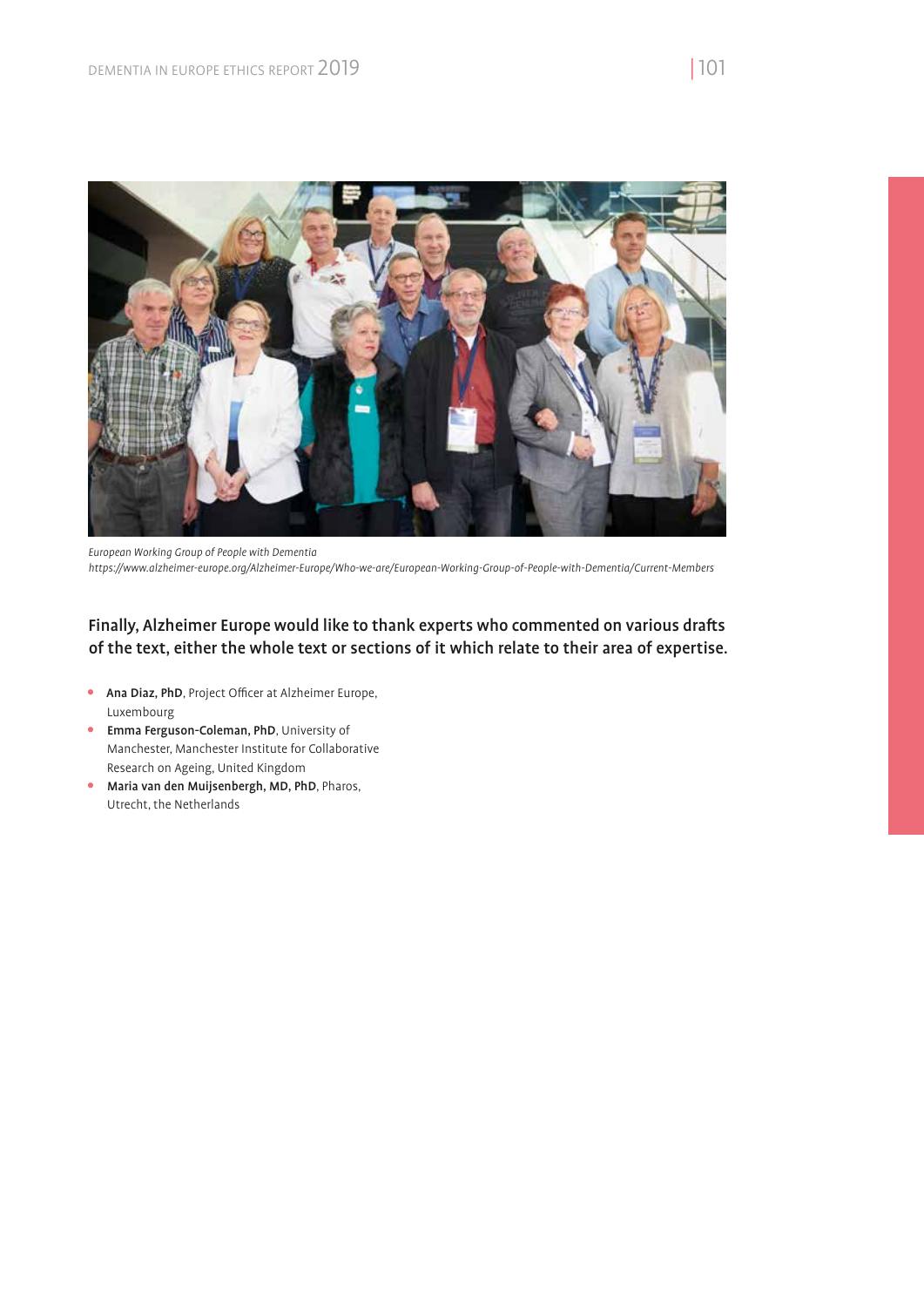*European Working Group of People with Dementia*
*https://www.alzheimer-europe.org/Alzheimer-Europe/Who-we-are/European-Working-Group-of-People-with-Dementia/Current-Members*

**Finally, Alzheimer Europe would like to thank experts who commented on various drafts of the text, either the whole text or sections of it which relate to their area of expertise.**

- **Ana Diaz, PhD**, Project Officer at Alzheimer Europe, Luxembourg
- **Emma Ferguson-Coleman, PhD**, University of Manchester, Manchester Institute for Collaborative Research on Ageing, United Kingdom
- **Maria van den Muijsenbergh, MD, PhD**, Pharos, Utrecht, the Netherlands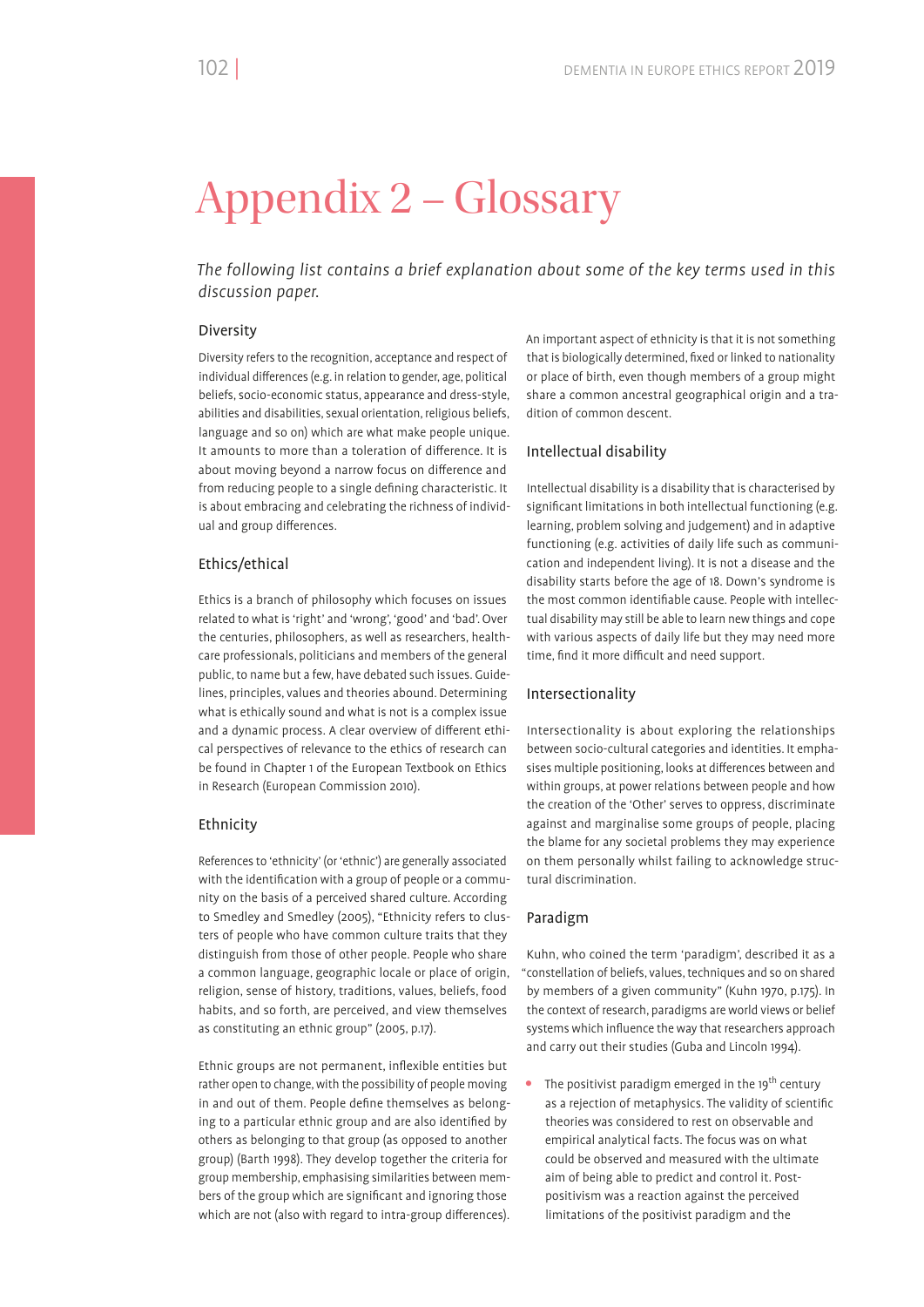# Appendix 2 – Glossary

*The following list contains a brief explanation about some of the key terms used in this discussion paper.*

### Diversity

Diversity refers to the recognition, acceptance and respect of individual differences (e.g. in relation to gender, age, political beliefs, socio-economic status, appearance and dress-style, abilities and disabilities, sexual orientation, religious beliefs, language and so on) which are what make people unique. It amounts to more than a toleration of difference. It is about moving beyond a narrow focus on difference and from reducing people to a single defining characteristic. It is about embracing and celebrating the richness of individual and group differences.

### Ethics/ethical

Ethics is a branch of philosophy which focuses on issues related to what is 'right' and 'wrong', 'good' and 'bad'. Over the centuries, philosophers, as well as researchers, healthcare professionals, politicians and members of the general public, to name but a few, have debated such issues. Guidelines, principles, values and theories abound. Determining what is ethically sound and what is not is a complex issue and a dynamic process. A clear overview of different ethical perspectives of relevance to the ethics of research can be found in Chapter 1 of the European Textbook on Ethics in Research (European Commission 2010).

### Ethnicity

References to 'ethnicity' (or 'ethnic') are generally associated with the identification with a group of people or a community on the basis of a perceived shared culture. According to Smedley and Smedley (2005), "Ethnicity refers to clusters of people who have common culture traits that they distinguish from those of other people. People who share a common language, geographic locale or place of origin, religion, sense of history, traditions, values, beliefs, food habits, and so forth, are perceived, and view themselves as constituting an ethnic group" (2005, p.17).

Ethnic groups are not permanent, inflexible entities but rather open to change, with the possibility of people moving in and out of them. People define themselves as belonging to a particular ethnic group and are also identified by others as belonging to that group (as opposed to another group) (Barth 1998). They develop together the criteria for group membership, emphasising similarities between members of the group which are significant and ignoring those which are not (also with regard to intra-group differences).

An important aspect of ethnicity is that it is not something that is biologically determined, fixed or linked to nationality or place of birth, even though members of a group might share a common ancestral geographical origin and a tradition of common descent.

### Intellectual disability

Intellectual disability is a disability that is characterised by significant limitations in both intellectual functioning (e.g. learning, problem solving and judgement) and in adaptive functioning (e.g. activities of daily life such as communication and independent living). It is not a disease and the disability starts before the age of 18. Down's syndrome is the most common identifiable cause. People with intellectual disability may still be able to learn new things and cope with various aspects of daily life but they may need more time, find it more difficult and need support.

### Intersectionality

Intersectionality is about exploring the relationships between socio-cultural categories and identities. It emphasises multiple positioning, looks at differences between and within groups, at power relations between people and how the creation of the 'Other' serves to oppress, discriminate against and marginalise some groups of people, placing the blame for any societal problems they may experience on them personally whilst failing to acknowledge structural discrimination.

### Paradigm

Kuhn, who coined the term 'paradigm', described it as a "constellation of beliefs, values, techniques and so on shared by members of a given community" (Kuhn 1970, p.175). In the context of research, paradigms are world views or belief systems which influence the way that researchers approach and carry out their studies (Guba and Lincoln 1994).

- The positivist paradigm emerged in the 19th century as a rejection of metaphysics. The validity of scientific theories was considered to rest on observable and empirical analytical facts. The focus was on what could be observed and measured with the ultimate aim of being able to predict and control it. Post-positivism was a reaction against the perceived limitations of the positivist paradigm and the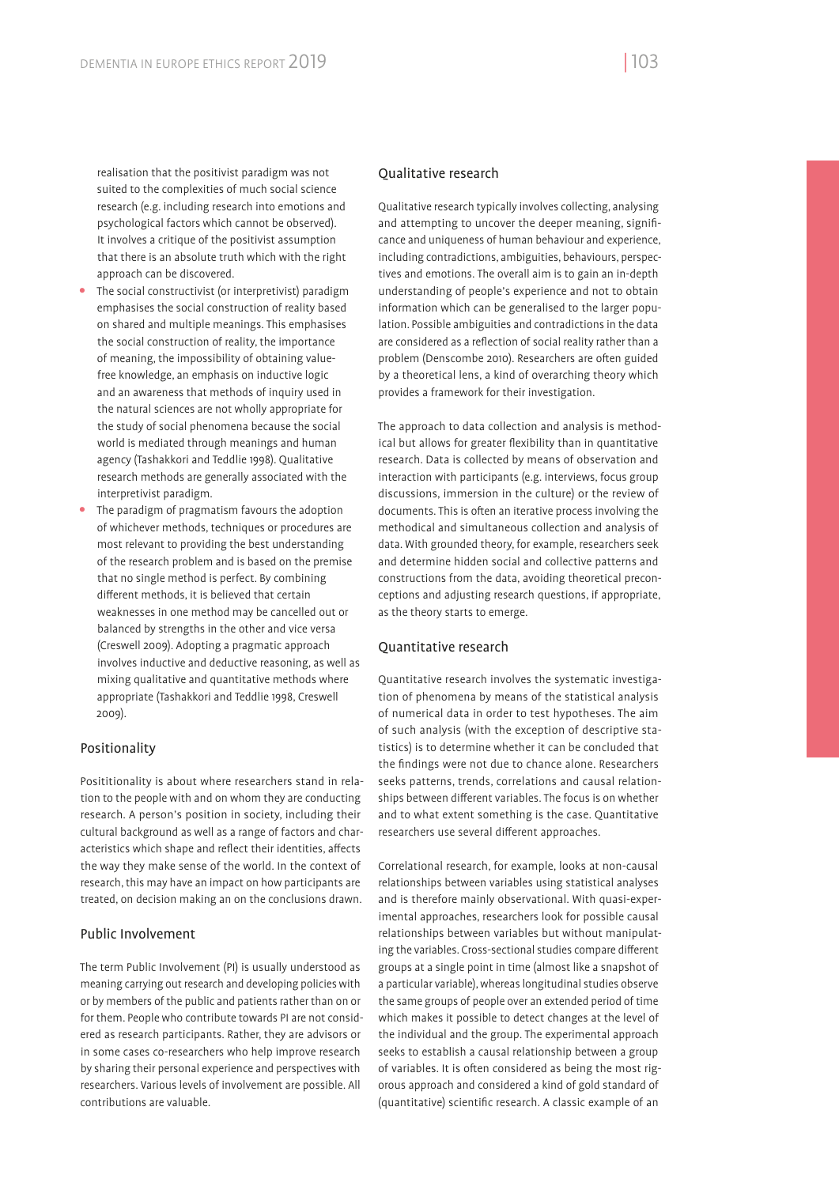realisation that the positivist paradigm was not suited to the complexities of much social science research (e.g. including research into emotions and psychological factors which cannot be observed). It involves a critique of the positivist assumption that there is an absolute truth which with the right approach can be discovered.

- The social constructivist (or interpretivist) paradigm emphasises the social construction of reality based on shared and multiple meanings. This emphasises the social construction of reality, the importance of meaning, the impossibility of obtaining value-free knowledge, an emphasis on inductive logic and an awareness that methods of inquiry used in the natural sciences are not wholly appropriate for the study of social phenomena because the social world is mediated through meanings and human agency (Tashakkori and Teddlie 1998). Qualitative research methods are generally associated with the interpretivist paradigm.
- The paradigm of pragmatism favours the adoption of whichever methods, techniques or procedures are most relevant to providing the best understanding of the research problem and is based on the premise that no single method is perfect. By combining different methods, it is believed that certain weaknesses in one method may be cancelled out or balanced by strengths in the other and vice versa (Creswell 2009). Adopting a pragmatic approach involves inductive and deductive reasoning, as well as mixing qualitative and quantitative methods where appropriate (Tashakkori and Teddlie 1998, Creswell 2009).

## Positionality

Posititionality is about where researchers stand in relation to the people with and on whom they are conducting research. A person's position in society, including their cultural background as well as a range of factors and characteristics which shape and reflect their identities, affects the way they make sense of the world. In the context of research, this may have an impact on how participants are treated, on decision making an on the conclusions drawn.

## Public Involvement

The term Public Involvement (PI) is usually understood as meaning carrying out research and developing policies with or by members of the public and patients rather than on or for them. People who contribute towards PI are not considered as research participants. Rather, they are advisors or in some cases co-researchers who help improve research by sharing their personal experience and perspectives with researchers. Various levels of involvement are possible. All contributions are valuable.

## Qualitative research

Qualitative research typically involves collecting, analysing and attempting to uncover the deeper meaning, significance and uniqueness of human behaviour and experience, including contradictions, ambiguities, behaviours, perspectives and emotions. The overall aim is to gain an in-depth understanding of people's experience and not to obtain information which can be generalised to the larger population. Possible ambiguities and contradictions in the data are considered as a reflection of social reality rather than a problem (Denscombe 2010). Researchers are often guided by a theoretical lens, a kind of overarching theory which provides a framework for their investigation.

The approach to data collection and analysis is methodical but allows for greater flexibility than in quantitative research. Data is collected by means of observation and interaction with participants (e.g. interviews, focus group discussions, immersion in the culture) or the review of documents. This is often an iterative process involving the methodical and simultaneous collection and analysis of data. With grounded theory, for example, researchers seek and determine hidden social and collective patterns and constructions from the data, avoiding theoretical preconceptions and adjusting research questions, if appropriate, as the theory starts to emerge.

## Quantitative research

Quantitative research involves the systematic investigation of phenomena by means of the statistical analysis of numerical data in order to test hypotheses. The aim of such analysis (with the exception of descriptive statistics) is to determine whether it can be concluded that the findings were not due to chance alone. Researchers seeks patterns, trends, correlations and causal relationships between different variables. The focus is on whether and to what extent something is the case. Quantitative researchers use several different approaches.

Correlational research, for example, looks at non-causal relationships between variables using statistical analyses and is therefore mainly observational. With quasi-experimental approaches, researchers look for possible causal relationships between variables but without manipulating the variables. Cross-sectional studies compare different groups at a single point in time (almost like a snapshot of a particular variable), whereas longitudinal studies observe the same groups of people over an extended period of time which makes it possible to detect changes at the level of the individual and the group. The experimental approach seeks to establish a causal relationship between a group of variables. It is often considered as being the most rigorous approach and considered a kind of gold standard of (quantitative) scientific research. A classic example of an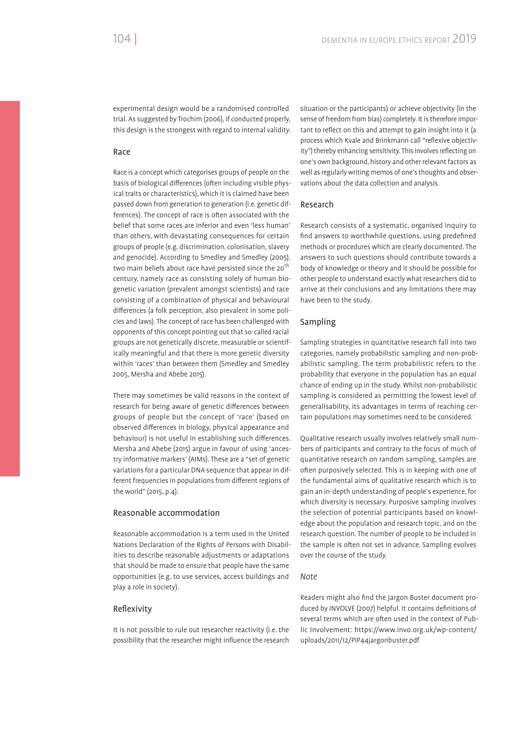experimental design would be a randomised controlled trial. As suggested by Trochim (2006), if conducted properly, this design is the strongest with regard to internal validity.

## Race

Race is a concept which categorises groups of people on the basis of biological differences (often including visible physical traits or characteristics), which it is claimed have been passed down from generation to generation (i.e. genetic differences). The concept of race is often associated with the belief that some races are inferior and even 'less human' than others, with devastating consequences for certain groups of people (e.g. discrimination, colonisation, slavery and genocide). According to Smedley and Smedley (2005), two main beliefs about race have persisted since the 20th century, namely race as consisting solely of human biogenetic variation (prevalent amongst scientists) and race consisting of a combination of physical and behavioural differences (a folk perception, also prevalent in some policies and laws). The concept of race has been challenged with opponents of this concept pointing out that so-called racial groups are not genetically discrete, measurable or scientifically meaningful and that there is more genetic diversity within 'races' than between them (Smedley and Smedley 2005, Mersha and Abebe 2015).

There may sometimes be valid reasons in the context of research for being aware of genetic differences between groups of people but the concept of 'race' (based on observed differences in biology, physical appearance and behaviour) is not useful in establishing such differences. Mersha and Abebe (2015) argue in favour of using 'ancestry informative markers' (AIMs). These are a "set of genetic variations for a particular DNA sequence that appear in different frequencies in populations from different regions of the world" (2015, p.4).

## Reasonable accommodation

Reasonable accommodation is a term used in the United Nations Declaration of the Rights of Persons with Disabilities to describe reasonable adjustments or adaptations that should be made to ensure that people have the same opportunities (e.g. to use services, access buildings and play a role in society).

## Reflexivity

It is not possible to rule out researcher reactivity (i.e. the possibility that the researcher might influence the research situation or the participants) or achieve objectivity (in the sense of freedom from bias) completely. It is therefore important to reflect on this and attempt to gain insight into it (a process which Kvale and Brinkmann call "reflexive objectivity") thereby enhancing sensitivity. This involves reflecting on one's own background, history and other relevant factors as well as regularly writing memos of one's thoughts and observations about the data collection and analysis.

## Research

Research consists of a systematic, organised inquiry to find answers to worthwhile questions, using predefined methods or procedures which are clearly documented. The answers to such questions should contribute towards a body of knowledge or theory and it should be possible for other people to understand exactly what researchers did to arrive at their conclusions and any limitations there may have been to the study.

## Sampling

Sampling strategies in quantitative research fall into two categories, namely probabilistic sampling and non-probabilistic sampling. The term probabilistic refers to the probability that everyone in the population has an equal chance of ending up in the study. Whilst non-probabilistic sampling is considered as permitting the lowest level of generalisability, its advantages in terms of reaching certain populations may sometimes need to be considered.

Qualitative research usually involves relatively small numbers of participants and contrary to the focus of much of quantitative research on random sampling, samples are often purposively selected. This is in keeping with one of the fundamental aims of qualitative research which is to gain an in-depth understanding of people's experience, for which diversity is necessary. Purposive sampling involves the selection of potential participants based on knowledge about the population and research topic, and on the research question. The number of people to be included in the sample is often not set in advance. Sampling evolves over the course of the study.

### *Note*

Readers might also find the Jargon Buster document produced by INVOLVE (2007) helpful. It contains definitions of several terms which are often used in the context of Public Involvement: https://www.invo.org.uk/wp-content/uploads/2011/12/PIP44jargonbuster.pdf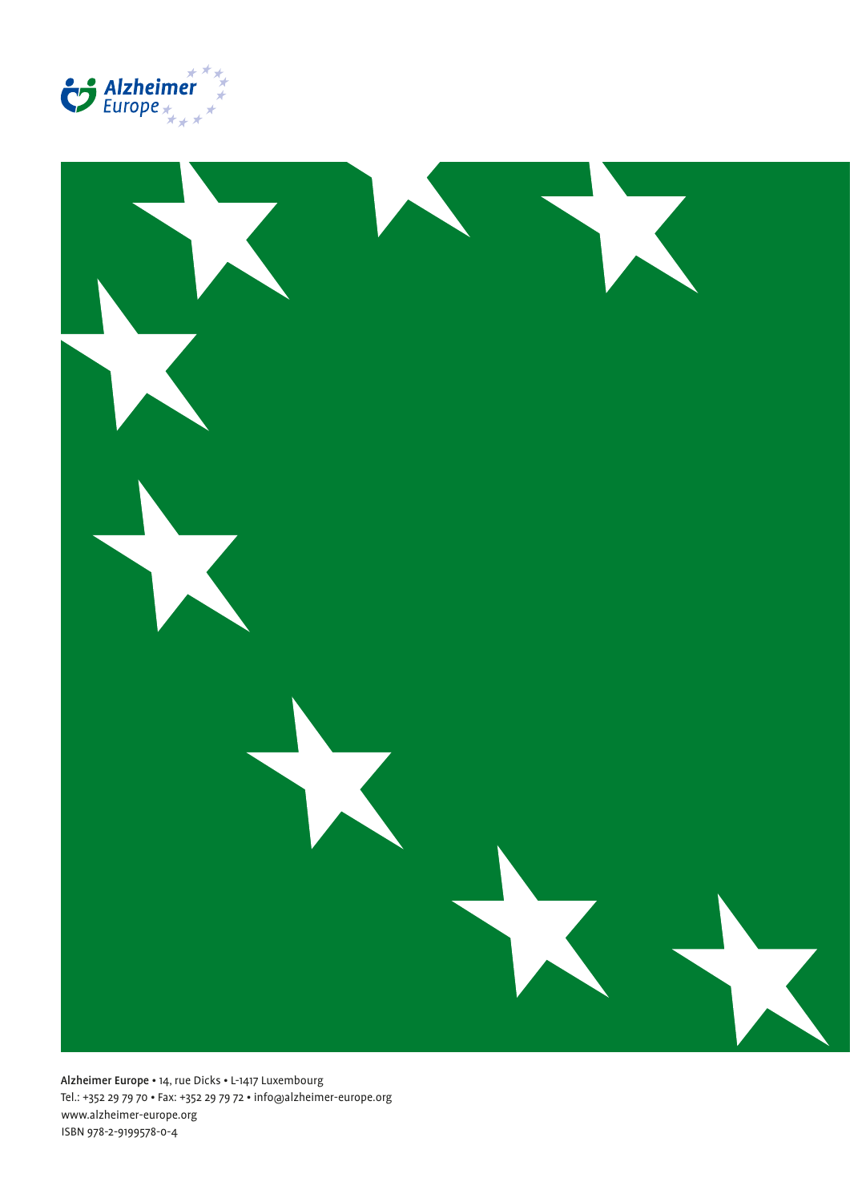Alzheimer Europe

**Alzheimer Europe** • 14, rue Dicks • L-1417 Luxembourg
Tel.: +352 29 79 70 • Fax: +352 29 79 72 • info@alzheimer-europe.org
www.alzheimer-europe.org
ISBN 978-2-9199578-0-4